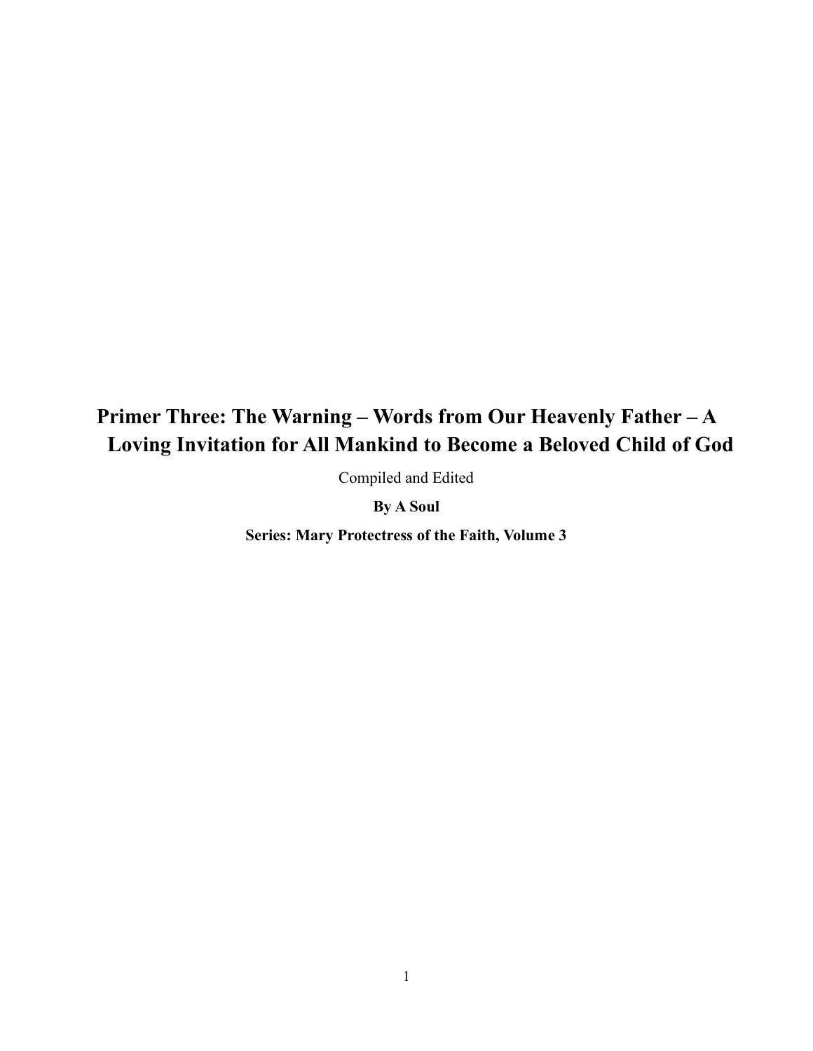# Primer Three: The Warning – Words from Our Heavenly Father – A Loving Invitation for All Mankind to Become a Beloved Child of God

Compiled and Edited

**By A Soul**

**Series: Mary Protectress of the Faith, Volume 3**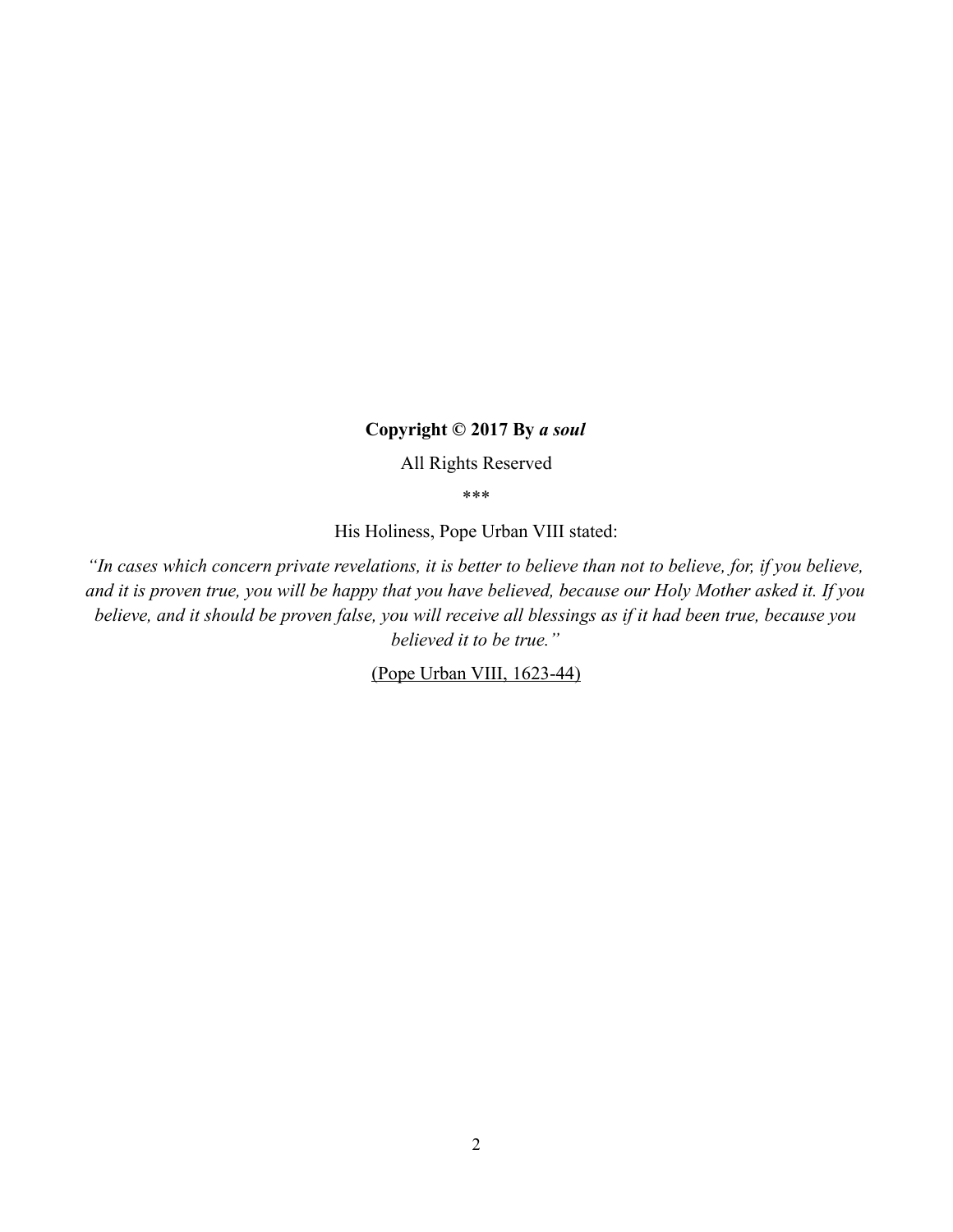**Copyright © 2017 By *a soul***

All Rights Reserved

***

His Holiness, Pope Urban VIII stated:

*"In cases which concern private revelations, it is better to believe than not to believe, for, if you believe, and it is proven true, you will be happy that you have believed, because our Holy Mother asked it. If you believe, and it should be proven false, you will receive all blessings as if it had been true, because you believed it to be true."*

(Pope Urban VIII, 1623-44)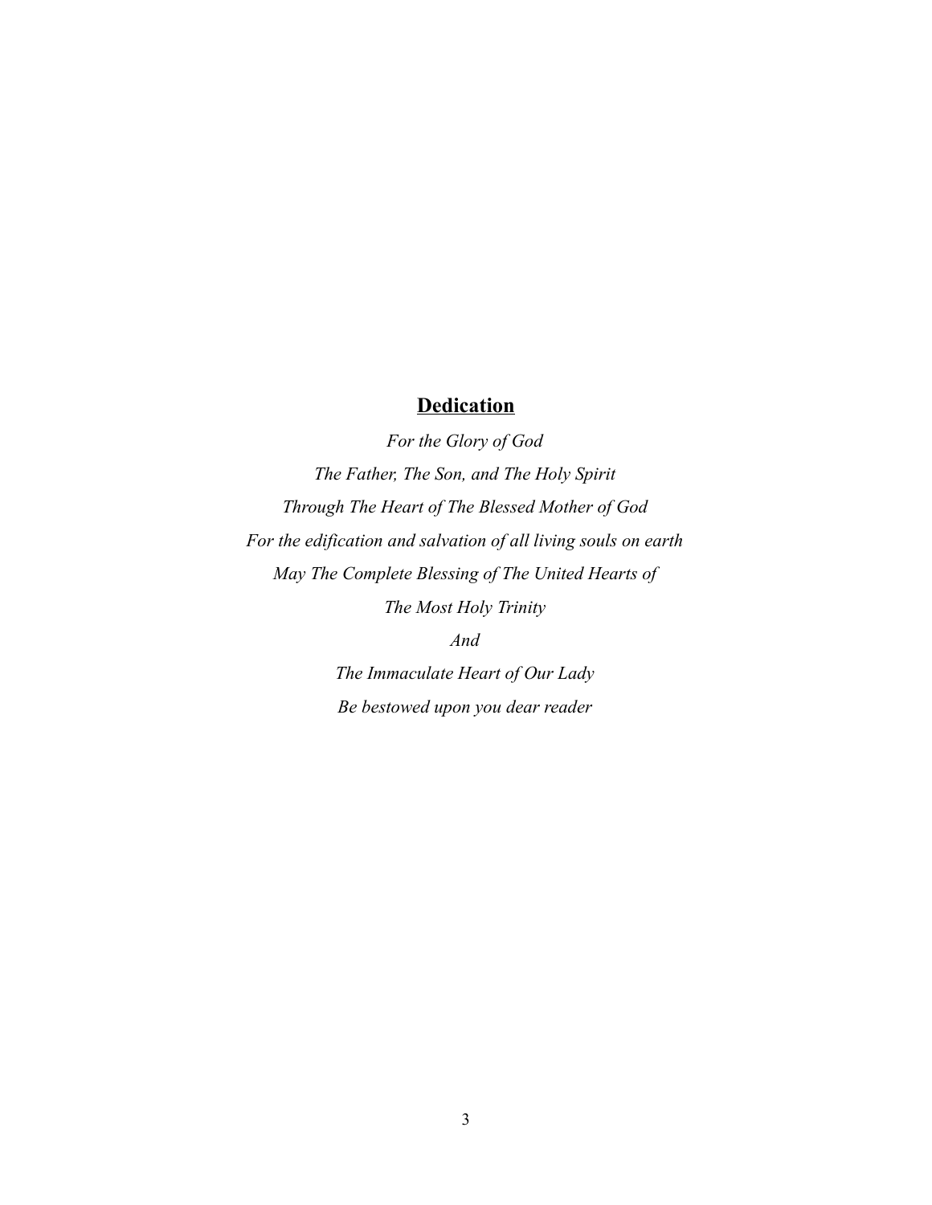## Dedication

*For the Glory of God*

*The Father, The Son, and The Holy Spirit*

*Through The Heart of The Blessed Mother of God*

*For the edification and salvation of all living souls on earth*

*May The Complete Blessing of The United Hearts of*

*The Most Holy Trinity*

*And*

*The Immaculate Heart of Our Lady*

*Be bestowed upon you dear reader*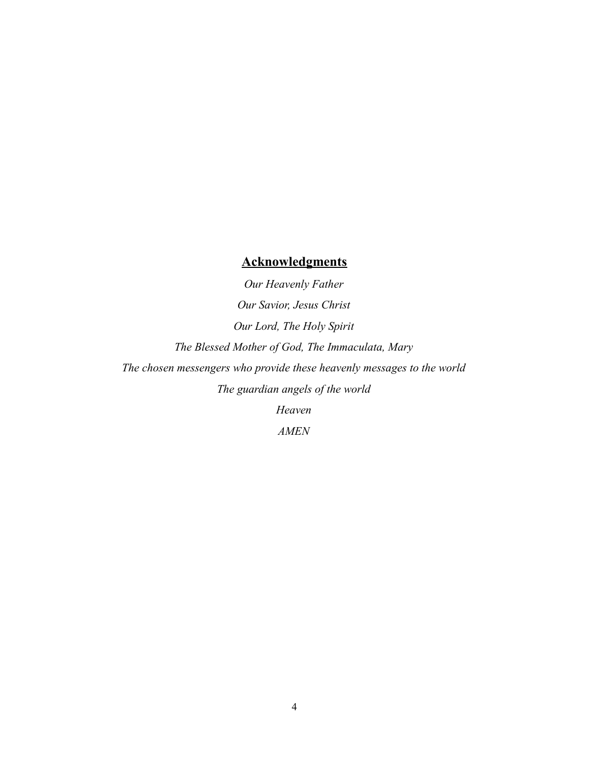## Acknowledgments

*Our Heavenly Father*

*Our Savior, Jesus Christ*

*Our Lord, The Holy Spirit*

*The Blessed Mother of God, The Immaculata, Mary*

*The chosen messengers who provide these heavenly messages to the world*

*The guardian angels of the world*

*Heaven*

*AMEN*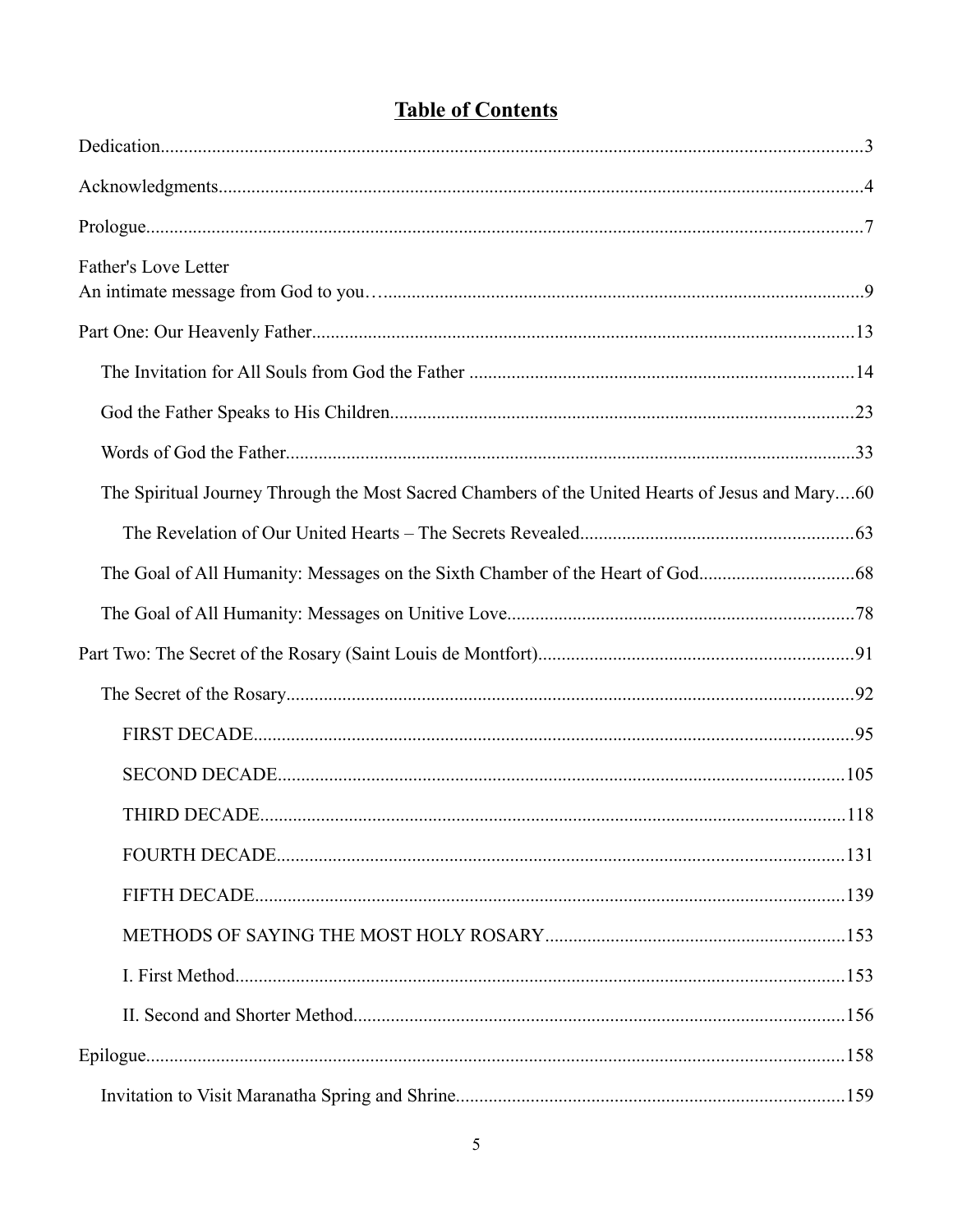# Table of Contents

Dedication....................................................................................................................................3

Acknowledgments........................................................................................................................4

Prologue.......................................................................................................................................7

Father's Love Letter
An intimate message from God to you…....................................................................................9

Part One: Our Heavenly Father..................................................................................................13

- The Invitation for All Souls from God the Father ..................................................................14
- God the Father Speaks to His Children..................................................................................23
- Words of God the Father.........................................................................................................33
- The Spiritual Journey Through the Most Sacred Chambers of the United Hearts of Jesus and Mary....60
    - The Revelation of Our United Hearts – The Secrets Revealed..........................................63
- The Goal of All Humanity: Messages on the Sixth Chamber of the Heart of God.................68
- The Goal of All Humanity: Messages on Unitive Love..........................................................78

Part Two: The Secret of the Rosary (Saint Louis de Montfort)..................................................91

- The Secret of the Rosary........................................................................................................92
    - FIRST DECADE...............................................................................................................95
    - SECOND DECADE.........................................................................................................105
    - THIRD DECADE............................................................................................................118
    - FOURTH DECADE.........................................................................................................131
    - FIFTH DECADE.............................................................................................................139
    - METHODS OF SAYING THE MOST HOLY ROSARY...............................................153
    - I. First Method.................................................................................................................153
    - II. Second and Shorter Method........................................................................................156

Epilogue....................................................................................................................................158

- Invitation to Visit Maranatha Spring and Shrine..................................................................159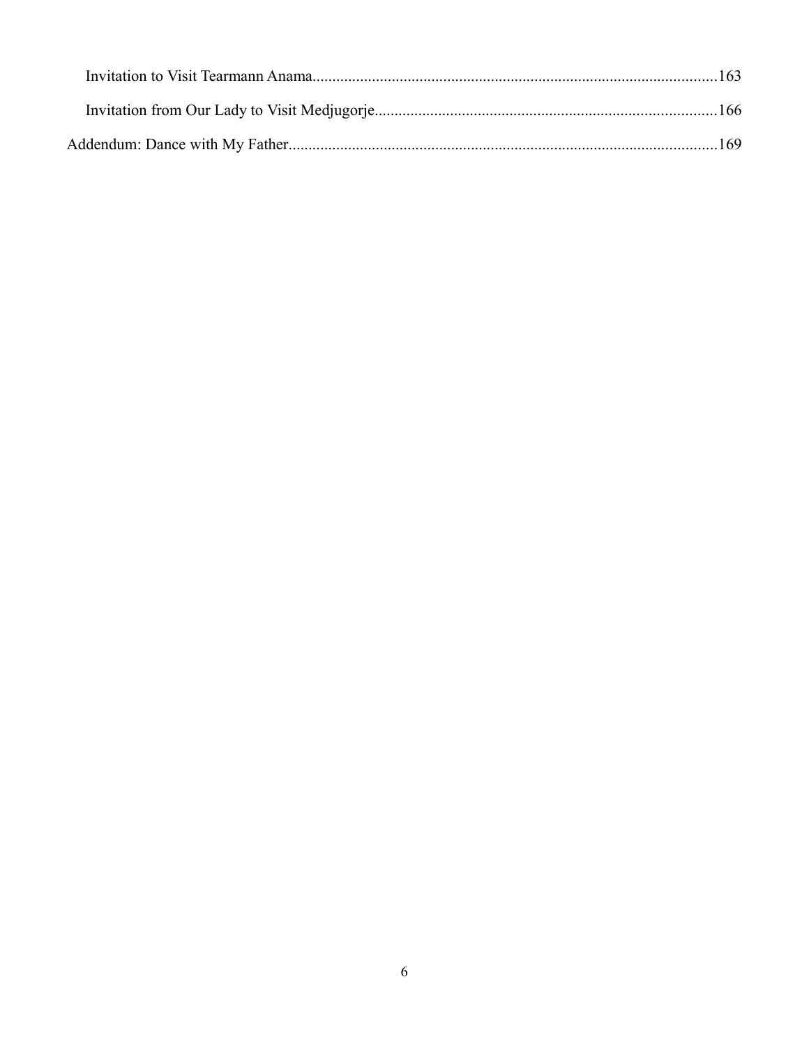Invitation to Visit Tearmann Anama....................................................................................................163

Invitation from Our Lady to Visit Medjugorje.....................................................................................166

Addendum: Dance with My Father..........................................................................................................169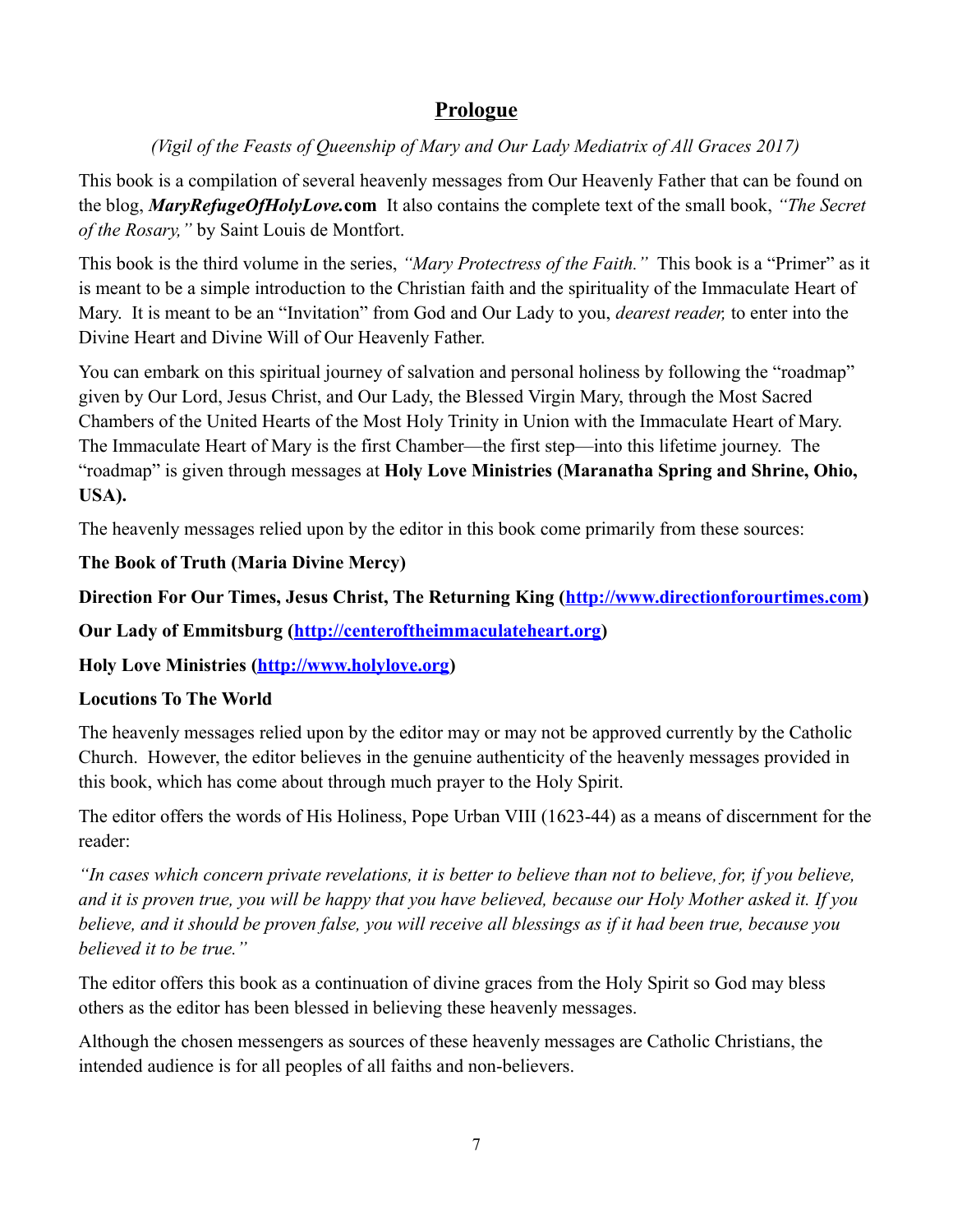# **Prologue**

*(Vigil of the Feasts of Queenship of Mary and Our Lady Mediatrix of All Graces 2017)*

This book is a compilation of several heavenly messages from Our Heavenly Father that can be found on the blog, ***MaryRefugeOfHolyLove*.com** It also contains the complete text of the small book, *"The Secret of the Rosary,"* by Saint Louis de Montfort.

This book is the third volume in the series, *"Mary Protectress of the Faith."* This book is a "Primer" as it is meant to be a simple introduction to the Christian faith and the spirituality of the Immaculate Heart of Mary. It is meant to be an "Invitation" from God and Our Lady to you, *dearest reader,* to enter into the Divine Heart and Divine Will of Our Heavenly Father.

You can embark on this spiritual journey of salvation and personal holiness by following the "roadmap" given by Our Lord, Jesus Christ, and Our Lady, the Blessed Virgin Mary, through the Most Sacred Chambers of the United Hearts of the Most Holy Trinity in Union with the Immaculate Heart of Mary. The Immaculate Heart of Mary is the first Chamber—the first step—into this lifetime journey. The "roadmap" is given through messages at **Holy Love Ministries (Maranatha Spring and Shrine, Ohio, USA).**

The heavenly messages relied upon by the editor in this book come primarily from these sources:

**The Book of Truth (Maria Divine Mercy)**

**Direction For Our Times, Jesus Christ, The Returning King ([http://www.directionforourtimes.com](http://www.directionforourtimes.com))**

**Our Lady of Emmitsburg ([http://centeroftheimmaculateheart.org](http://centeroftheimmaculateheart.org))**

**Holy Love Ministries ([http://www.holylove.org](http://www.holylove.org))**

**Locutions To The World**

The heavenly messages relied upon by the editor may or may not be approved currently by the Catholic Church. However, the editor believes in the genuine authenticity of the heavenly messages provided in this book, which has come about through much prayer to the Holy Spirit.

The editor offers the words of His Holiness, Pope Urban VIII (1623-44) as a means of discernment for the reader:

*"In cases which concern private revelations, it is better to believe than not to believe, for, if you believe, and it is proven true, you will be happy that you have believed, because our Holy Mother asked it. If you believe, and it should be proven false, you will receive all blessings as if it had been true, because you believed it to be true."*

The editor offers this book as a continuation of divine graces from the Holy Spirit so God may bless others as the editor has been blessed in believing these heavenly messages.

Although the chosen messengers as sources of these heavenly messages are Catholic Christians, the intended audience is for all peoples of all faiths and non-believers.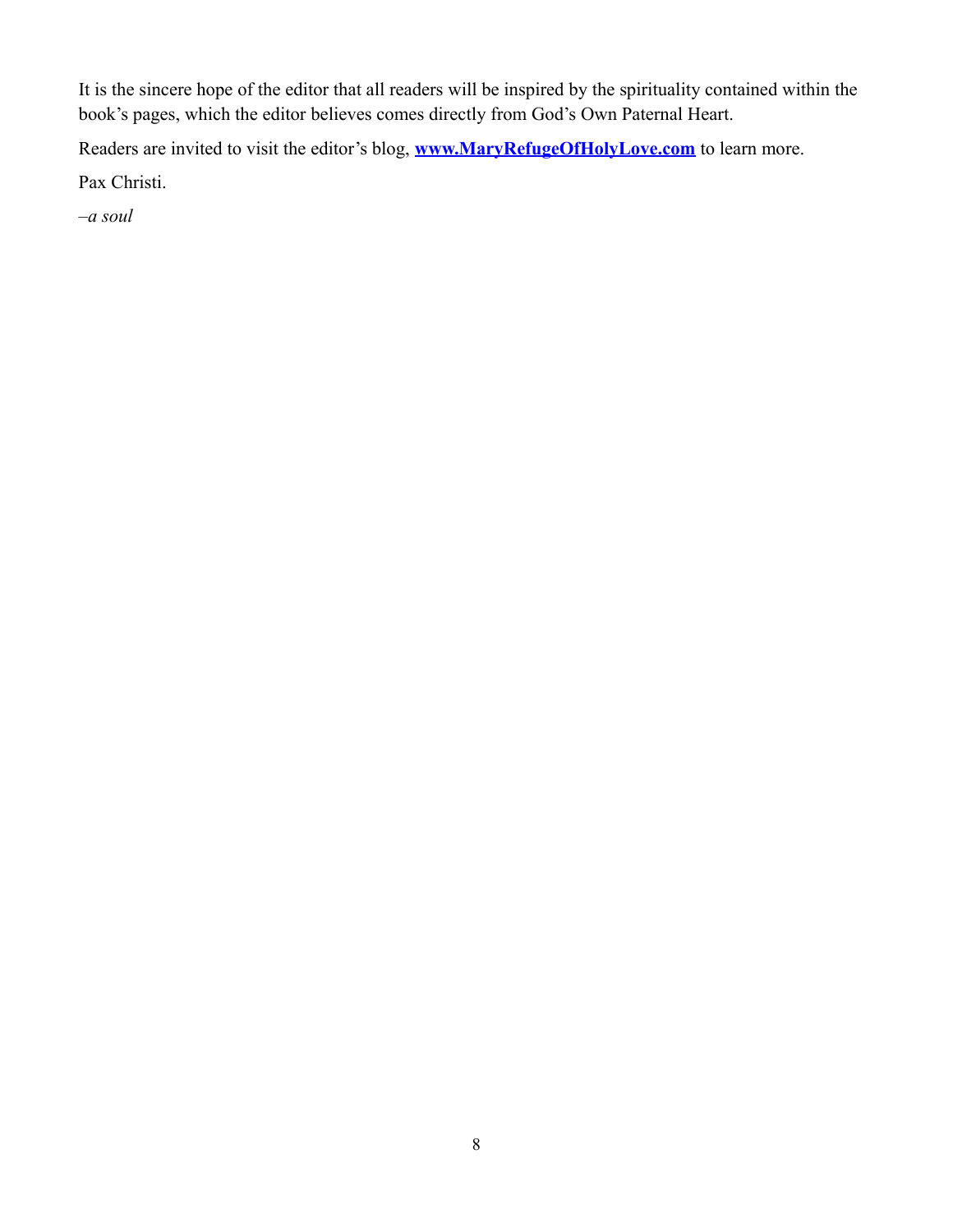It is the sincere hope of the editor that all readers will be inspired by the spirituality contained within the book's pages, which the editor believes comes directly from God's Own Paternal Heart.

Readers are invited to visit the editor's blog, **[www.MaryRefugeOfHolyLove.com](http://www.MaryRefugeOfHolyLove.com)** to learn more.

Pax Christi.

*–a soul*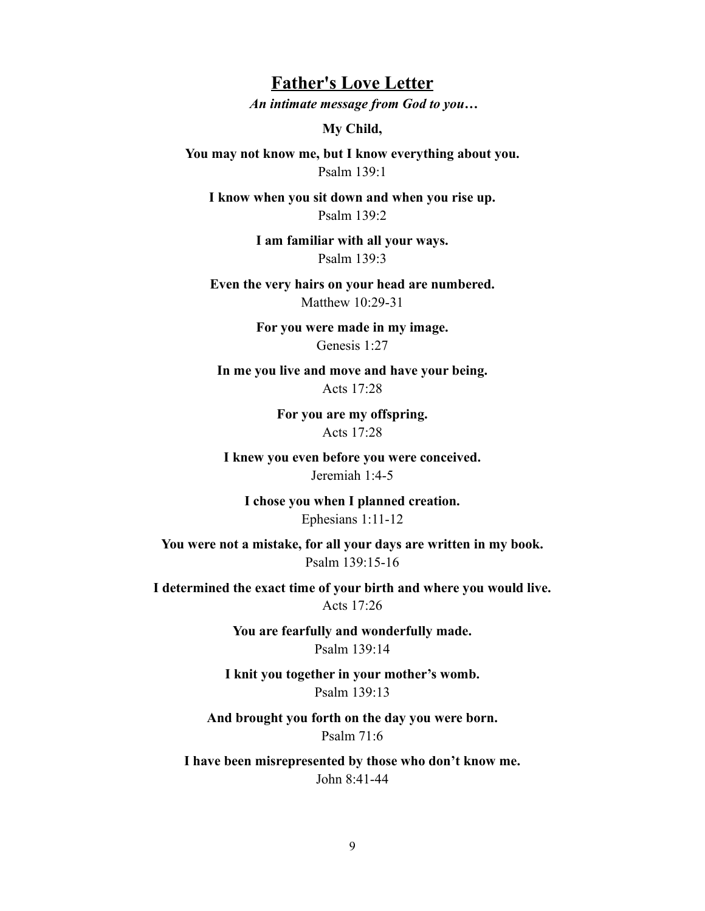## Father's Love Letter

***An intimate message from God to you…***

**My Child,**

**You may not know me, but I know everything about you.**
Psalm 139:1

**I know when you sit down and when you rise up.**
Psalm 139:2

**I am familiar with all your ways.**
Psalm 139:3

**Even the very hairs on your head are numbered.**
Matthew 10:29-31

**For you were made in my image.**
Genesis 1:27

**In me you live and move and have your being.**
Acts 17:28

**For you are my offspring.**
Acts 17:28

**I knew you even before you were conceived.**
Jeremiah 1:4-5

**I chose you when I planned creation.**
Ephesians 1:11-12

**You were not a mistake, for all your days are written in my book.**
Psalm 139:15-16

**I determined the exact time of your birth and where you would live.**
Acts 17:26

**You are fearfully and wonderfully made.**
Psalm 139:14

**I knit you together in your mother's womb.**
Psalm 139:13

**And brought you forth on the day you were born.**
Psalm 71:6

**I have been misrepresented by those who don't know me.**
John 8:41-44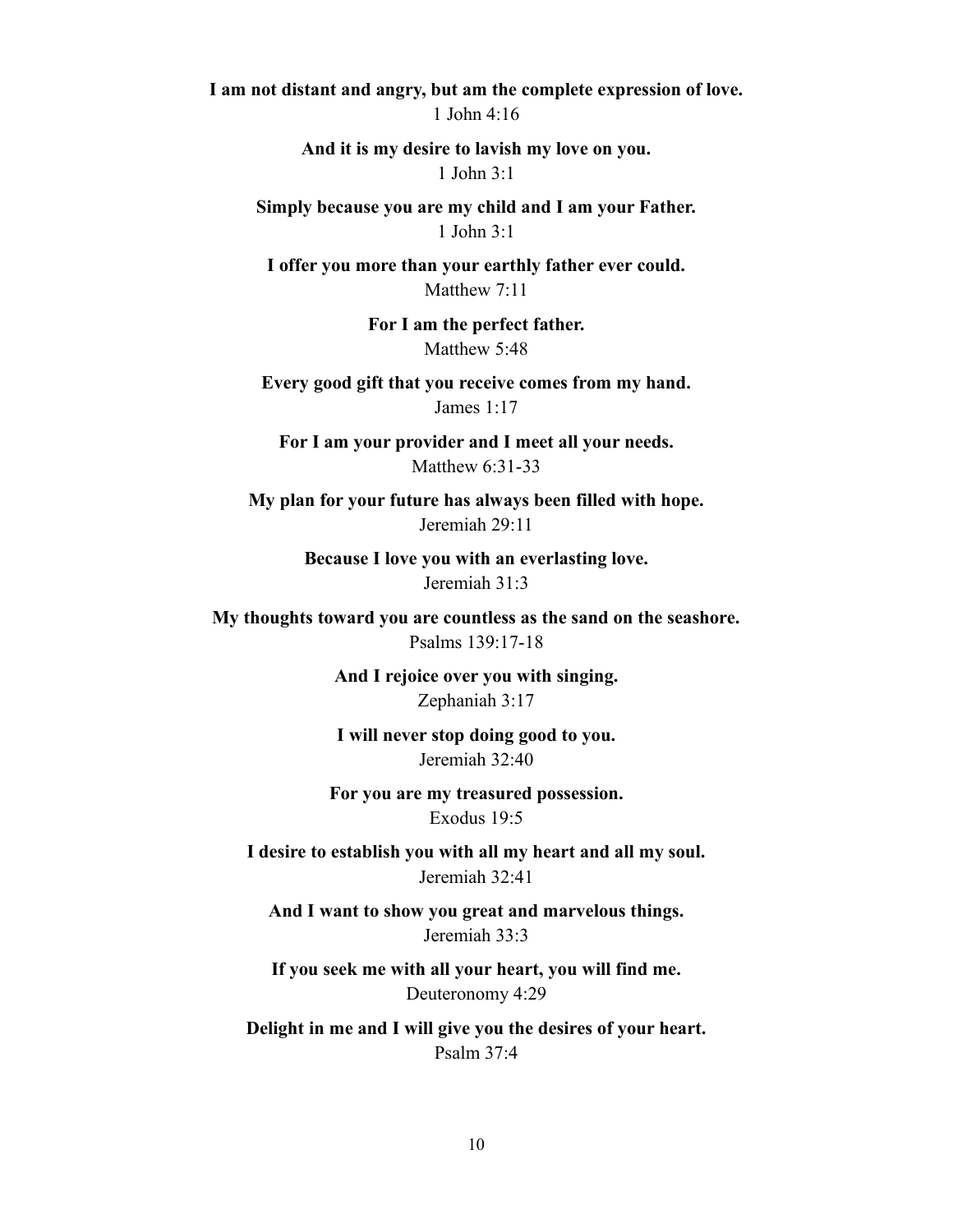**I am not distant and angry, but am the complete expression of love.**
1 John 4:16

**And it is my desire to lavish my love on you.**
1 John 3:1

**Simply because you are my child and I am your Father.**
1 John 3:1

**I offer you more than your earthly father ever could.**
Matthew 7:11

**For I am the perfect father.**
Matthew 5:48

**Every good gift that you receive comes from my hand.**
James 1:17

**For I am your provider and I meet all your needs.**
Matthew 6:31-33

**My plan for your future has always been filled with hope.**
Jeremiah 29:11

**Because I love you with an everlasting love.**
Jeremiah 31:3

**My thoughts toward you are countless as the sand on the seashore.**
Psalms 139:17-18

**And I rejoice over you with singing.**
Zephaniah 3:17

**I will never stop doing good to you.**
Jeremiah 32:40

**For you are my treasured possession.**
Exodus 19:5

**I desire to establish you with all my heart and all my soul.**
Jeremiah 32:41

**And I want to show you great and marvelous things.**
Jeremiah 33:3

**If you seek me with all your heart, you will find me.**
Deuteronomy 4:29

**Delight in me and I will give you the desires of your heart.**
Psalm 37:4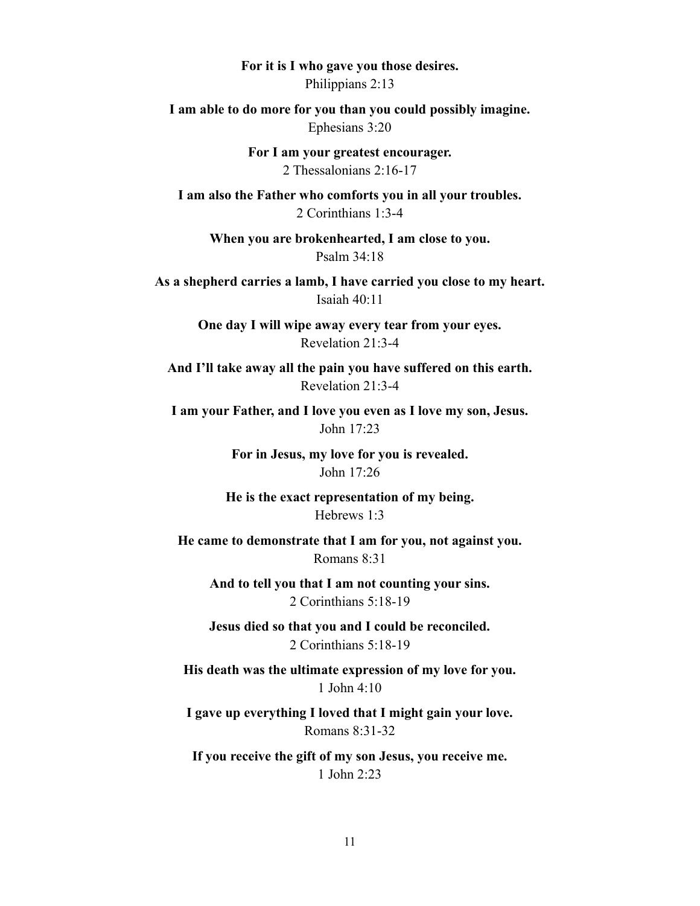**For it is I who gave you those desires.**
Philippians 2:13

**I am able to do more for you than you could possibly imagine.**
Ephesians 3:20

**For I am your greatest encourager.**
2 Thessalonians 2:16-17

**I am also the Father who comforts you in all your troubles.**
2 Corinthians 1:3-4

**When you are brokenhearted, I am close to you.**
Psalm 34:18

**As a shepherd carries a lamb, I have carried you close to my heart.**
Isaiah 40:11

**One day I will wipe away every tear from your eyes.**
Revelation 21:3-4

**And I'll take away all the pain you have suffered on this earth.**
Revelation 21:3-4

**I am your Father, and I love you even as I love my son, Jesus.**
John 17:23

**For in Jesus, my love for you is revealed.**
John 17:26

**He is the exact representation of my being.**
Hebrews 1:3

**He came to demonstrate that I am for you, not against you.**
Romans 8:31

**And to tell you that I am not counting your sins.**
2 Corinthians 5:18-19

**Jesus died so that you and I could be reconciled.**
2 Corinthians 5:18-19

**His death was the ultimate expression of my love for you.**
1 John 4:10

**I gave up everything I loved that I might gain your love.**
Romans 8:31-32

**If you receive the gift of my son Jesus, you receive me.**
1 John 2:23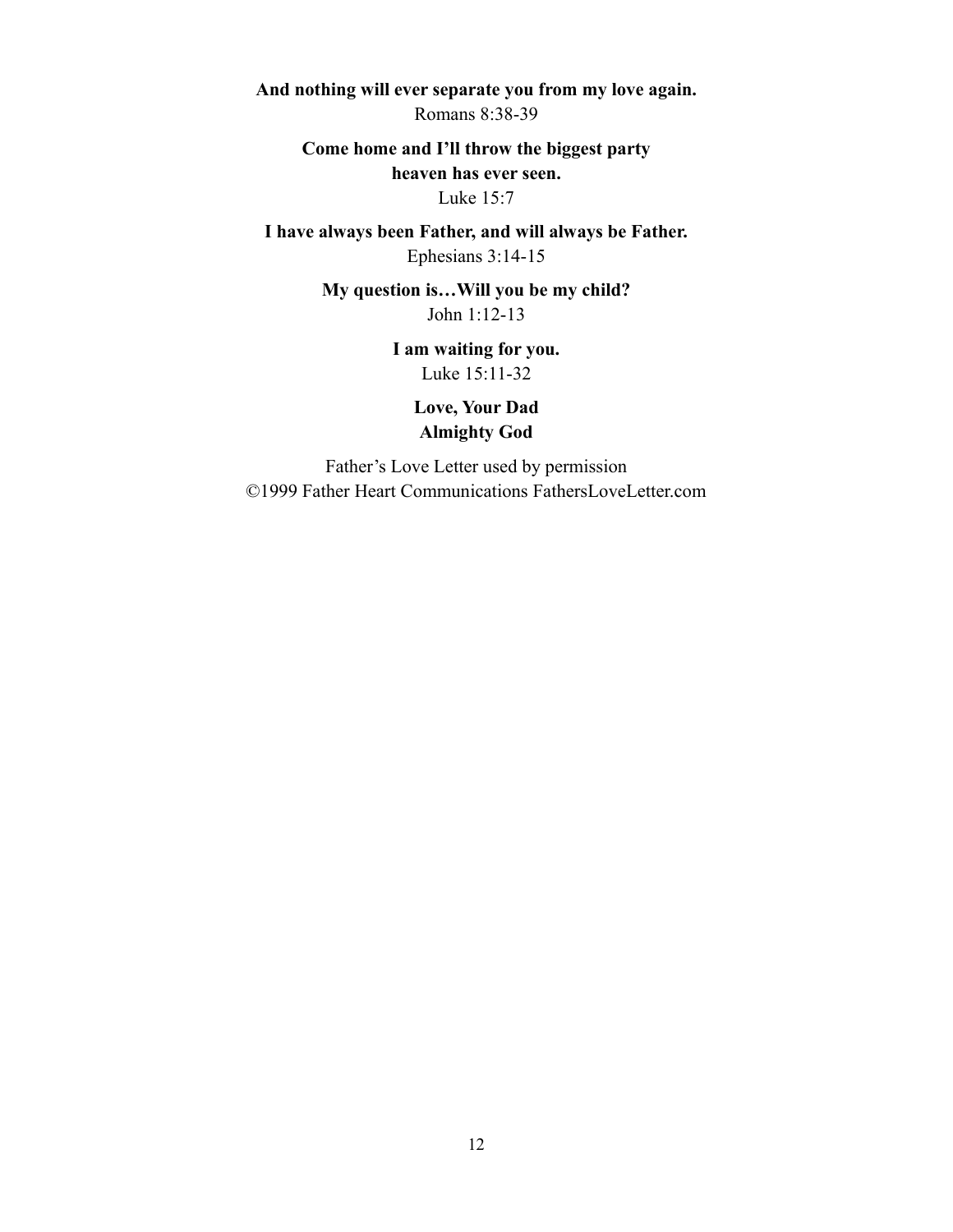**And nothing will ever separate you from my love again.**
Romans 8:38-39

**Come home and I'll throw the biggest party heaven has ever seen.**
Luke 15:7

**I have always been Father, and will always be Father.**
Ephesians 3:14-15

**My question is…Will you be my child?**
John 1:12-13

**I am waiting for you.**
Luke 15:11-32

**Love, Your Dad**
**Almighty God**

Father's Love Letter used by permission
©1999 Father Heart Communications FathersLoveLetter.com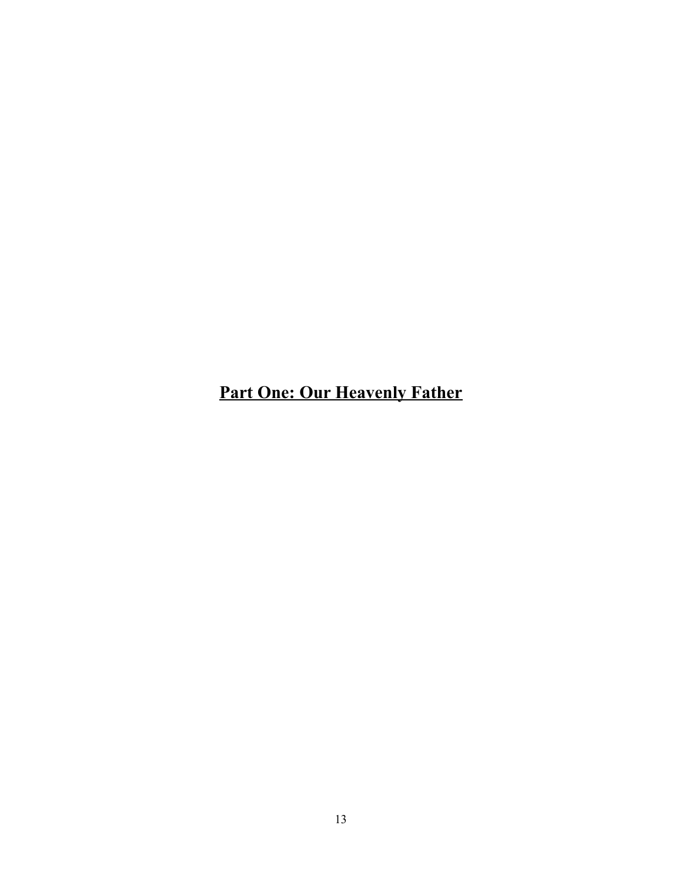# Part One: Our Heavenly Father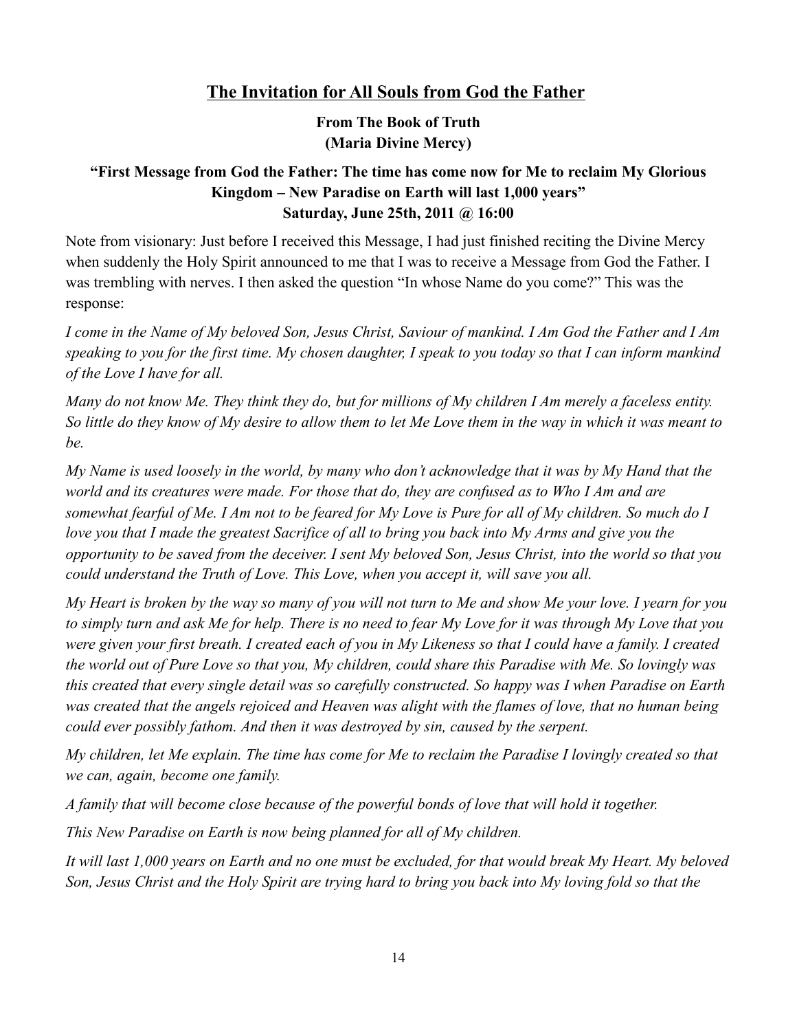## The Invitation for All Souls from God the Father

**From The Book of Truth**
**(Maria Divine Mercy)**

**"First Message from God the Father: The time has come now for Me to reclaim My Glorious Kingdom – New Paradise on Earth will last 1,000 years"**
**Saturday, June 25th, 2011 @ 16:00**

Note from visionary: Just before I received this Message, I had just finished reciting the Divine Mercy when suddenly the Holy Spirit announced to me that I was to receive a Message from God the Father. I was trembling with nerves. I then asked the question "In whose Name do you come?" This was the response:

*I come in the Name of My beloved Son, Jesus Christ, Saviour of mankind. I Am God the Father and I Am speaking to you for the first time. My chosen daughter, I speak to you today so that I can inform mankind of the Love I have for all.*

*Many do not know Me. They think they do, but for millions of My children I Am merely a faceless entity. So little do they know of My desire to allow them to let Me Love them in the way in which it was meant to be.*

*My Name is used loosely in the world, by many who don't acknowledge that it was by My Hand that the world and its creatures were made. For those that do, they are confused as to Who I Am and are somewhat fearful of Me. I Am not to be feared for My Love is Pure for all of My children. So much do I love you that I made the greatest Sacrifice of all to bring you back into My Arms and give you the opportunity to be saved from the deceiver. I sent My beloved Son, Jesus Christ, into the world so that you could understand the Truth of Love. This Love, when you accept it, will save you all.*

*My Heart is broken by the way so many of you will not turn to Me and show Me your love. I yearn for you to simply turn and ask Me for help. There is no need to fear My Love for it was through My Love that you were given your first breath. I created each of you in My Likeness so that I could have a family. I created the world out of Pure Love so that you, My children, could share this Paradise with Me. So lovingly was this created that every single detail was so carefully constructed. So happy was I when Paradise on Earth was created that the angels rejoiced and Heaven was alight with the flames of love, that no human being could ever possibly fathom. And then it was destroyed by sin, caused by the serpent.*

*My children, let Me explain. The time has come for Me to reclaim the Paradise I lovingly created so that we can, again, become one family.*

*A family that will become close because of the powerful bonds of love that will hold it together.*

*This New Paradise on Earth is now being planned for all of My children.*

*It will last 1,000 years on Earth and no one must be excluded, for that would break My Heart. My beloved Son, Jesus Christ and the Holy Spirit are trying hard to bring you back into My loving fold so that the*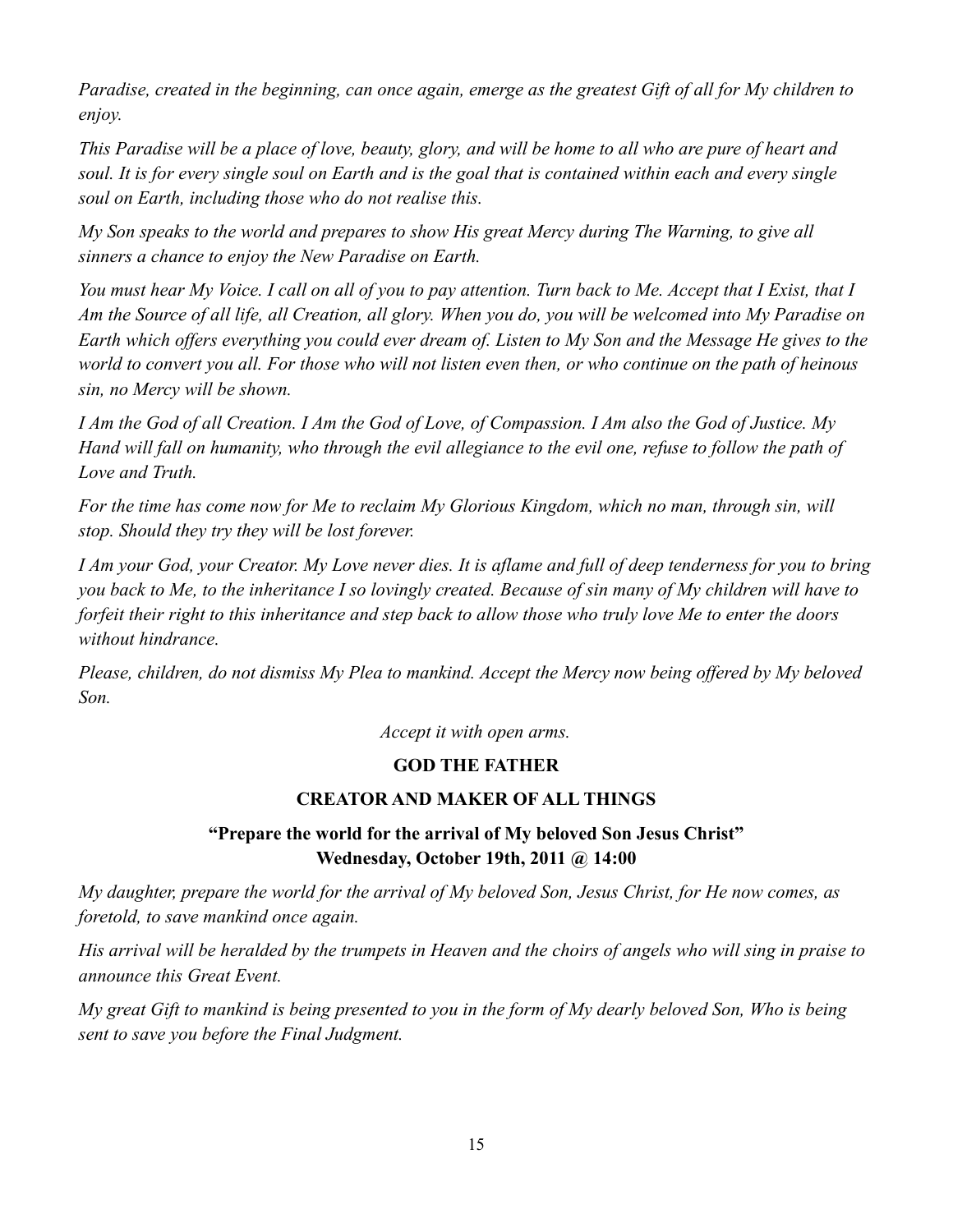*Paradise, created in the beginning, can once again, emerge as the greatest Gift of all for My children to enjoy.*

*This Paradise will be a place of love, beauty, glory, and will be home to all who are pure of heart and soul. It is for every single soul on Earth and is the goal that is contained within each and every single soul on Earth, including those who do not realise this.*

*My Son speaks to the world and prepares to show His great Mercy during The Warning, to give all sinners a chance to enjoy the New Paradise on Earth.*

*You must hear My Voice. I call on all of you to pay attention. Turn back to Me. Accept that I Exist, that I Am the Source of all life, all Creation, all glory. When you do, you will be welcomed into My Paradise on Earth which offers everything you could ever dream of. Listen to My Son and the Message He gives to the world to convert you all. For those who will not listen even then, or who continue on the path of heinous sin, no Mercy will be shown.*

*I Am the God of all Creation. I Am the God of Love, of Compassion. I Am also the God of Justice. My Hand will fall on humanity, who through the evil allegiance to the evil one, refuse to follow the path of Love and Truth.*

*For the time has come now for Me to reclaim My Glorious Kingdom, which no man, through sin, will stop. Should they try they will be lost forever.*

*I Am your God, your Creator. My Love never dies. It is aflame and full of deep tenderness for you to bring you back to Me, to the inheritance I so lovingly created. Because of sin many of My children will have to forfeit their right to this inheritance and step back to allow those who truly love Me to enter the doors without hindrance.*

*Please, children, do not dismiss My Plea to mankind. Accept the Mercy now being offered by My beloved Son.*

*Accept it with open arms.*

**GOD THE FATHER**

**CREATOR AND MAKER OF ALL THINGS**

## "Prepare the world for the arrival of My beloved Son Jesus Christ"

**Wednesday, October 19th, 2011 @ 14:00**

*My daughter, prepare the world for the arrival of My beloved Son, Jesus Christ, for He now comes, as foretold, to save mankind once again.*

*His arrival will be heralded by the trumpets in Heaven and the choirs of angels who will sing in praise to announce this Great Event.*

*My great Gift to mankind is being presented to you in the form of My dearly beloved Son, Who is being sent to save you before the Final Judgment.*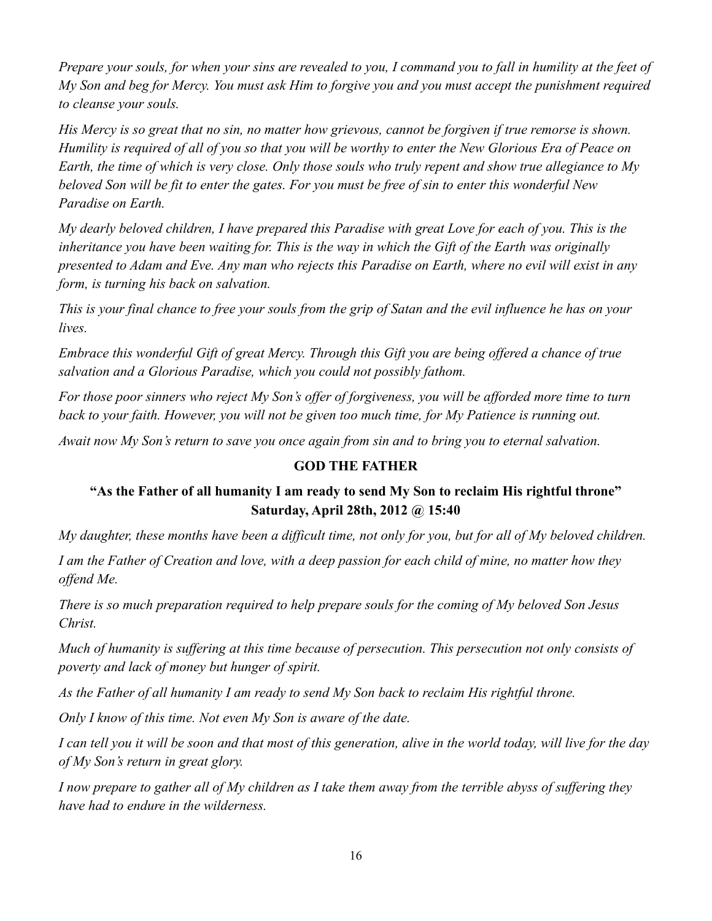*Prepare your souls, for when your sins are revealed to you, I command you to fall in humility at the feet of My Son and beg for Mercy. You must ask Him to forgive you and you must accept the punishment required to cleanse your souls.*

*His Mercy is so great that no sin, no matter how grievous, cannot be forgiven if true remorse is shown. Humility is required of all of you so that you will be worthy to enter the New Glorious Era of Peace on Earth, the time of which is very close. Only those souls who truly repent and show true allegiance to My beloved Son will be fit to enter the gates. For you must be free of sin to enter this wonderful New Paradise on Earth.*

*My dearly beloved children, I have prepared this Paradise with great Love for each of you. This is the inheritance you have been waiting for. This is the way in which the Gift of the Earth was originally presented to Adam and Eve. Any man who rejects this Paradise on Earth, where no evil will exist in any form, is turning his back on salvation.*

*This is your final chance to free your souls from the grip of Satan and the evil influence he has on your lives.*

*Embrace this wonderful Gift of great Mercy. Through this Gift you are being offered a chance of true salvation and a Glorious Paradise, which you could not possibly fathom.*

*For those poor sinners who reject My Son's offer of forgiveness, you will be afforded more time to turn back to your faith. However, you will not be given too much time, for My Patience is running out.*

*Await now My Son's return to save you once again from sin and to bring you to eternal salvation.*

**GOD THE FATHER**

## "As the Father of all humanity I am ready to send My Son to reclaim His rightful throne" Saturday, April 28th, 2012 @ 15:40

*My daughter, these months have been a difficult time, not only for you, but for all of My beloved children.*

*I am the Father of Creation and love, with a deep passion for each child of mine, no matter how they offend Me.*

*There is so much preparation required to help prepare souls for the coming of My beloved Son Jesus Christ.*

*Much of humanity is suffering at this time because of persecution. This persecution not only consists of poverty and lack of money but hunger of spirit.*

*As the Father of all humanity I am ready to send My Son back to reclaim His rightful throne.*

*Only I know of this time. Not even My Son is aware of the date.*

*I can tell you it will be soon and that most of this generation, alive in the world today, will live for the day of My Son's return in great glory.*

*I now prepare to gather all of My children as I take them away from the terrible abyss of suffering they have had to endure in the wilderness.*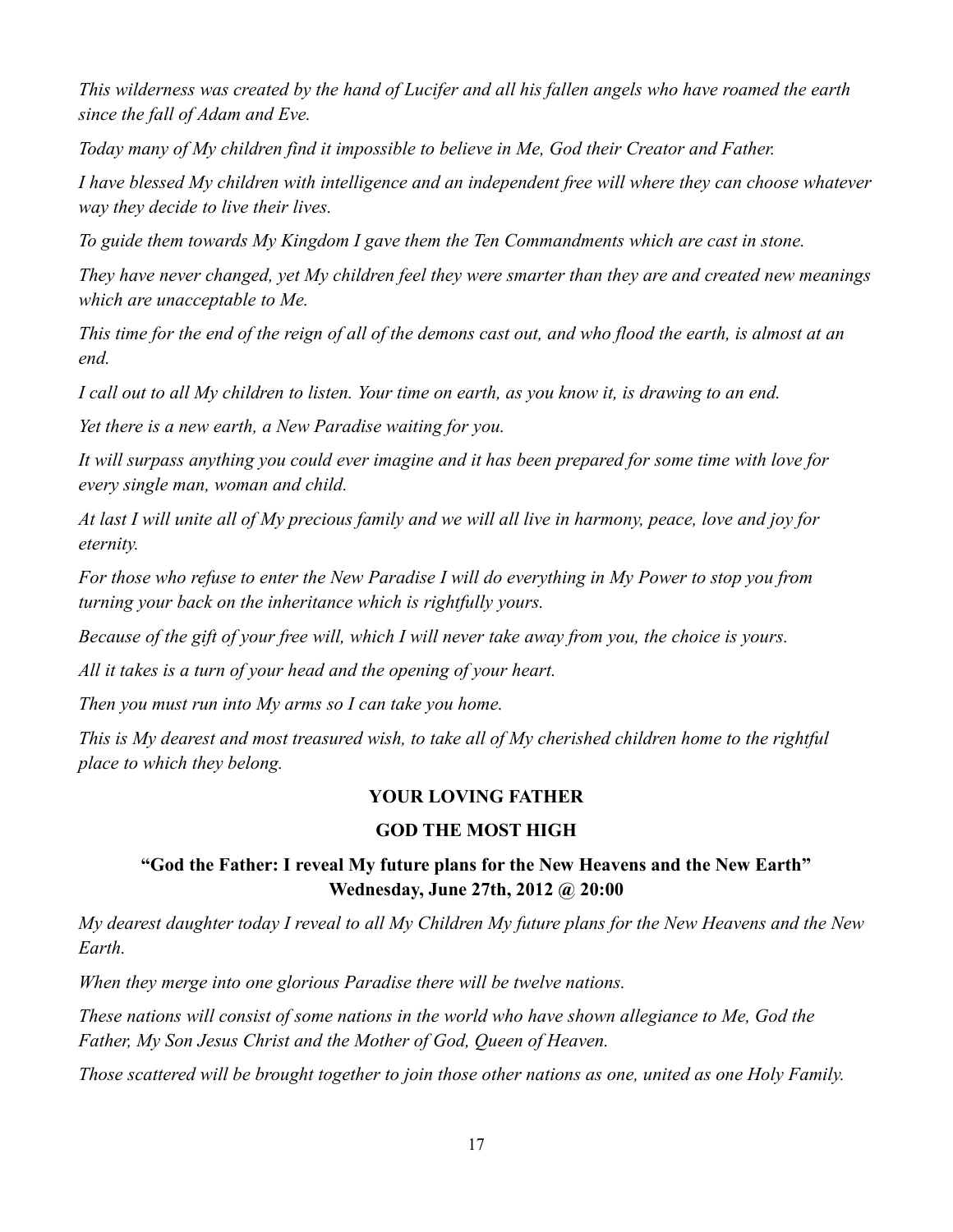*This wilderness was created by the hand of Lucifer and all his fallen angels who have roamed the earth since the fall of Adam and Eve.*

*Today many of My children find it impossible to believe in Me, God their Creator and Father.*

*I have blessed My children with intelligence and an independent free will where they can choose whatever way they decide to live their lives.*

*To guide them towards My Kingdom I gave them the Ten Commandments which are cast in stone.*

*They have never changed, yet My children feel they were smarter than they are and created new meanings which are unacceptable to Me.*

*This time for the end of the reign of all of the demons cast out, and who flood the earth, is almost at an end.*

*I call out to all My children to listen. Your time on earth, as you know it, is drawing to an end.*

*Yet there is a new earth, a New Paradise waiting for you.*

*It will surpass anything you could ever imagine and it has been prepared for some time with love for every single man, woman and child.*

*At last I will unite all of My precious family and we will all live in harmony, peace, love and joy for eternity.*

*For those who refuse to enter the New Paradise I will do everything in My Power to stop you from turning your back on the inheritance which is rightfully yours.*

*Because of the gift of your free will, which I will never take away from you, the choice is yours.*

*All it takes is a turn of your head and the opening of your heart.*

*Then you must run into My arms so I can take you home.*

*This is My dearest and most treasured wish, to take all of My cherished children home to the rightful place to which they belong.*

**YOUR LOVING FATHER**

**GOD THE MOST HIGH**

### "God the Father: I reveal My future plans for the New Heavens and the New Earth"
### Wednesday, June 27th, 2012 @ 20:00

*My dearest daughter today I reveal to all My Children My future plans for the New Heavens and the New Earth.*

*When they merge into one glorious Paradise there will be twelve nations.*

*These nations will consist of some nations in the world who have shown allegiance to Me, God the Father, My Son Jesus Christ and the Mother of God, Queen of Heaven.*

*Those scattered will be brought together to join those other nations as one, united as one Holy Family.*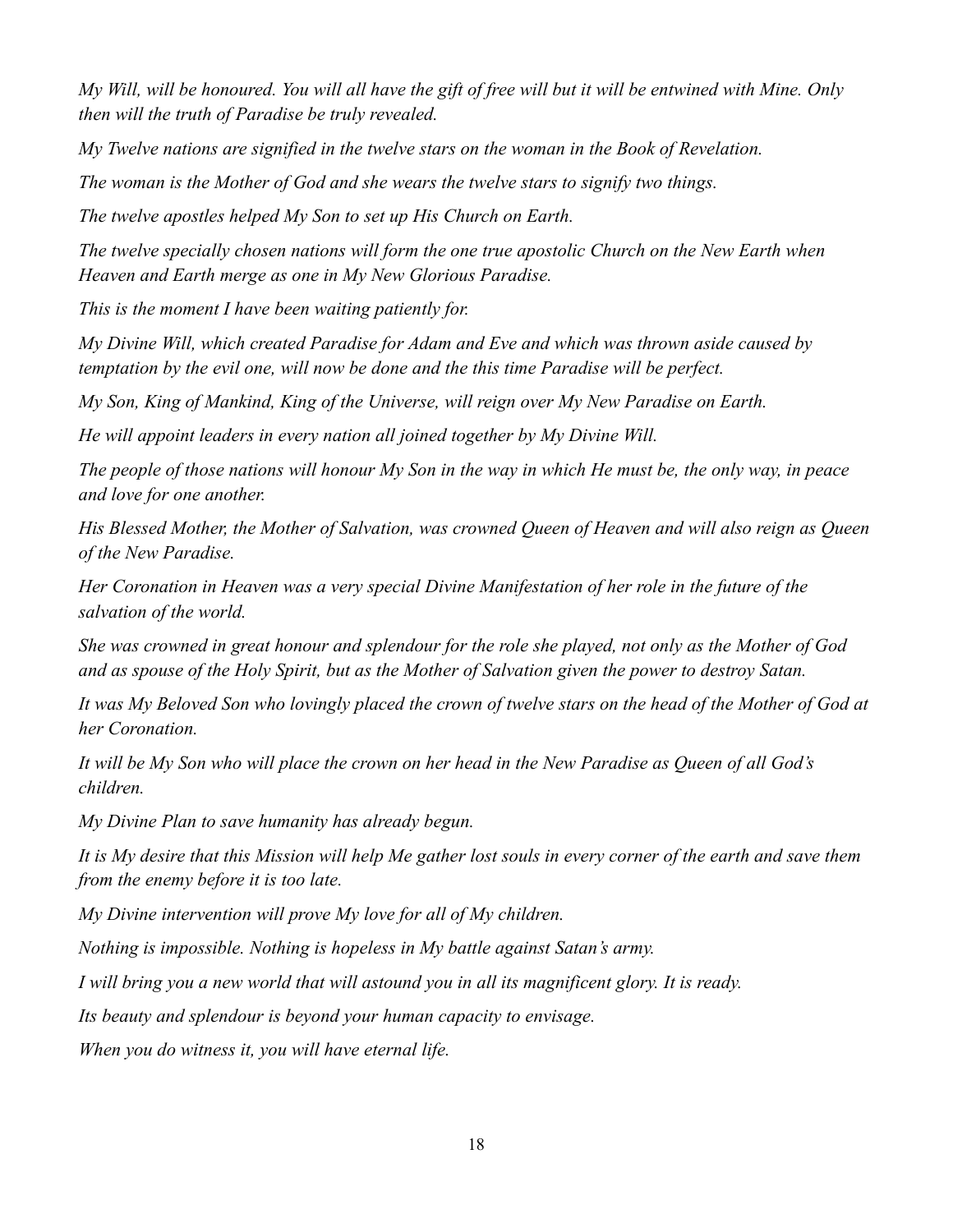*My Will, will be honoured. You will all have the gift of free will but it will be entwined with Mine. Only then will the truth of Paradise be truly revealed.*

*My Twelve nations are signified in the twelve stars on the woman in the Book of Revelation.*

*The woman is the Mother of God and she wears the twelve stars to signify two things.*

*The twelve apostles helped My Son to set up His Church on Earth.*

*The twelve specially chosen nations will form the one true apostolic Church on the New Earth when Heaven and Earth merge as one in My New Glorious Paradise.*

*This is the moment I have been waiting patiently for.*

*My Divine Will, which created Paradise for Adam and Eve and which was thrown aside caused by temptation by the evil one, will now be done and the this time Paradise will be perfect.*

*My Son, King of Mankind, King of the Universe, will reign over My New Paradise on Earth.*

*He will appoint leaders in every nation all joined together by My Divine Will.*

*The people of those nations will honour My Son in the way in which He must be, the only way, in peace and love for one another.*

*His Blessed Mother, the Mother of Salvation, was crowned Queen of Heaven and will also reign as Queen of the New Paradise.*

*Her Coronation in Heaven was a very special Divine Manifestation of her role in the future of the salvation of the world.*

*She was crowned in great honour and splendour for the role she played, not only as the Mother of God and as spouse of the Holy Spirit, but as the Mother of Salvation given the power to destroy Satan.*

*It was My Beloved Son who lovingly placed the crown of twelve stars on the head of the Mother of God at her Coronation.*

*It will be My Son who will place the crown on her head in the New Paradise as Queen of all God's children.*

*My Divine Plan to save humanity has already begun.*

*It is My desire that this Mission will help Me gather lost souls in every corner of the earth and save them from the enemy before it is too late.*

*My Divine intervention will prove My love for all of My children.*

*Nothing is impossible. Nothing is hopeless in My battle against Satan's army.*

*I will bring you a new world that will astound you in all its magnificent glory. It is ready.*

*Its beauty and splendour is beyond your human capacity to envisage.*

*When you do witness it, you will have eternal life.*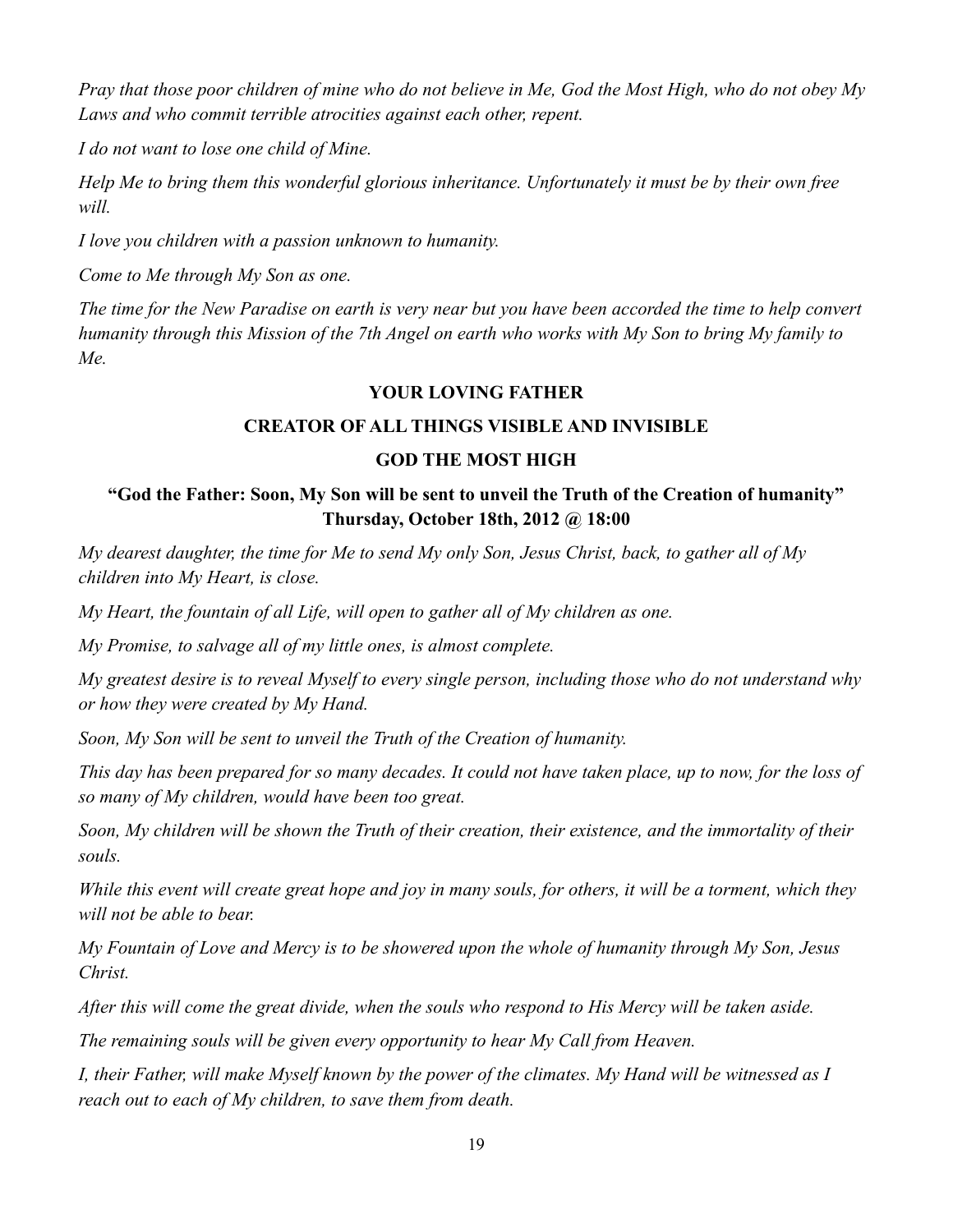*Pray that those poor children of mine who do not believe in Me, God the Most High, who do not obey My Laws and who commit terrible atrocities against each other, repent.*

*I do not want to lose one child of Mine.*

*Help Me to bring them this wonderful glorious inheritance. Unfortunately it must be by their own free will.*

*I love you children with a passion unknown to humanity.*

*Come to Me through My Son as one.*

*The time for the New Paradise on earth is very near but you have been accorded the time to help convert humanity through this Mission of the 7th Angel on earth who works with My Son to bring My family to Me.*

**YOUR LOVING FATHER**

**CREATOR OF ALL THINGS VISIBLE AND INVISIBLE**

**GOD THE MOST HIGH**

## "God the Father: Soon, My Son will be sent to unveil the Truth of the Creation of humanity" Thursday, October 18th, 2012 @ 18:00

*My dearest daughter, the time for Me to send My only Son, Jesus Christ, back, to gather all of My children into My Heart, is close.*

*My Heart, the fountain of all Life, will open to gather all of My children as one.*

*My Promise, to salvage all of my little ones, is almost complete.*

*My greatest desire is to reveal Myself to every single person, including those who do not understand why or how they were created by My Hand.*

*Soon, My Son will be sent to unveil the Truth of the Creation of humanity.*

*This day has been prepared for so many decades. It could not have taken place, up to now, for the loss of so many of My children, would have been too great.*

*Soon, My children will be shown the Truth of their creation, their existence, and the immortality of their souls.*

*While this event will create great hope and joy in many souls, for others, it will be a torment, which they will not be able to bear.*

*My Fountain of Love and Mercy is to be showered upon the whole of humanity through My Son, Jesus Christ.*

*After this will come the great divide, when the souls who respond to His Mercy will be taken aside.*

*The remaining souls will be given every opportunity to hear My Call from Heaven.*

*I, their Father, will make Myself known by the power of the climates. My Hand will be witnessed as I reach out to each of My children, to save them from death.*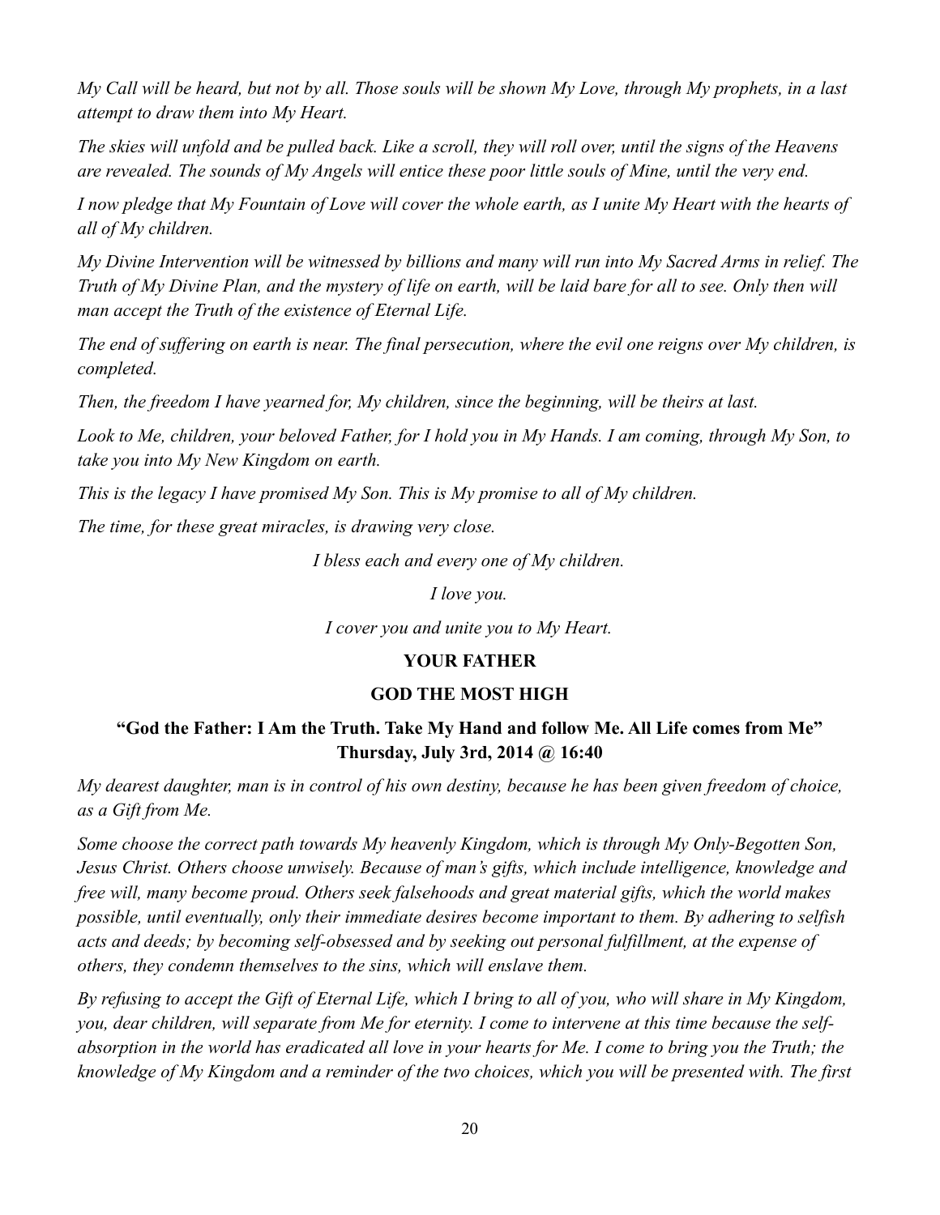*My Call will be heard, but not by all. Those souls will be shown My Love, through My prophets, in a last attempt to draw them into My Heart.*

*The skies will unfold and be pulled back. Like a scroll, they will roll over, until the signs of the Heavens are revealed. The sounds of My Angels will entice these poor little souls of Mine, until the very end.*

*I now pledge that My Fountain of Love will cover the whole earth, as I unite My Heart with the hearts of all of My children.*

*My Divine Intervention will be witnessed by billions and many will run into My Sacred Arms in relief. The Truth of My Divine Plan, and the mystery of life on earth, will be laid bare for all to see. Only then will man accept the Truth of the existence of Eternal Life.*

*The end of suffering on earth is near. The final persecution, where the evil one reigns over My children, is completed.*

*Then, the freedom I have yearned for, My children, since the beginning, will be theirs at last.*

*Look to Me, children, your beloved Father, for I hold you in My Hands. I am coming, through My Son, to take you into My New Kingdom on earth.*

*This is the legacy I have promised My Son. This is My promise to all of My children.*

*The time, for these great miracles, is drawing very close.*

*I bless each and every one of My children.*

*I love you.*

*I cover you and unite you to My Heart.*

**YOUR FATHER**

**GOD THE MOST HIGH**

## "God the Father: I Am the Truth. Take My Hand and follow Me. All Life comes from Me"
**Thursday, July 3rd, 2014 @ 16:40**

*My dearest daughter, man is in control of his own destiny, because he has been given freedom of choice, as a Gift from Me.*

*Some choose the correct path towards My heavenly Kingdom, which is through My Only-Begotten Son, Jesus Christ. Others choose unwisely. Because of man's gifts, which include intelligence, knowledge and free will, many become proud. Others seek falsehoods and great material gifts, which the world makes possible, until eventually, only their immediate desires become important to them. By adhering to selfish acts and deeds; by becoming self-obsessed and by seeking out personal fulfillment, at the expense of others, they condemn themselves to the sins, which will enslave them.*

*By refusing to accept the Gift of Eternal Life, which I bring to all of you, who will share in My Kingdom, you, dear children, will separate from Me for eternity. I come to intervene at this time because the self-absorption in the world has eradicated all love in your hearts for Me. I come to bring you the Truth; the knowledge of My Kingdom and a reminder of the two choices, which you will be presented with. The first*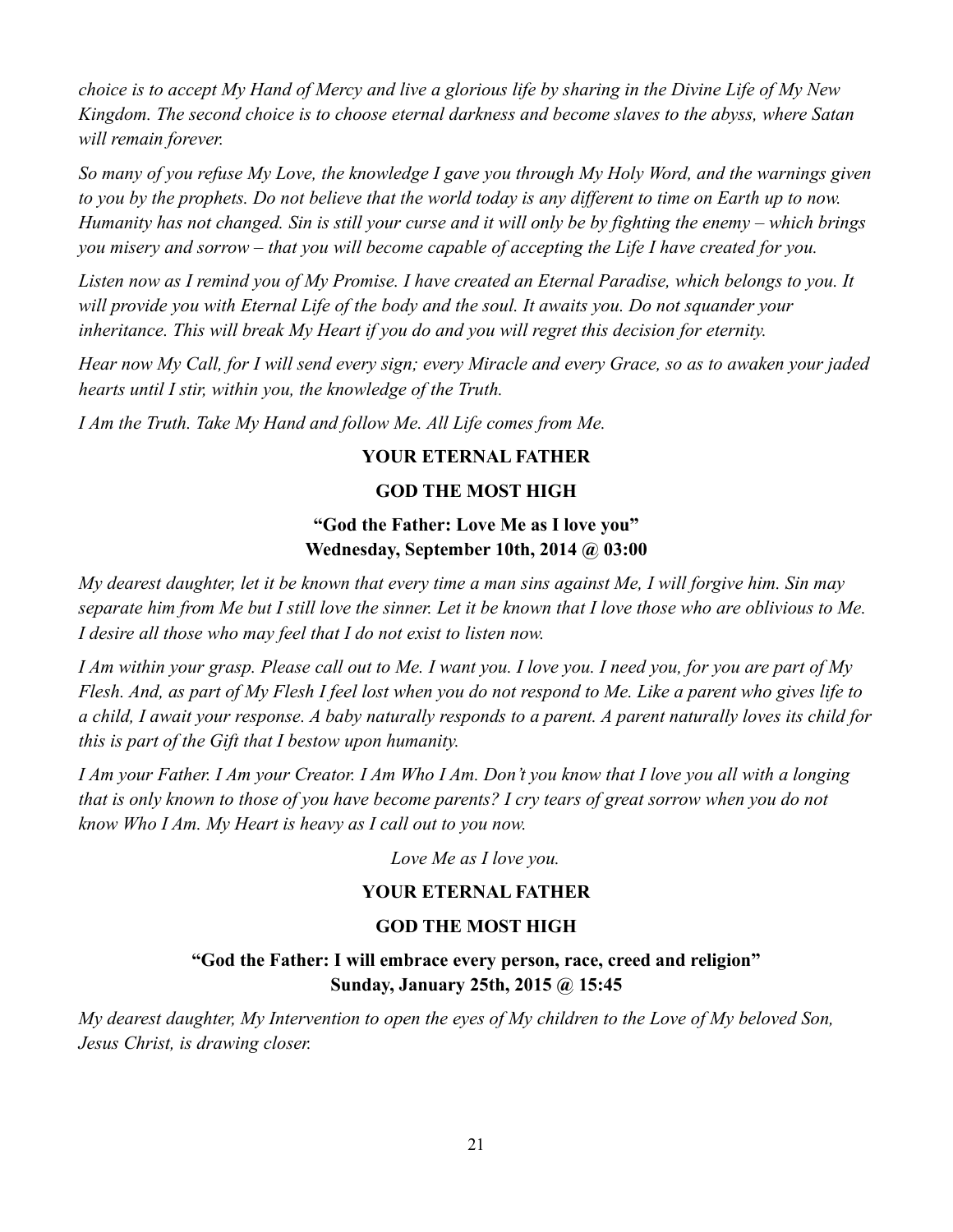*choice is to accept My Hand of Mercy and live a glorious life by sharing in the Divine Life of My New Kingdom. The second choice is to choose eternal darkness and become slaves to the abyss, where Satan will remain forever.*

*So many of you refuse My Love, the knowledge I gave you through My Holy Word, and the warnings given to you by the prophets. Do not believe that the world today is any different to time on Earth up to now. Humanity has not changed. Sin is still your curse and it will only be by fighting the enemy – which brings you misery and sorrow – that you will become capable of accepting the Life I have created for you.*

*Listen now as I remind you of My Promise. I have created an Eternal Paradise, which belongs to you. It will provide you with Eternal Life of the body and the soul. It awaits you. Do not squander your inheritance. This will break My Heart if you do and you will regret this decision for eternity.*

*Hear now My Call, for I will send every sign; every Miracle and every Grace, so as to awaken your jaded hearts until I stir, within you, the knowledge of the Truth.*

*I Am the Truth. Take My Hand and follow Me. All Life comes from Me.*

**YOUR ETERNAL FATHER**

**GOD THE MOST HIGH**

### "God the Father: Love Me as I love you"
**Wednesday, September 10th, 2014 @ 03:00**

*My dearest daughter, let it be known that every time a man sins against Me, I will forgive him. Sin may separate him from Me but I still love the sinner. Let it be known that I love those who are oblivious to Me. I desire all those who may feel that I do not exist to listen now.*

*I Am within your grasp. Please call out to Me. I want you. I love you. I need you, for you are part of My Flesh. And, as part of My Flesh I feel lost when you do not respond to Me. Like a parent who gives life to a child, I await your response. A baby naturally responds to a parent. A parent naturally loves its child for this is part of the Gift that I bestow upon humanity.*

*I Am your Father. I Am your Creator. I Am Who I Am. Don't you know that I love you all with a longing that is only known to those of you have become parents? I cry tears of great sorrow when you do not know Who I Am. My Heart is heavy as I call out to you now.*

*Love Me as I love you.*

**YOUR ETERNAL FATHER**

**GOD THE MOST HIGH**

### "God the Father: I will embrace every person, race, creed and religion"
**Sunday, January 25th, 2015 @ 15:45**

*My dearest daughter, My Intervention to open the eyes of My children to the Love of My beloved Son, Jesus Christ, is drawing closer.*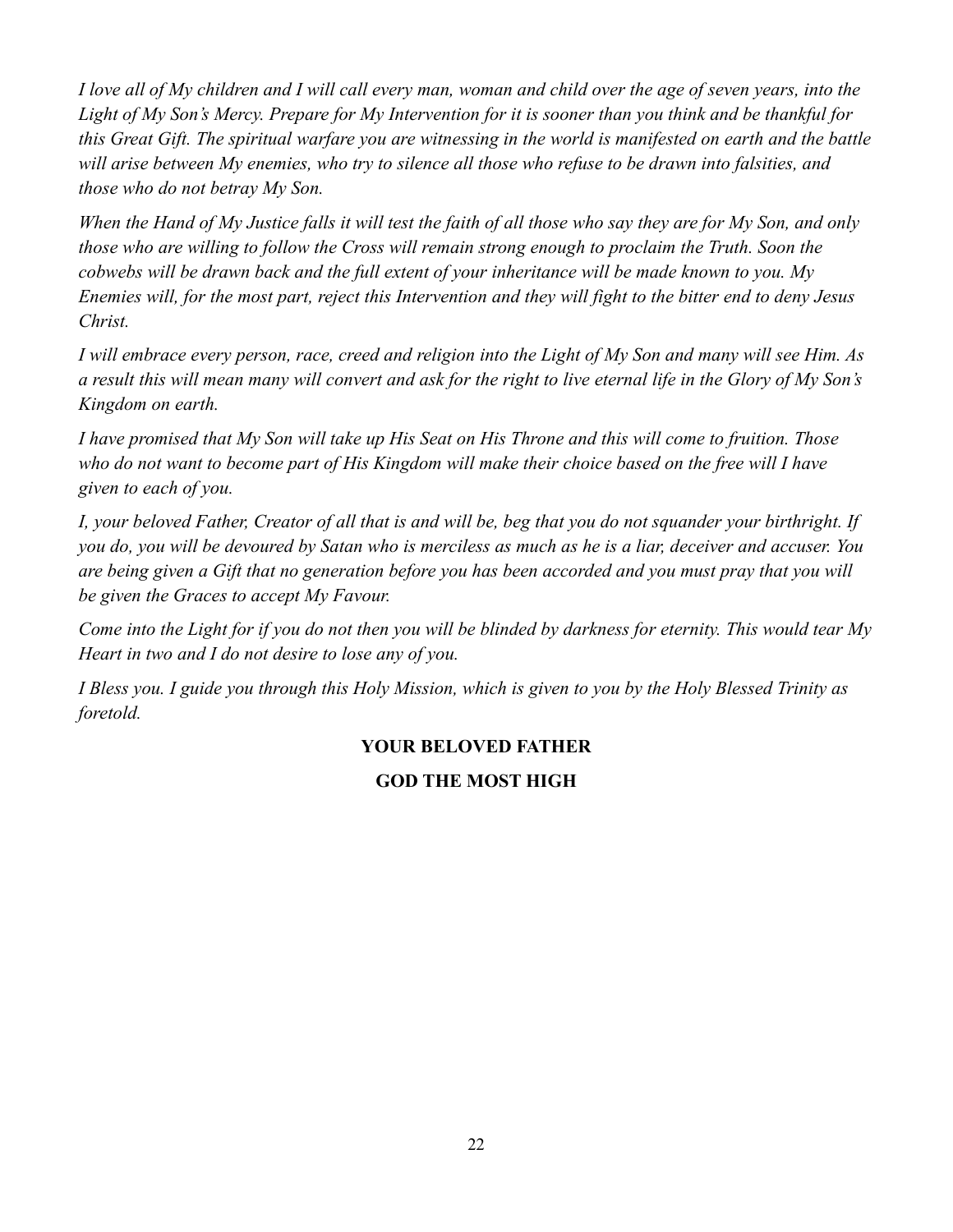*I love all of My children and I will call every man, woman and child over the age of seven years, into the Light of My Son's Mercy. Prepare for My Intervention for it is sooner than you think and be thankful for this Great Gift. The spiritual warfare you are witnessing in the world is manifested on earth and the battle will arise between My enemies, who try to silence all those who refuse to be drawn into falsities, and those who do not betray My Son.*

*When the Hand of My Justice falls it will test the faith of all those who say they are for My Son, and only those who are willing to follow the Cross will remain strong enough to proclaim the Truth. Soon the cobwebs will be drawn back and the full extent of your inheritance will be made known to you. My Enemies will, for the most part, reject this Intervention and they will fight to the bitter end to deny Jesus Christ.*

*I will embrace every person, race, creed and religion into the Light of My Son and many will see Him. As a result this will mean many will convert and ask for the right to live eternal life in the Glory of My Son's Kingdom on earth.*

*I have promised that My Son will take up His Seat on His Throne and this will come to fruition. Those who do not want to become part of His Kingdom will make their choice based on the free will I have given to each of you.*

*I, your beloved Father, Creator of all that is and will be, beg that you do not squander your birthright. If you do, you will be devoured by Satan who is merciless as much as he is a liar, deceiver and accuser. You are being given a Gift that no generation before you has been accorded and you must pray that you will be given the Graces to accept My Favour.*

*Come into the Light for if you do not then you will be blinded by darkness for eternity. This would tear My Heart in two and I do not desire to lose any of you.*

*I Bless you. I guide you through this Holy Mission, which is given to you by the Holy Blessed Trinity as foretold.*

**YOUR BELOVED FATHER**

**GOD THE MOST HIGH**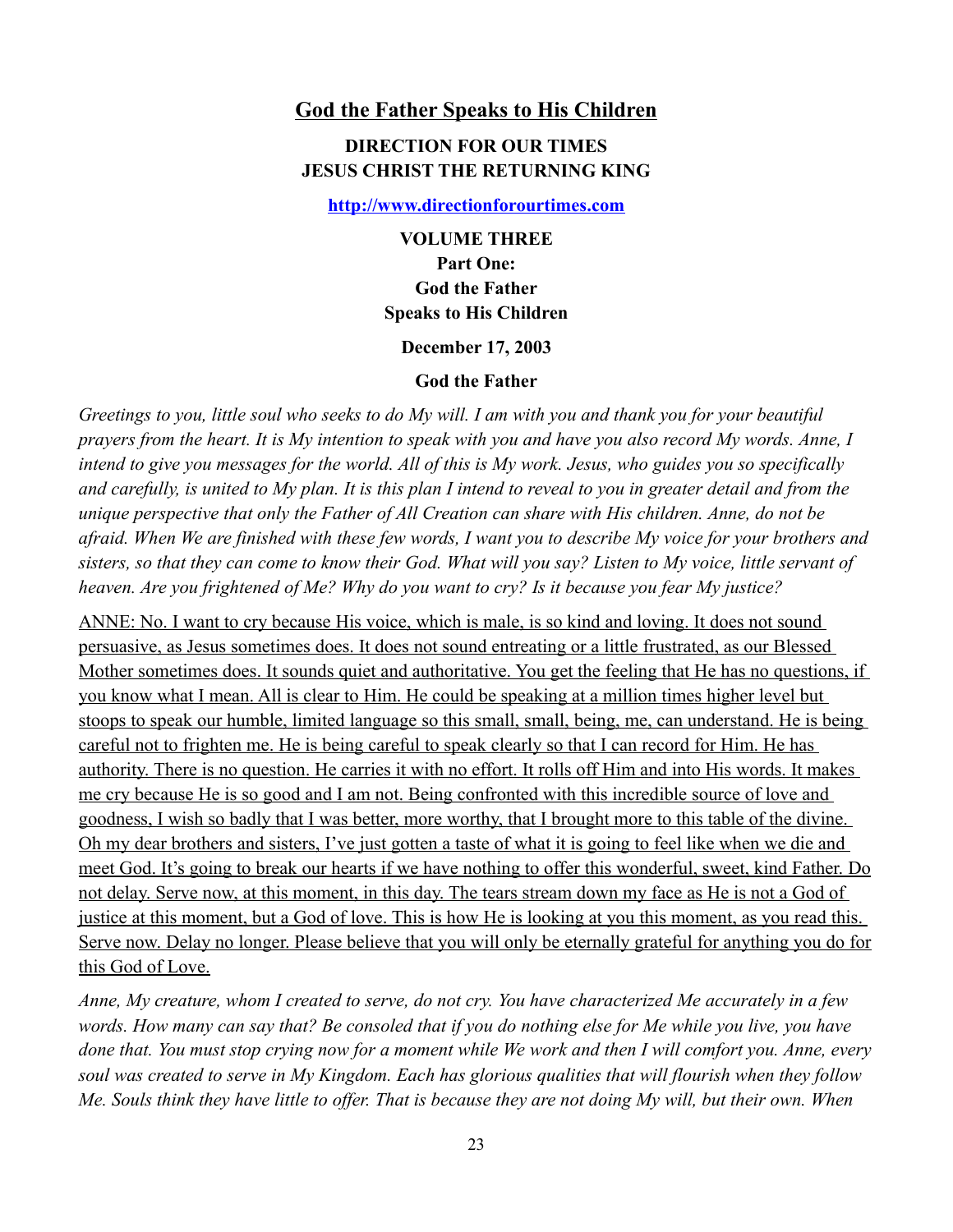## God the Father Speaks to His Children

**DIRECTION FOR OUR TIMES**
**JESUS CHRIST THE RETURNING KING**

**http://www.directionforourtimes.com**

**VOLUME THREE**
**Part One:**
**God the Father**
**Speaks to His Children**

**December 17, 2003**

**God the Father**

*Greetings to you, little soul who seeks to do My will. I am with you and thank you for your beautiful prayers from the heart. It is My intention to speak with you and have you also record My words. Anne, I intend to give you messages for the world. All of this is My work. Jesus, who guides you so specifically and carefully, is united to My plan. It is this plan I intend to reveal to you in greater detail and from the unique perspective that only the Father of All Creation can share with His children. Anne, do not be afraid. When We are finished with these few words, I want you to describe My voice for your brothers and sisters, so that they can come to know their God. What will you say? Listen to My voice, little servant of heaven. Are you frightened of Me? Why do you want to cry? Is it because you fear My justice?*

ANNE: No. I want to cry because His voice, which is male, is so kind and loving. It does not sound persuasive, as Jesus sometimes does. It does not sound entreating or a little frustrated, as our Blessed Mother sometimes does. It sounds quiet and authoritative. You get the feeling that He has no questions, if you know what I mean. All is clear to Him. He could be speaking at a million times higher level but stoops to speak our humble, limited language so this small, small, being, me, can understand. He is being careful not to frighten me. He is being careful to speak clearly so that I can record for Him. He has authority. There is no question. He carries it with no effort. It rolls off Him and into His words. It makes me cry because He is so good and I am not. Being confronted with this incredible source of love and goodness, I wish so badly that I was better, more worthy, that I brought more to this table of the divine. Oh my dear brothers and sisters, I've just gotten a taste of what it is going to feel like when we die and meet God. It's going to break our hearts if we have nothing to offer this wonderful, sweet, kind Father. Do not delay. Serve now, at this moment, in this day. The tears stream down my face as He is not a God of justice at this moment, but a God of love. This is how He is looking at you this moment, as you read this. Serve now. Delay no longer. Please believe that you will only be eternally grateful for anything you do for this God of Love.

*Anne, My creature, whom I created to serve, do not cry. You have characterized Me accurately in a few words. How many can say that? Be consoled that if you do nothing else for Me while you live, you have done that. You must stop crying now for a moment while We work and then I will comfort you. Anne, every soul was created to serve in My Kingdom. Each has glorious qualities that will flourish when they follow Me. Souls think they have little to offer. That is because they are not doing My will, but their own. When*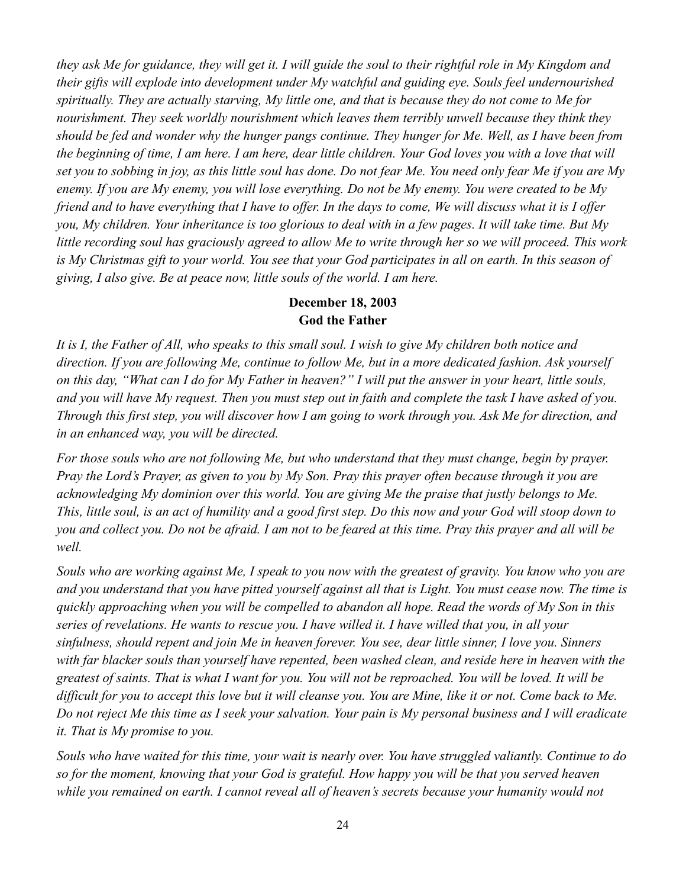*they ask Me for guidance, they will get it. I will guide the soul to their rightful role in My Kingdom and their gifts will explode into development under My watchful and guiding eye. Souls feel undernourished spiritually. They are actually starving, My little one, and that is because they do not come to Me for nourishment. They seek worldly nourishment which leaves them terribly unwell because they think they should be fed and wonder why the hunger pangs continue. They hunger for Me. Well, as I have been from the beginning of time, I am here. I am here, dear little children. Your God loves you with a love that will set you to sobbing in joy, as this little soul has done. Do not fear Me. You need only fear Me if you are My enemy. If you are My enemy, you will lose everything. Do not be My enemy. You were created to be My friend and to have everything that I have to offer. In the days to come, We will discuss what it is I offer you, My children. Your inheritance is too glorious to deal with in a few pages. It will take time. But My little recording soul has graciously agreed to allow Me to write through her so we will proceed. This work is My Christmas gift to your world. You see that your God participates in all on earth. In this season of giving, I also give. Be at peace now, little souls of the world. I am here.*

## December 18, 2003
## God the Father

*It is I, the Father of All, who speaks to this small soul. I wish to give My children both notice and direction. If you are following Me, continue to follow Me, but in a more dedicated fashion. Ask yourself on this day, "What can I do for My Father in heaven?" I will put the answer in your heart, little souls, and you will have My request. Then you must step out in faith and complete the task I have asked of you. Through this first step, you will discover how I am going to work through you. Ask Me for direction, and in an enhanced way, you will be directed.*

*For those souls who are not following Me, but who understand that they must change, begin by prayer. Pray the Lord's Prayer, as given to you by My Son. Pray this prayer often because through it you are acknowledging My dominion over this world. You are giving Me the praise that justly belongs to Me. This, little soul, is an act of humility and a good first step. Do this now and your God will stoop down to you and collect you. Do not be afraid. I am not to be feared at this time. Pray this prayer and all will be well.*

*Souls who are working against Me, I speak to you now with the greatest of gravity. You know who you are and you understand that you have pitted yourself against all that is Light. You must cease now. The time is quickly approaching when you will be compelled to abandon all hope. Read the words of My Son in this series of revelations. He wants to rescue you. I have willed it. I have willed that you, in all your sinfulness, should repent and join Me in heaven forever. You see, dear little sinner, I love you. Sinners with far blacker souls than yourself have repented, been washed clean, and reside here in heaven with the greatest of saints. That is what I want for you. You will not be reproached. You will be loved. It will be difficult for you to accept this love but it will cleanse you. You are Mine, like it or not. Come back to Me. Do not reject Me this time as I seek your salvation. Your pain is My personal business and I will eradicate it. That is My promise to you.*

*Souls who have waited for this time, your wait is nearly over. You have struggled valiantly. Continue to do so for the moment, knowing that your God is grateful. How happy you will be that you served heaven while you remained on earth. I cannot reveal all of heaven's secrets because your humanity would not*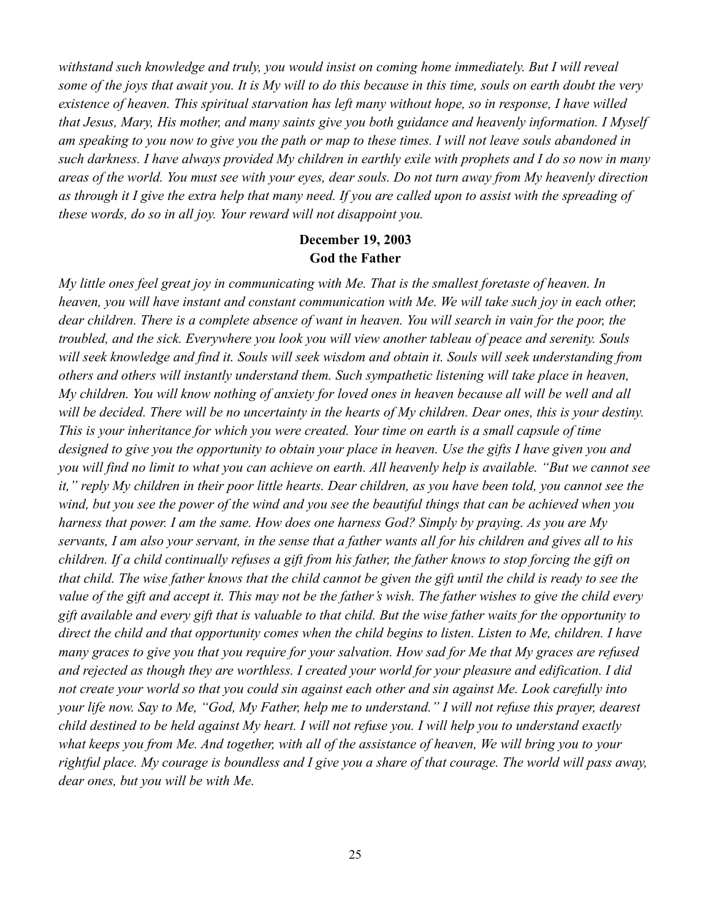*withstand such knowledge and truly, you would insist on coming home immediately. But I will reveal some of the joys that await you. It is My will to do this because in this time, souls on earth doubt the very existence of heaven. This spiritual starvation has left many without hope, so in response, I have willed that Jesus, Mary, His mother, and many saints give you both guidance and heavenly information. I Myself am speaking to you now to give you the path or map to these times. I will not leave souls abandoned in such darkness. I have always provided My children in earthly exile with prophets and I do so now in many areas of the world. You must see with your eyes, dear souls. Do not turn away from My heavenly direction as through it I give the extra help that many need. If you are called upon to assist with the spreading of these words, do so in all joy. Your reward will not disappoint you.*

**December 19, 2003**
**God the Father**

*My little ones feel great joy in communicating with Me. That is the smallest foretaste of heaven. In heaven, you will have instant and constant communication with Me. We will take such joy in each other, dear children. There is a complete absence of want in heaven. You will search in vain for the poor, the troubled, and the sick. Everywhere you look you will view another tableau of peace and serenity. Souls will seek knowledge and find it. Souls will seek wisdom and obtain it. Souls will seek understanding from others and others will instantly understand them. Such sympathetic listening will take place in heaven, My children. You will know nothing of anxiety for loved ones in heaven because all will be well and all will be decided. There will be no uncertainty in the hearts of My children. Dear ones, this is your destiny. This is your inheritance for which you were created. Your time on earth is a small capsule of time designed to give you the opportunity to obtain your place in heaven. Use the gifts I have given you and you will find no limit to what you can achieve on earth. All heavenly help is available. "But we cannot see it," reply My children in their poor little hearts. Dear children, as you have been told, you cannot see the wind, but you see the power of the wind and you see the beautiful things that can be achieved when you harness that power. I am the same. How does one harness God? Simply by praying. As you are My servants, I am also your servant, in the sense that a father wants all for his children and gives all to his children. If a child continually refuses a gift from his father, the father knows to stop forcing the gift on that child. The wise father knows that the child cannot be given the gift until the child is ready to see the value of the gift and accept it. This may not be the father's wish. The father wishes to give the child every gift available and every gift that is valuable to that child. But the wise father waits for the opportunity to direct the child and that opportunity comes when the child begins to listen. Listen to Me, children. I have many graces to give you that you require for your salvation. How sad for Me that My graces are refused and rejected as though they are worthless. I created your world for your pleasure and edification. I did not create your world so that you could sin against each other and sin against Me. Look carefully into your life now. Say to Me, "God, My Father, help me to understand." I will not refuse this prayer, dearest child destined to be held against My heart. I will not refuse you. I will help you to understand exactly what keeps you from Me. And together, with all of the assistance of heaven, We will bring you to your rightful place. My courage is boundless and I give you a share of that courage. The world will pass away, dear ones, but you will be with Me.*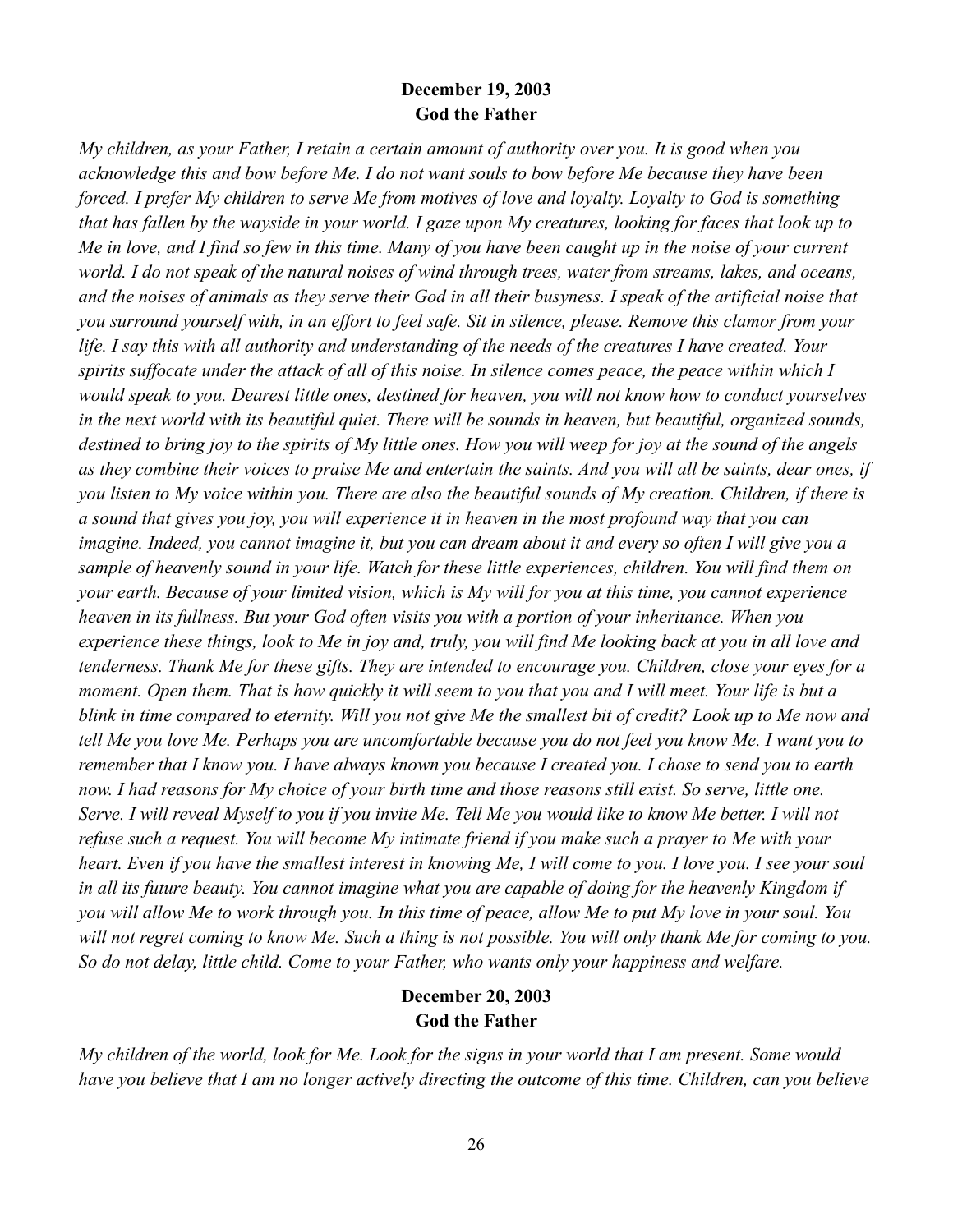**December 19, 2003**
**God the Father**

*My children, as your Father, I retain a certain amount of authority over you. It is good when you acknowledge this and bow before Me. I do not want souls to bow before Me because they have been forced. I prefer My children to serve Me from motives of love and loyalty. Loyalty to God is something that has fallen by the wayside in your world. I gaze upon My creatures, looking for faces that look up to Me in love, and I find so few in this time. Many of you have been caught up in the noise of your current world. I do not speak of the natural noises of wind through trees, water from streams, lakes, and oceans, and the noises of animals as they serve their God in all their busyness. I speak of the artificial noise that you surround yourself with, in an effort to feel safe. Sit in silence, please. Remove this clamor from your life. I say this with all authority and understanding of the needs of the creatures I have created. Your spirits suffocate under the attack of all of this noise. In silence comes peace, the peace within which I would speak to you. Dearest little ones, destined for heaven, you will not know how to conduct yourselves in the next world with its beautiful quiet. There will be sounds in heaven, but beautiful, organized sounds, destined to bring joy to the spirits of My little ones. How you will weep for joy at the sound of the angels as they combine their voices to praise Me and entertain the saints. And you will all be saints, dear ones, if you listen to My voice within you. There are also the beautiful sounds of My creation. Children, if there is a sound that gives you joy, you will experience it in heaven in the most profound way that you can imagine. Indeed, you cannot imagine it, but you can dream about it and every so often I will give you a sample of heavenly sound in your life. Watch for these little experiences, children. You will find them on your earth. Because of your limited vision, which is My will for you at this time, you cannot experience heaven in its fullness. But your God often visits you with a portion of your inheritance. When you experience these things, look to Me in joy and, truly, you will find Me looking back at you in all love and tenderness. Thank Me for these gifts. They are intended to encourage you. Children, close your eyes for a moment. Open them. That is how quickly it will seem to you that you and I will meet. Your life is but a blink in time compared to eternity. Will you not give Me the smallest bit of credit? Look up to Me now and tell Me you love Me. Perhaps you are uncomfortable because you do not feel you know Me. I want you to remember that I know you. I have always known you because I created you. I chose to send you to earth now. I had reasons for My choice of your birth time and those reasons still exist. So serve, little one. Serve. I will reveal Myself to you if you invite Me. Tell Me you would like to know Me better. I will not refuse such a request. You will become My intimate friend if you make such a prayer to Me with your heart. Even if you have the smallest interest in knowing Me, I will come to you. I love you. I see your soul in all its future beauty. You cannot imagine what you are capable of doing for the heavenly Kingdom if you will allow Me to work through you. In this time of peace, allow Me to put My love in your soul. You will not regret coming to know Me. Such a thing is not possible. You will only thank Me for coming to you. So do not delay, little child. Come to your Father, who wants only your happiness and welfare.*

**December 20, 2003**
**God the Father**

*My children of the world, look for Me. Look for the signs in your world that I am present. Some would have you believe that I am no longer actively directing the outcome of this time. Children, can you believe*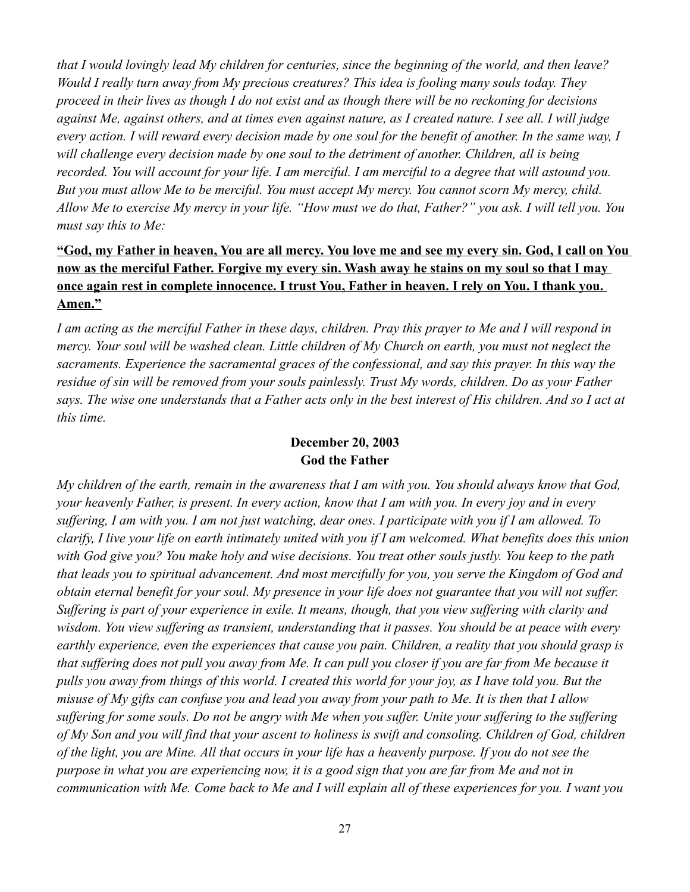*that I would lovingly lead My children for centuries, since the beginning of the world, and then leave? Would I really turn away from My precious creatures? This idea is fooling many souls today. They proceed in their lives as though I do not exist and as though there will be no reckoning for decisions against Me, against others, and at times even against nature, as I created nature. I see all. I will judge every action. I will reward every decision made by one soul for the benefit of another. In the same way, I will challenge every decision made by one soul to the detriment of another. Children, all is being recorded. You will account for your life. I am merciful. I am merciful to a degree that will astound you. But you must allow Me to be merciful. You must accept My mercy. You cannot scorn My mercy, child. Allow Me to exercise My mercy in your life. "How must we do that, Father?" you ask. I will tell you. You must say this to Me:*

**"God, my Father in heaven, You are all mercy. You love me and see my every sin. God, I call on You now as the merciful Father. Forgive my every sin. Wash away he stains on my soul so that I may once again rest in complete innocence. I trust You, Father in heaven. I rely on You. I thank you. Amen."**

*I am acting as the merciful Father in these days, children. Pray this prayer to Me and I will respond in mercy. Your soul will be washed clean. Little children of My Church on earth, you must not neglect the sacraments. Experience the sacramental graces of the confessional, and say this prayer. In this way the residue of sin will be removed from your souls painlessly. Trust My words, children. Do as your Father says. The wise one understands that a Father acts only in the best interest of His children. And so I act at this time.*

### December 20, 2003
### God the Father

*My children of the earth, remain in the awareness that I am with you. You should always know that God, your heavenly Father, is present. In every action, know that I am with you. In every joy and in every suffering, I am with you. I am not just watching, dear ones. I participate with you if I am allowed. To clarify, I live your life on earth intimately united with you if I am welcomed. What benefits does this union with God give you? You make holy and wise decisions. You treat other souls justly. You keep to the path that leads you to spiritual advancement. And most mercifully for you, you serve the Kingdom of God and obtain eternal benefit for your soul. My presence in your life does not guarantee that you will not suffer. Suffering is part of your experience in exile. It means, though, that you view suffering with clarity and wisdom. You view suffering as transient, understanding that it passes. You should be at peace with every earthly experience, even the experiences that cause you pain. Children, a reality that you should grasp is that suffering does not pull you away from Me. It can pull you closer if you are far from Me because it pulls you away from things of this world. I created this world for your joy, as I have told you. But the misuse of My gifts can confuse you and lead you away from your path to Me. It is then that I allow suffering for some souls. Do not be angry with Me when you suffer. Unite your suffering to the suffering of My Son and you will find that your ascent to holiness is swift and consoling. Children of God, children of the light, you are Mine. All that occurs in your life has a heavenly purpose. If you do not see the purpose in what you are experiencing now, it is a good sign that you are far from Me and not in communication with Me. Come back to Me and I will explain all of these experiences for you. I want you*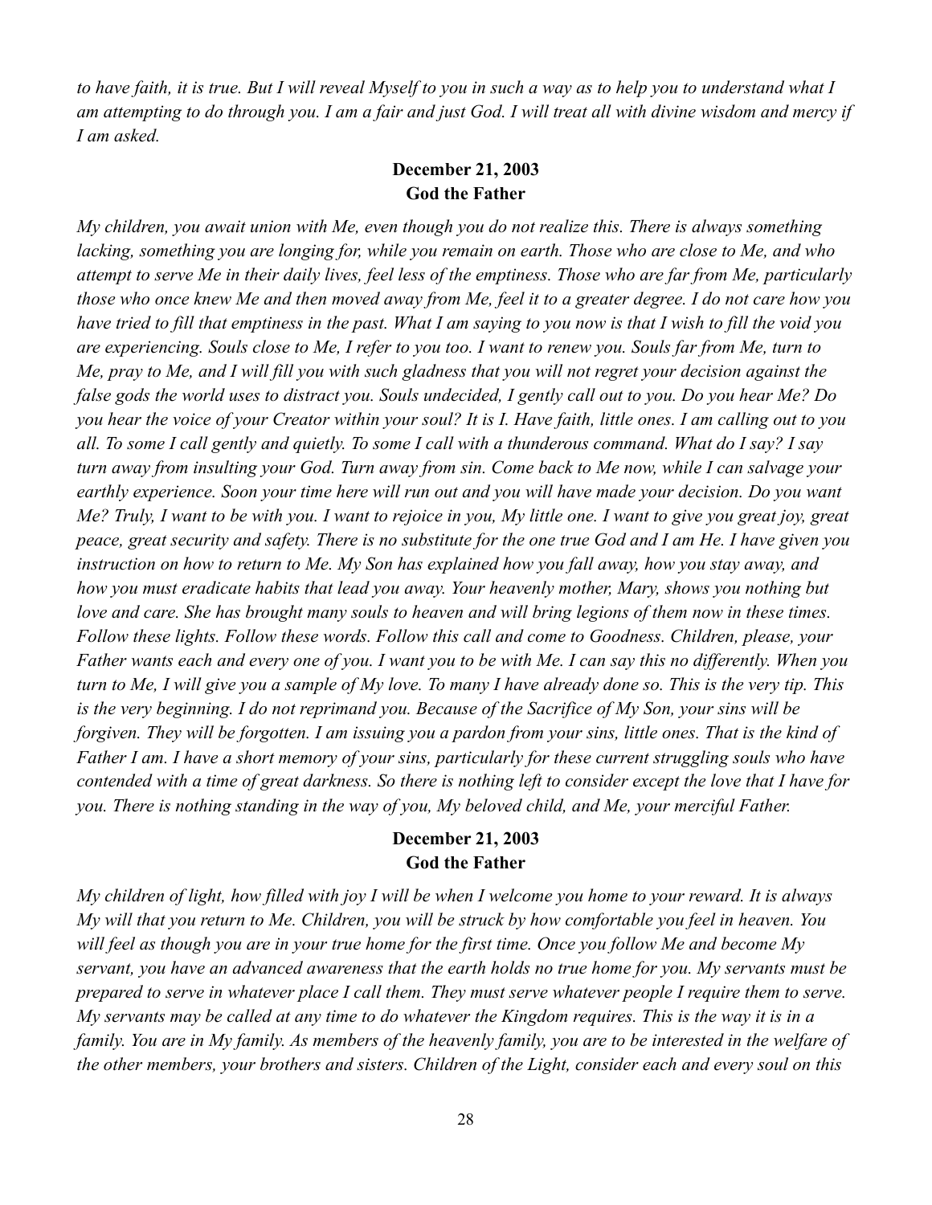*to have faith, it is true. But I will reveal Myself to you in such a way as to help you to understand what I am attempting to do through you. I am a fair and just God. I will treat all with divine wisdom and mercy if I am asked.*

**December 21, 2003**
**God the Father**

*My children, you await union with Me, even though you do not realize this. There is always something lacking, something you are longing for, while you remain on earth. Those who are close to Me, and who attempt to serve Me in their daily lives, feel less of the emptiness. Those who are far from Me, particularly those who once knew Me and then moved away from Me, feel it to a greater degree. I do not care how you have tried to fill that emptiness in the past. What I am saying to you now is that I wish to fill the void you are experiencing. Souls close to Me, I refer to you too. I want to renew you. Souls far from Me, turn to Me, pray to Me, and I will fill you with such gladness that you will not regret your decision against the false gods the world uses to distract you. Souls undecided, I gently call out to you. Do you hear Me? Do you hear the voice of your Creator within your soul? It is I. Have faith, little ones. I am calling out to you all. To some I call gently and quietly. To some I call with a thunderous command. What do I say? I say turn away from insulting your God. Turn away from sin. Come back to Me now, while I can salvage your earthly experience. Soon your time here will run out and you will have made your decision. Do you want Me? Truly, I want to be with you. I want to rejoice in you, My little one. I want to give you great joy, great peace, great security and safety. There is no substitute for the one true God and I am He. I have given you instruction on how to return to Me. My Son has explained how you fall away, how you stay away, and how you must eradicate habits that lead you away. Your heavenly mother, Mary, shows you nothing but love and care. She has brought many souls to heaven and will bring legions of them now in these times. Follow these lights. Follow these words. Follow this call and come to Goodness. Children, please, your Father wants each and every one of you. I want you to be with Me. I can say this no differently. When you turn to Me, I will give you a sample of My love. To many I have already done so. This is the very tip. This is the very beginning. I do not reprimand you. Because of the Sacrifice of My Son, your sins will be forgiven. They will be forgotten. I am issuing you a pardon from your sins, little ones. That is the kind of Father I am. I have a short memory of your sins, particularly for these current struggling souls who have contended with a time of great darkness. So there is nothing left to consider except the love that I have for you. There is nothing standing in the way of you, My beloved child, and Me, your merciful Father.*

**December 21, 2003**
**God the Father**

*My children of light, how filled with joy I will be when I welcome you home to your reward. It is always My will that you return to Me. Children, you will be struck by how comfortable you feel in heaven. You will feel as though you are in your true home for the first time. Once you follow Me and become My servant, you have an advanced awareness that the earth holds no true home for you. My servants must be prepared to serve in whatever place I call them. They must serve whatever people I require them to serve. My servants may be called at any time to do whatever the Kingdom requires. This is the way it is in a family. You are in My family. As members of the heavenly family, you are to be interested in the welfare of the other members, your brothers and sisters. Children of the Light, consider each and every soul on this*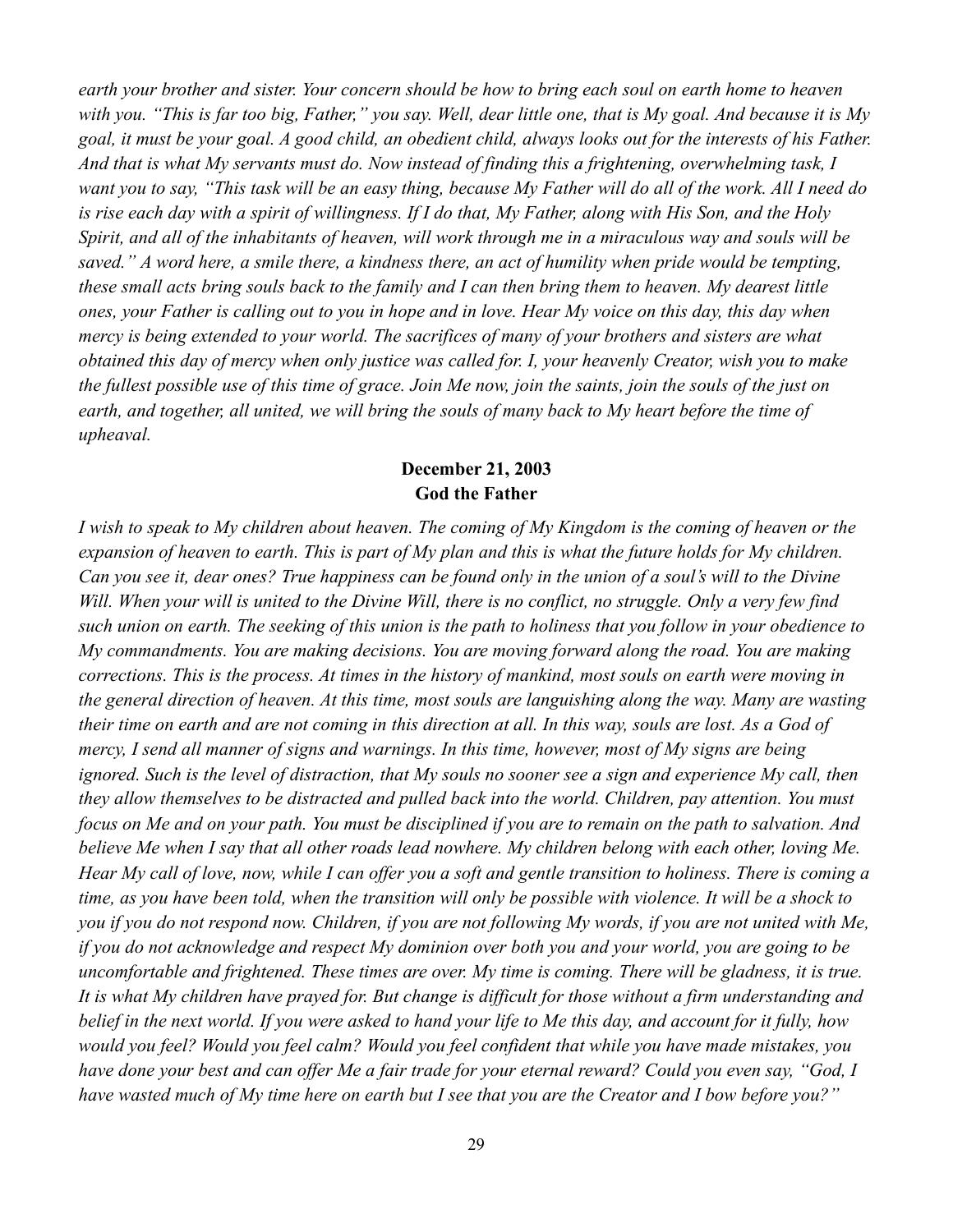*earth your brother and sister. Your concern should be how to bring each soul on earth home to heaven with you. "This is far too big, Father," you say. Well, dear little one, that is My goal. And because it is My goal, it must be your goal. A good child, an obedient child, always looks out for the interests of his Father. And that is what My servants must do. Now instead of finding this a frightening, overwhelming task, I want you to say, "This task will be an easy thing, because My Father will do all of the work. All I need do is rise each day with a spirit of willingness. If I do that, My Father, along with His Son, and the Holy Spirit, and all of the inhabitants of heaven, will work through me in a miraculous way and souls will be saved." A word here, a smile there, a kindness there, an act of humility when pride would be tempting, these small acts bring souls back to the family and I can then bring them to heaven. My dearest little ones, your Father is calling out to you in hope and in love. Hear My voice on this day, this day when mercy is being extended to your world. The sacrifices of many of your brothers and sisters are what obtained this day of mercy when only justice was called for. I, your heavenly Creator, wish you to make the fullest possible use of this time of grace. Join Me now, join the saints, join the souls of the just on earth, and together, all united, we will bring the souls of many back to My heart before the time of upheaval.*

## December 21, 2003
## God the Father

*I wish to speak to My children about heaven. The coming of My Kingdom is the coming of heaven or the expansion of heaven to earth. This is part of My plan and this is what the future holds for My children. Can you see it, dear ones? True happiness can be found only in the union of a soul's will to the Divine Will. When your will is united to the Divine Will, there is no conflict, no struggle. Only a very few find such union on earth. The seeking of this union is the path to holiness that you follow in your obedience to My commandments. You are making decisions. You are moving forward along the road. You are making corrections. This is the process. At times in the history of mankind, most souls on earth were moving in the general direction of heaven. At this time, most souls are languishing along the way. Many are wasting their time on earth and are not coming in this direction at all. In this way, souls are lost. As a God of mercy, I send all manner of signs and warnings. In this time, however, most of My signs are being ignored. Such is the level of distraction, that My souls no sooner see a sign and experience My call, then they allow themselves to be distracted and pulled back into the world. Children, pay attention. You must focus on Me and on your path. You must be disciplined if you are to remain on the path to salvation. And believe Me when I say that all other roads lead nowhere. My children belong with each other, loving Me. Hear My call of love, now, while I can offer you a soft and gentle transition to holiness. There is coming a time, as you have been told, when the transition will only be possible with violence. It will be a shock to you if you do not respond now. Children, if you are not following My words, if you are not united with Me, if you do not acknowledge and respect My dominion over both you and your world, you are going to be uncomfortable and frightened. These times are over. My time is coming. There will be gladness, it is true. It is what My children have prayed for. But change is difficult for those without a firm understanding and belief in the next world. If you were asked to hand your life to Me this day, and account for it fully, how would you feel? Would you feel calm? Would you feel confident that while you have made mistakes, you have done your best and can offer Me a fair trade for your eternal reward? Could you even say, "God, I have wasted much of My time here on earth but I see that you are the Creator and I bow before you?"*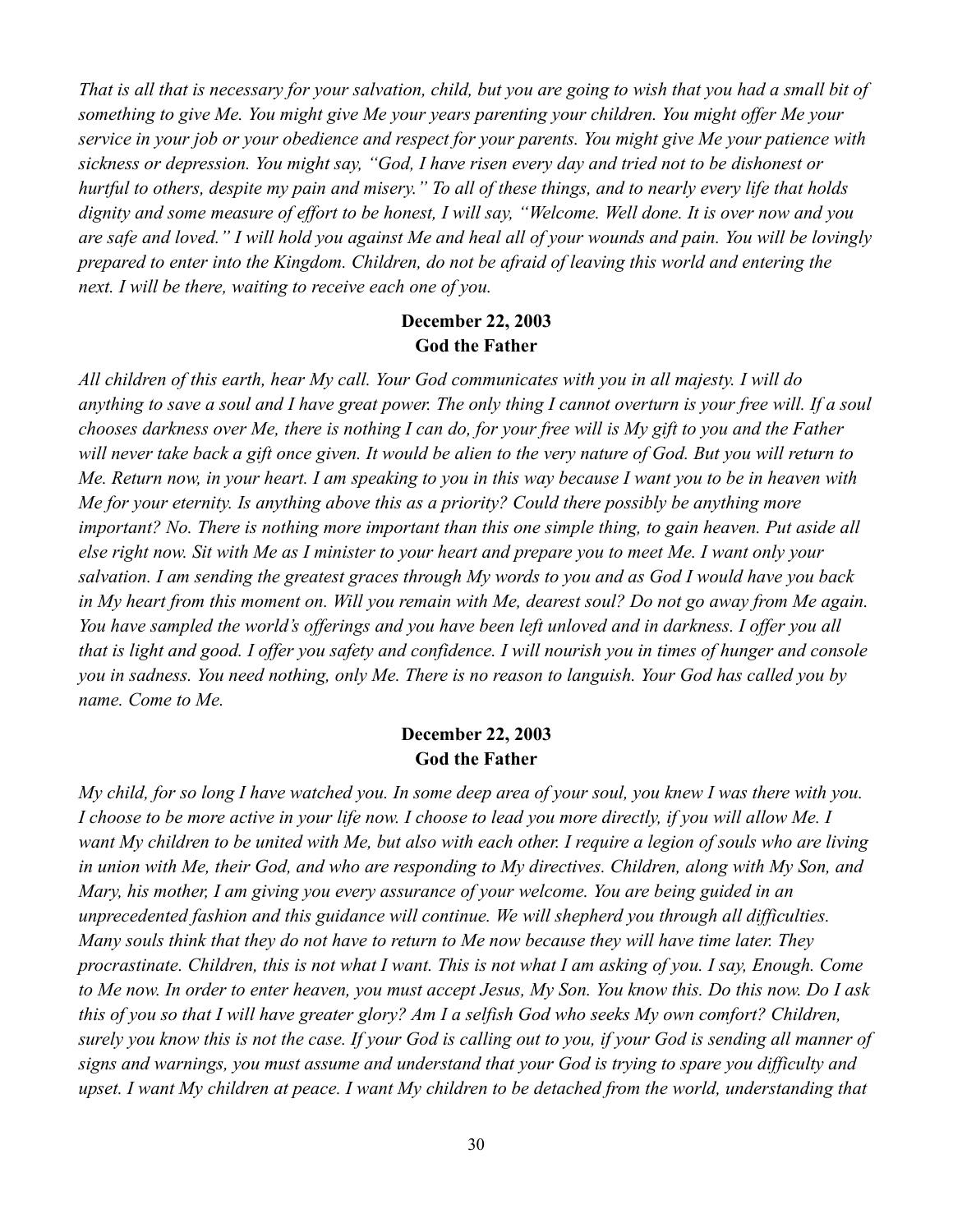*That is all that is necessary for your salvation, child, but you are going to wish that you had a small bit of something to give Me. You might give Me your years parenting your children. You might offer Me your service in your job or your obedience and respect for your parents. You might give Me your patience with sickness or depression. You might say, "God, I have risen every day and tried not to be dishonest or hurtful to others, despite my pain and misery." To all of these things, and to nearly every life that holds dignity and some measure of effort to be honest, I will say, "Welcome. Well done. It is over now and you are safe and loved." I will hold you against Me and heal all of your wounds and pain. You will be lovingly prepared to enter into the Kingdom. Children, do not be afraid of leaving this world and entering the next. I will be there, waiting to receive each one of you.*

**December 22, 2003**
**God the Father**

*All children of this earth, hear My call. Your God communicates with you in all majesty. I will do anything to save a soul and I have great power. The only thing I cannot overturn is your free will. If a soul chooses darkness over Me, there is nothing I can do, for your free will is My gift to you and the Father will never take back a gift once given. It would be alien to the very nature of God. But you will return to Me. Return now, in your heart. I am speaking to you in this way because I want you to be in heaven with Me for your eternity. Is anything above this as a priority? Could there possibly be anything more important? No. There is nothing more important than this one simple thing, to gain heaven. Put aside all else right now. Sit with Me as I minister to your heart and prepare you to meet Me. I want only your salvation. I am sending the greatest graces through My words to you and as God I would have you back in My heart from this moment on. Will you remain with Me, dearest soul? Do not go away from Me again. You have sampled the world's offerings and you have been left unloved and in darkness. I offer you all that is light and good. I offer you safety and confidence. I will nourish you in times of hunger and console you in sadness. You need nothing, only Me. There is no reason to languish. Your God has called you by name. Come to Me.*

**December 22, 2003**
**God the Father**

*My child, for so long I have watched you. In some deep area of your soul, you knew I was there with you. I choose to be more active in your life now. I choose to lead you more directly, if you will allow Me. I want My children to be united with Me, but also with each other. I require a legion of souls who are living in union with Me, their God, and who are responding to My directives. Children, along with My Son, and Mary, his mother, I am giving you every assurance of your welcome. You are being guided in an unprecedented fashion and this guidance will continue. We will shepherd you through all difficulties. Many souls think that they do not have to return to Me now because they will have time later. They procrastinate. Children, this is not what I want. This is not what I am asking of you. I say, Enough. Come to Me now. In order to enter heaven, you must accept Jesus, My Son. You know this. Do this now. Do I ask this of you so that I will have greater glory? Am I a selfish God who seeks My own comfort? Children, surely you know this is not the case. If your God is calling out to you, if your God is sending all manner of signs and warnings, you must assume and understand that your God is trying to spare you difficulty and upset. I want My children at peace. I want My children to be detached from the world, understanding that*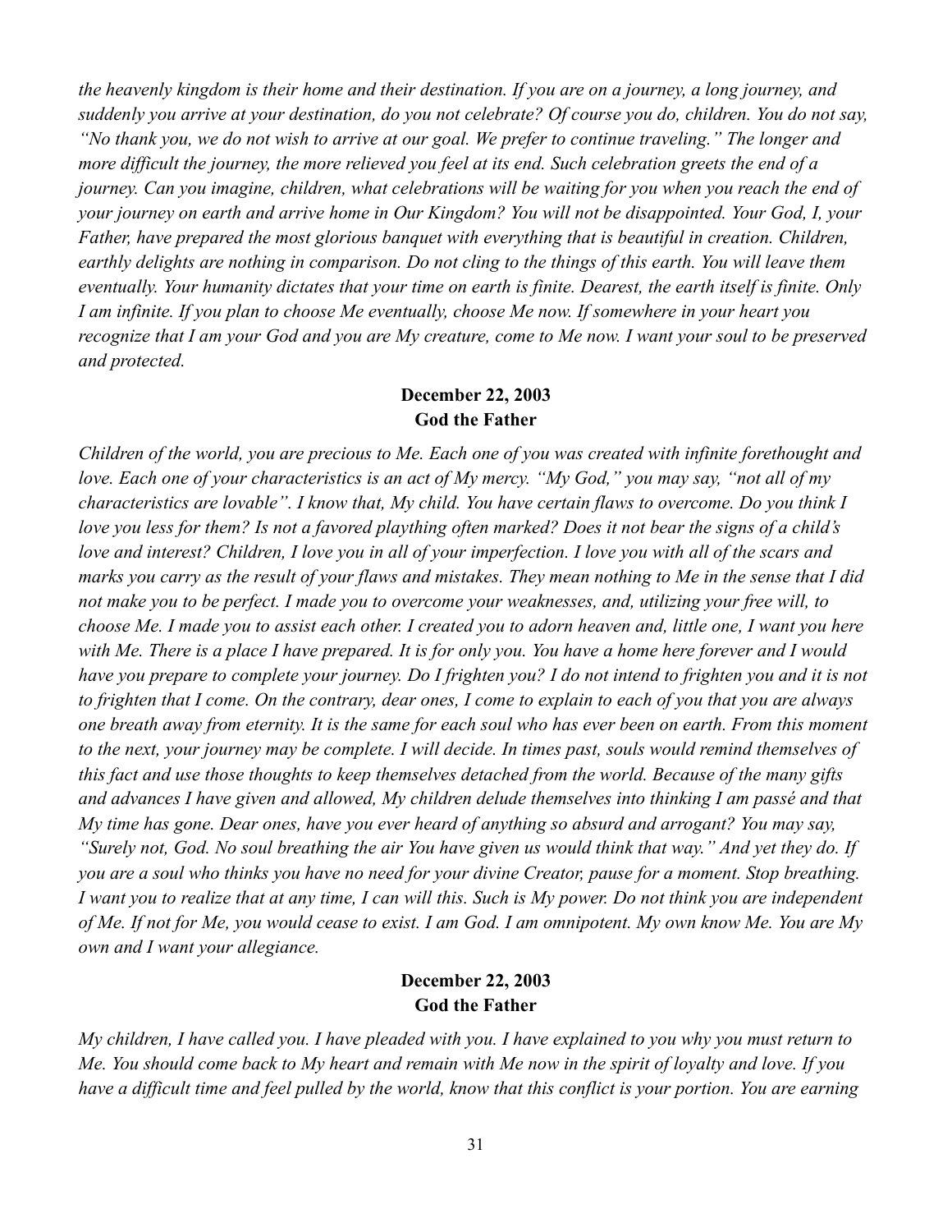*the heavenly kingdom is their home and their destination. If you are on a journey, a long journey, and suddenly you arrive at your destination, do you not celebrate? Of course you do, children. You do not say, "No thank you, we do not wish to arrive at our goal. We prefer to continue traveling." The longer and more difficult the journey, the more relieved you feel at its end. Such celebration greets the end of a journey. Can you imagine, children, what celebrations will be waiting for you when you reach the end of your journey on earth and arrive home in Our Kingdom? You will not be disappointed. Your God, I, your Father, have prepared the most glorious banquet with everything that is beautiful in creation. Children, earthly delights are nothing in comparison. Do not cling to the things of this earth. You will leave them eventually. Your humanity dictates that your time on earth is finite. Dearest, the earth itself is finite. Only I am infinite. If you plan to choose Me eventually, choose Me now. If somewhere in your heart you recognize that I am your God and you are My creature, come to Me now. I want your soul to be preserved and protected.*

**December 22, 2003**
**God the Father**

*Children of the world, you are precious to Me. Each one of you was created with infinite forethought and love. Each one of your characteristics is an act of My mercy. "My God," you may say, "not all of my characteristics are lovable". I know that, My child. You have certain flaws to overcome. Do you think I love you less for them? Is not a favored plaything often marked? Does it not bear the signs of a child's love and interest? Children, I love you in all of your imperfection. I love you with all of the scars and marks you carry as the result of your flaws and mistakes. They mean nothing to Me in the sense that I did not make you to be perfect. I made you to overcome your weaknesses, and, utilizing your free will, to choose Me. I made you to assist each other. I created you to adorn heaven and, little one, I want you here with Me. There is a place I have prepared. It is for only you. You have a home here forever and I would have you prepare to complete your journey. Do I frighten you? I do not intend to frighten you and it is not to frighten that I come. On the contrary, dear ones, I come to explain to each of you that you are always one breath away from eternity. It is the same for each soul who has ever been on earth. From this moment to the next, your journey may be complete. I will decide. In times past, souls would remind themselves of this fact and use those thoughts to keep themselves detached from the world. Because of the many gifts and advances I have given and allowed, My children delude themselves into thinking I am passé and that My time has gone. Dear ones, have you ever heard of anything so absurd and arrogant? You may say, "Surely not, God. No soul breathing the air You have given us would think that way." And yet they do. If you are a soul who thinks you have no need for your divine Creator, pause for a moment. Stop breathing. I want you to realize that at any time, I can will this. Such is My power. Do not think you are independent of Me. If not for Me, you would cease to exist. I am God. I am omnipotent. My own know Me. You are My own and I want your allegiance.*

**December 22, 2003**
**God the Father**

*My children, I have called you. I have pleaded with you. I have explained to you why you must return to Me. You should come back to My heart and remain with Me now in the spirit of loyalty and love. If you have a difficult time and feel pulled by the world, know that this conflict is your portion. You are earning*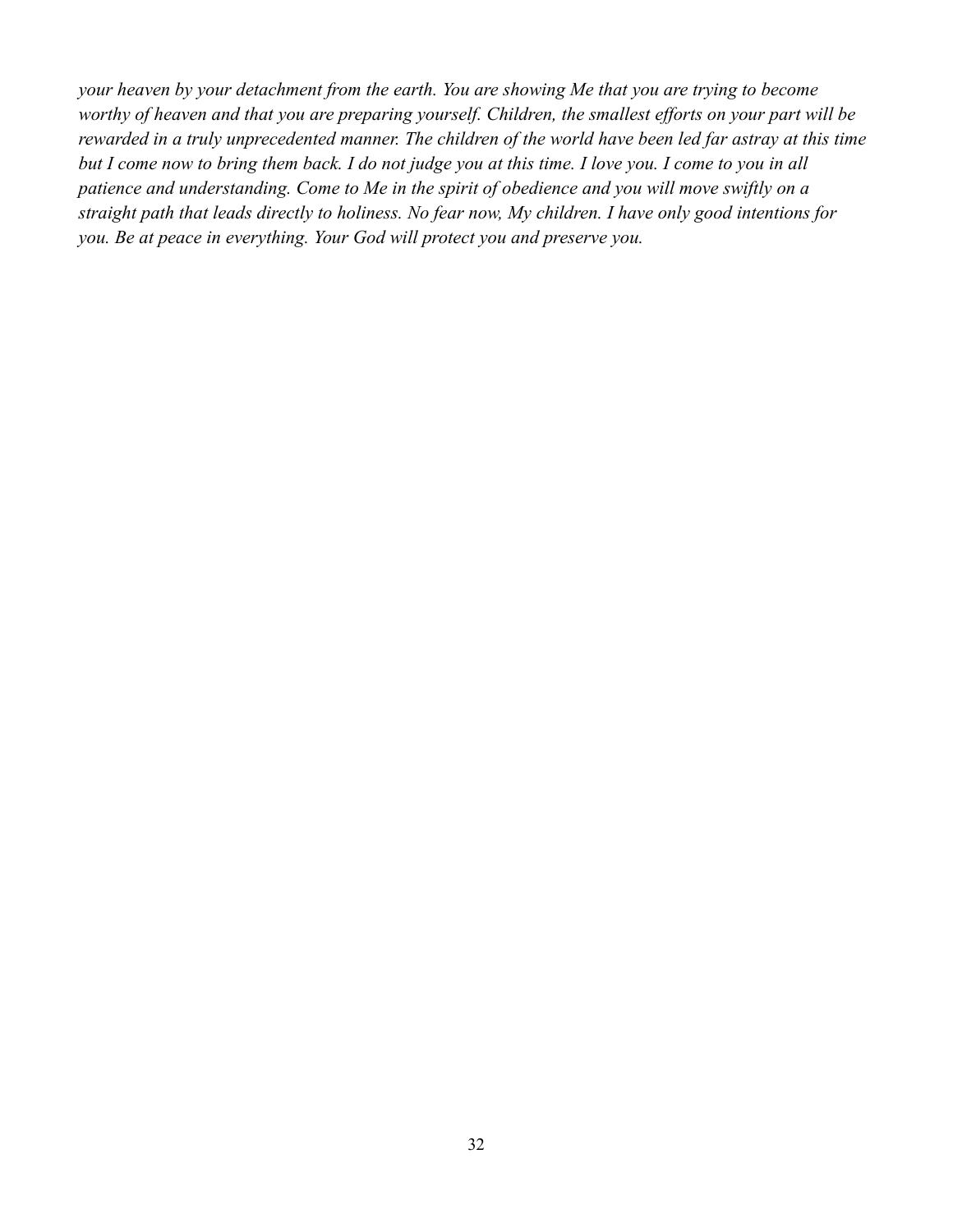*your heaven by your detachment from the earth. You are showing Me that you are trying to become worthy of heaven and that you are preparing yourself. Children, the smallest efforts on your part will be rewarded in a truly unprecedented manner. The children of the world have been led far astray at this time but I come now to bring them back. I do not judge you at this time. I love you. I come to you in all patience and understanding. Come to Me in the spirit of obedience and you will move swiftly on a straight path that leads directly to holiness. No fear now, My children. I have only good intentions for you. Be at peace in everything. Your God will protect you and preserve you.*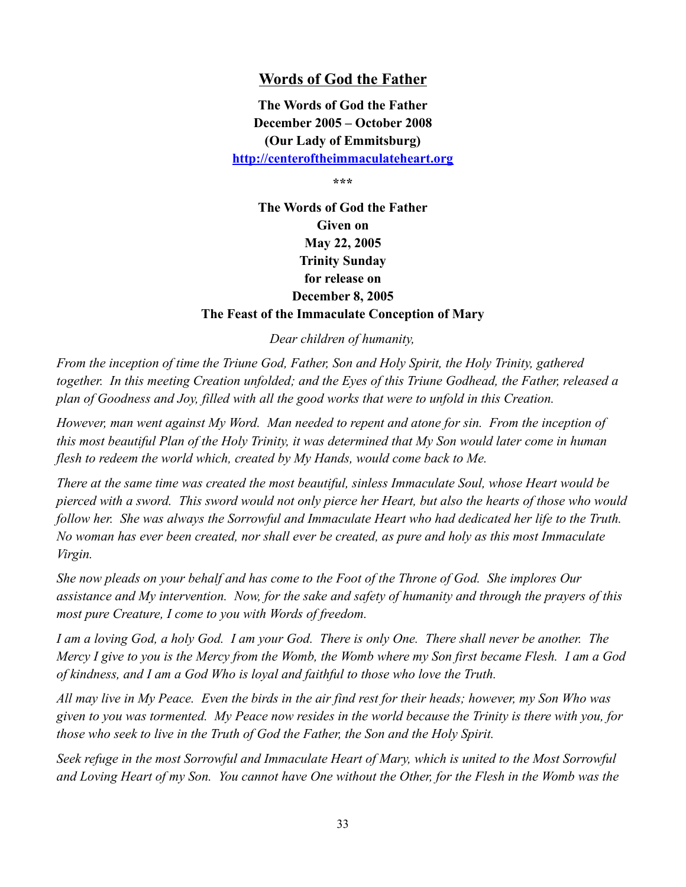## Words of God the Father

**The Words of God the Father**
**December 2005 – October 2008**
**(Our Lady of Emmitsburg)**
**[http://centeroftheimmaculateheart.org](http://centeroftheimmaculateheart.org)**

***

**The Words of God the Father**
**Given on**
**May 22, 2005**
**Trinity Sunday**
**for release on**
**December 8, 2005**
**The Feast of the Immaculate Conception of Mary**

*Dear children of humanity,*

*From the inception of time the Triune God, Father, Son and Holy Spirit, the Holy Trinity, gathered together. In this meeting Creation unfolded; and the Eyes of this Triune Godhead, the Father, released a plan of Goodness and Joy, filled with all the good works that were to unfold in this Creation.*

*However, man went against My Word. Man needed to repent and atone for sin. From the inception of this most beautiful Plan of the Holy Trinity, it was determined that My Son would later come in human flesh to redeem the world which, created by My Hands, would come back to Me.*

*There at the same time was created the most beautiful, sinless Immaculate Soul, whose Heart would be pierced with a sword. This sword would not only pierce her Heart, but also the hearts of those who would follow her. She was always the Sorrowful and Immaculate Heart who had dedicated her life to the Truth. No woman has ever been created, nor shall ever be created, as pure and holy as this most Immaculate Virgin.*

*She now pleads on your behalf and has come to the Foot of the Throne of God. She implores Our assistance and My intervention. Now, for the sake and safety of humanity and through the prayers of this most pure Creature, I come to you with Words of freedom.*

*I am a loving God, a holy God. I am your God. There is only One. There shall never be another. The Mercy I give to you is the Mercy from the Womb, the Womb where my Son first became Flesh. I am a God of kindness, and I am a God Who is loyal and faithful to those who love the Truth.*

*All may live in My Peace. Even the birds in the air find rest for their heads; however, my Son Who was given to you was tormented. My Peace now resides in the world because the Trinity is there with you, for those who seek to live in the Truth of God the Father, the Son and the Holy Spirit.*

*Seek refuge in the most Sorrowful and Immaculate Heart of Mary, which is united to the Most Sorrowful and Loving Heart of my Son. You cannot have One without the Other, for the Flesh in the Womb was the*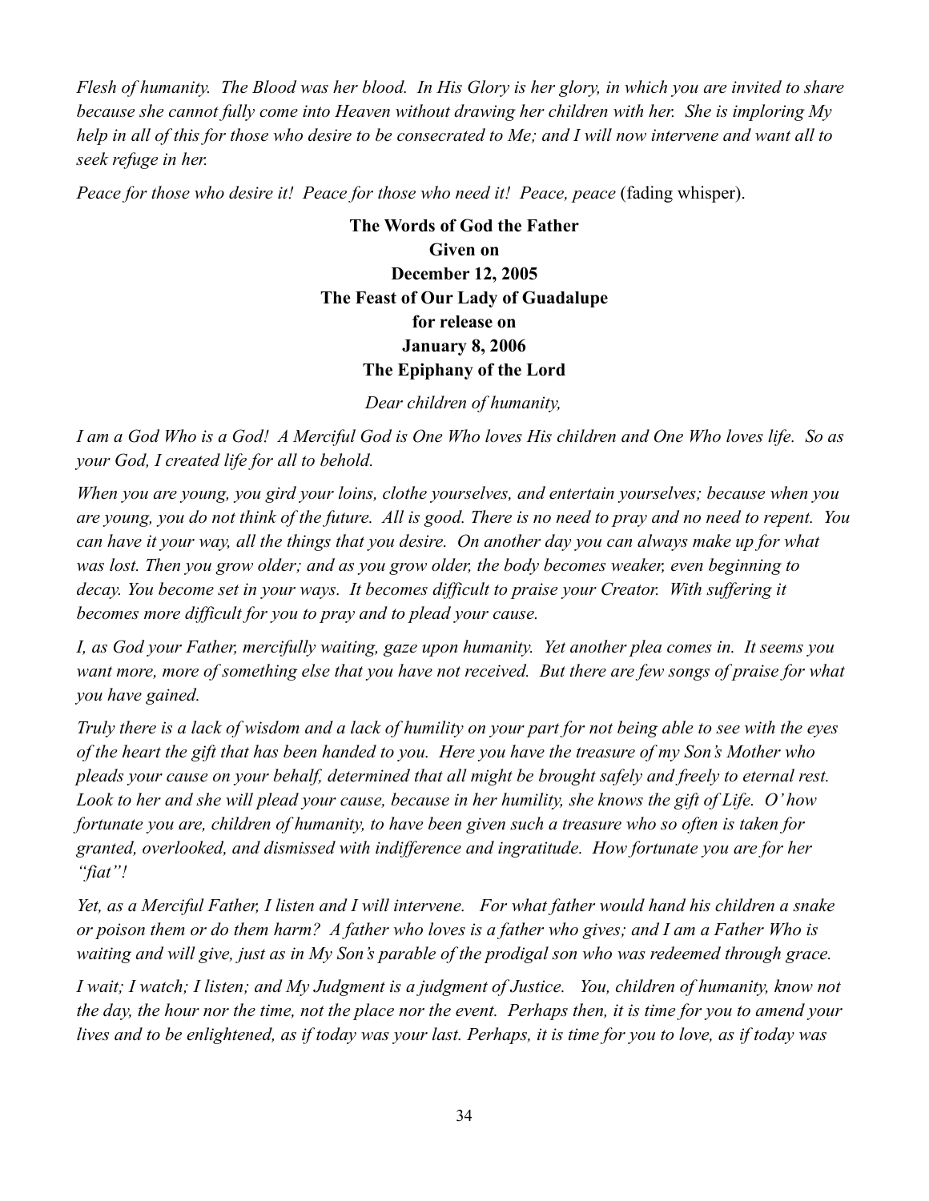*Flesh of humanity. The Blood was her blood. In His Glory is her glory, in which you are invited to share because she cannot fully come into Heaven without drawing her children with her. She is imploring My help in all of this for those who desire to be consecrated to Me; and I will now intervene and want all to seek refuge in her.*

*Peace for those who desire it! Peace for those who need it! Peace, peace* (fading whisper).

**The Words of God the Father**
**Given on**
**December 12, 2005**
**The Feast of Our Lady of Guadalupe**
**for release on**
**January 8, 2006**
**The Epiphany of the Lord**

*Dear children of humanity,*

*I am a God Who is a God! A Merciful God is One Who loves His children and One Who loves life. So as your God, I created life for all to behold.*

*When you are young, you gird your loins, clothe yourselves, and entertain yourselves; because when you are young, you do not think of the future. All is good. There is no need to pray and no need to repent. You can have it your way, all the things that you desire. On another day you can always make up for what was lost. Then you grow older; and as you grow older, the body becomes weaker, even beginning to decay. You become set in your ways. It becomes difficult to praise your Creator. With suffering it becomes more difficult for you to pray and to plead your cause.*

*I, as God your Father, mercifully waiting, gaze upon humanity. Yet another plea comes in. It seems you want more, more of something else that you have not received. But there are few songs of praise for what you have gained.*

*Truly there is a lack of wisdom and a lack of humility on your part for not being able to see with the eyes of the heart the gift that has been handed to you. Here you have the treasure of my Son's Mother who pleads your cause on your behalf, determined that all might be brought safely and freely to eternal rest. Look to her and she will plead your cause, because in her humility, she knows the gift of Life. O' how fortunate you are, children of humanity, to have been given such a treasure who so often is taken for granted, overlooked, and dismissed with indifference and ingratitude. How fortunate you are for her "fiat"!*

*Yet, as a Merciful Father, I listen and I will intervene. For what father would hand his children a snake or poison them or do them harm? A father who loves is a father who gives; and I am a Father Who is waiting and will give, just as in My Son's parable of the prodigal son who was redeemed through grace.*

*I wait; I watch; I listen; and My Judgment is a judgment of Justice. You, children of humanity, know not the day, the hour nor the time, not the place nor the event. Perhaps then, it is time for you to amend your lives and to be enlightened, as if today was your last. Perhaps, it is time for you to love, as if today was*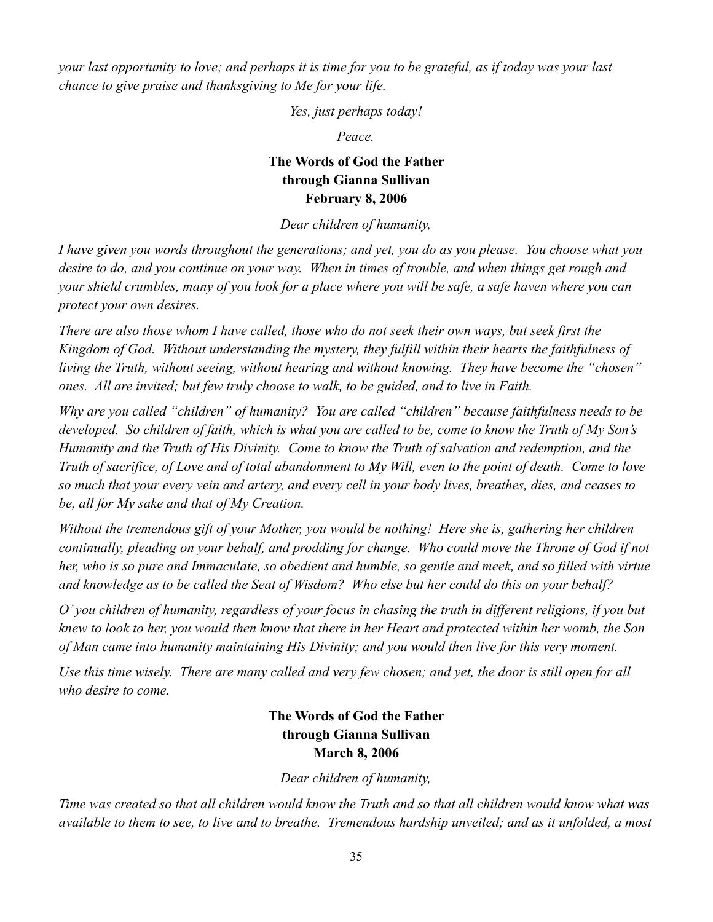*your last opportunity to love; and perhaps it is time for you to be grateful, as if today was your last chance to give praise and thanksgiving to Me for your life.*

*Yes, just perhaps today!*

*Peace.*

**The Words of God the Father**
**through Gianna Sullivan**
**February 8, 2006**

*Dear children of humanity,*

*I have given you words throughout the generations; and yet, you do as you please. You choose what you desire to do, and you continue on your way. When in times of trouble, and when things get rough and your shield crumbles, many of you look for a place where you will be safe, a safe haven where you can protect your own desires.*

*There are also those whom I have called, those who do not seek their own ways, but seek first the Kingdom of God. Without understanding the mystery, they fulfill within their hearts the faithfulness of living the Truth, without seeing, without hearing and without knowing. They have become the "chosen" ones. All are invited; but few truly choose to walk, to be guided, and to live in Faith.*

*Why are you called "children" of humanity? You are called "children" because faithfulness needs to be developed. So children of faith, which is what you are called to be, come to know the Truth of My Son's Humanity and the Truth of His Divinity. Come to know the Truth of salvation and redemption, and the Truth of sacrifice, of Love and of total abandonment to My Will, even to the point of death. Come to love so much that your every vein and artery, and every cell in your body lives, breathes, dies, and ceases to be, all for My sake and that of My Creation.*

*Without the tremendous gift of your Mother, you would be nothing! Here she is, gathering her children continually, pleading on your behalf, and prodding for change. Who could move the Throne of God if not her, who is so pure and Immaculate, so obedient and humble, so gentle and meek, and so filled with virtue and knowledge as to be called the Seat of Wisdom? Who else but her could do this on your behalf?*

*O' you children of humanity, regardless of your focus in chasing the truth in different religions, if you but knew to look to her, you would then know that there in her Heart and protected within her womb, the Son of Man came into humanity maintaining His Divinity; and you would then live for this very moment.*

*Use this time wisely. There are many called and very few chosen; and yet, the door is still open for all who desire to come.*

**The Words of God the Father**
**through Gianna Sullivan**
**March 8, 2006**

*Dear children of humanity,*

*Time was created so that all children would know the Truth and so that all children would know what was available to them to see, to live and to breathe. Tremendous hardship unveiled; and as it unfolded, a most*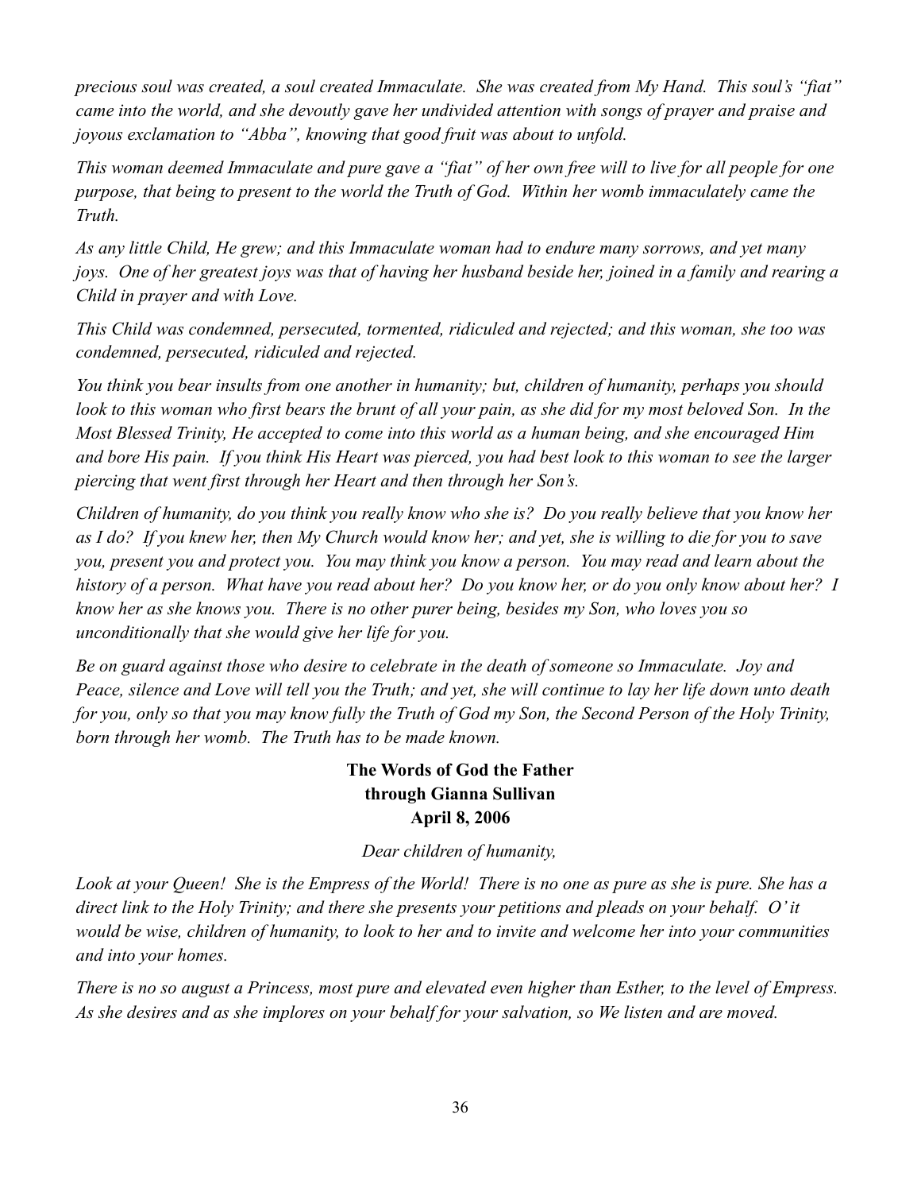*precious soul was created, a soul created Immaculate. She was created from My Hand. This soul's "fiat" came into the world, and she devoutly gave her undivided attention with songs of prayer and praise and joyous exclamation to "Abba", knowing that good fruit was about to unfold.*

*This woman deemed Immaculate and pure gave a "fiat" of her own free will to live for all people for one purpose, that being to present to the world the Truth of God. Within her womb immaculately came the Truth.*

*As any little Child, He grew; and this Immaculate woman had to endure many sorrows, and yet many joys. One of her greatest joys was that of having her husband beside her, joined in a family and rearing a Child in prayer and with Love.*

*This Child was condemned, persecuted, tormented, ridiculed and rejected; and this woman, she too was condemned, persecuted, ridiculed and rejected.*

*You think you bear insults from one another in humanity; but, children of humanity, perhaps you should look to this woman who first bears the brunt of all your pain, as she did for my most beloved Son. In the Most Blessed Trinity, He accepted to come into this world as a human being, and she encouraged Him and bore His pain. If you think His Heart was pierced, you had best look to this woman to see the larger piercing that went first through her Heart and then through her Son's.*

*Children of humanity, do you think you really know who she is? Do you really believe that you know her as I do? If you knew her, then My Church would know her; and yet, she is willing to die for you to save you, present you and protect you. You may think you know a person. You may read and learn about the history of a person. What have you read about her? Do you know her, or do you only know about her? I know her as she knows you. There is no other purer being, besides my Son, who loves you so unconditionally that she would give her life for you.*

*Be on guard against those who desire to celebrate in the death of someone so Immaculate. Joy and Peace, silence and Love will tell you the Truth; and yet, she will continue to lay her life down unto death for you, only so that you may know fully the Truth of God my Son, the Second Person of the Holy Trinity, born through her womb. The Truth has to be made known.*

**The Words of God the Father**
**through Gianna Sullivan**
**April 8, 2006**

*Dear children of humanity,*

*Look at your Queen! She is the Empress of the World! There is no one as pure as she is pure. She has a direct link to the Holy Trinity; and there she presents your petitions and pleads on your behalf. O' it would be wise, children of humanity, to look to her and to invite and welcome her into your communities and into your homes.*

*There is no so august a Princess, most pure and elevated even higher than Esther, to the level of Empress. As she desires and as she implores on your behalf for your salvation, so We listen and are moved.*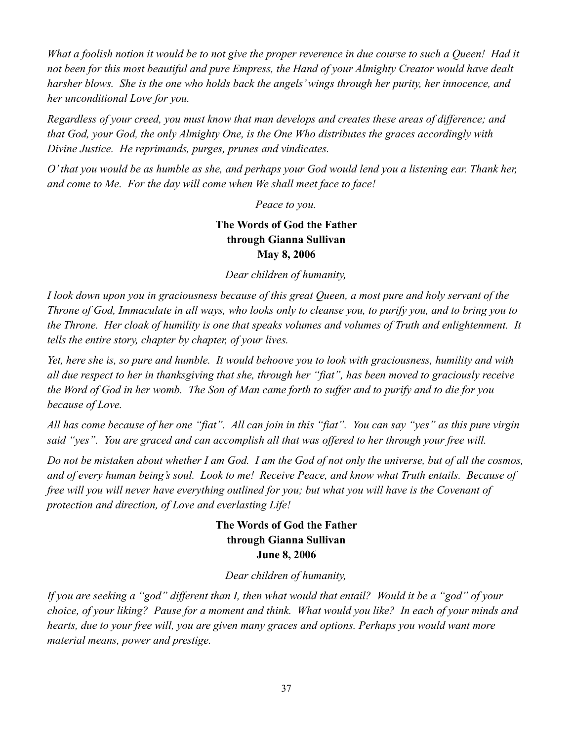*What a foolish notion it would be to not give the proper reverence in due course to such a Queen! Had it not been for this most beautiful and pure Empress, the Hand of your Almighty Creator would have dealt harsher blows. She is the one who holds back the angels' wings through her purity, her innocence, and her unconditional Love for you.*

*Regardless of your creed, you must know that man develops and creates these areas of difference; and that God, your God, the only Almighty One, is the One Who distributes the graces accordingly with Divine Justice. He reprimands, purges, prunes and vindicates.*

*O' that you would be as humble as she, and perhaps your God would lend you a listening ear. Thank her, and come to Me. For the day will come when We shall meet face to face!*

*Peace to you.*

**The Words of God the Father**
**through Gianna Sullivan**
**May 8, 2006**

*Dear children of humanity,*

*I look down upon you in graciousness because of this great Queen, a most pure and holy servant of the Throne of God, Immaculate in all ways, who looks only to cleanse you, to purify you, and to bring you to the Throne. Her cloak of humility is one that speaks volumes and volumes of Truth and enlightenment. It tells the entire story, chapter by chapter, of your lives.*

*Yet, here she is, so pure and humble. It would behoove you to look with graciousness, humility and with all due respect to her in thanksgiving that she, through her "fiat", has been moved to graciously receive the Word of God in her womb. The Son of Man came forth to suffer and to purify and to die for you because of Love.*

*All has come because of her one "fiat". All can join in this "fiat". You can say "yes" as this pure virgin said "yes". You are graced and can accomplish all that was offered to her through your free will.*

*Do not be mistaken about whether I am God. I am the God of not only the universe, but of all the cosmos, and of every human being's soul. Look to me! Receive Peace, and know what Truth entails. Because of free will you will never have everything outlined for you; but what you will have is the Covenant of protection and direction, of Love and everlasting Life!*

**The Words of God the Father**
**through Gianna Sullivan**
**June 8, 2006**

*Dear children of humanity,*

*If you are seeking a "god" different than I, then what would that entail? Would it be a "god" of your choice, of your liking? Pause for a moment and think. What would you like? In each of your minds and hearts, due to your free will, you are given many graces and options. Perhaps you would want more material means, power and prestige.*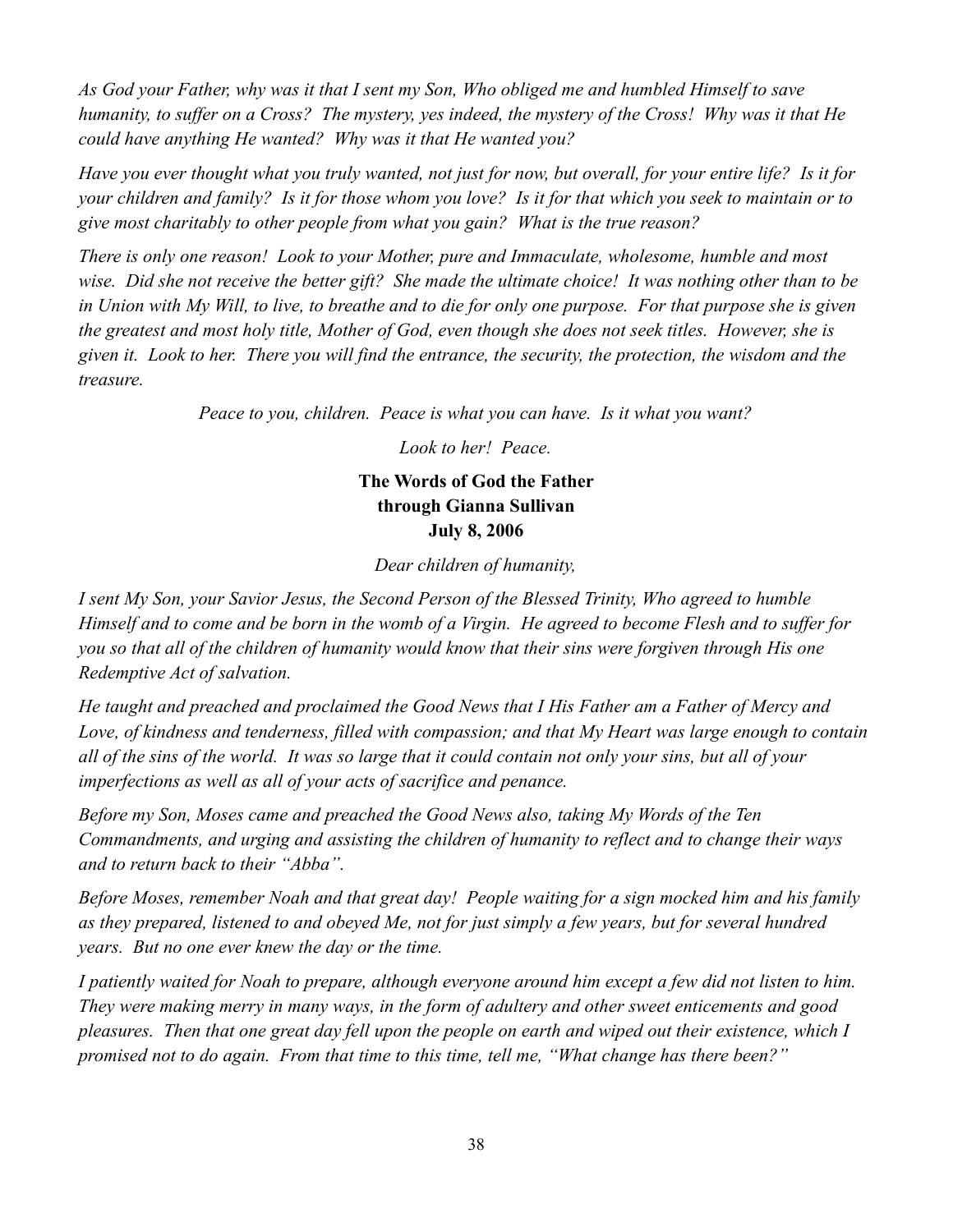*As God your Father, why was it that I sent my Son, Who obliged me and humbled Himself to save humanity, to suffer on a Cross? The mystery, yes indeed, the mystery of the Cross! Why was it that He could have anything He wanted? Why was it that He wanted you?*

*Have you ever thought what you truly wanted, not just for now, but overall, for your entire life? Is it for your children and family? Is it for those whom you love? Is it for that which you seek to maintain or to give most charitably to other people from what you gain? What is the true reason?*

*There is only one reason! Look to your Mother, pure and Immaculate, wholesome, humble and most wise. Did she not receive the better gift? She made the ultimate choice! It was nothing other than to be in Union with My Will, to live, to breathe and to die for only one purpose. For that purpose she is given the greatest and most holy title, Mother of God, even though she does not seek titles. However, she is given it. Look to her. There you will find the entrance, the security, the protection, the wisdom and the treasure.*

*Peace to you, children. Peace is what you can have. Is it what you want?*

*Look to her! Peace.*

**The Words of God the Father
through Gianna Sullivan
July 8, 2006**

*Dear children of humanity,*

*I sent My Son, your Savior Jesus, the Second Person of the Blessed Trinity, Who agreed to humble Himself and to come and be born in the womb of a Virgin. He agreed to become Flesh and to suffer for you so that all of the children of humanity would know that their sins were forgiven through His one Redemptive Act of salvation.*

*He taught and preached and proclaimed the Good News that I His Father am a Father of Mercy and Love, of kindness and tenderness, filled with compassion; and that My Heart was large enough to contain all of the sins of the world. It was so large that it could contain not only your sins, but all of your imperfections as well as all of your acts of sacrifice and penance.*

*Before my Son, Moses came and preached the Good News also, taking My Words of the Ten Commandments, and urging and assisting the children of humanity to reflect and to change their ways and to return back to their "Abba".*

*Before Moses, remember Noah and that great day! People waiting for a sign mocked him and his family as they prepared, listened to and obeyed Me, not for just simply a few years, but for several hundred years. But no one ever knew the day or the time.*

*I patiently waited for Noah to prepare, although everyone around him except a few did not listen to him. They were making merry in many ways, in the form of adultery and other sweet enticements and good pleasures. Then that one great day fell upon the people on earth and wiped out their existence, which I promised not to do again. From that time to this time, tell me, "What change has there been?"*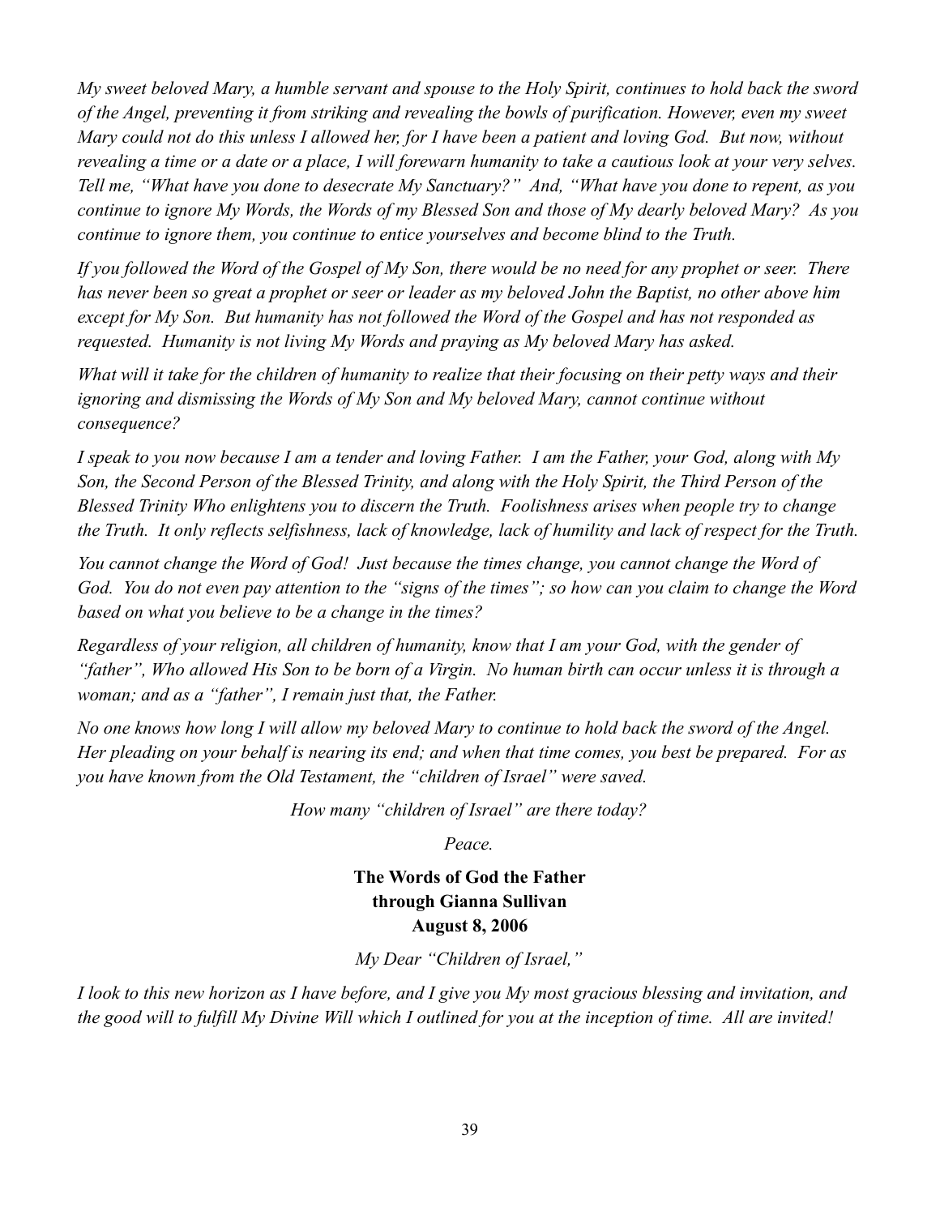*My sweet beloved Mary, a humble servant and spouse to the Holy Spirit, continues to hold back the sword of the Angel, preventing it from striking and revealing the bowls of purification. However, even my sweet Mary could not do this unless I allowed her, for I have been a patient and loving God. But now, without revealing a time or a date or a place, I will forewarn humanity to take a cautious look at your very selves. Tell me, "What have you done to desecrate My Sanctuary?" And, "What have you done to repent, as you continue to ignore My Words, the Words of my Blessed Son and those of My dearly beloved Mary? As you continue to ignore them, you continue to entice yourselves and become blind to the Truth.*

*If you followed the Word of the Gospel of My Son, there would be no need for any prophet or seer. There has never been so great a prophet or seer or leader as my beloved John the Baptist, no other above him except for My Son. But humanity has not followed the Word of the Gospel and has not responded as requested. Humanity is not living My Words and praying as My beloved Mary has asked.*

*What will it take for the children of humanity to realize that their focusing on their petty ways and their ignoring and dismissing the Words of My Son and My beloved Mary, cannot continue without consequence?*

*I speak to you now because I am a tender and loving Father. I am the Father, your God, along with My Son, the Second Person of the Blessed Trinity, and along with the Holy Spirit, the Third Person of the Blessed Trinity Who enlightens you to discern the Truth. Foolishness arises when people try to change the Truth. It only reflects selfishness, lack of knowledge, lack of humility and lack of respect for the Truth.*

*You cannot change the Word of God! Just because the times change, you cannot change the Word of God. You do not even pay attention to the "signs of the times"; so how can you claim to change the Word based on what you believe to be a change in the times?*

*Regardless of your religion, all children of humanity, know that I am your God, with the gender of "father", Who allowed His Son to be born of a Virgin. No human birth can occur unless it is through a woman; and as a "father", I remain just that, the Father.*

*No one knows how long I will allow my beloved Mary to continue to hold back the sword of the Angel. Her pleading on your behalf is nearing its end; and when that time comes, you best be prepared. For as you have known from the Old Testament, the "children of Israel" were saved.*

*How many "children of Israel" are there today?*

*Peace.*

**The Words of God the Father**
**through Gianna Sullivan**
**August 8, 2006**

*My Dear "Children of Israel,"*

*I look to this new horizon as I have before, and I give you My most gracious blessing and invitation, and the good will to fulfill My Divine Will which I outlined for you at the inception of time. All are invited!*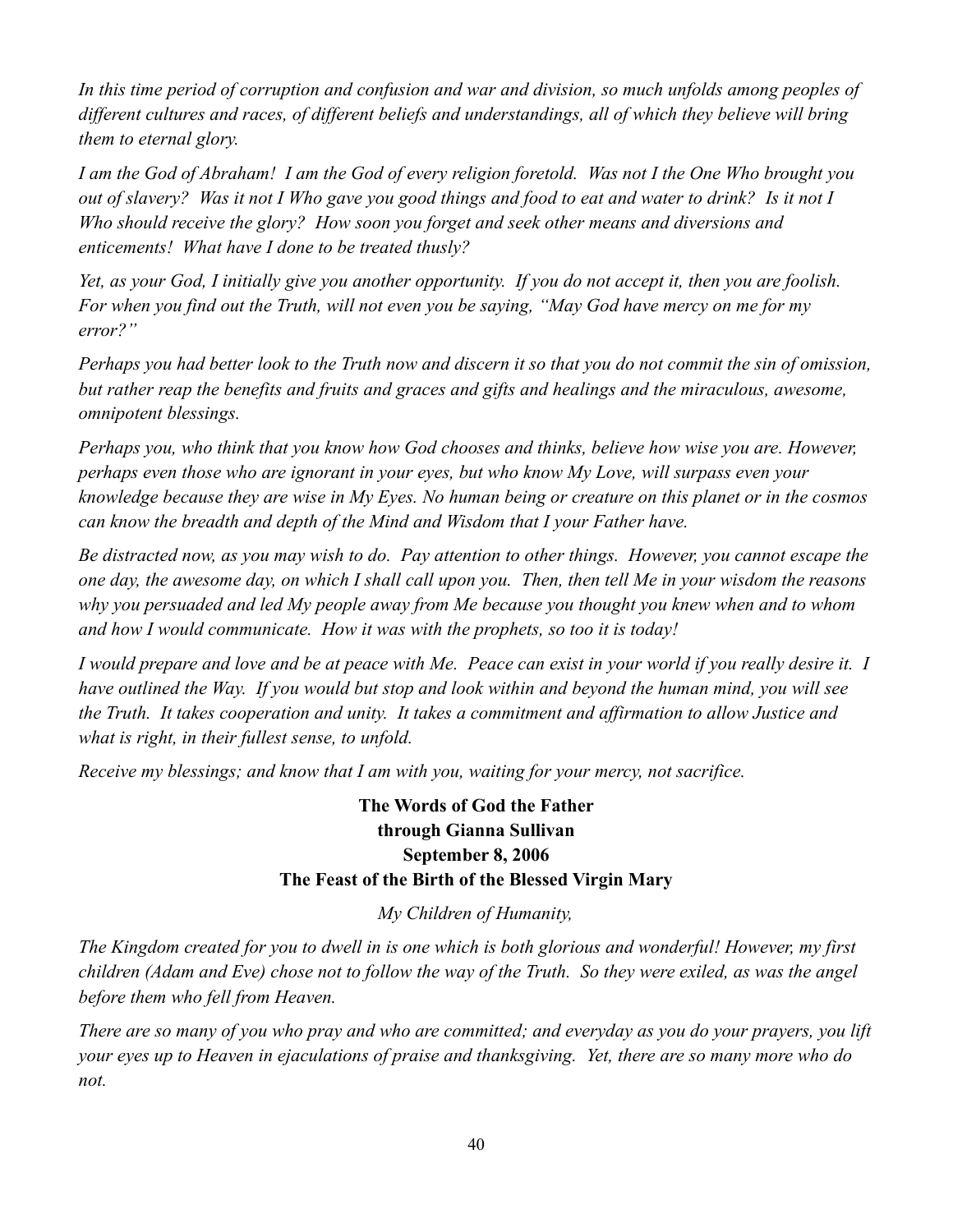*In this time period of corruption and confusion and war and division, so much unfolds among peoples of different cultures and races, of different beliefs and understandings, all of which they believe will bring them to eternal glory.*

*I am the God of Abraham! I am the God of every religion foretold. Was not I the One Who brought you out of slavery? Was it not I Who gave you good things and food to eat and water to drink? Is it not I Who should receive the glory? How soon you forget and seek other means and diversions and enticements! What have I done to be treated thusly?*

*Yet, as your God, I initially give you another opportunity. If you do not accept it, then you are foolish. For when you find out the Truth, will not even you be saying, "May God have mercy on me for my error?"*

*Perhaps you had better look to the Truth now and discern it so that you do not commit the sin of omission, but rather reap the benefits and fruits and graces and gifts and healings and the miraculous, awesome, omnipotent blessings.*

*Perhaps you, who think that you know how God chooses and thinks, believe how wise you are. However, perhaps even those who are ignorant in your eyes, but who know My Love, will surpass even your knowledge because they are wise in My Eyes. No human being or creature on this planet or in the cosmos can know the breadth and depth of the Mind and Wisdom that I your Father have.*

*Be distracted now, as you may wish to do. Pay attention to other things. However, you cannot escape the one day, the awesome day, on which I shall call upon you. Then, then tell Me in your wisdom the reasons why you persuaded and led My people away from Me because you thought you knew when and to whom and how I would communicate. How it was with the prophets, so too it is today!*

*I would prepare and love and be at peace with Me. Peace can exist in your world if you really desire it. I have outlined the Way. If you would but stop and look within and beyond the human mind, you will see the Truth. It takes cooperation and unity. It takes a commitment and affirmation to allow Justice and what is right, in their fullest sense, to unfold.*

*Receive my blessings; and know that I am with you, waiting for your mercy, not sacrifice.*

**The Words of God the Father**
**through Gianna Sullivan**
**September 8, 2006**
**The Feast of the Birth of the Blessed Virgin Mary**

*My Children of Humanity,*

*The Kingdom created for you to dwell in is one which is both glorious and wonderful! However, my first children (Adam and Eve) chose not to follow the way of the Truth. So they were exiled, as was the angel before them who fell from Heaven.*

*There are so many of you who pray and who are committed; and everyday as you do your prayers, you lift your eyes up to Heaven in ejaculations of praise and thanksgiving. Yet, there are so many more who do not.*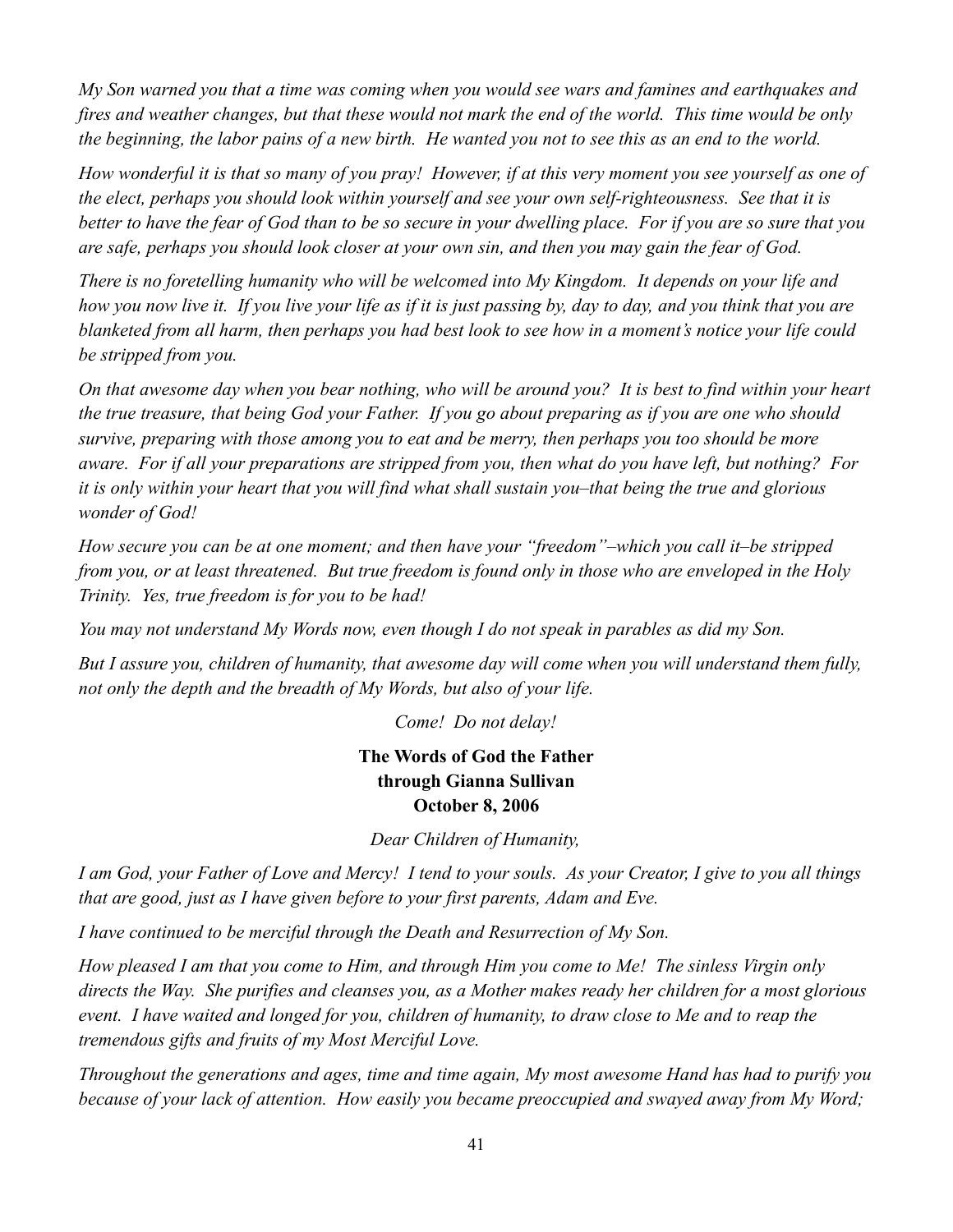*My Son warned you that a time was coming when you would see wars and famines and earthquakes and fires and weather changes, but that these would not mark the end of the world. This time would be only the beginning, the labor pains of a new birth. He wanted you not to see this as an end to the world.*

*How wonderful it is that so many of you pray! However, if at this very moment you see yourself as one of the elect, perhaps you should look within yourself and see your own self-righteousness. See that it is better to have the fear of God than to be so secure in your dwelling place. For if you are so sure that you are safe, perhaps you should look closer at your own sin, and then you may gain the fear of God.*

*There is no foretelling humanity who will be welcomed into My Kingdom. It depends on your life and how you now live it. If you live your life as if it is just passing by, day to day, and you think that you are blanketed from all harm, then perhaps you had best look to see how in a moment's notice your life could be stripped from you.*

*On that awesome day when you bear nothing, who will be around you? It is best to find within your heart the true treasure, that being God your Father. If you go about preparing as if you are one who should survive, preparing with those among you to eat and be merry, then perhaps you too should be more aware. For if all your preparations are stripped from you, then what do you have left, but nothing? For it is only within your heart that you will find what shall sustain you–that being the true and glorious wonder of God!*

*How secure you can be at one moment; and then have your "freedom"–which you call it–be stripped from you, or at least threatened. But true freedom is found only in those who are enveloped in the Holy Trinity. Yes, true freedom is for you to be had!*

*You may not understand My Words now, even though I do not speak in parables as did my Son.*

*But I assure you, children of humanity, that awesome day will come when you will understand them fully, not only the depth and the breadth of My Words, but also of your life.*

*Come! Do not delay!*

**The Words of God the Father**
**through Gianna Sullivan**
**October 8, 2006**

*Dear Children of Humanity,*

*I am God, your Father of Love and Mercy! I tend to your souls. As your Creator, I give to you all things that are good, just as I have given before to your first parents, Adam and Eve.*

*I have continued to be merciful through the Death and Resurrection of My Son.*

*How pleased I am that you come to Him, and through Him you come to Me! The sinless Virgin only directs the Way. She purifies and cleanses you, as a Mother makes ready her children for a most glorious event. I have waited and longed for you, children of humanity, to draw close to Me and to reap the tremendous gifts and fruits of my Most Merciful Love.*

*Throughout the generations and ages, time and time again, My most awesome Hand has had to purify you because of your lack of attention. How easily you became preoccupied and swayed away from My Word;*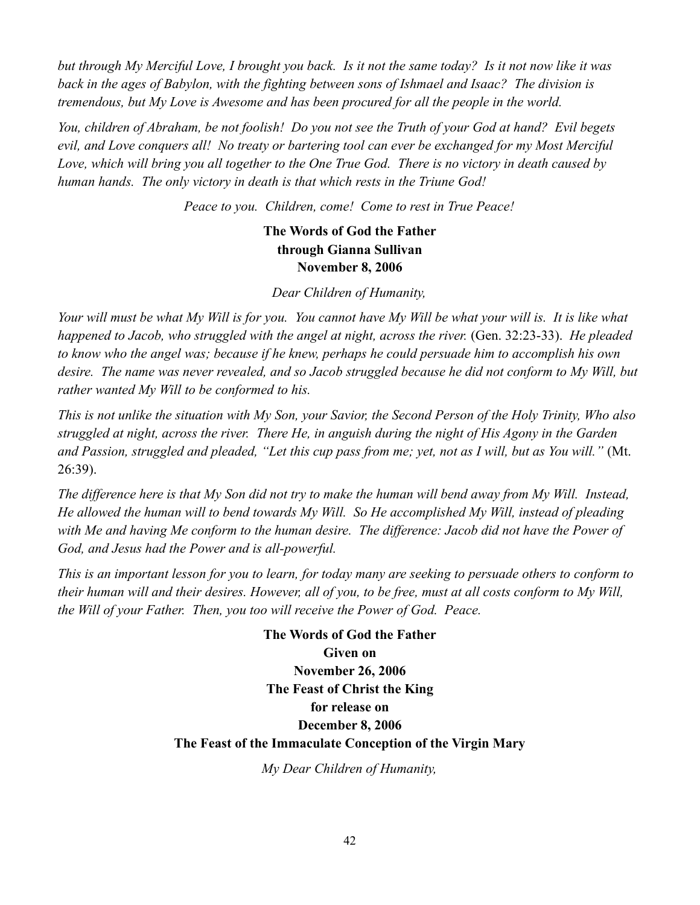*but through My Merciful Love, I brought you back. Is it not the same today? Is it not now like it was back in the ages of Babylon, with the fighting between sons of Ishmael and Isaac? The division is tremendous, but My Love is Awesome and has been procured for all the people in the world.*

*You, children of Abraham, be not foolish! Do you not see the Truth of your God at hand? Evil begets evil, and Love conquers all! No treaty or bartering tool can ever be exchanged for my Most Merciful Love, which will bring you all together to the One True God. There is no victory in death caused by human hands. The only victory in death is that which rests in the Triune God!*

*Peace to you. Children, come! Come to rest in True Peace!*

**The Words of God the Father**
**through Gianna Sullivan**
**November 8, 2006**

*Dear Children of Humanity,*

*Your will must be what My Will is for you. You cannot have My Will be what your will is. It is like what happened to Jacob, who struggled with the angel at night, across the river.* (Gen. 32:23-33). *He pleaded to know who the angel was; because if he knew, perhaps he could persuade him to accomplish his own desire. The name was never revealed, and so Jacob struggled because he did not conform to My Will, but rather wanted My Will to be conformed to his.*

*This is not unlike the situation with My Son, your Savior, the Second Person of the Holy Trinity, Who also struggled at night, across the river. There He, in anguish during the night of His Agony in the Garden and Passion, struggled and pleaded, "Let this cup pass from me; yet, not as I will, but as You will."* (Mt. 26:39).

*The difference here is that My Son did not try to make the human will bend away from My Will. Instead, He allowed the human will to bend towards My Will. So He accomplished My Will, instead of pleading with Me and having Me conform to the human desire. The difference: Jacob did not have the Power of God, and Jesus had the Power and is all-powerful.*

*This is an important lesson for you to learn, for today many are seeking to persuade others to conform to their human will and their desires. However, all of you, to be free, must at all costs conform to My Will, the Will of your Father. Then, you too will receive the Power of God. Peace.*

**The Words of God the Father**
**Given on**
**November 26, 2006**
**The Feast of Christ the King**
**for release on**
**December 8, 2006**
**The Feast of the Immaculate Conception of the Virgin Mary**

*My Dear Children of Humanity,*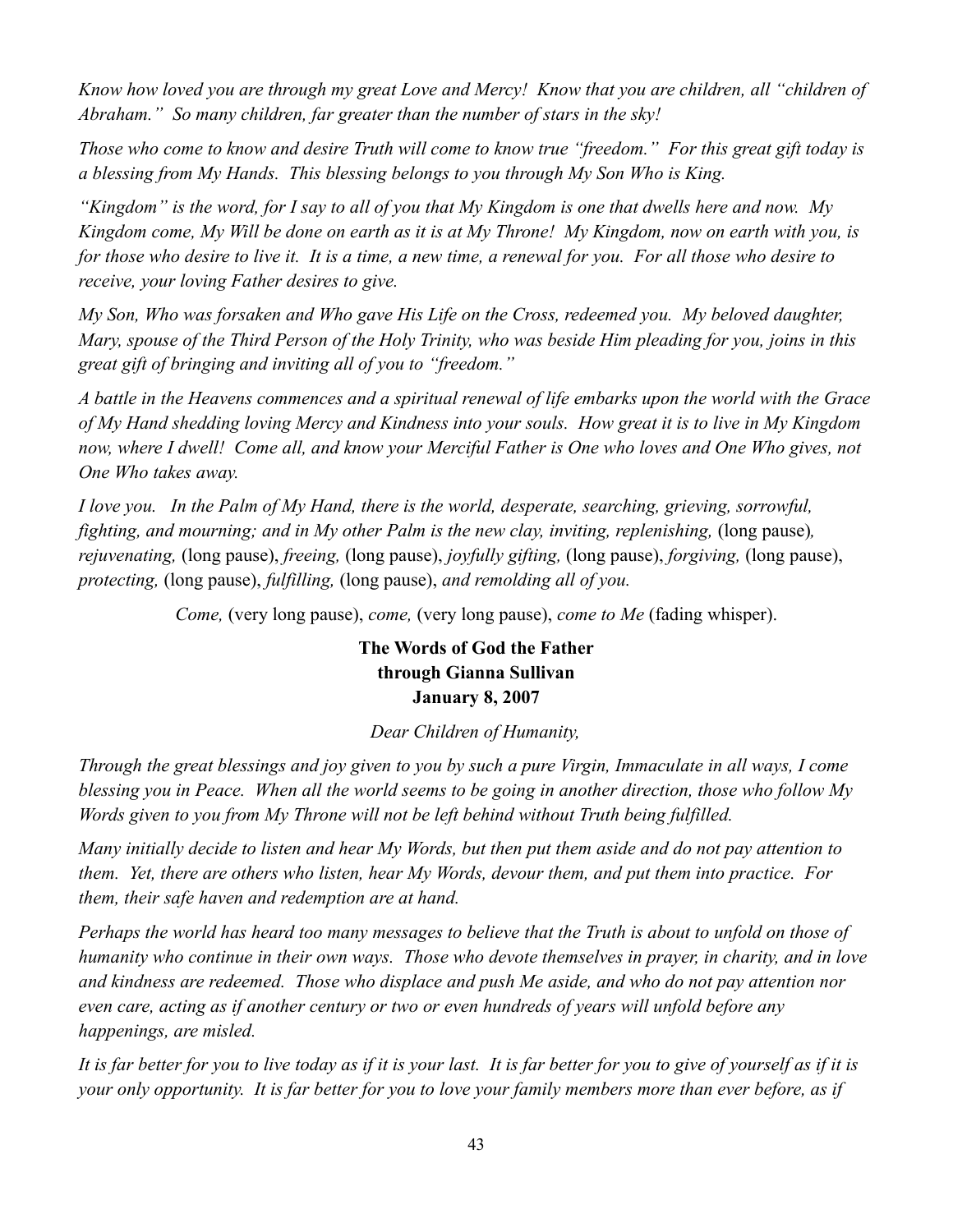*Know how loved you are through my great Love and Mercy! Know that you are children, all "children of Abraham." So many children, far greater than the number of stars in the sky!*

*Those who come to know and desire Truth will come to know true "freedom." For this great gift today is a blessing from My Hands. This blessing belongs to you through My Son Who is King.*

*"Kingdom" is the word, for I say to all of you that My Kingdom is one that dwells here and now. My Kingdom come, My Will be done on earth as it is at My Throne! My Kingdom, now on earth with you, is for those who desire to live it. It is a time, a new time, a renewal for you. For all those who desire to receive, your loving Father desires to give.*

*My Son, Who was forsaken and Who gave His Life on the Cross, redeemed you. My beloved daughter, Mary, spouse of the Third Person of the Holy Trinity, who was beside Him pleading for you, joins in this great gift of bringing and inviting all of you to "freedom."*

*A battle in the Heavens commences and a spiritual renewal of life embarks upon the world with the Grace of My Hand shedding loving Mercy and Kindness into your souls. How great it is to live in My Kingdom now, where I dwell! Come all, and know your Merciful Father is One who loves and One Who gives, not One Who takes away.*

*I love you. In the Palm of My Hand, there is the world, desperate, searching, grieving, sorrowful, fighting, and mourning; and in My other Palm is the new clay, inviting, replenishing,* (long pause)*, rejuvenating,* (long pause), *freeing,* (long pause), *joyfully gifting,* (long pause), *forgiving,* (long pause), *protecting,* (long pause), *fulfilling,* (long pause), *and remolding all of you.*

*Come,* (very long pause), *come,* (very long pause), *come to Me* (fading whisper).

**The Words of God the Father**
**through Gianna Sullivan**
**January 8, 2007**

*Dear Children of Humanity,*

*Through the great blessings and joy given to you by such a pure Virgin, Immaculate in all ways, I come blessing you in Peace. When all the world seems to be going in another direction, those who follow My Words given to you from My Throne will not be left behind without Truth being fulfilled.*

*Many initially decide to listen and hear My Words, but then put them aside and do not pay attention to them. Yet, there are others who listen, hear My Words, devour them, and put them into practice. For them, their safe haven and redemption are at hand.*

*Perhaps the world has heard too many messages to believe that the Truth is about to unfold on those of humanity who continue in their own ways. Those who devote themselves in prayer, in charity, and in love and kindness are redeemed. Those who displace and push Me aside, and who do not pay attention nor even care, acting as if another century or two or even hundreds of years will unfold before any happenings, are misled.*

*It is far better for you to live today as if it is your last. It is far better for you to give of yourself as if it is your only opportunity. It is far better for you to love your family members more than ever before, as if*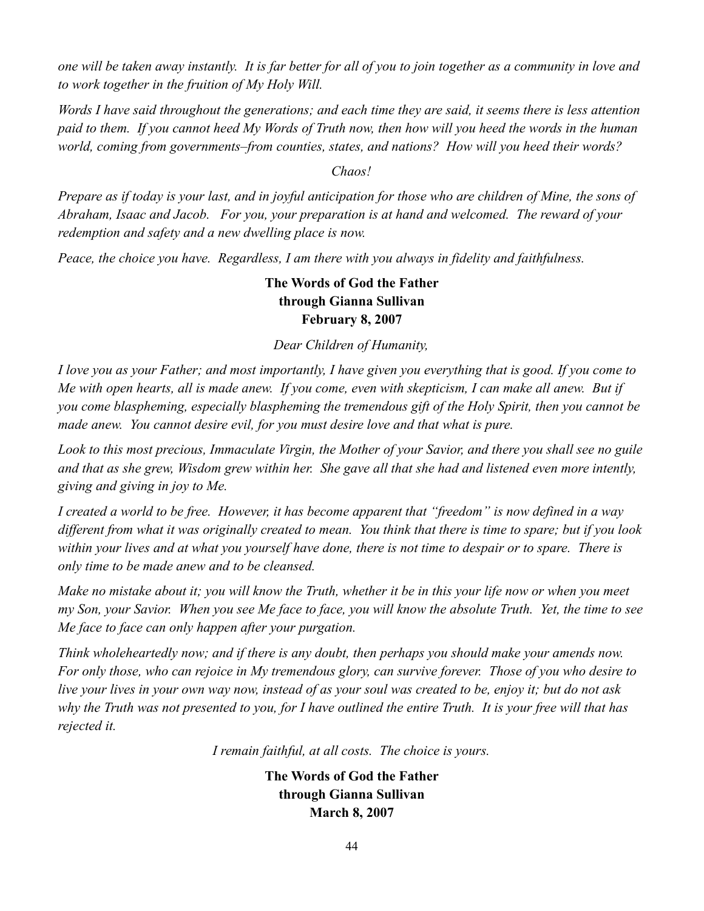*one will be taken away instantly. It is far better for all of you to join together as a community in love and to work together in the fruition of My Holy Will.*

*Words I have said throughout the generations; and each time they are said, it seems there is less attention paid to them. If you cannot heed My Words of Truth now, then how will you heed the words in the human world, coming from governments–from counties, states, and nations? How will you heed their words?*

*Chaos!*

*Prepare as if today is your last, and in joyful anticipation for those who are children of Mine, the sons of Abraham, Isaac and Jacob. For you, your preparation is at hand and welcomed. The reward of your redemption and safety and a new dwelling place is now.*

*Peace, the choice you have. Regardless, I am there with you always in fidelity and faithfulness.*

**The Words of God the Father**
**through Gianna Sullivan**
**February 8, 2007**

*Dear Children of Humanity,*

*I love you as your Father; and most importantly, I have given you everything that is good. If you come to Me with open hearts, all is made anew. If you come, even with skepticism, I can make all anew. But if you come blaspheming, especially blaspheming the tremendous gift of the Holy Spirit, then you cannot be made anew. You cannot desire evil, for you must desire love and that what is pure.*

*Look to this most precious, Immaculate Virgin, the Mother of your Savior, and there you shall see no guile and that as she grew, Wisdom grew within her. She gave all that she had and listened even more intently, giving and giving in joy to Me.*

*I created a world to be free. However, it has become apparent that "freedom" is now defined in a way different from what it was originally created to mean. You think that there is time to spare; but if you look within your lives and at what you yourself have done, there is not time to despair or to spare. There is only time to be made anew and to be cleansed.*

*Make no mistake about it; you will know the Truth, whether it be in this your life now or when you meet my Son, your Savior. When you see Me face to face, you will know the absolute Truth. Yet, the time to see Me face to face can only happen after your purgation.*

*Think wholeheartedly now; and if there is any doubt, then perhaps you should make your amends now. For only those, who can rejoice in My tremendous glory, can survive forever. Those of you who desire to live your lives in your own way now, instead of as your soul was created to be, enjoy it; but do not ask why the Truth was not presented to you, for I have outlined the entire Truth. It is your free will that has rejected it.*

*I remain faithful, at all costs. The choice is yours.*

**The Words of God the Father**
**through Gianna Sullivan**
**March 8, 2007**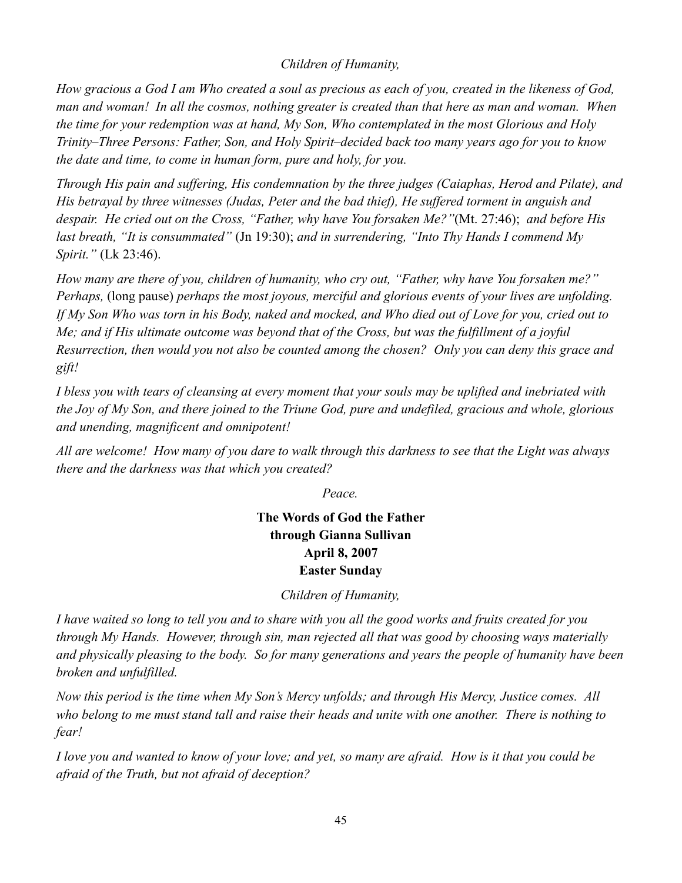*Children of Humanity,*

*How gracious a God I am Who created a soul as precious as each of you, created in the likeness of God, man and woman! In all the cosmos, nothing greater is created than that here as man and woman. When the time for your redemption was at hand, My Son, Who contemplated in the most Glorious and Holy Trinity–Three Persons: Father, Son, and Holy Spirit–decided back too many years ago for you to know the date and time, to come in human form, pure and holy, for you.*

*Through His pain and suffering, His condemnation by the three judges (Caiaphas, Herod and Pilate), and His betrayal by three witnesses (Judas, Peter and the bad thief), He suffered torment in anguish and despair. He cried out on the Cross, "Father, why have You forsaken Me?"*(Mt. 27:46); *and before His last breath, "It is consummated"* (Jn 19:30); *and in surrendering, "Into Thy Hands I commend My Spirit."* (Lk 23:46).

*How many are there of you, children of humanity, who cry out, "Father, why have You forsaken me?" Perhaps,* (long pause) *perhaps the most joyous, merciful and glorious events of your lives are unfolding. If My Son Who was torn in his Body, naked and mocked, and Who died out of Love for you, cried out to Me; and if His ultimate outcome was beyond that of the Cross, but was the fulfillment of a joyful Resurrection, then would you not also be counted among the chosen? Only you can deny this grace and gift!*

*I bless you with tears of cleansing at every moment that your souls may be uplifted and inebriated with the Joy of My Son, and there joined to the Triune God, pure and undefiled, gracious and whole, glorious and unending, magnificent and omnipotent!*

*All are welcome! How many of you dare to walk through this darkness to see that the Light was always there and the darkness was that which you created?*

*Peace.*

**The Words of God the Father**
**through Gianna Sullivan**
**April 8, 2007**
**Easter Sunday**

*Children of Humanity,*

*I have waited so long to tell you and to share with you all the good works and fruits created for you through My Hands. However, through sin, man rejected all that was good by choosing ways materially and physically pleasing to the body. So for many generations and years the people of humanity have been broken and unfulfilled.*

*Now this period is the time when My Son's Mercy unfolds; and through His Mercy, Justice comes. All who belong to me must stand tall and raise their heads and unite with one another. There is nothing to fear!*

*I love you and wanted to know of your love; and yet, so many are afraid. How is it that you could be afraid of the Truth, but not afraid of deception?*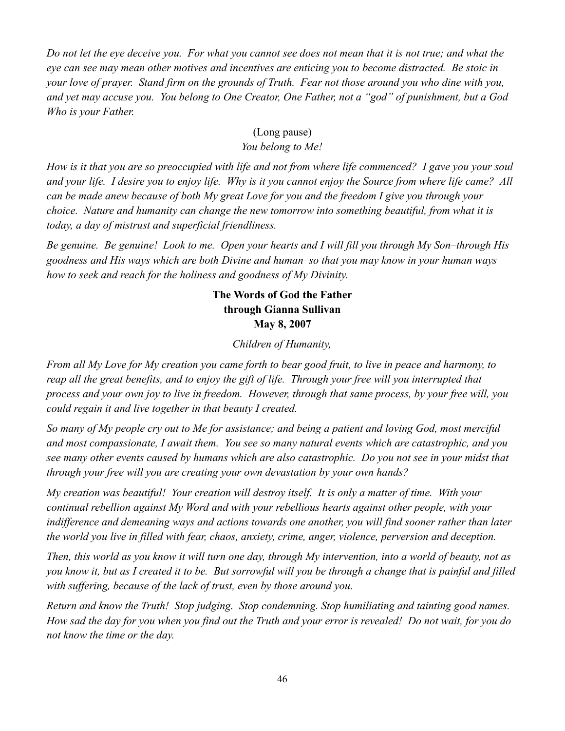*Do not let the eye deceive you. For what you cannot see does not mean that it is not true; and what the eye can see may mean other motives and incentives are enticing you to become distracted. Be stoic in your love of prayer. Stand firm on the grounds of Truth. Fear not those around you who dine with you, and yet may accuse you. You belong to One Creator, One Father, not a "god" of punishment, but a God Who is your Father.*

(Long pause)

*You belong to Me!*

*How is it that you are so preoccupied with life and not from where life commenced? I gave you your soul and your life. I desire you to enjoy life. Why is it you cannot enjoy the Source from where life came? All can be made anew because of both My great Love for you and the freedom I give you through your choice. Nature and humanity can change the new tomorrow into something beautiful, from what it is today, a day of mistrust and superficial friendliness.*

*Be genuine. Be genuine! Look to me. Open your hearts and I will fill you through My Son–through His goodness and His ways which are both Divine and human–so that you may know in your human ways how to seek and reach for the holiness and goodness of My Divinity.*

**The Words of God the Father**
**through Gianna Sullivan**
**May 8, 2007**

*Children of Humanity,*

*From all My Love for My creation you came forth to bear good fruit, to live in peace and harmony, to reap all the great benefits, and to enjoy the gift of life. Through your free will you interrupted that process and your own joy to live in freedom. However, through that same process, by your free will, you could regain it and live together in that beauty I created.*

*So many of My people cry out to Me for assistance; and being a patient and loving God, most merciful and most compassionate, I await them. You see so many natural events which are catastrophic, and you see many other events caused by humans which are also catastrophic. Do you not see in your midst that through your free will you are creating your own devastation by your own hands?*

*My creation was beautiful! Your creation will destroy itself. It is only a matter of time. With your continual rebellion against My Word and with your rebellious hearts against other people, with your indifference and demeaning ways and actions towards one another, you will find sooner rather than later the world you live in filled with fear, chaos, anxiety, crime, anger, violence, perversion and deception.*

*Then, this world as you know it will turn one day, through My intervention, into a world of beauty, not as you know it, but as I created it to be. But sorrowful will you be through a change that is painful and filled with suffering, because of the lack of trust, even by those around you.*

*Return and know the Truth! Stop judging. Stop condemning. Stop humiliating and tainting good names. How sad the day for you when you find out the Truth and your error is revealed! Do not wait, for you do not know the time or the day.*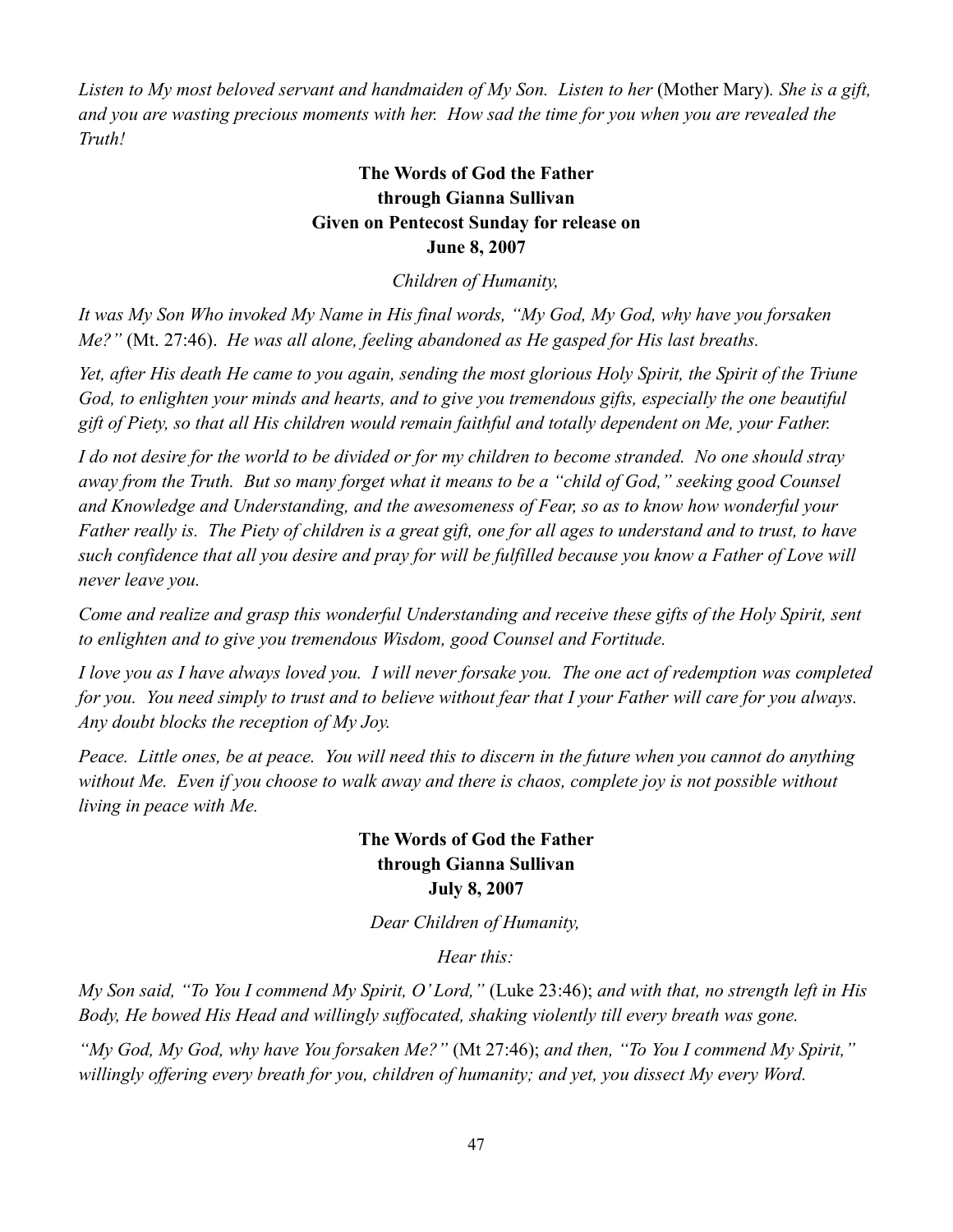*Listen to My most beloved servant and handmaiden of My Son. Listen to her* (Mother Mary). *She is a gift, and you are wasting precious moments with her. How sad the time for you when you are revealed the Truth!*

**The Words of God the Father**
**through Gianna Sullivan**
**Given on Pentecost Sunday for release on**
**June 8, 2007**

*Children of Humanity,*

*It was My Son Who invoked My Name in His final words, "My God, My God, why have you forsaken Me?"* (Mt. 27:46). *He was all alone, feeling abandoned as He gasped for His last breaths.*

*Yet, after His death He came to you again, sending the most glorious Holy Spirit, the Spirit of the Triune God, to enlighten your minds and hearts, and to give you tremendous gifts, especially the one beautiful gift of Piety, so that all His children would remain faithful and totally dependent on Me, your Father.*

*I do not desire for the world to be divided or for my children to become stranded. No one should stray away from the Truth. But so many forget what it means to be a "child of God," seeking good Counsel and Knowledge and Understanding, and the awesomeness of Fear, so as to know how wonderful your Father really is. The Piety of children is a great gift, one for all ages to understand and to trust, to have such confidence that all you desire and pray for will be fulfilled because you know a Father of Love will never leave you.*

*Come and realize and grasp this wonderful Understanding and receive these gifts of the Holy Spirit, sent to enlighten and to give you tremendous Wisdom, good Counsel and Fortitude.*

*I love you as I have always loved you. I will never forsake you. The one act of redemption was completed for you. You need simply to trust and to believe without fear that I your Father will care for you always. Any doubt blocks the reception of My Joy.*

*Peace. Little ones, be at peace. You will need this to discern in the future when you cannot do anything without Me. Even if you choose to walk away and there is chaos, complete joy is not possible without living in peace with Me.*

**The Words of God the Father**
**through Gianna Sullivan**
**July 8, 2007**

*Dear Children of Humanity,*

*Hear this:*

*My Son said, "To You I commend My Spirit, O' Lord,"* (Luke 23:46); *and with that, no strength left in His Body, He bowed His Head and willingly suffocated, shaking violently till every breath was gone.*

*"My God, My God, why have You forsaken Me?"* (Mt 27:46); *and then, "To You I commend My Spirit," willingly offering every breath for you, children of humanity; and yet, you dissect My every Word.*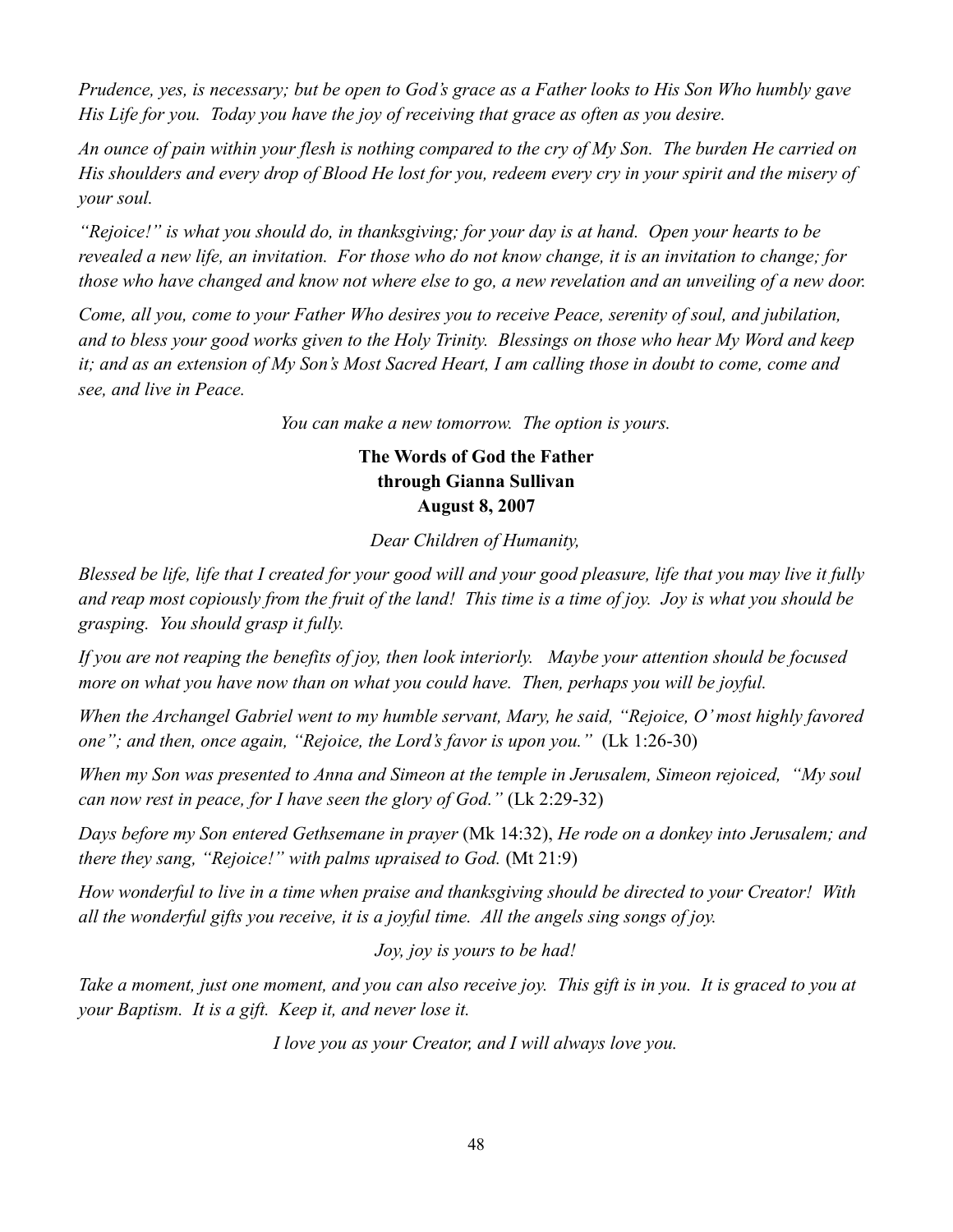*Prudence, yes, is necessary; but be open to God's grace as a Father looks to His Son Who humbly gave His Life for you. Today you have the joy of receiving that grace as often as you desire.*

*An ounce of pain within your flesh is nothing compared to the cry of My Son. The burden He carried on His shoulders and every drop of Blood He lost for you, redeem every cry in your spirit and the misery of your soul.*

*"Rejoice!" is what you should do, in thanksgiving; for your day is at hand. Open your hearts to be revealed a new life, an invitation. For those who do not know change, it is an invitation to change; for those who have changed and know not where else to go, a new revelation and an unveiling of a new door.*

*Come, all you, come to your Father Who desires you to receive Peace, serenity of soul, and jubilation, and to bless your good works given to the Holy Trinity. Blessings on those who hear My Word and keep it; and as an extension of My Son's Most Sacred Heart, I am calling those in doubt to come, come and see, and live in Peace.*

*You can make a new tomorrow. The option is yours.*

**The Words of God the Father**
**through Gianna Sullivan**
**August 8, 2007**

*Dear Children of Humanity,*

*Blessed be life, life that I created for your good will and your good pleasure, life that you may live it fully and reap most copiously from the fruit of the land! This time is a time of joy. Joy is what you should be grasping. You should grasp it fully.*

*If you are not reaping the benefits of joy, then look interiorly. Maybe your attention should be focused more on what you have now than on what you could have. Then, perhaps you will be joyful.*

*When the Archangel Gabriel went to my humble servant, Mary, he said, "Rejoice, O' most highly favored one"; and then, once again, "Rejoice, the Lord's favor is upon you."* (Lk 1:26-30)

*When my Son was presented to Anna and Simeon at the temple in Jerusalem, Simeon rejoiced, "My soul can now rest in peace, for I have seen the glory of God."* (Lk 2:29-32)

*Days before my Son entered Gethsemane in prayer* (Mk 14:32), *He rode on a donkey into Jerusalem; and there they sang, "Rejoice!" with palms upraised to God.* (Mt 21:9)

*How wonderful to live in a time when praise and thanksgiving should be directed to your Creator! With all the wonderful gifts you receive, it is a joyful time. All the angels sing songs of joy.*

*Joy, joy is yours to be had!*

*Take a moment, just one moment, and you can also receive joy. This gift is in you. It is graced to you at your Baptism. It is a gift. Keep it, and never lose it.*

*I love you as your Creator, and I will always love you.*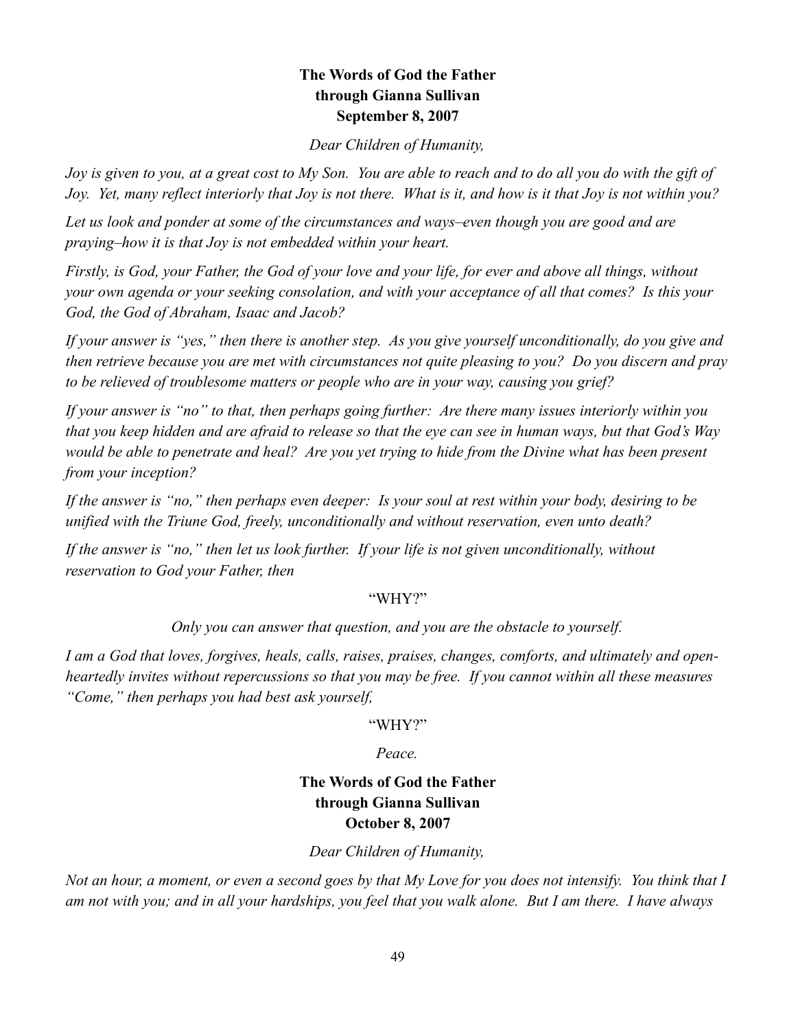**The Words of God the Father**
**through Gianna Sullivan**
**September 8, 2007**

*Dear Children of Humanity,*

*Joy is given to you, at a great cost to My Son. You are able to reach and to do all you do with the gift of Joy. Yet, many reflect interiorly that Joy is not there. What is it, and how is it that Joy is not within you?*

*Let us look and ponder at some of the circumstances and ways–even though you are good and are praying–how it is that Joy is not embedded within your heart.*

*Firstly, is God, your Father, the God of your love and your life, for ever and above all things, without your own agenda or your seeking consolation, and with your acceptance of all that comes? Is this your God, the God of Abraham, Isaac and Jacob?*

*If your answer is "yes," then there is another step. As you give yourself unconditionally, do you give and then retrieve because you are met with circumstances not quite pleasing to you? Do you discern and pray to be relieved of troublesome matters or people who are in your way, causing you grief?*

*If your answer is "no" to that, then perhaps going further: Are there many issues interiorly within you that you keep hidden and are afraid to release so that the eye can see in human ways, but that God's Way would be able to penetrate and heal? Are you yet trying to hide from the Divine what has been present from your inception?*

*If the answer is "no," then perhaps even deeper: Is your soul at rest within your body, desiring to be unified with the Triune God, freely, unconditionally and without reservation, even unto death?*

*If the answer is "no," then let us look further. If your life is not given unconditionally, without reservation to God your Father, then*

"WHY?"

*Only you can answer that question, and you are the obstacle to yourself.*

*I am a God that loves, forgives, heals, calls, raises, praises, changes, comforts, and ultimately and open-heartedly invites without repercussions so that you may be free. If you cannot within all these measures "Come," then perhaps you had best ask yourself,*

"WHY?"

*Peace.*

**The Words of God the Father**
**through Gianna Sullivan**
**October 8, 2007**

*Dear Children of Humanity,*

*Not an hour, a moment, or even a second goes by that My Love for you does not intensify. You think that I am not with you; and in all your hardships, you feel that you walk alone. But I am there. I have always*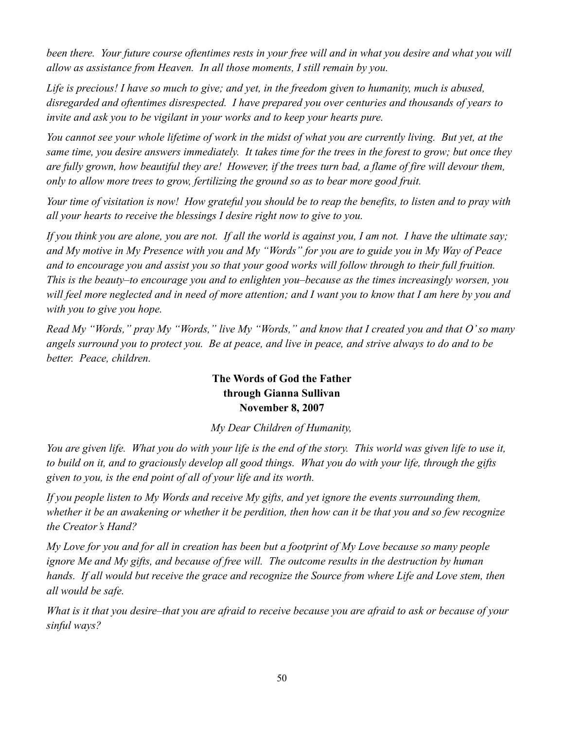*been there. Your future course oftentimes rests in your free will and in what you desire and what you will allow as assistance from Heaven. In all those moments, I still remain by you.*

*Life is precious! I have so much to give; and yet, in the freedom given to humanity, much is abused, disregarded and oftentimes disrespected. I have prepared you over centuries and thousands of years to invite and ask you to be vigilant in your works and to keep your hearts pure.*

*You cannot see your whole lifetime of work in the midst of what you are currently living. But yet, at the same time, you desire answers immediately. It takes time for the trees in the forest to grow; but once they are fully grown, how beautiful they are! However, if the trees turn bad, a flame of fire will devour them, only to allow more trees to grow, fertilizing the ground so as to bear more good fruit.*

*Your time of visitation is now! How grateful you should be to reap the benefits, to listen and to pray with all your hearts to receive the blessings I desire right now to give to you.*

*If you think you are alone, you are not. If all the world is against you, I am not. I have the ultimate say; and My motive in My Presence with you and My "Words" for you are to guide you in My Way of Peace and to encourage you and assist you so that your good works will follow through to their full fruition. This is the beauty–to encourage you and to enlighten you–because as the times increasingly worsen, you will feel more neglected and in need of more attention; and I want you to know that I am here by you and with you to give you hope.*

*Read My "Words," pray My "Words," live My "Words," and know that I created you and that O' so many angels surround you to protect you. Be at peace, and live in peace, and strive always to do and to be better. Peace, children.*

**The Words of God the Father**
**through Gianna Sullivan**
**November 8, 2007**

*My Dear Children of Humanity,*

*You are given life. What you do with your life is the end of the story. This world was given life to use it, to build on it, and to graciously develop all good things. What you do with your life, through the gifts given to you, is the end point of all of your life and its worth.*

*If you people listen to My Words and receive My gifts, and yet ignore the events surrounding them, whether it be an awakening or whether it be perdition, then how can it be that you and so few recognize the Creator's Hand?*

*My Love for you and for all in creation has been but a footprint of My Love because so many people ignore Me and My gifts, and because of free will. The outcome results in the destruction by human hands. If all would but receive the grace and recognize the Source from where Life and Love stem, then all would be safe.*

*What is it that you desire–that you are afraid to receive because you are afraid to ask or because of your sinful ways?*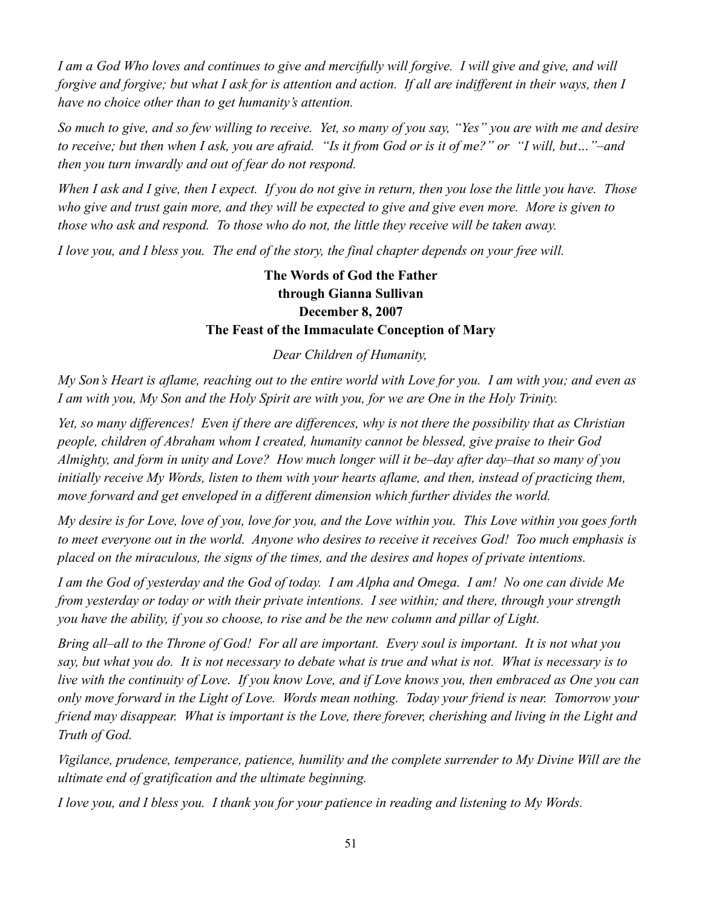*I am a God Who loves and continues to give and mercifully will forgive. I will give and give, and will forgive and forgive; but what I ask for is attention and action. If all are indifferent in their ways, then I have no choice other than to get humanity's attention.*

*So much to give, and so few willing to receive. Yet, so many of you say, "Yes" you are with me and desire to receive; but then when I ask, you are afraid. "Is it from God or is it of me?" or "I will, but…"–and then you turn inwardly and out of fear do not respond.*

*When I ask and I give, then I expect. If you do not give in return, then you lose the little you have. Those who give and trust gain more, and they will be expected to give and give even more. More is given to those who ask and respond. To those who do not, the little they receive will be taken away.*

*I love you, and I bless you. The end of the story, the final chapter depends on your free will.*

**The Words of God the Father**
**through Gianna Sullivan**
**December 8, 2007**
**The Feast of the Immaculate Conception of Mary**

*Dear Children of Humanity,*

*My Son's Heart is aflame, reaching out to the entire world with Love for you. I am with you; and even as I am with you, My Son and the Holy Spirit are with you, for we are One in the Holy Trinity.*

*Yet, so many differences! Even if there are differences, why is not there the possibility that as Christian people, children of Abraham whom I created, humanity cannot be blessed, give praise to their God Almighty, and form in unity and Love? How much longer will it be–day after day–that so many of you initially receive My Words, listen to them with your hearts aflame, and then, instead of practicing them, move forward and get enveloped in a different dimension which further divides the world.*

*My desire is for Love, love of you, love for you, and the Love within you. This Love within you goes forth to meet everyone out in the world. Anyone who desires to receive it receives God! Too much emphasis is placed on the miraculous, the signs of the times, and the desires and hopes of private intentions.*

*I am the God of yesterday and the God of today. I am Alpha and Omega. I am! No one can divide Me from yesterday or today or with their private intentions. I see within; and there, through your strength you have the ability, if you so choose, to rise and be the new column and pillar of Light.*

*Bring all–all to the Throne of God! For all are important. Every soul is important. It is not what you say, but what you do. It is not necessary to debate what is true and what is not. What is necessary is to live with the continuity of Love. If you know Love, and if Love knows you, then embraced as One you can only move forward in the Light of Love. Words mean nothing. Today your friend is near. Tomorrow your friend may disappear. What is important is the Love, there forever, cherishing and living in the Light and Truth of God.*

*Vigilance, prudence, temperance, patience, humility and the complete surrender to My Divine Will are the ultimate end of gratification and the ultimate beginning.*

*I love you, and I bless you. I thank you for your patience in reading and listening to My Words.*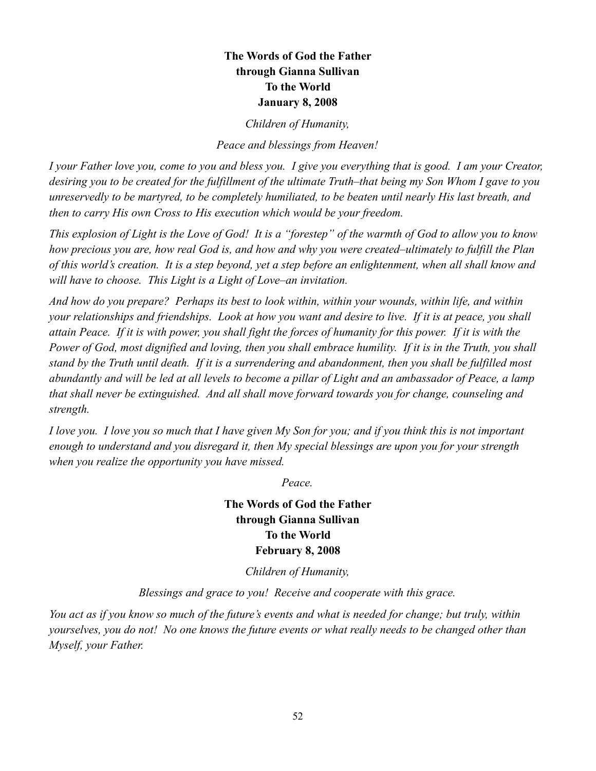**The Words of God the Father**
**through Gianna Sullivan**
**To the World**
**January 8, 2008**

*Children of Humanity,*

*Peace and blessings from Heaven!*

*I your Father love you, come to you and bless you. I give you everything that is good. I am your Creator, desiring you to be created for the fulfillment of the ultimate Truth–that being my Son Whom I gave to you unreservedly to be martyred, to be completely humiliated, to be beaten until nearly His last breath, and then to carry His own Cross to His execution which would be your freedom.*

*This explosion of Light is the Love of God! It is a "forestep" of the warmth of God to allow you to know how precious you are, how real God is, and how and why you were created–ultimately to fulfill the Plan of this world's creation. It is a step beyond, yet a step before an enlightenment, when all shall know and will have to choose. This Light is a Light of Love–an invitation.*

*And how do you prepare? Perhaps its best to look within, within your wounds, within life, and within your relationships and friendships. Look at how you want and desire to live. If it is at peace, you shall attain Peace. If it is with power, you shall fight the forces of humanity for this power. If it is with the Power of God, most dignified and loving, then you shall embrace humility. If it is in the Truth, you shall stand by the Truth until death. If it is a surrendering and abandonment, then you shall be fulfilled most abundantly and will be led at all levels to become a pillar of Light and an ambassador of Peace, a lamp that shall never be extinguished. And all shall move forward towards you for change, counseling and strength.*

*I love you. I love you so much that I have given My Son for you; and if you think this is not important enough to understand and you disregard it, then My special blessings are upon you for your strength when you realize the opportunity you have missed.*

*Peace.*

**The Words of God the Father**
**through Gianna Sullivan**
**To the World**
**February 8, 2008**

*Children of Humanity,*

*Blessings and grace to you! Receive and cooperate with this grace.*

*You act as if you know so much of the future's events and what is needed for change; but truly, within yourselves, you do not! No one knows the future events or what really needs to be changed other than Myself, your Father.*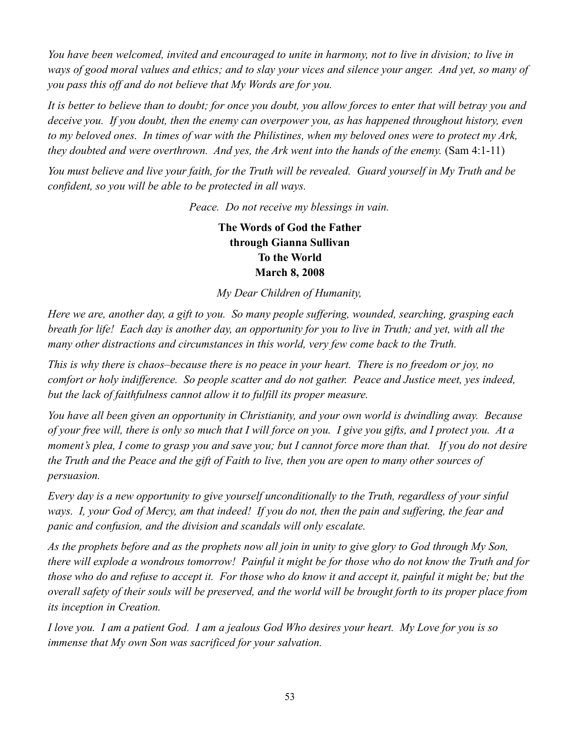*You have been welcomed, invited and encouraged to unite in harmony, not to live in division; to live in ways of good moral values and ethics; and to slay your vices and silence your anger. And yet, so many of you pass this off and do not believe that My Words are for you.*

*It is better to believe than to doubt; for once you doubt, you allow forces to enter that will betray you and deceive you. If you doubt, then the enemy can overpower you, as has happened throughout history, even to my beloved ones. In times of war with the Philistines, when my beloved ones were to protect my Ark, they doubted and were overthrown. And yes, the Ark went into the hands of the enemy.* (Sam 4:1-11)

*You must believe and live your faith, for the Truth will be revealed. Guard yourself in My Truth and be confident, so you will be able to be protected in all ways.*

*Peace. Do not receive my blessings in vain.*

**The Words of God the Father**
**through Gianna Sullivan**
**To the World**
**March 8, 2008**

*My Dear Children of Humanity,*

*Here we are, another day, a gift to you. So many people suffering, wounded, searching, grasping each breath for life! Each day is another day, an opportunity for you to live in Truth; and yet, with all the many other distractions and circumstances in this world, very few come back to the Truth.*

*This is why there is chaos–because there is no peace in your heart. There is no freedom or joy, no comfort or holy indifference. So people scatter and do not gather. Peace and Justice meet, yes indeed, but the lack of faithfulness cannot allow it to fulfill its proper measure.*

*You have all been given an opportunity in Christianity, and your own world is dwindling away. Because of your free will, there is only so much that I will force on you. I give you gifts, and I protect you. At a moment's plea, I come to grasp you and save you; but I cannot force more than that. If you do not desire the Truth and the Peace and the gift of Faith to live, then you are open to many other sources of persuasion.*

*Every day is a new opportunity to give yourself unconditionally to the Truth, regardless of your sinful ways. I, your God of Mercy, am that indeed! If you do not, then the pain and suffering, the fear and panic and confusion, and the division and scandals will only escalate.*

*As the prophets before and as the prophets now all join in unity to give glory to God through My Son, there will explode a wondrous tomorrow! Painful it might be for those who do not know the Truth and for those who do and refuse to accept it. For those who do know it and accept it, painful it might be; but the overall safety of their souls will be preserved, and the world will be brought forth to its proper place from its inception in Creation.*

*I love you. I am a patient God. I am a jealous God Who desires your heart. My Love for you is so immense that My own Son was sacrificed for your salvation.*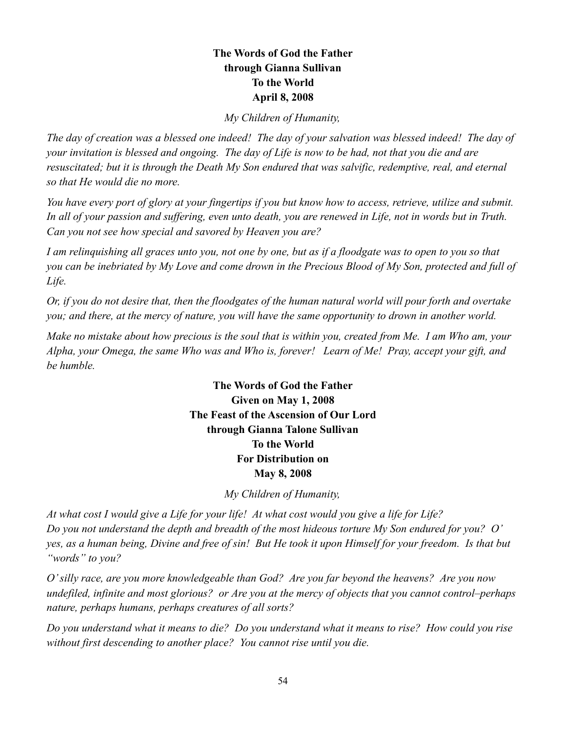**The Words of God the Father**
**through Gianna Sullivan**
**To the World**
**April 8, 2008**

*My Children of Humanity,*

*The day of creation was a blessed one indeed! The day of your salvation was blessed indeed! The day of your invitation is blessed and ongoing. The day of Life is now to be had, not that you die and are resuscitated; but it is through the Death My Son endured that was salvific, redemptive, real, and eternal so that He would die no more.*

*You have every port of glory at your fingertips if you but know how to access, retrieve, utilize and submit. In all of your passion and suffering, even unto death, you are renewed in Life, not in words but in Truth. Can you not see how special and savored by Heaven you are?*

*I am relinquishing all graces unto you, not one by one, but as if a floodgate was to open to you so that you can be inebriated by My Love and come drown in the Precious Blood of My Son, protected and full of Life.*

*Or, if you do not desire that, then the floodgates of the human natural world will pour forth and overtake you; and there, at the mercy of nature, you will have the same opportunity to drown in another world.*

*Make no mistake about how precious is the soul that is within you, created from Me. I am Who am, your Alpha, your Omega, the same Who was and Who is, forever! Learn of Me! Pray, accept your gift, and be humble.*

**The Words of God the Father**
**Given on May 1, 2008**
**The Feast of the Ascension of Our Lord**
**through Gianna Talone Sullivan**
**To the World**
**For Distribution on**
**May 8, 2008**

*My Children of Humanity,*

*At what cost I would give a Life for your life! At what cost would you give a life for Life? Do you not understand the depth and breadth of the most hideous torture My Son endured for you? O' yes, as a human being, Divine and free of sin! But He took it upon Himself for your freedom. Is that but "words" to you?*

*O' silly race, are you more knowledgeable than God? Are you far beyond the heavens? Are you now undefiled, infinite and most glorious? or Are you at the mercy of objects that you cannot control–perhaps nature, perhaps humans, perhaps creatures of all sorts?*

*Do you understand what it means to die? Do you understand what it means to rise? How could you rise without first descending to another place? You cannot rise until you die.*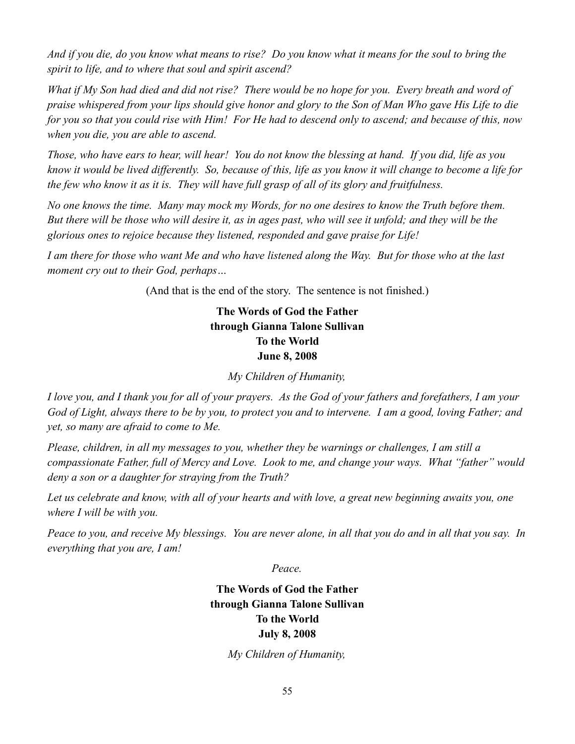*And if you die, do you know what means to rise? Do you know what it means for the soul to bring the spirit to life, and to where that soul and spirit ascend?*

*What if My Son had died and did not rise? There would be no hope for you. Every breath and word of praise whispered from your lips should give honor and glory to the Son of Man Who gave His Life to die for you so that you could rise with Him! For He had to descend only to ascend; and because of this, now when you die, you are able to ascend.*

*Those, who have ears to hear, will hear! You do not know the blessing at hand. If you did, life as you know it would be lived differently. So, because of this, life as you know it will change to become a life for the few who know it as it is. They will have full grasp of all of its glory and fruitfulness.*

*No one knows the time. Many may mock my Words, for no one desires to know the Truth before them. But there will be those who will desire it, as in ages past, who will see it unfold; and they will be the glorious ones to rejoice because they listened, responded and gave praise for Life!*

*I am there for those who want Me and who have listened along the Way. But for those who at the last moment cry out to their God, perhaps…*

(And that is the end of the story. The sentence is not finished.)

**The Words of God the Father**
**through Gianna Talone Sullivan**
**To the World**
**June 8, 2008**

*My Children of Humanity,*

*I love you, and I thank you for all of your prayers. As the God of your fathers and forefathers, I am your God of Light, always there to be by you, to protect you and to intervene. I am a good, loving Father; and yet, so many are afraid to come to Me.*

*Please, children, in all my messages to you, whether they be warnings or challenges, I am still a compassionate Father, full of Mercy and Love. Look to me, and change your ways. What "father" would deny a son or a daughter for straying from the Truth?*

*Let us celebrate and know, with all of your hearts and with love, a great new beginning awaits you, one where I will be with you.*

*Peace to you, and receive My blessings. You are never alone, in all that you do and in all that you say. In everything that you are, I am!*

*Peace.*

**The Words of God the Father**
**through Gianna Talone Sullivan**
**To the World**
**July 8, 2008**

*My Children of Humanity,*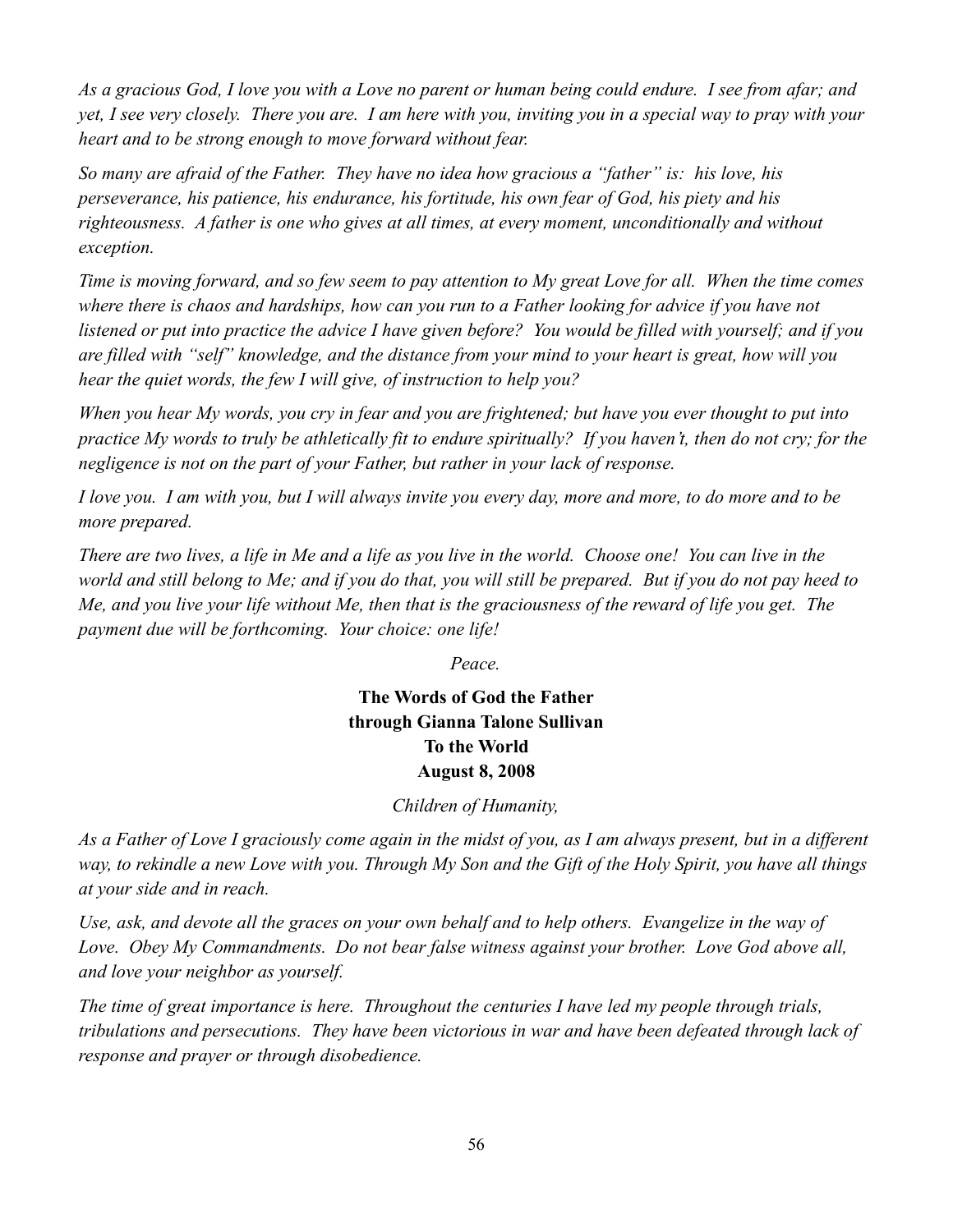*As a gracious God, I love you with a Love no parent or human being could endure. I see from afar; and yet, I see very closely. There you are. I am here with you, inviting you in a special way to pray with your heart and to be strong enough to move forward without fear.*

*So many are afraid of the Father. They have no idea how gracious a "father" is: his love, his perseverance, his patience, his endurance, his fortitude, his own fear of God, his piety and his righteousness. A father is one who gives at all times, at every moment, unconditionally and without exception.*

*Time is moving forward, and so few seem to pay attention to My great Love for all. When the time comes where there is chaos and hardships, how can you run to a Father looking for advice if you have not listened or put into practice the advice I have given before? You would be filled with yourself; and if you are filled with "self" knowledge, and the distance from your mind to your heart is great, how will you hear the quiet words, the few I will give, of instruction to help you?*

*When you hear My words, you cry in fear and you are frightened; but have you ever thought to put into practice My words to truly be athletically fit to endure spiritually? If you haven't, then do not cry; for the negligence is not on the part of your Father, but rather in your lack of response.*

*I love you. I am with you, but I will always invite you every day, more and more, to do more and to be more prepared.*

*There are two lives, a life in Me and a life as you live in the world. Choose one! You can live in the world and still belong to Me; and if you do that, you will still be prepared. But if you do not pay heed to Me, and you live your life without Me, then that is the graciousness of the reward of life you get. The payment due will be forthcoming. Your choice: one life!*

*Peace.*

**The Words of God the Father**
**through Gianna Talone Sullivan**
**To the World**
**August 8, 2008**

*Children of Humanity,*

*As a Father of Love I graciously come again in the midst of you, as I am always present, but in a different way, to rekindle a new Love with you. Through My Son and the Gift of the Holy Spirit, you have all things at your side and in reach.*

*Use, ask, and devote all the graces on your own behalf and to help others. Evangelize in the way of Love. Obey My Commandments. Do not bear false witness against your brother. Love God above all, and love your neighbor as yourself.*

*The time of great importance is here. Throughout the centuries I have led my people through trials, tribulations and persecutions. They have been victorious in war and have been defeated through lack of response and prayer or through disobedience.*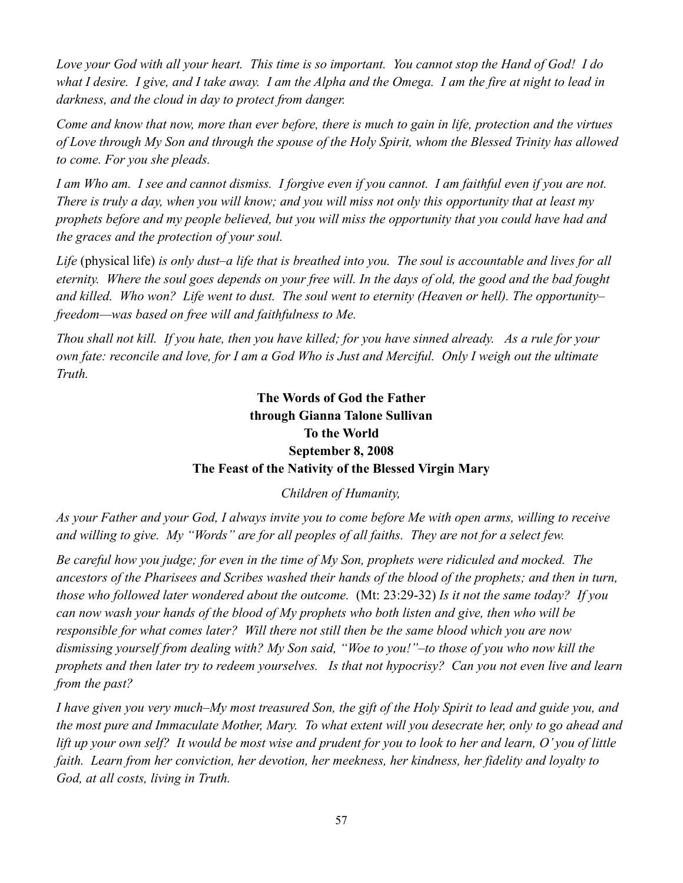*Love your God with all your heart. This time is so important. You cannot stop the Hand of God! I do what I desire. I give, and I take away. I am the Alpha and the Omega. I am the fire at night to lead in darkness, and the cloud in day to protect from danger.*

*Come and know that now, more than ever before, there is much to gain in life, protection and the virtues of Love through My Son and through the spouse of the Holy Spirit, whom the Blessed Trinity has allowed to come. For you she pleads.*

*I am Who am. I see and cannot dismiss. I forgive even if you cannot. I am faithful even if you are not. There is truly a day, when you will know; and you will miss not only this opportunity that at least my prophets before and my people believed, but you will miss the opportunity that you could have had and the graces and the protection of your soul.*

*Life* (physical life) *is only dust–a life that is breathed into you. The soul is accountable and lives for all eternity. Where the soul goes depends on your free will. In the days of old, the good and the bad fought and killed. Who won? Life went to dust. The soul went to eternity (Heaven or hell). The opportunity–freedom—was based on free will and faithfulness to Me.*

*Thou shall not kill. If you hate, then you have killed; for you have sinned already. As a rule for your own fate: reconcile and love, for I am a God Who is Just and Merciful. Only I weigh out the ultimate Truth.*

**The Words of God the Father**
**through Gianna Talone Sullivan**
**To the World**
**September 8, 2008**
**The Feast of the Nativity of the Blessed Virgin Mary**

*Children of Humanity,*

*As your Father and your God, I always invite you to come before Me with open arms, willing to receive and willing to give. My "Words" are for all peoples of all faiths. They are not for a select few.*

*Be careful how you judge; for even in the time of My Son, prophets were ridiculed and mocked. The ancestors of the Pharisees and Scribes washed their hands of the blood of the prophets; and then in turn, those who followed later wondered about the outcome.* (Mt: 23:29-32) *Is it not the same today? If you can now wash your hands of the blood of My prophets who both listen and give, then who will be responsible for what comes later? Will there not still then be the same blood which you are now dismissing yourself from dealing with? My Son said, "Woe to you!"–to those of you who now kill the prophets and then later try to redeem yourselves. Is that not hypocrisy? Can you not even live and learn from the past?*

*I have given you very much–My most treasured Son, the gift of the Holy Spirit to lead and guide you, and the most pure and Immaculate Mother, Mary. To what extent will you desecrate her, only to go ahead and lift up your own self? It would be most wise and prudent for you to look to her and learn, O' you of little faith. Learn from her conviction, her devotion, her meekness, her kindness, her fidelity and loyalty to God, at all costs, living in Truth.*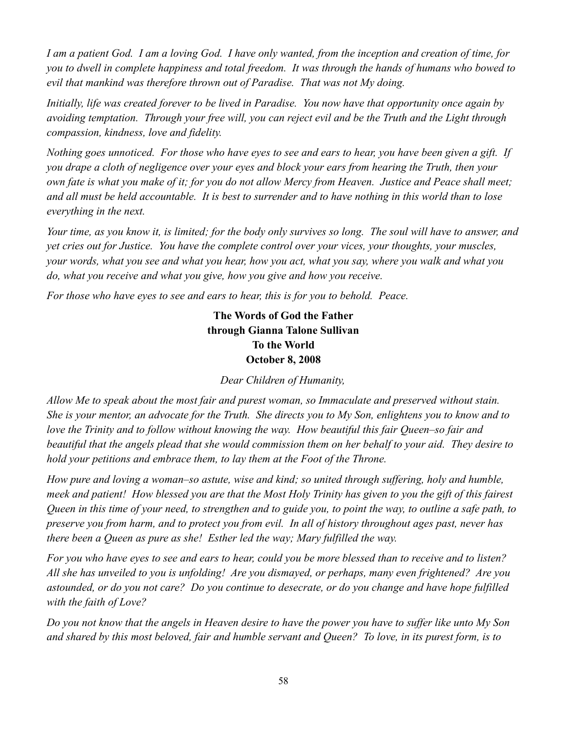*I am a patient God. I am a loving God. I have only wanted, from the inception and creation of time, for you to dwell in complete happiness and total freedom. It was through the hands of humans who bowed to evil that mankind was therefore thrown out of Paradise. That was not My doing.*

*Initially, life was created forever to be lived in Paradise. You now have that opportunity once again by avoiding temptation. Through your free will, you can reject evil and be the Truth and the Light through compassion, kindness, love and fidelity.*

*Nothing goes unnoticed. For those who have eyes to see and ears to hear, you have been given a gift. If you drape a cloth of negligence over your eyes and block your ears from hearing the Truth, then your own fate is what you make of it; for you do not allow Mercy from Heaven. Justice and Peace shall meet; and all must be held accountable. It is best to surrender and to have nothing in this world than to lose everything in the next.*

*Your time, as you know it, is limited; for the body only survives so long. The soul will have to answer, and yet cries out for Justice. You have the complete control over your vices, your thoughts, your muscles, your words, what you see and what you hear, how you act, what you say, where you walk and what you do, what you receive and what you give, how you give and how you receive.*

*For those who have eyes to see and ears to hear, this is for you to behold. Peace.*

**The Words of God the Father**
**through Gianna Talone Sullivan**
**To the World**
**October 8, 2008**

*Dear Children of Humanity,*

*Allow Me to speak about the most fair and purest woman, so Immaculate and preserved without stain. She is your mentor, an advocate for the Truth. She directs you to My Son, enlightens you to know and to love the Trinity and to follow without knowing the way. How beautiful this fair Queen–so fair and beautiful that the angels plead that she would commission them on her behalf to your aid. They desire to hold your petitions and embrace them, to lay them at the Foot of the Throne.*

*How pure and loving a woman–so astute, wise and kind; so united through suffering, holy and humble, meek and patient! How blessed you are that the Most Holy Trinity has given to you the gift of this fairest Queen in this time of your need, to strengthen and to guide you, to point the way, to outline a safe path, to preserve you from harm, and to protect you from evil. In all of history throughout ages past, never has there been a Queen as pure as she! Esther led the way; Mary fulfilled the way.*

*For you who have eyes to see and ears to hear, could you be more blessed than to receive and to listen? All she has unveiled to you is unfolding! Are you dismayed, or perhaps, many even frightened? Are you astounded, or do you not care? Do you continue to desecrate, or do you change and have hope fulfilled with the faith of Love?*

*Do you not know that the angels in Heaven desire to have the power you have to suffer like unto My Son and shared by this most beloved, fair and humble servant and Queen? To love, in its purest form, is to*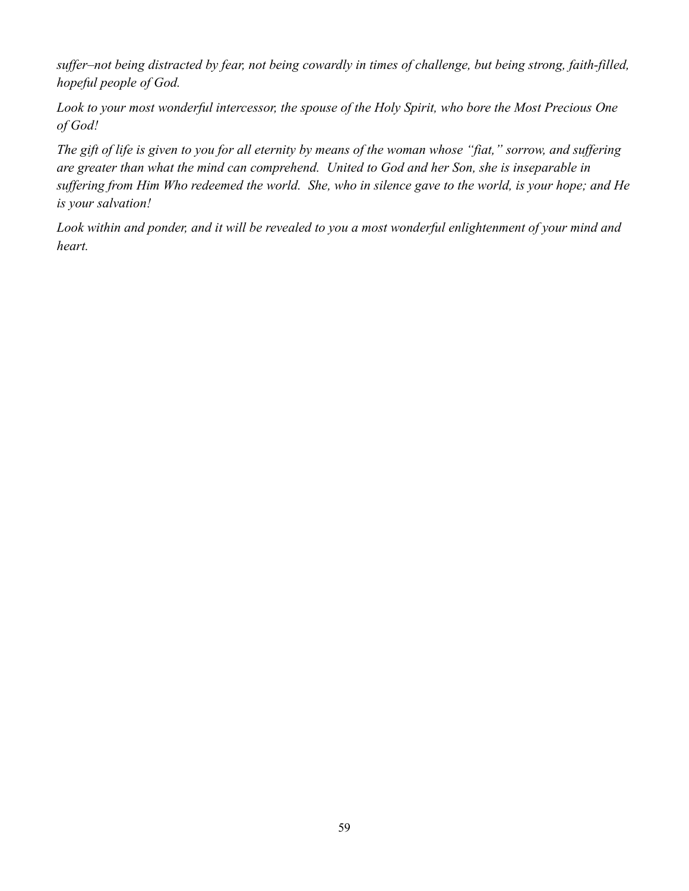*suffer–not being distracted by fear, not being cowardly in times of challenge, but being strong, faith-filled, hopeful people of God.*

*Look to your most wonderful intercessor, the spouse of the Holy Spirit, who bore the Most Precious One of God!*

*The gift of life is given to you for all eternity by means of the woman whose "fiat," sorrow, and suffering are greater than what the mind can comprehend. United to God and her Son, she is inseparable in suffering from Him Who redeemed the world. She, who in silence gave to the world, is your hope; and He is your salvation!*

*Look within and ponder, and it will be revealed to you a most wonderful enlightenment of your mind and heart.*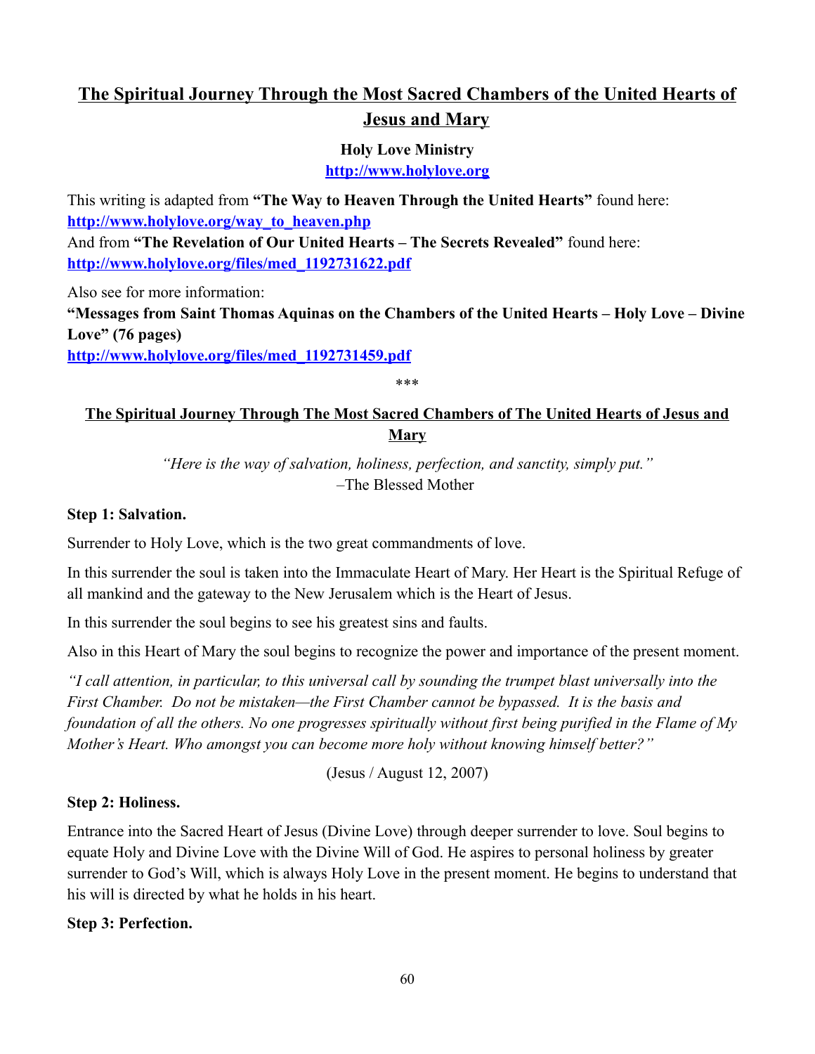## The Spiritual Journey Through the Most Sacred Chambers of the United Hearts of Jesus and Mary

**Holy Love Ministry**
**http://www.holylove.org**

This writing is adapted from **"The Way to Heaven Through the United Hearts"** found here: **http://www.holylove.org/way_to_heaven.php**
And from **"The Revelation of Our United Hearts – The Secrets Revealed"** found here: **http://www.holylove.org/files/med_1192731622.pdf**

Also see for more information:
**"Messages from Saint Thomas Aquinas on the Chambers of the United Hearts – Holy Love – Divine Love" (76 pages)**
**http://www.holylove.org/files/med_1192731459.pdf**

***

## The Spiritual Journey Through The Most Sacred Chambers of The United Hearts of Jesus and Mary

*"Here is the way of salvation, holiness, perfection, and sanctity, simply put."*
–The Blessed Mother

**Step 1: Salvation.**

Surrender to Holy Love, which is the two great commandments of love.

In this surrender the soul is taken into the Immaculate Heart of Mary. Her Heart is the Spiritual Refuge of all mankind and the gateway to the New Jerusalem which is the Heart of Jesus.

In this surrender the soul begins to see his greatest sins and faults.

Also in this Heart of Mary the soul begins to recognize the power and importance of the present moment.

*"I call attention, in particular, to this universal call by sounding the trumpet blast universally into the First Chamber. Do not be mistaken—the First Chamber cannot be bypassed. It is the basis and foundation of all the others. No one progresses spiritually without first being purified in the Flame of My Mother's Heart. Who amongst you can become more holy without knowing himself better?"*

(Jesus / August 12, 2007)

**Step 2: Holiness.**

Entrance into the Sacred Heart of Jesus (Divine Love) through deeper surrender to love. Soul begins to equate Holy and Divine Love with the Divine Will of God. He aspires to personal holiness by greater surrender to God's Will, which is always Holy Love in the present moment. He begins to understand that his will is directed by what he holds in his heart.

**Step 3: Perfection.**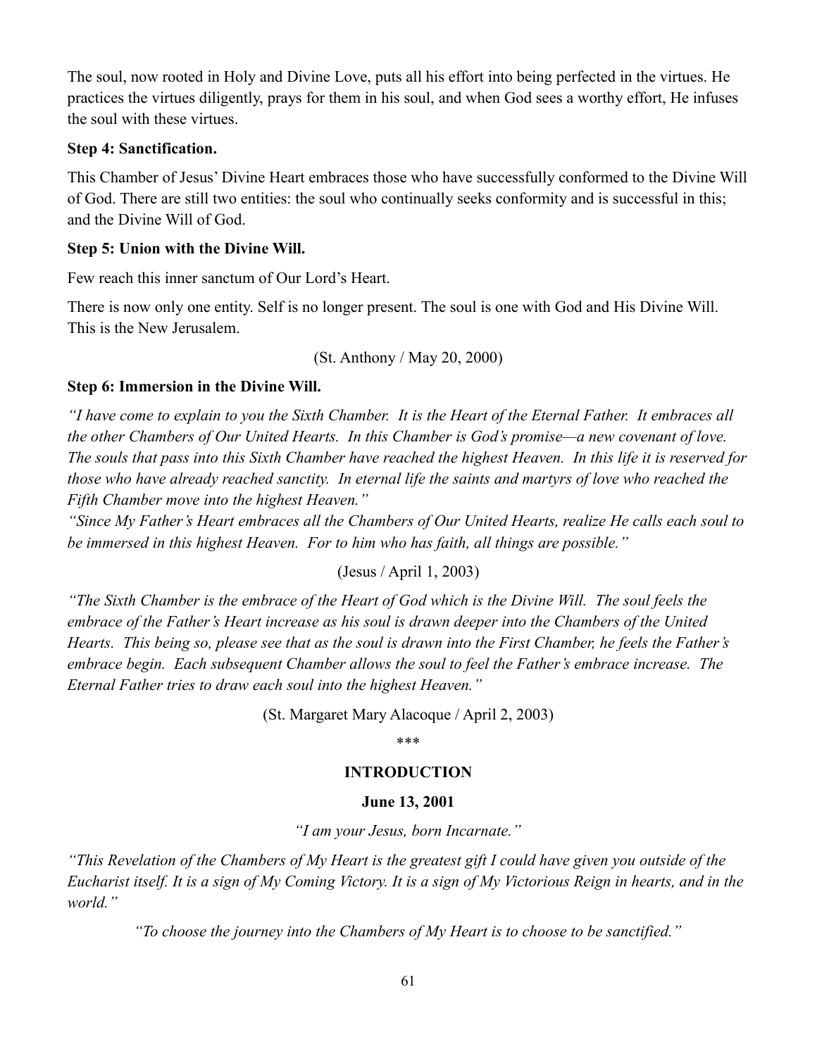The soul, now rooted in Holy and Divine Love, puts all his effort into being perfected in the virtues. He practices the virtues diligently, prays for them in his soul, and when God sees a worthy effort, He infuses the soul with these virtues.

**Step 4: Sanctification.**

This Chamber of Jesus' Divine Heart embraces those who have successfully conformed to the Divine Will of God. There are still two entities: the soul who continually seeks conformity and is successful in this; and the Divine Will of God.

**Step 5: Union with the Divine Will.**

Few reach this inner sanctum of Our Lord's Heart.

There is now only one entity. Self is no longer present. The soul is one with God and His Divine Will. This is the New Jerusalem.

(St. Anthony / May 20, 2000)

**Step 6: Immersion in the Divine Will.**

*"I have come to explain to you the Sixth Chamber. It is the Heart of the Eternal Father. It embraces all the other Chambers of Our United Hearts. In this Chamber is God's promise—a new covenant of love. The souls that pass into this Sixth Chamber have reached the highest Heaven. In this life it is reserved for those who have already reached sanctity. In eternal life the saints and martyrs of love who reached the Fifth Chamber move into the highest Heaven."*

*"Since My Father's Heart embraces all the Chambers of Our United Hearts, realize He calls each soul to be immersed in this highest Heaven. For to him who has faith, all things are possible."*

(Jesus / April 1, 2003)

*"The Sixth Chamber is the embrace of the Heart of God which is the Divine Will. The soul feels the embrace of the Father's Heart increase as his soul is drawn deeper into the Chambers of the United Hearts. This being so, please see that as the soul is drawn into the First Chamber, he feels the Father's embrace begin. Each subsequent Chamber allows the soul to feel the Father's embrace increase. The Eternal Father tries to draw each soul into the highest Heaven."*

(St. Margaret Mary Alacoque / April 2, 2003)

\*\*\*

## INTRODUCTION

**June 13, 2001**

*"I am your Jesus, born Incarnate."*

*"This Revelation of the Chambers of My Heart is the greatest gift I could have given you outside of the Eucharist itself. It is a sign of My Coming Victory. It is a sign of My Victorious Reign in hearts, and in the world."*

*"To choose the journey into the Chambers of My Heart is to choose to be sanctified."*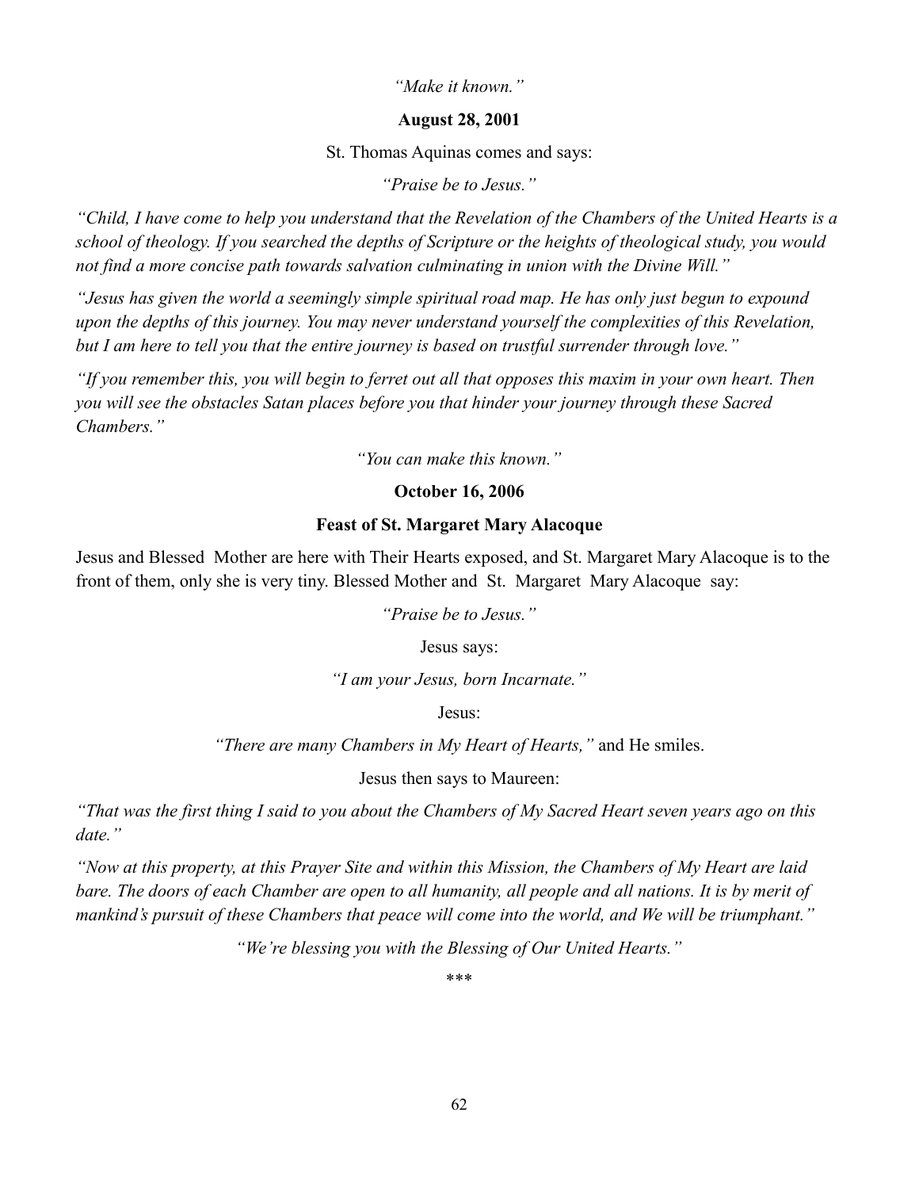*"Make it known."*

**August 28, 2001**

St. Thomas Aquinas comes and says:

*"Praise be to Jesus."*

*"Child, I have come to help you understand that the Revelation of the Chambers of the United Hearts is a school of theology. If you searched the depths of Scripture or the heights of theological study, you would not find a more concise path towards salvation culminating in union with the Divine Will."*

*"Jesus has given the world a seemingly simple spiritual road map. He has only just begun to expound upon the depths of this journey. You may never understand yourself the complexities of this Revelation, but I am here to tell you that the entire journey is based on trustful surrender through love."*

*"If you remember this, you will begin to ferret out all that opposes this maxim in your own heart. Then you will see the obstacles Satan places before you that hinder your journey through these Sacred Chambers."*

*"You can make this known."*

**October 16, 2006**

**Feast of St. Margaret Mary Alacoque**

Jesus and Blessed Mother are here with Their Hearts exposed, and St. Margaret Mary Alacoque is to the front of them, only she is very tiny. Blessed Mother and St. Margaret Mary Alacoque say:

*"Praise be to Jesus."*

Jesus says:

*"I am your Jesus, born Incarnate."*

Jesus:

*"There are many Chambers in My Heart of Hearts,"* and He smiles.

Jesus then says to Maureen:

*"That was the first thing I said to you about the Chambers of My Sacred Heart seven years ago on this date."*

*"Now at this property, at this Prayer Site and within this Mission, the Chambers of My Heart are laid bare. The doors of each Chamber are open to all humanity, all people and all nations. It is by merit of mankind's pursuit of these Chambers that peace will come into the world, and We will be triumphant."*

*"We're blessing you with the Blessing of Our United Hearts."*

\*\*\*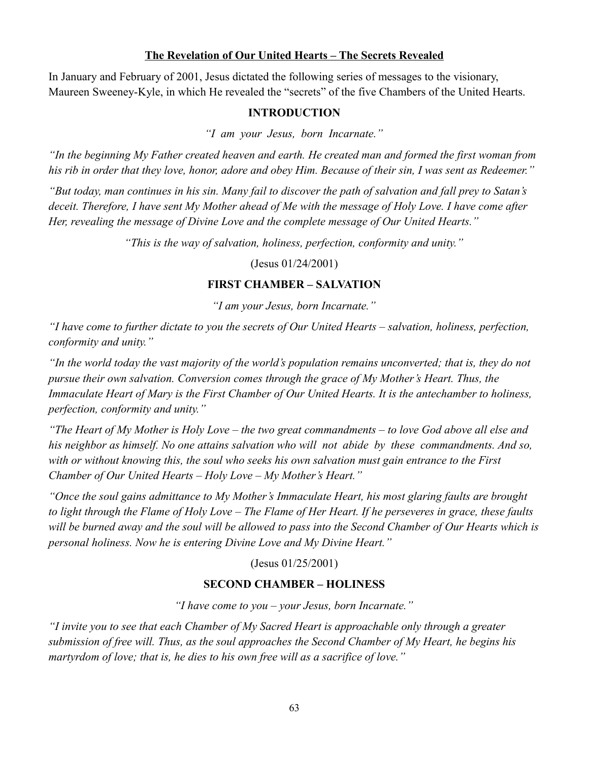## The Revelation of Our United Hearts – The Secrets Revealed

In January and February of 2001, Jesus dictated the following series of messages to the visionary, Maureen Sweeney-Kyle, in which He revealed the "secrets" of the five Chambers of the United Hearts.

### INTRODUCTION

*"I am your Jesus, born Incarnate."*

*"In the beginning My Father created heaven and earth. He created man and formed the first woman from his rib in order that they love, honor, adore and obey Him. Because of their sin, I was sent as Redeemer."*

*"But today, man continues in his sin. Many fail to discover the path of salvation and fall prey to Satan's deceit. Therefore, I have sent My Mother ahead of Me with the message of Holy Love. I have come after Her, revealing the message of Divine Love and the complete message of Our United Hearts."*

*"This is the way of salvation, holiness, perfection, conformity and unity."*

(Jesus 01/24/2001)

### FIRST CHAMBER – SALVATION

*"I am your Jesus, born Incarnate."*

*"I have come to further dictate to you the secrets of Our United Hearts – salvation, holiness, perfection, conformity and unity."*

*"In the world today the vast majority of the world's population remains unconverted; that is, they do not pursue their own salvation. Conversion comes through the grace of My Mother's Heart. Thus, the Immaculate Heart of Mary is the First Chamber of Our United Hearts. It is the antechamber to holiness, perfection, conformity and unity."*

*"The Heart of My Mother is Holy Love – the two great commandments – to love God above all else and his neighbor as himself. No one attains salvation who will not abide by these commandments. And so, with or without knowing this, the soul who seeks his own salvation must gain entrance to the First Chamber of Our United Hearts – Holy Love – My Mother's Heart."*

*"Once the soul gains admittance to My Mother's Immaculate Heart, his most glaring faults are brought to light through the Flame of Holy Love – The Flame of Her Heart. If he perseveres in grace, these faults will be burned away and the soul will be allowed to pass into the Second Chamber of Our Hearts which is personal holiness. Now he is entering Divine Love and My Divine Heart."*

(Jesus 01/25/2001)

### SECOND CHAMBER – HOLINESS

*"I have come to you – your Jesus, born Incarnate."*

*"I invite you to see that each Chamber of My Sacred Heart is approachable only through a greater submission of free will. Thus, as the soul approaches the Second Chamber of My Heart, he begins his martyrdom of love; that is, he dies to his own free will as a sacrifice of love."*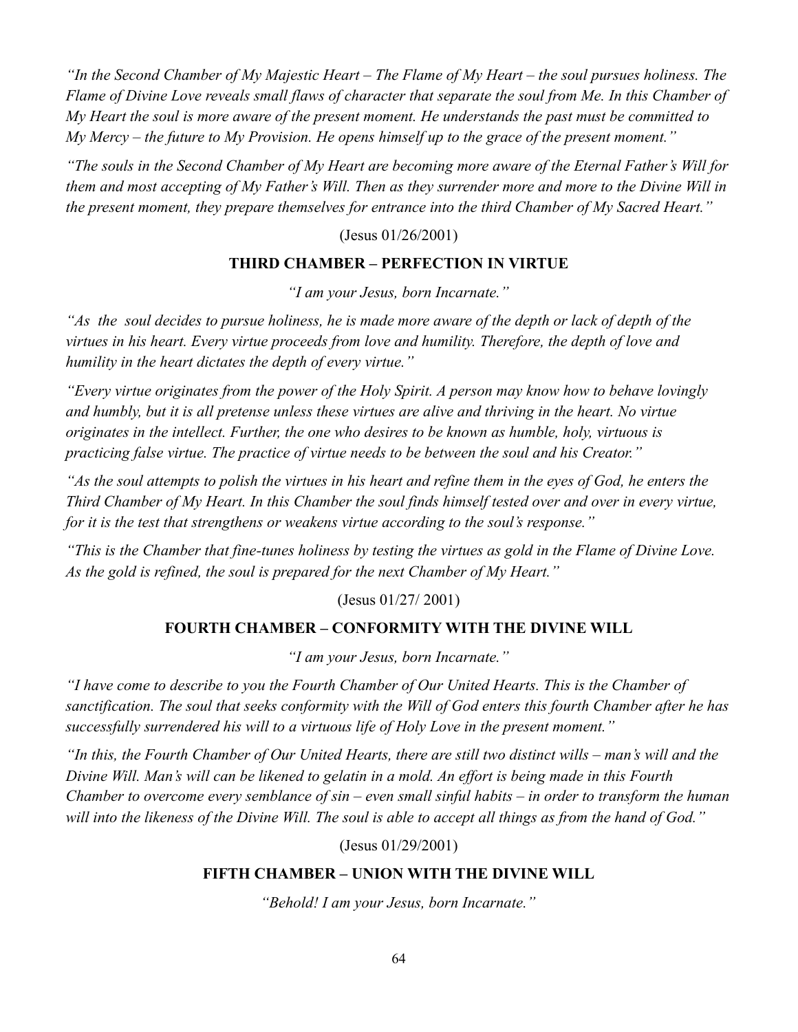*"In the Second Chamber of My Majestic Heart – The Flame of My Heart – the soul pursues holiness. The Flame of Divine Love reveals small flaws of character that separate the soul from Me. In this Chamber of My Heart the soul is more aware of the present moment. He understands the past must be committed to My Mercy – the future to My Provision. He opens himself up to the grace of the present moment."*

*"The souls in the Second Chamber of My Heart are becoming more aware of the Eternal Father's Will for them and most accepting of My Father's Will. Then as they surrender more and more to the Divine Will in the present moment, they prepare themselves for entrance into the third Chamber of My Sacred Heart."*

(Jesus 01/26/2001)

**THIRD CHAMBER – PERFECTION IN VIRTUE**

*"I am your Jesus, born Incarnate."*

*"As the soul decides to pursue holiness, he is made more aware of the depth or lack of depth of the virtues in his heart. Every virtue proceeds from love and humility. Therefore, the depth of love and humility in the heart dictates the depth of every virtue."*

*"Every virtue originates from the power of the Holy Spirit. A person may know how to behave lovingly and humbly, but it is all pretense unless these virtues are alive and thriving in the heart. No virtue originates in the intellect. Further, the one who desires to be known as humble, holy, virtuous is practicing false virtue. The practice of virtue needs to be between the soul and his Creator."*

*"As the soul attempts to polish the virtues in his heart and refine them in the eyes of God, he enters the Third Chamber of My Heart. In this Chamber the soul finds himself tested over and over in every virtue, for it is the test that strengthens or weakens virtue according to the soul's response."*

*"This is the Chamber that fine-tunes holiness by testing the virtues as gold in the Flame of Divine Love. As the gold is refined, the soul is prepared for the next Chamber of My Heart."*

(Jesus 01/27/ 2001)

**FOURTH CHAMBER – CONFORMITY WITH THE DIVINE WILL**

*"I am your Jesus, born Incarnate."*

*"I have come to describe to you the Fourth Chamber of Our United Hearts. This is the Chamber of sanctification. The soul that seeks conformity with the Will of God enters this fourth Chamber after he has successfully surrendered his will to a virtuous life of Holy Love in the present moment."*

*"In this, the Fourth Chamber of Our United Hearts, there are still two distinct wills – man's will and the Divine Will. Man's will can be likened to gelatin in a mold. An effort is being made in this Fourth Chamber to overcome every semblance of sin – even small sinful habits – in order to transform the human will into the likeness of the Divine Will. The soul is able to accept all things as from the hand of God."*

(Jesus 01/29/2001)

**FIFTH CHAMBER – UNION WITH THE DIVINE WILL**

*"Behold! I am your Jesus, born Incarnate."*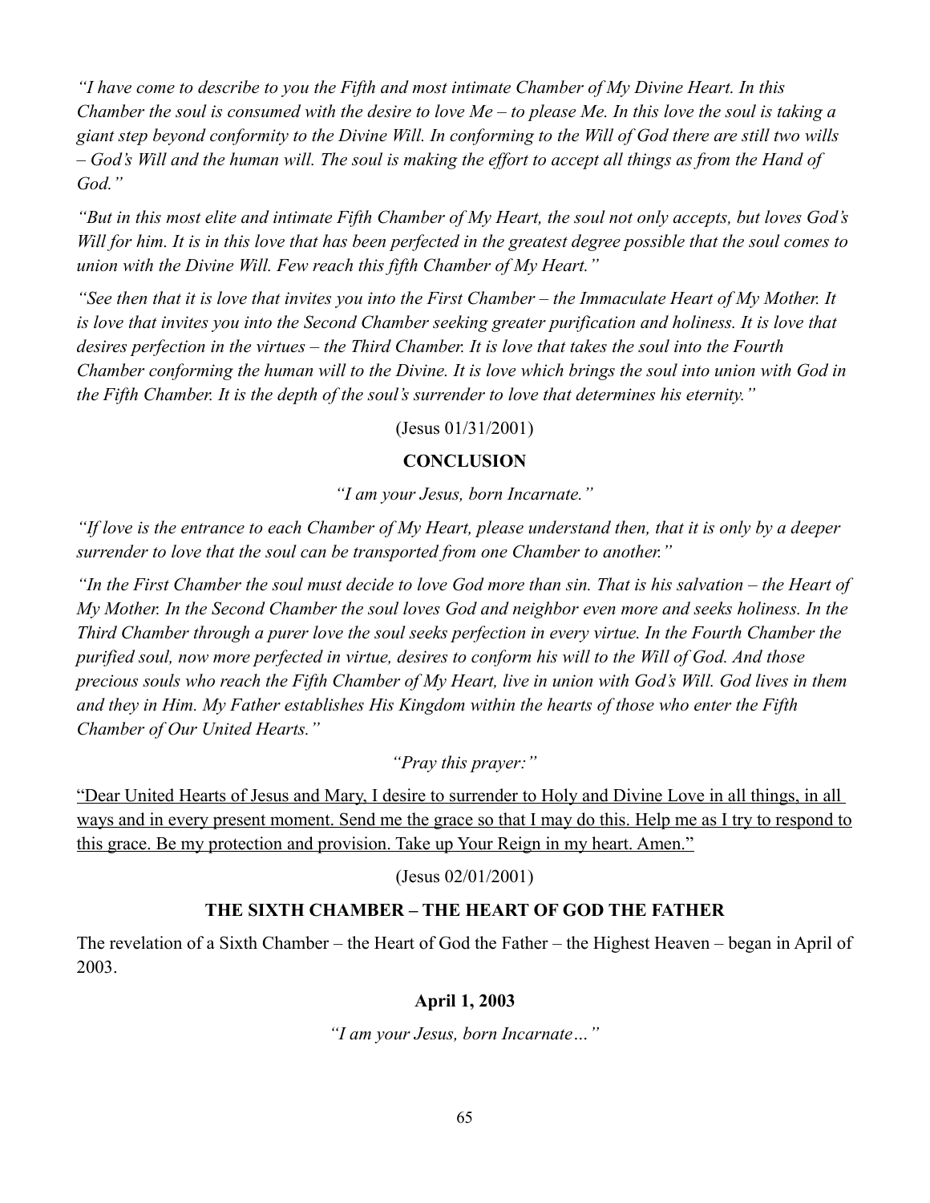*"I have come to describe to you the Fifth and most intimate Chamber of My Divine Heart. In this Chamber the soul is consumed with the desire to love Me – to please Me. In this love the soul is taking a giant step beyond conformity to the Divine Will. In conforming to the Will of God there are still two wills – God's Will and the human will. The soul is making the effort to accept all things as from the Hand of God."*

*"But in this most elite and intimate Fifth Chamber of My Heart, the soul not only accepts, but loves God's Will for him. It is in this love that has been perfected in the greatest degree possible that the soul comes to union with the Divine Will. Few reach this fifth Chamber of My Heart."*

*"See then that it is love that invites you into the First Chamber – the Immaculate Heart of My Mother. It is love that invites you into the Second Chamber seeking greater purification and holiness. It is love that desires perfection in the virtues – the Third Chamber. It is love that takes the soul into the Fourth Chamber conforming the human will to the Divine. It is love which brings the soul into union with God in the Fifth Chamber. It is the depth of the soul's surrender to love that determines his eternity."*

(Jesus 01/31/2001)

**CONCLUSION**

*"I am your Jesus, born Incarnate."*

*"If love is the entrance to each Chamber of My Heart, please understand then, that it is only by a deeper surrender to love that the soul can be transported from one Chamber to another."*

*"In the First Chamber the soul must decide to love God more than sin. That is his salvation – the Heart of My Mother. In the Second Chamber the soul loves God and neighbor even more and seeks holiness. In the Third Chamber through a purer love the soul seeks perfection in every virtue. In the Fourth Chamber the purified soul, now more perfected in virtue, desires to conform his will to the Will of God. And those precious souls who reach the Fifth Chamber of My Heart, live in union with God's Will. God lives in them and they in Him. My Father establishes His Kingdom within the hearts of those who enter the Fifth Chamber of Our United Hearts."*

*"Pray this prayer:"*

<u>"Dear United Hearts of Jesus and Mary, I desire to surrender to Holy and Divine Love in all things, in all ways and in every present moment. Send me the grace so that I may do this. Help me as I try to respond to this grace. Be my protection and provision. Take up Your Reign in my heart. Amen."</u>

(Jesus 02/01/2001)

## THE SIXTH CHAMBER – THE HEART OF GOD THE FATHER

The revelation of a Sixth Chamber – the Heart of God the Father – the Highest Heaven – began in April of 2003.

**April 1, 2003**

*"I am your Jesus, born Incarnate…"*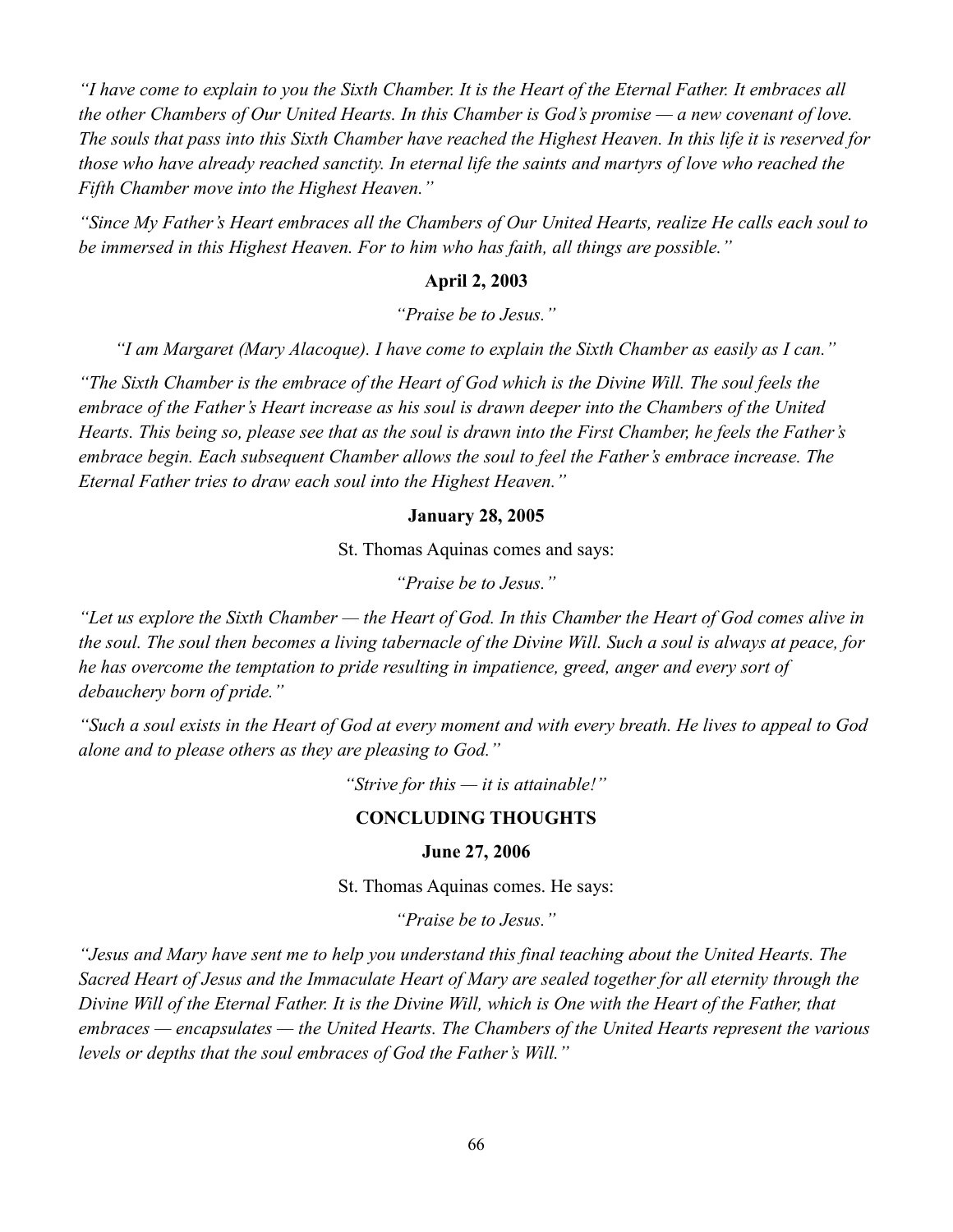*"I have come to explain to you the Sixth Chamber. It is the Heart of the Eternal Father. It embraces all the other Chambers of Our United Hearts. In this Chamber is God's promise — a new covenant of love. The souls that pass into this Sixth Chamber have reached the Highest Heaven. In this life it is reserved for those who have already reached sanctity. In eternal life the saints and martyrs of love who reached the Fifth Chamber move into the Highest Heaven."*

*"Since My Father's Heart embraces all the Chambers of Our United Hearts, realize He calls each soul to be immersed in this Highest Heaven. For to him who has faith, all things are possible."*

**April 2, 2003**

*"Praise be to Jesus."*

*"I am Margaret (Mary Alacoque). I have come to explain the Sixth Chamber as easily as I can."*

*"The Sixth Chamber is the embrace of the Heart of God which is the Divine Will. The soul feels the embrace of the Father's Heart increase as his soul is drawn deeper into the Chambers of the United Hearts. This being so, please see that as the soul is drawn into the First Chamber, he feels the Father's embrace begin. Each subsequent Chamber allows the soul to feel the Father's embrace increase. The Eternal Father tries to draw each soul into the Highest Heaven."*

**January 28, 2005**

St. Thomas Aquinas comes and says:

*"Praise be to Jesus."*

*"Let us explore the Sixth Chamber — the Heart of God. In this Chamber the Heart of God comes alive in the soul. The soul then becomes a living tabernacle of the Divine Will. Such a soul is always at peace, for he has overcome the temptation to pride resulting in impatience, greed, anger and every sort of debauchery born of pride."*

*"Such a soul exists in the Heart of God at every moment and with every breath. He lives to appeal to God alone and to please others as they are pleasing to God."*

*"Strive for this — it is attainable!"*

## CONCLUDING THOUGHTS

**June 27, 2006**

St. Thomas Aquinas comes. He says:

*"Praise be to Jesus."*

*"Jesus and Mary have sent me to help you understand this final teaching about the United Hearts. The Sacred Heart of Jesus and the Immaculate Heart of Mary are sealed together for all eternity through the Divine Will of the Eternal Father. It is the Divine Will, which is One with the Heart of the Father, that embraces — encapsulates — the United Hearts. The Chambers of the United Hearts represent the various levels or depths that the soul embraces of God the Father's Will."*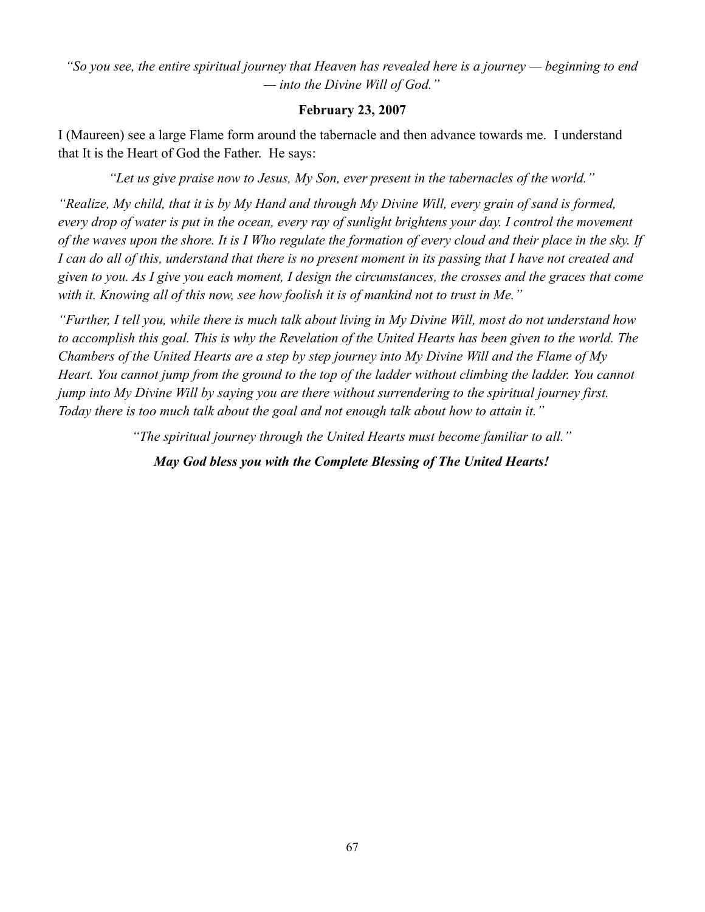*"So you see, the entire spiritual journey that Heaven has revealed here is a journey — beginning to end — into the Divine Will of God."*

**February 23, 2007**

I (Maureen) see a large Flame form around the tabernacle and then advance towards me. I understand that It is the Heart of God the Father. He says:

*"Let us give praise now to Jesus, My Son, ever present in the tabernacles of the world."*

*"Realize, My child, that it is by My Hand and through My Divine Will, every grain of sand is formed, every drop of water is put in the ocean, every ray of sunlight brightens your day. I control the movement of the waves upon the shore. It is I Who regulate the formation of every cloud and their place in the sky. If I can do all of this, understand that there is no present moment in its passing that I have not created and given to you. As I give you each moment, I design the circumstances, the crosses and the graces that come with it. Knowing all of this now, see how foolish it is of mankind not to trust in Me."*

*"Further, I tell you, while there is much talk about living in My Divine Will, most do not understand how to accomplish this goal. This is why the Revelation of the United Hearts has been given to the world. The Chambers of the United Hearts are a step by step journey into My Divine Will and the Flame of My Heart. You cannot jump from the ground to the top of the ladder without climbing the ladder. You cannot jump into My Divine Will by saying you are there without surrendering to the spiritual journey first. Today there is too much talk about the goal and not enough talk about how to attain it."*

*"The spiritual journey through the United Hearts must become familiar to all."*

***May God bless you with the Complete Blessing of The United Hearts!***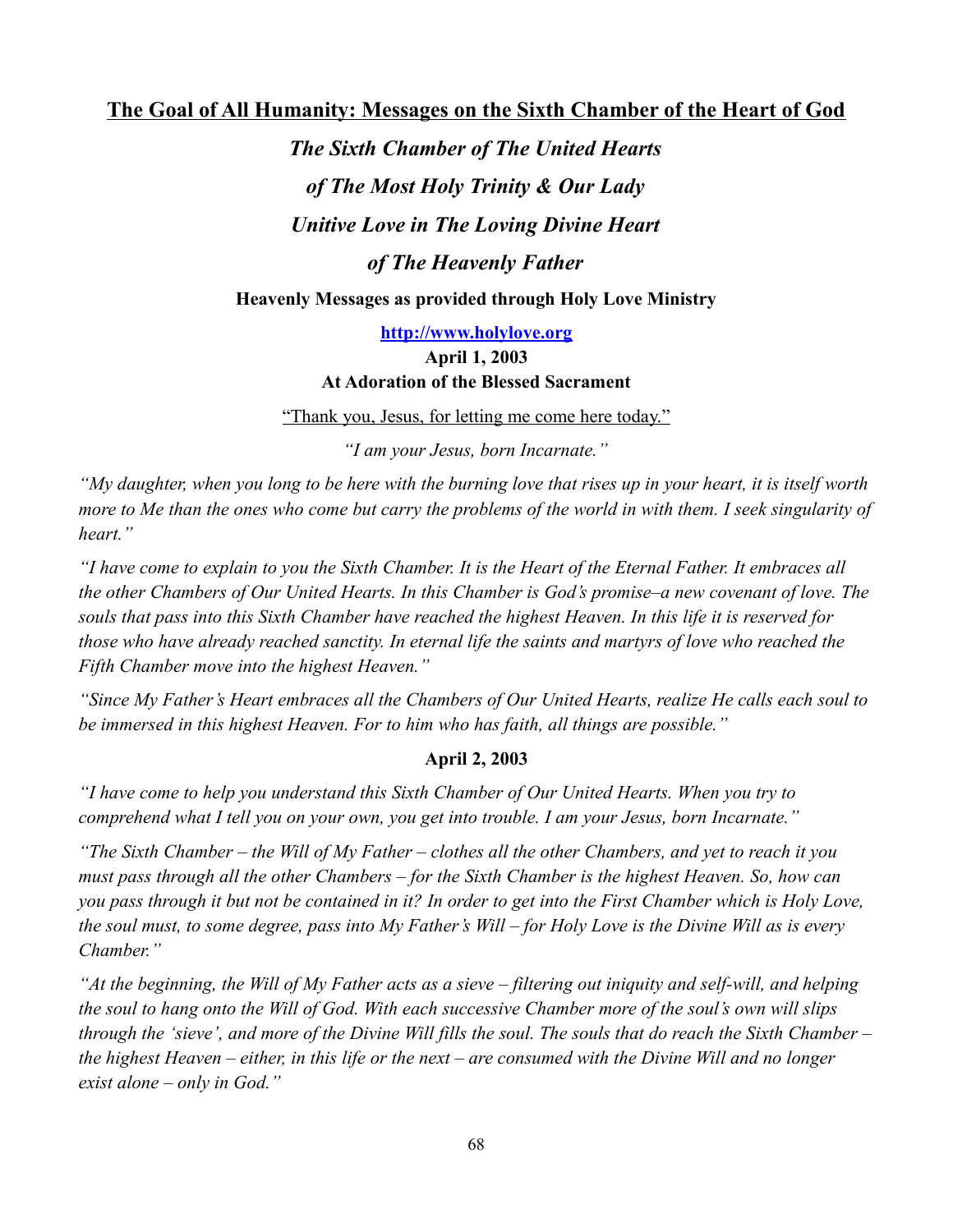## The Goal of All Humanity: Messages on the Sixth Chamber of the Heart of God

***The Sixth Chamber of The United Hearts***

***of The Most Holy Trinity & Our Lady***

***Unitive Love in The Loving Divine Heart***

***of The Heavenly Father***

**Heavenly Messages as provided through Holy Love Ministry**

**[http://www.holylove.org](http://www.holylove.org)**

**April 1, 2003**
**At Adoration of the Blessed Sacrament**

"Thank you, Jesus, for letting me come here today."

*"I am your Jesus, born Incarnate."*

*"My daughter, when you long to be here with the burning love that rises up in your heart, it is itself worth more to Me than the ones who come but carry the problems of the world in with them. I seek singularity of heart."*

*"I have come to explain to you the Sixth Chamber. It is the Heart of the Eternal Father. It embraces all the other Chambers of Our United Hearts. In this Chamber is God's promise–a new covenant of love. The souls that pass into this Sixth Chamber have reached the highest Heaven. In this life it is reserved for those who have already reached sanctity. In eternal life the saints and martyrs of love who reached the Fifth Chamber move into the highest Heaven."*

*"Since My Father's Heart embraces all the Chambers of Our United Hearts, realize He calls each soul to be immersed in this highest Heaven. For to him who has faith, all things are possible."*

**April 2, 2003**

*"I have come to help you understand this Sixth Chamber of Our United Hearts. When you try to comprehend what I tell you on your own, you get into trouble. I am your Jesus, born Incarnate."*

*"The Sixth Chamber – the Will of My Father – clothes all the other Chambers, and yet to reach it you must pass through all the other Chambers – for the Sixth Chamber is the highest Heaven. So, how can you pass through it but not be contained in it? In order to get into the First Chamber which is Holy Love, the soul must, to some degree, pass into My Father's Will – for Holy Love is the Divine Will as is every Chamber."*

*"At the beginning, the Will of My Father acts as a sieve – filtering out iniquity and self-will, and helping the soul to hang onto the Will of God. With each successive Chamber more of the soul's own will slips through the 'sieve', and more of the Divine Will fills the soul. The souls that do reach the Sixth Chamber – the highest Heaven – either, in this life or the next – are consumed with the Divine Will and no longer exist alone – only in God."*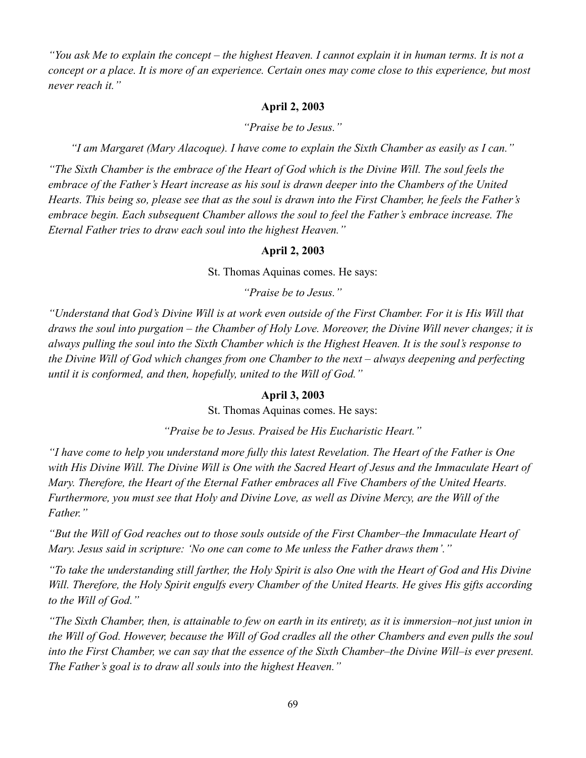*"You ask Me to explain the concept – the highest Heaven. I cannot explain it in human terms. It is not a concept or a place. It is more of an experience. Certain ones may come close to this experience, but most never reach it."*

**April 2, 2003**

*"Praise be to Jesus."*

*"I am Margaret (Mary Alacoque). I have come to explain the Sixth Chamber as easily as I can."*

*"The Sixth Chamber is the embrace of the Heart of God which is the Divine Will. The soul feels the embrace of the Father's Heart increase as his soul is drawn deeper into the Chambers of the United Hearts. This being so, please see that as the soul is drawn into the First Chamber, he feels the Father's embrace begin. Each subsequent Chamber allows the soul to feel the Father's embrace increase. The Eternal Father tries to draw each soul into the highest Heaven."*

**April 2, 2003**

St. Thomas Aquinas comes. He says:

*"Praise be to Jesus."*

*"Understand that God's Divine Will is at work even outside of the First Chamber. For it is His Will that draws the soul into purgation – the Chamber of Holy Love. Moreover, the Divine Will never changes; it is always pulling the soul into the Sixth Chamber which is the Highest Heaven. It is the soul's response to the Divine Will of God which changes from one Chamber to the next – always deepening and perfecting until it is conformed, and then, hopefully, united to the Will of God."*

**April 3, 2003**

St. Thomas Aquinas comes. He says:

*"Praise be to Jesus. Praised be His Eucharistic Heart."*

*"I have come to help you understand more fully this latest Revelation. The Heart of the Father is One with His Divine Will. The Divine Will is One with the Sacred Heart of Jesus and the Immaculate Heart of Mary. Therefore, the Heart of the Eternal Father embraces all Five Chambers of the United Hearts. Furthermore, you must see that Holy and Divine Love, as well as Divine Mercy, are the Will of the Father."*

*"But the Will of God reaches out to those souls outside of the First Chamber–the Immaculate Heart of Mary. Jesus said in scripture: 'No one can come to Me unless the Father draws them'."*

*"To take the understanding still farther, the Holy Spirit is also One with the Heart of God and His Divine Will. Therefore, the Holy Spirit engulfs every Chamber of the United Hearts. He gives His gifts according to the Will of God."*

*"The Sixth Chamber, then, is attainable to few on earth in its entirety, as it is immersion–not just union in the Will of God. However, because the Will of God cradles all the other Chambers and even pulls the soul into the First Chamber, we can say that the essence of the Sixth Chamber–the Divine Will–is ever present. The Father's goal is to draw all souls into the highest Heaven."*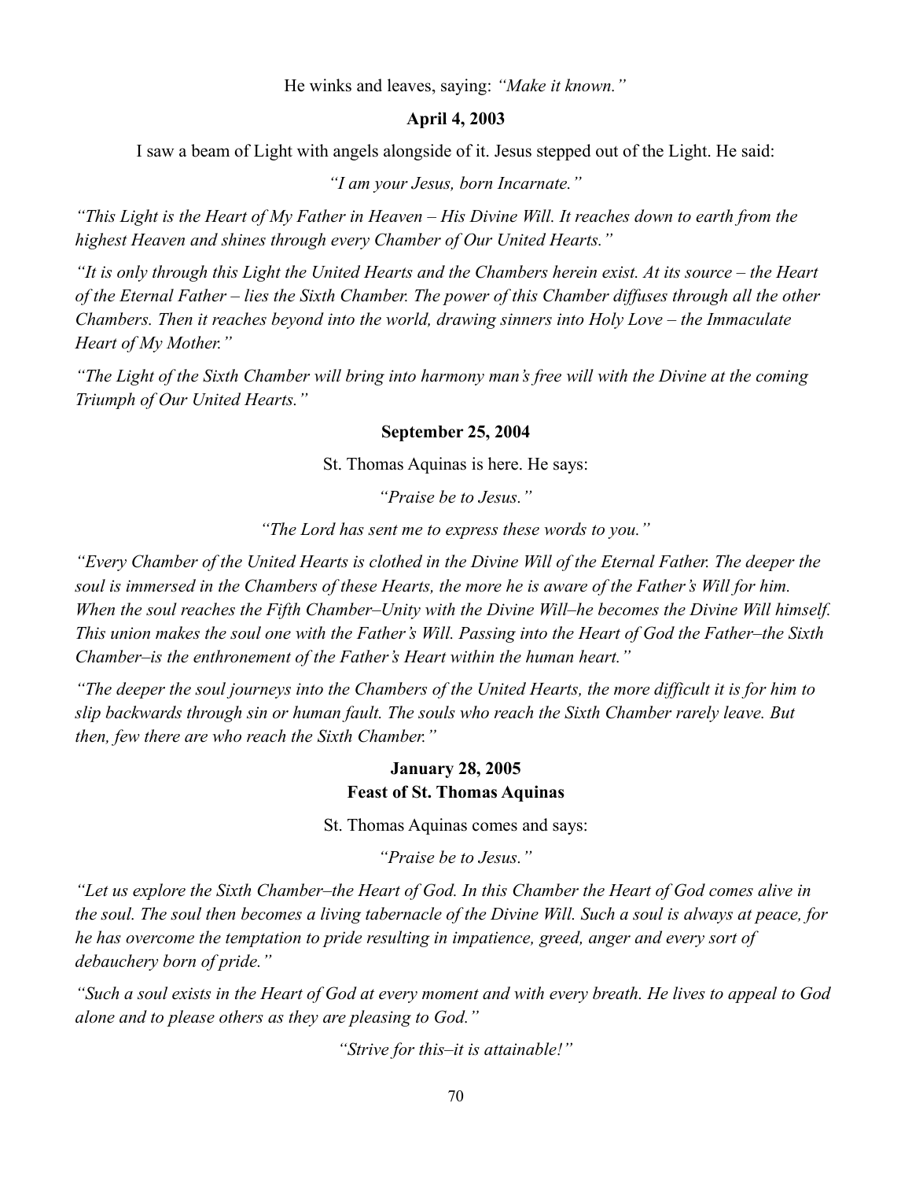He winks and leaves, saying: *"Make it known."*

**April 4, 2003**

I saw a beam of Light with angels alongside of it. Jesus stepped out of the Light. He said:

*"I am your Jesus, born Incarnate."*

*"This Light is the Heart of My Father in Heaven – His Divine Will. It reaches down to earth from the highest Heaven and shines through every Chamber of Our United Hearts."*

*"It is only through this Light the United Hearts and the Chambers herein exist. At its source – the Heart of the Eternal Father – lies the Sixth Chamber. The power of this Chamber diffuses through all the other Chambers. Then it reaches beyond into the world, drawing sinners into Holy Love – the Immaculate Heart of My Mother."*

*"The Light of the Sixth Chamber will bring into harmony man's free will with the Divine at the coming Triumph of Our United Hearts."*

**September 25, 2004**

St. Thomas Aquinas is here. He says:

*"Praise be to Jesus."*

*"The Lord has sent me to express these words to you."*

*"Every Chamber of the United Hearts is clothed in the Divine Will of the Eternal Father. The deeper the soul is immersed in the Chambers of these Hearts, the more he is aware of the Father's Will for him. When the soul reaches the Fifth Chamber–Unity with the Divine Will–he becomes the Divine Will himself. This union makes the soul one with the Father's Will. Passing into the Heart of God the Father–the Sixth Chamber–is the enthronement of the Father's Heart within the human heart."*

*"The deeper the soul journeys into the Chambers of the United Hearts, the more difficult it is for him to slip backwards through sin or human fault. The souls who reach the Sixth Chamber rarely leave. But then, few there are who reach the Sixth Chamber."*

**January 28, 2005**
**Feast of St. Thomas Aquinas**

St. Thomas Aquinas comes and says:

*"Praise be to Jesus."*

*"Let us explore the Sixth Chamber–the Heart of God. In this Chamber the Heart of God comes alive in the soul. The soul then becomes a living tabernacle of the Divine Will. Such a soul is always at peace, for he has overcome the temptation to pride resulting in impatience, greed, anger and every sort of debauchery born of pride."*

*"Such a soul exists in the Heart of God at every moment and with every breath. He lives to appeal to God alone and to please others as they are pleasing to God."*

*"Strive for this–it is attainable!"*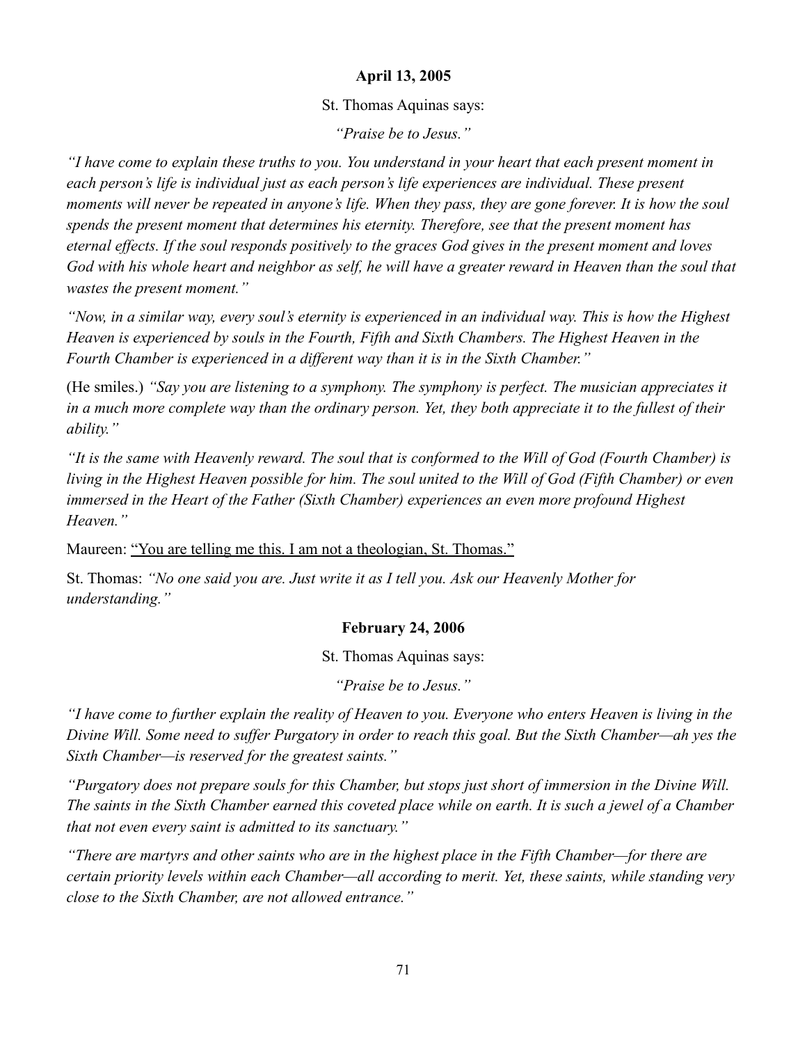**April 13, 2005**

St. Thomas Aquinas says:

*"Praise be to Jesus."*

*"I have come to explain these truths to you. You understand in your heart that each present moment in each person's life is individual just as each person's life experiences are individual. These present moments will never be repeated in anyone's life. When they pass, they are gone forever. It is how the soul spends the present moment that determines his eternity. Therefore, see that the present moment has eternal effects. If the soul responds positively to the graces God gives in the present moment and loves God with his whole heart and neighbor as self, he will have a greater reward in Heaven than the soul that wastes the present moment."*

*"Now, in a similar way, every soul's eternity is experienced in an individual way. This is how the Highest Heaven is experienced by souls in the Fourth, Fifth and Sixth Chambers. The Highest Heaven in the Fourth Chamber is experienced in a different way than it is in the Sixth Chamber."*

(He smiles.) *"Say you are listening to a symphony. The symphony is perfect. The musician appreciates it in a much more complete way than the ordinary person. Yet, they both appreciate it to the fullest of their ability."*

*"It is the same with Heavenly reward. The soul that is conformed to the Will of God (Fourth Chamber) is living in the Highest Heaven possible for him. The soul united to the Will of God (Fifth Chamber) or even immersed in the Heart of the Father (Sixth Chamber) experiences an even more profound Highest Heaven."*

Maureen: <u>"You are telling me this. I am not a theologian, St. Thomas."</u>

St. Thomas: *"No one said you are. Just write it as I tell you. Ask our Heavenly Mother for understanding."*

**February 24, 2006**

St. Thomas Aquinas says:

*"Praise be to Jesus."*

*"I have come to further explain the reality of Heaven to you. Everyone who enters Heaven is living in the Divine Will. Some need to suffer Purgatory in order to reach this goal. But the Sixth Chamber—ah yes the Sixth Chamber—is reserved for the greatest saints."*

*"Purgatory does not prepare souls for this Chamber, but stops just short of immersion in the Divine Will. The saints in the Sixth Chamber earned this coveted place while on earth. It is such a jewel of a Chamber that not even every saint is admitted to its sanctuary."*

*"There are martyrs and other saints who are in the highest place in the Fifth Chamber—for there are certain priority levels within each Chamber—all according to merit. Yet, these saints, while standing very close to the Sixth Chamber, are not allowed entrance."*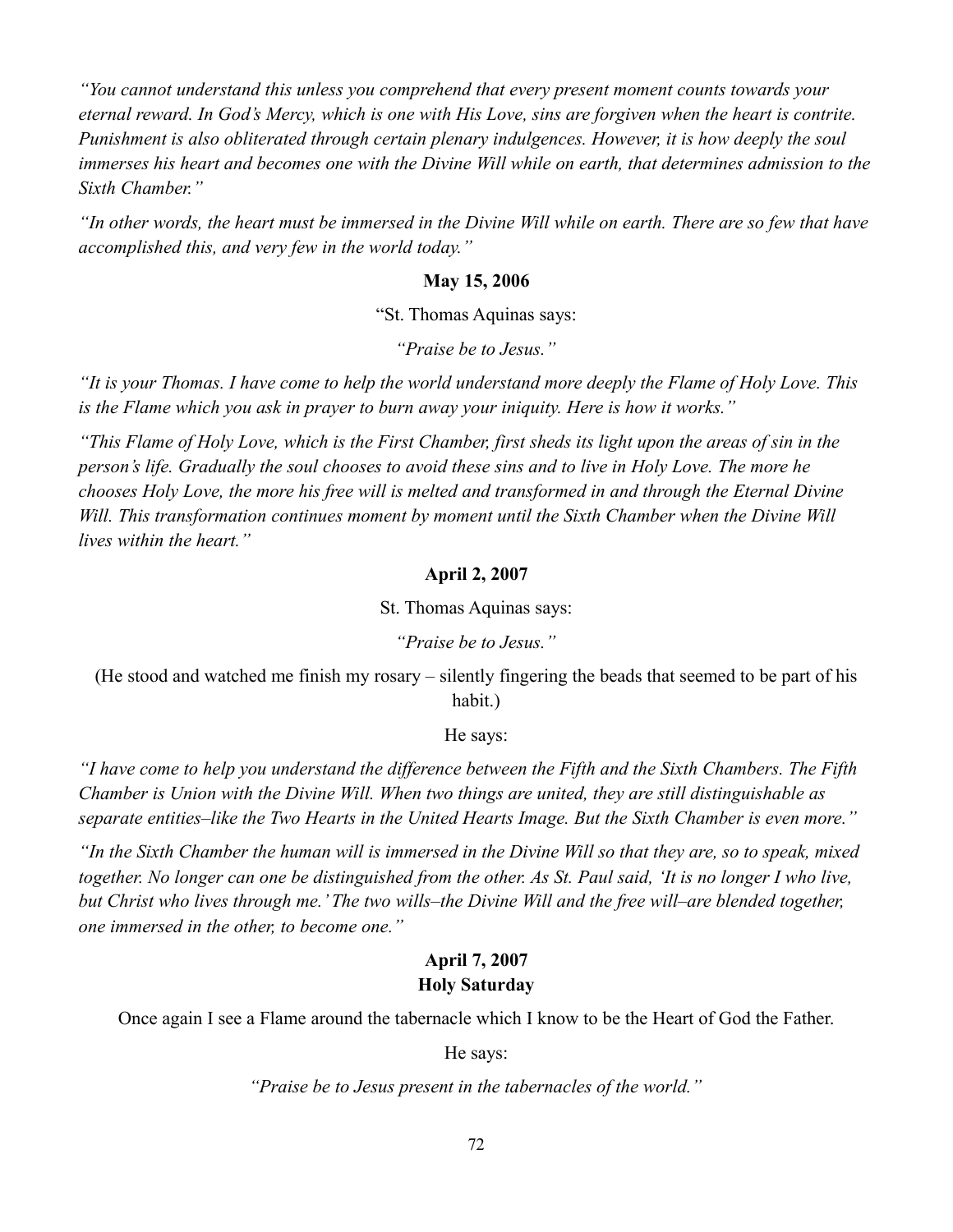*"You cannot understand this unless you comprehend that every present moment counts towards your eternal reward. In God's Mercy, which is one with His Love, sins are forgiven when the heart is contrite. Punishment is also obliterated through certain plenary indulgences. However, it is how deeply the soul immerses his heart and becomes one with the Divine Will while on earth, that determines admission to the Sixth Chamber."*

*"In other words, the heart must be immersed in the Divine Will while on earth. There are so few that have accomplished this, and very few in the world today."*

**May 15, 2006**

"St. Thomas Aquinas says:

*"Praise be to Jesus."*

*"It is your Thomas. I have come to help the world understand more deeply the Flame of Holy Love. This is the Flame which you ask in prayer to burn away your iniquity. Here is how it works."*

*"This Flame of Holy Love, which is the First Chamber, first sheds its light upon the areas of sin in the person's life. Gradually the soul chooses to avoid these sins and to live in Holy Love. The more he chooses Holy Love, the more his free will is melted and transformed in and through the Eternal Divine Will. This transformation continues moment by moment until the Sixth Chamber when the Divine Will lives within the heart."*

**April 2, 2007**

St. Thomas Aquinas says:

*"Praise be to Jesus."*

(He stood and watched me finish my rosary – silently fingering the beads that seemed to be part of his habit.)

He says:

*"I have come to help you understand the difference between the Fifth and the Sixth Chambers. The Fifth Chamber is Union with the Divine Will. When two things are united, they are still distinguishable as separate entities–like the Two Hearts in the United Hearts Image. But the Sixth Chamber is even more."*

*"In the Sixth Chamber the human will is immersed in the Divine Will so that they are, so to speak, mixed together. No longer can one be distinguished from the other. As St. Paul said, 'It is no longer I who live, but Christ who lives through me.' The two wills–the Divine Will and the free will–are blended together, one immersed in the other, to become one."*

**April 7, 2007**
**Holy Saturday**

Once again I see a Flame around the tabernacle which I know to be the Heart of God the Father.

He says:

*"Praise be to Jesus present in the tabernacles of the world."*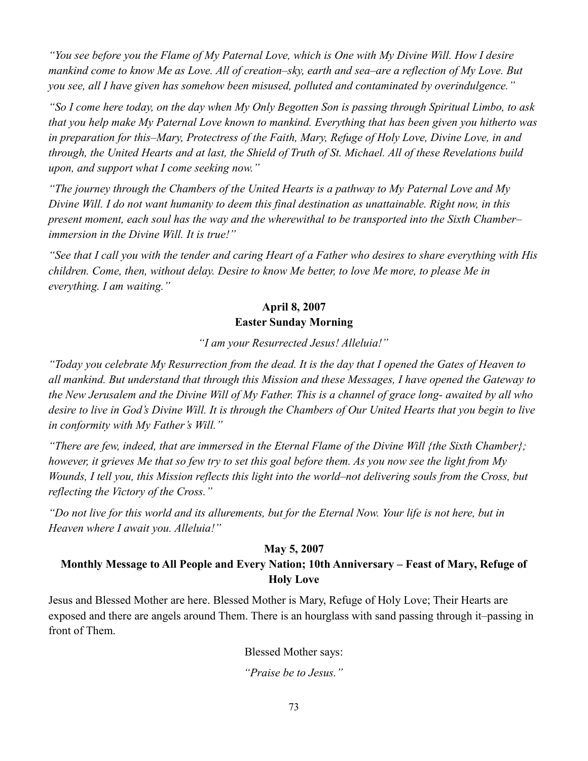*"You see before you the Flame of My Paternal Love, which is One with My Divine Will. How I desire mankind come to know Me as Love. All of creation–sky, earth and sea–are a reflection of My Love. But you see, all I have given has somehow been misused, polluted and contaminated by overindulgence."*

*"So I come here today, on the day when My Only Begotten Son is passing through Spiritual Limbo, to ask that you help make My Paternal Love known to mankind. Everything that has been given you hitherto was in preparation for this–Mary, Protectress of the Faith, Mary, Refuge of Holy Love, Divine Love, in and through, the United Hearts and at last, the Shield of Truth of St. Michael. All of these Revelations build upon, and support what I come seeking now."*

*"The journey through the Chambers of the United Hearts is a pathway to My Paternal Love and My Divine Will. I do not want humanity to deem this final destination as unattainable. Right now, in this present moment, each soul has the way and the wherewithal to be transported into the Sixth Chamber–immersion in the Divine Will. It is true!"*

*"See that I call you with the tender and caring Heart of a Father who desires to share everything with His children. Come, then, without delay. Desire to know Me better, to love Me more, to please Me in everything. I am waiting."*

**April 8, 2007**
**Easter Sunday Morning**

*"I am your Resurrected Jesus! Alleluia!"*

*"Today you celebrate My Resurrection from the dead. It is the day that I opened the Gates of Heaven to all mankind. But understand that through this Mission and these Messages, I have opened the Gateway to the New Jerusalem and the Divine Will of My Father. This is a channel of grace long- awaited by all who desire to live in God's Divine Will. It is through the Chambers of Our United Hearts that you begin to live in conformity with My Father's Will."*

*"There are few, indeed, that are immersed in the Eternal Flame of the Divine Will {the Sixth Chamber}; however, it grieves Me that so few try to set this goal before them. As you now see the light from My Wounds, I tell you, this Mission reflects this light into the world–not delivering souls from the Cross, but reflecting the Victory of the Cross."*

*"Do not live for this world and its allurements, but for the Eternal Now. Your life is not here, but in Heaven where I await you. Alleluia!"*

**May 5, 2007**
**Monthly Message to All People and Every Nation; 10th Anniversary – Feast of Mary, Refuge of Holy Love**

Jesus and Blessed Mother are here. Blessed Mother is Mary, Refuge of Holy Love; Their Hearts are exposed and there are angels around Them. There is an hourglass with sand passing through it–passing in front of Them.

Blessed Mother says:

*"Praise be to Jesus."*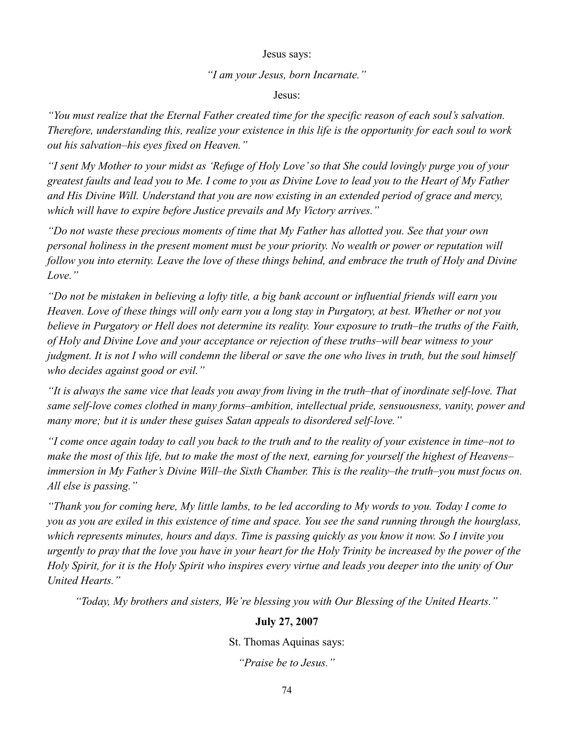Jesus says:

*"I am your Jesus, born Incarnate."*

Jesus:

*"You must realize that the Eternal Father created time for the specific reason of each soul's salvation. Therefore, understanding this, realize your existence in this life is the opportunity for each soul to work out his salvation–his eyes fixed on Heaven."*

*"I sent My Mother to your midst as 'Refuge of Holy Love' so that She could lovingly purge you of your greatest faults and lead you to Me. I come to you as Divine Love to lead you to the Heart of My Father and His Divine Will. Understand that you are now existing in an extended period of grace and mercy, which will have to expire before Justice prevails and My Victory arrives."*

*"Do not waste these precious moments of time that My Father has allotted you. See that your own personal holiness in the present moment must be your priority. No wealth or power or reputation will follow you into eternity. Leave the love of these things behind, and embrace the truth of Holy and Divine Love."*

*"Do not be mistaken in believing a lofty title, a big bank account or influential friends will earn you Heaven. Love of these things will only earn you a long stay in Purgatory, at best. Whether or not you believe in Purgatory or Hell does not determine its reality. Your exposure to truth–the truths of the Faith, of Holy and Divine Love and your acceptance or rejection of these truths–will bear witness to your judgment. It is not I who will condemn the liberal or save the one who lives in truth, but the soul himself who decides against good or evil."*

*"It is always the same vice that leads you away from living in the truth–that of inordinate self-love. That same self-love comes clothed in many forms–ambition, intellectual pride, sensuousness, vanity, power and many more; but it is under these guises Satan appeals to disordered self-love."*

*"I come once again today to call you back to the truth and to the reality of your existence in time–not to make the most of this life, but to make the most of the next, earning for yourself the highest of Heavens–immersion in My Father's Divine Will–the Sixth Chamber. This is the reality–the truth–you must focus on. All else is passing."*

*"Thank you for coming here, My little lambs, to be led according to My words to you. Today I come to you as you are exiled in this existence of time and space. You see the sand running through the hourglass, which represents minutes, hours and days. Time is passing quickly as you know it now. So I invite you urgently to pray that the love you have in your heart for the Holy Trinity be increased by the power of the Holy Spirit, for it is the Holy Spirit who inspires every virtue and leads you deeper into the unity of Our United Hearts."*

*"Today, My brothers and sisters, We're blessing you with Our Blessing of the United Hearts."*

**July 27, 2007**

St. Thomas Aquinas says:

*"Praise be to Jesus."*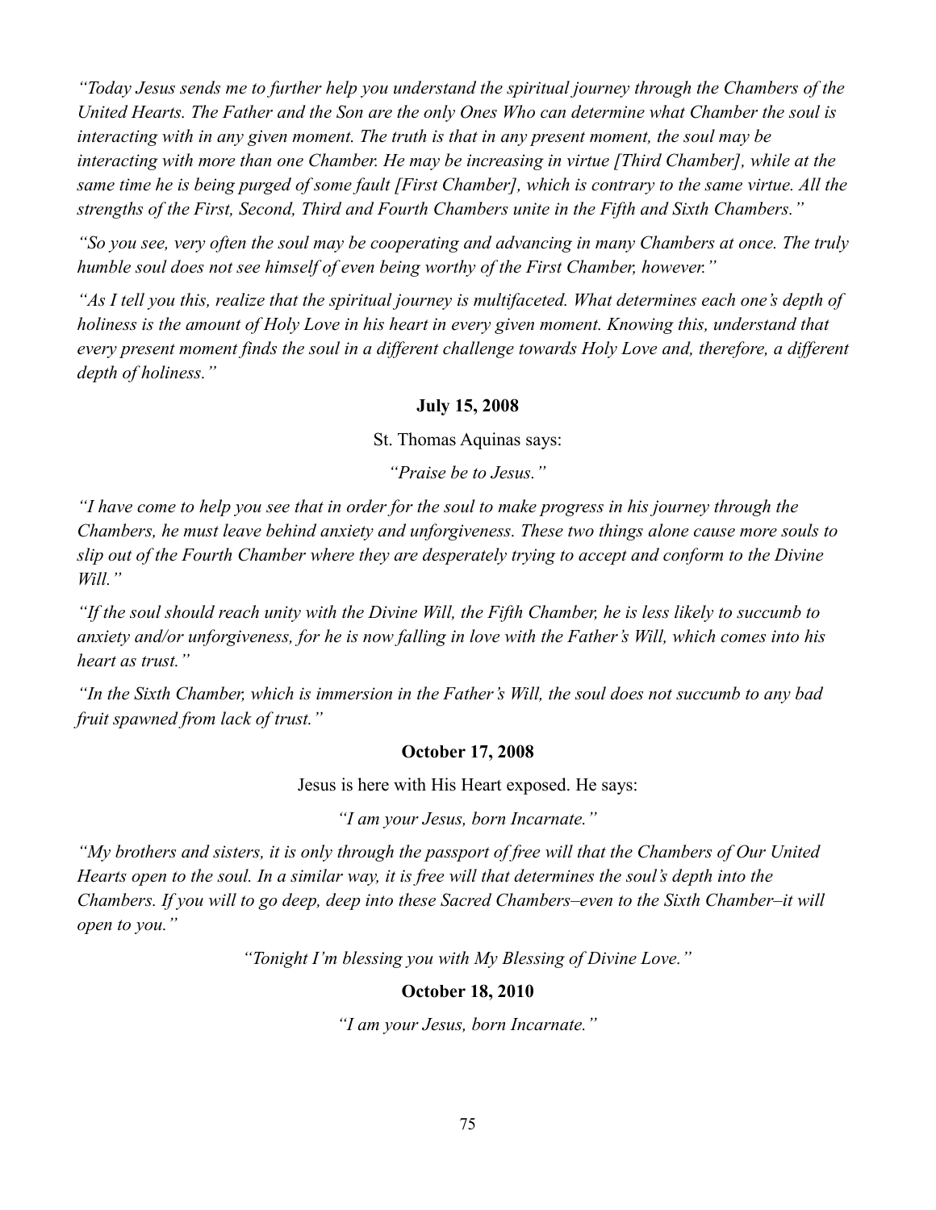*"Today Jesus sends me to further help you understand the spiritual journey through the Chambers of the United Hearts. The Father and the Son are the only Ones Who can determine what Chamber the soul is interacting with in any given moment. The truth is that in any present moment, the soul may be interacting with more than one Chamber. He may be increasing in virtue [Third Chamber], while at the same time he is being purged of some fault [First Chamber], which is contrary to the same virtue. All the strengths of the First, Second, Third and Fourth Chambers unite in the Fifth and Sixth Chambers."*

*"So you see, very often the soul may be cooperating and advancing in many Chambers at once. The truly humble soul does not see himself of even being worthy of the First Chamber, however."*

*"As I tell you this, realize that the spiritual journey is multifaceted. What determines each one's depth of holiness is the amount of Holy Love in his heart in every given moment. Knowing this, understand that every present moment finds the soul in a different challenge towards Holy Love and, therefore, a different depth of holiness."*

**July 15, 2008**

St. Thomas Aquinas says:

*"Praise be to Jesus."*

*"I have come to help you see that in order for the soul to make progress in his journey through the Chambers, he must leave behind anxiety and unforgiveness. These two things alone cause more souls to slip out of the Fourth Chamber where they are desperately trying to accept and conform to the Divine Will."*

*"If the soul should reach unity with the Divine Will, the Fifth Chamber, he is less likely to succumb to anxiety and/or unforgiveness, for he is now falling in love with the Father's Will, which comes into his heart as trust."*

*"In the Sixth Chamber, which is immersion in the Father's Will, the soul does not succumb to any bad fruit spawned from lack of trust."*

**October 17, 2008**

Jesus is here with His Heart exposed. He says:

*"I am your Jesus, born Incarnate."*

*"My brothers and sisters, it is only through the passport of free will that the Chambers of Our United Hearts open to the soul. In a similar way, it is free will that determines the soul's depth into the Chambers. If you will to go deep, deep into these Sacred Chambers–even to the Sixth Chamber–it will open to you."*

*"Tonight I'm blessing you with My Blessing of Divine Love."*

**October 18, 2010**

*"I am your Jesus, born Incarnate."*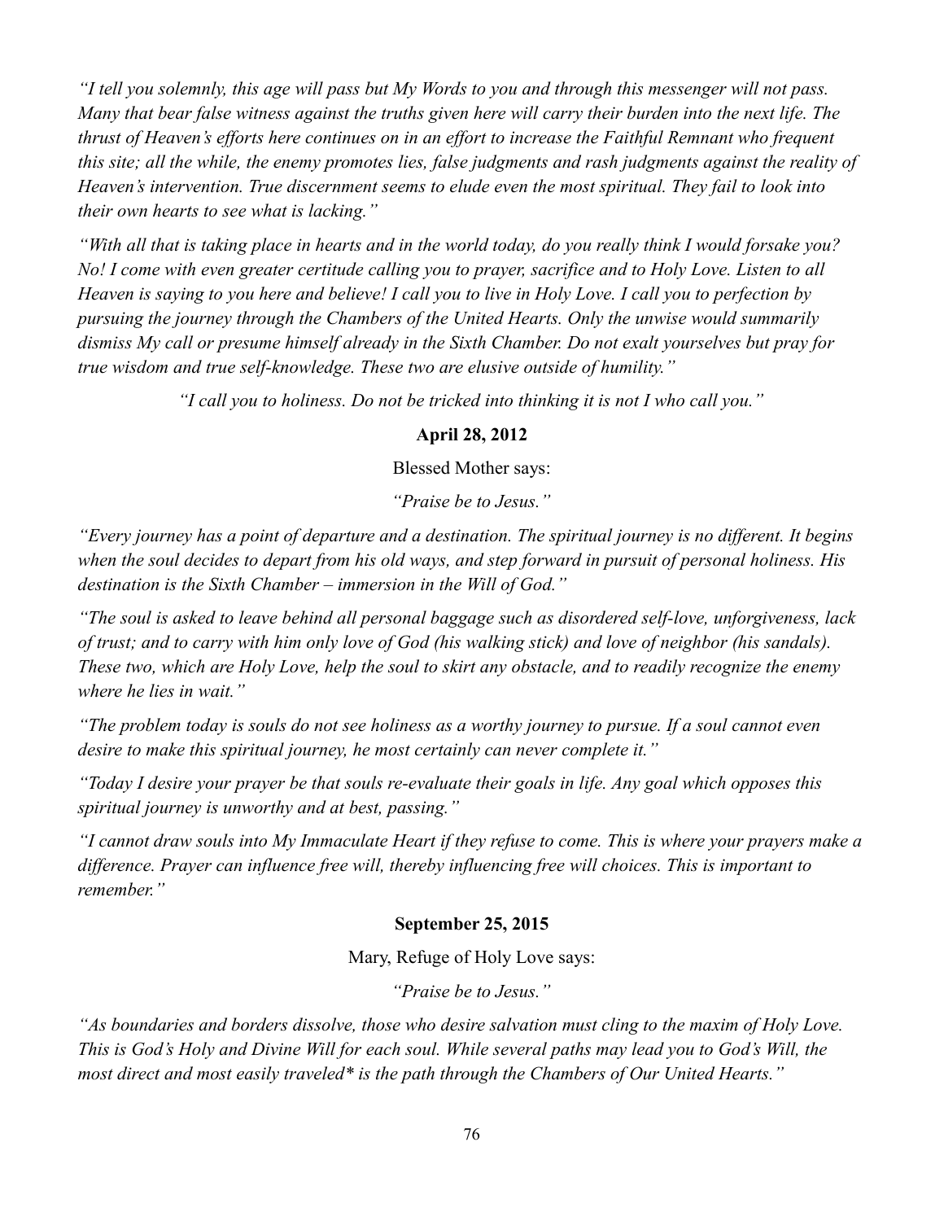*"I tell you solemnly, this age will pass but My Words to you and through this messenger will not pass. Many that bear false witness against the truths given here will carry their burden into the next life. The thrust of Heaven's efforts here continues on in an effort to increase the Faithful Remnant who frequent this site; all the while, the enemy promotes lies, false judgments and rash judgments against the reality of Heaven's intervention. True discernment seems to elude even the most spiritual. They fail to look into their own hearts to see what is lacking."*

*"With all that is taking place in hearts and in the world today, do you really think I would forsake you? No! I come with even greater certitude calling you to prayer, sacrifice and to Holy Love. Listen to all Heaven is saying to you here and believe! I call you to live in Holy Love. I call you to perfection by pursuing the journey through the Chambers of the United Hearts. Only the unwise would summarily dismiss My call or presume himself already in the Sixth Chamber. Do not exalt yourselves but pray for true wisdom and true self-knowledge. These two are elusive outside of humility."*

*"I call you to holiness. Do not be tricked into thinking it is not I who call you."*

**April 28, 2012**

Blessed Mother says:

*"Praise be to Jesus."*

*"Every journey has a point of departure and a destination. The spiritual journey is no different. It begins when the soul decides to depart from his old ways, and step forward in pursuit of personal holiness. His destination is the Sixth Chamber – immersion in the Will of God."*

*"The soul is asked to leave behind all personal baggage such as disordered self-love, unforgiveness, lack of trust; and to carry with him only love of God (his walking stick) and love of neighbor (his sandals). These two, which are Holy Love, help the soul to skirt any obstacle, and to readily recognize the enemy where he lies in wait."*

*"The problem today is souls do not see holiness as a worthy journey to pursue. If a soul cannot even desire to make this spiritual journey, he most certainly can never complete it."*

*"Today I desire your prayer be that souls re-evaluate their goals in life. Any goal which opposes this spiritual journey is unworthy and at best, passing."*

*"I cannot draw souls into My Immaculate Heart if they refuse to come. This is where your prayers make a difference. Prayer can influence free will, thereby influencing free will choices. This is important to remember."*

**September 25, 2015**

Mary, Refuge of Holy Love says:

*"Praise be to Jesus."*

*"As boundaries and borders dissolve, those who desire salvation must cling to the maxim of Holy Love. This is God's Holy and Divine Will for each soul. While several paths may lead you to God's Will, the most direct and most easily traveled* is the path through the Chambers of Our United Hearts."*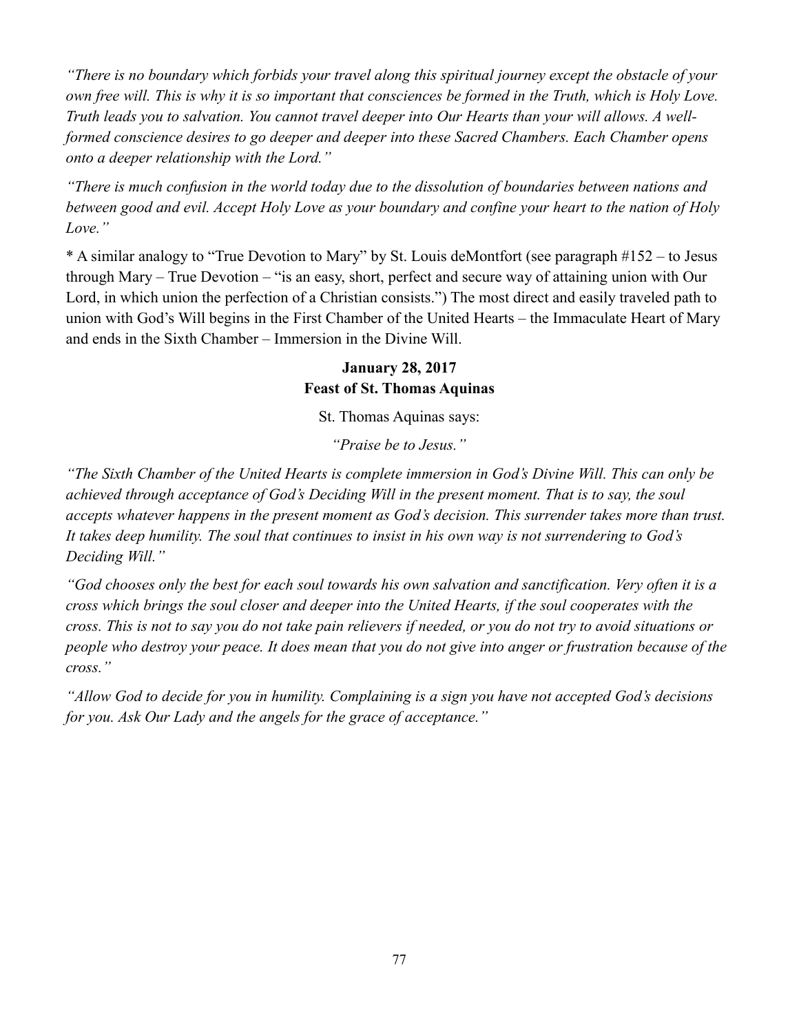*"There is no boundary which forbids your travel along this spiritual journey except the obstacle of your own free will. This is why it is so important that consciences be formed in the Truth, which is Holy Love. Truth leads you to salvation. You cannot travel deeper into Our Hearts than your will allows. A well-formed conscience desires to go deeper and deeper into these Sacred Chambers. Each Chamber opens onto a deeper relationship with the Lord."*

*"There is much confusion in the world today due to the dissolution of boundaries between nations and between good and evil. Accept Holy Love as your boundary and confine your heart to the nation of Holy Love."*

* A similar analogy to "True Devotion to Mary" by St. Louis deMontfort (see paragraph #152 – to Jesus through Mary – True Devotion – "is an easy, short, perfect and secure way of attaining union with Our Lord, in which union the perfection of a Christian consists.") The most direct and easily traveled path to union with God's Will begins in the First Chamber of the United Hearts – the Immaculate Heart of Mary and ends in the Sixth Chamber – Immersion in the Divine Will.

**January 28, 2017**
**Feast of St. Thomas Aquinas**

St. Thomas Aquinas says:

*"Praise be to Jesus."*

*"The Sixth Chamber of the United Hearts is complete immersion in God's Divine Will. This can only be achieved through acceptance of God's Deciding Will in the present moment. That is to say, the soul accepts whatever happens in the present moment as God's decision. This surrender takes more than trust. It takes deep humility. The soul that continues to insist in his own way is not surrendering to God's Deciding Will."*

*"God chooses only the best for each soul towards his own salvation and sanctification. Very often it is a cross which brings the soul closer and deeper into the United Hearts, if the soul cooperates with the cross. This is not to say you do not take pain relievers if needed, or you do not try to avoid situations or people who destroy your peace. It does mean that you do not give into anger or frustration because of the cross."*

*"Allow God to decide for you in humility. Complaining is a sign you have not accepted God's decisions for you. Ask Our Lady and the angels for the grace of acceptance."*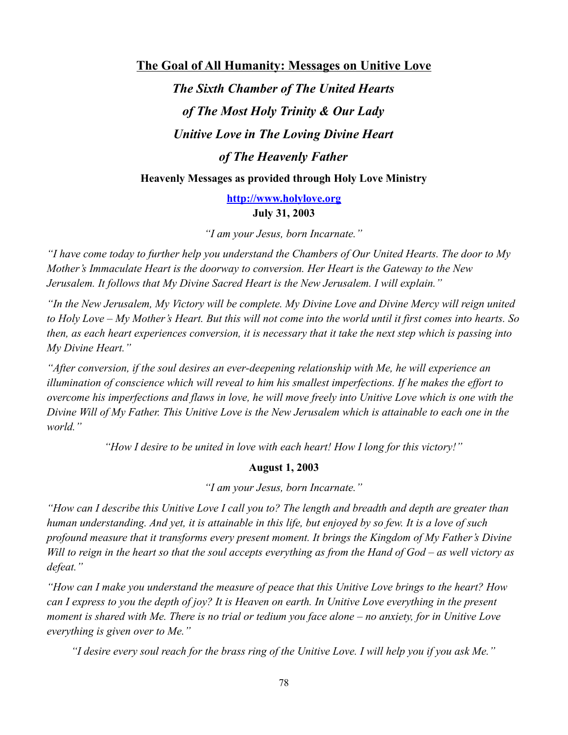# The Goal of All Humanity: Messages on Unitive Love

## *The Sixth Chamber of The United Hearts*
## *of The Most Holy Trinity & Our Lady*
## *Unitive Love in The Loving Divine Heart*
## *of The Heavenly Father*

**Heavenly Messages as provided through Holy Love Ministry**

**http://www.holylove.org**

**July 31, 2003**

*"I am your Jesus, born Incarnate."*

*"I have come today to further help you understand the Chambers of Our United Hearts. The door to My Mother's Immaculate Heart is the doorway to conversion. Her Heart is the Gateway to the New Jerusalem. It follows that My Divine Sacred Heart is the New Jerusalem. I will explain."*

*"In the New Jerusalem, My Victory will be complete. My Divine Love and Divine Mercy will reign united to Holy Love – My Mother's Heart. But this will not come into the world until it first comes into hearts. So then, as each heart experiences conversion, it is necessary that it take the next step which is passing into My Divine Heart."*

*"After conversion, if the soul desires an ever-deepening relationship with Me, he will experience an illumination of conscience which will reveal to him his smallest imperfections. If he makes the effort to overcome his imperfections and flaws in love, he will move freely into Unitive Love which is one with the Divine Will of My Father. This Unitive Love is the New Jerusalem which is attainable to each one in the world."*

*"How I desire to be united in love with each heart! How I long for this victory!"*

**August 1, 2003**

*"I am your Jesus, born Incarnate."*

*"How can I describe this Unitive Love I call you to? The length and breadth and depth are greater than human understanding. And yet, it is attainable in this life, but enjoyed by so few. It is a love of such profound measure that it transforms every present moment. It brings the Kingdom of My Father's Divine Will to reign in the heart so that the soul accepts everything as from the Hand of God – as well victory as defeat."*

*"How can I make you understand the measure of peace that this Unitive Love brings to the heart? How can I express to you the depth of joy? It is Heaven on earth. In Unitive Love everything in the present moment is shared with Me. There is no trial or tedium you face alone – no anxiety, for in Unitive Love everything is given over to Me."*

*"I desire every soul reach for the brass ring of the Unitive Love. I will help you if you ask Me."*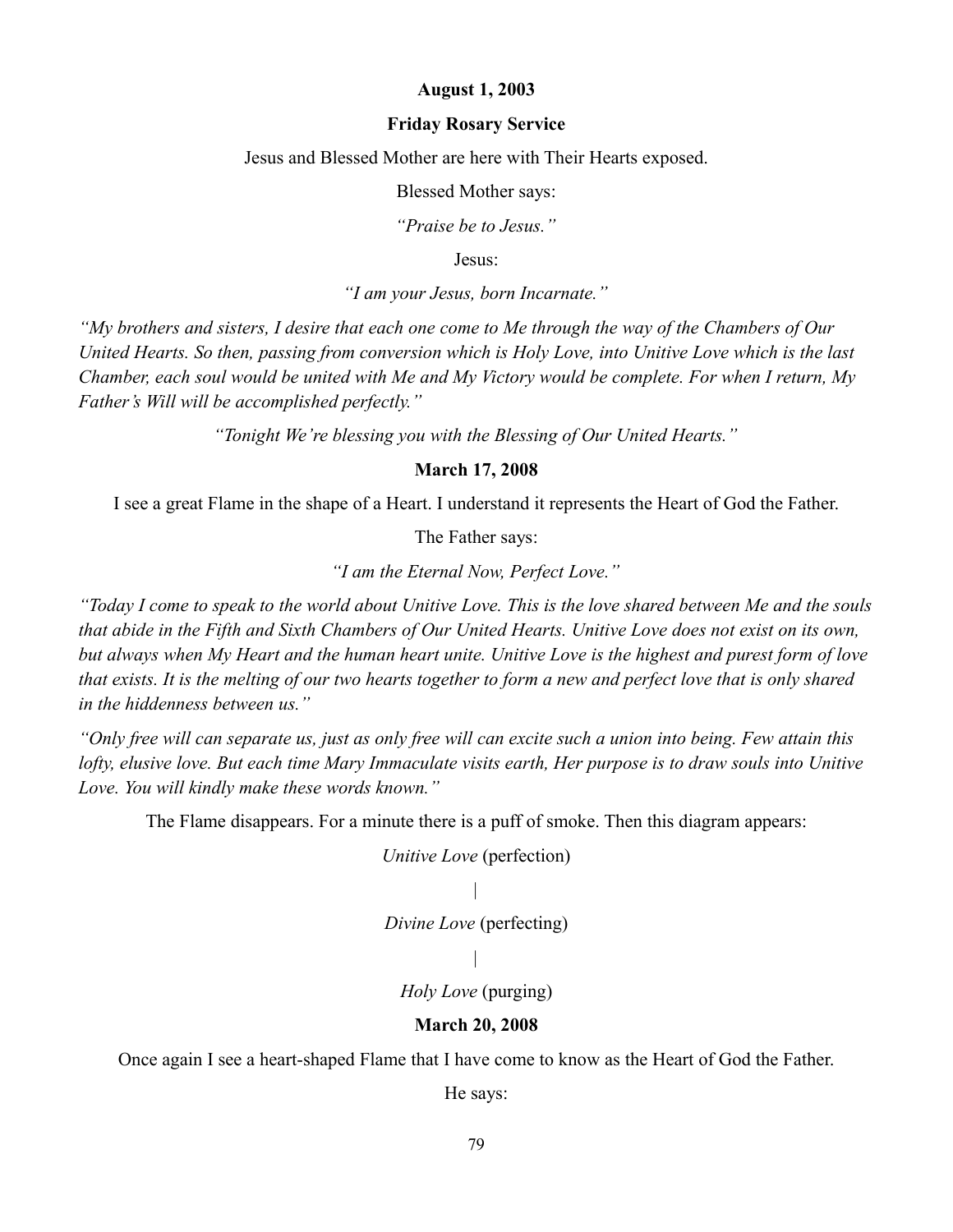**August 1, 2003**

**Friday Rosary Service**

Jesus and Blessed Mother are here with Their Hearts exposed.

Blessed Mother says:

*"Praise be to Jesus."*

Jesus:

*"I am your Jesus, born Incarnate."*

*"My brothers and sisters, I desire that each one come to Me through the way of the Chambers of Our United Hearts. So then, passing from conversion which is Holy Love, into Unitive Love which is the last Chamber, each soul would be united with Me and My Victory would be complete. For when I return, My Father's Will will be accomplished perfectly."*

*"Tonight We're blessing you with the Blessing of Our United Hearts."*

**March 17, 2008**

I see a great Flame in the shape of a Heart. I understand it represents the Heart of God the Father.

The Father says:

*"I am the Eternal Now, Perfect Love."*

*"Today I come to speak to the world about Unitive Love. This is the love shared between Me and the souls that abide in the Fifth and Sixth Chambers of Our United Hearts. Unitive Love does not exist on its own, but always when My Heart and the human heart unite. Unitive Love is the highest and purest form of love that exists. It is the melting of our two hearts together to form a new and perfect love that is only shared in the hiddenness between us."*

*"Only free will can separate us, just as only free will can excite such a union into being. Few attain this lofty, elusive love. But each time Mary Immaculate visits earth, Her purpose is to draw souls into Unitive Love. You will kindly make these words known."*

The Flame disappears. For a minute there is a puff of smoke. Then this diagram appears:

*Unitive Love* (perfection)

|

*Divine Love* (perfecting)

|

*Holy Love* (purging)

**March 20, 2008**

Once again I see a heart-shaped Flame that I have come to know as the Heart of God the Father.

He says: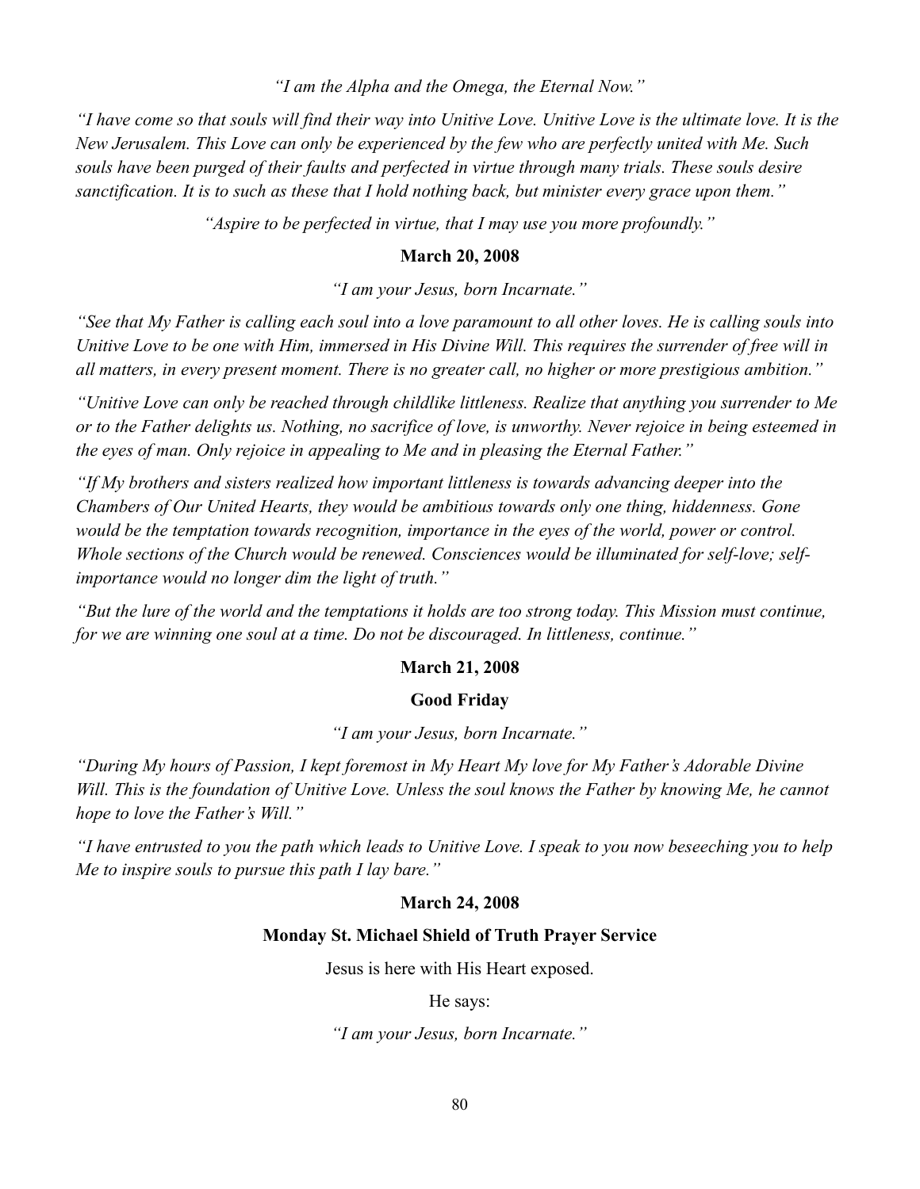*"I am the Alpha and the Omega, the Eternal Now."*

*"I have come so that souls will find their way into Unitive Love. Unitive Love is the ultimate love. It is the New Jerusalem. This Love can only be experienced by the few who are perfectly united with Me. Such souls have been purged of their faults and perfected in virtue through many trials. These souls desire sanctification. It is to such as these that I hold nothing back, but minister every grace upon them."*

*"Aspire to be perfected in virtue, that I may use you more profoundly."*

**March 20, 2008**

*"I am your Jesus, born Incarnate."*

*"See that My Father is calling each soul into a love paramount to all other loves. He is calling souls into Unitive Love to be one with Him, immersed in His Divine Will. This requires the surrender of free will in all matters, in every present moment. There is no greater call, no higher or more prestigious ambition."*

*"Unitive Love can only be reached through childlike littleness. Realize that anything you surrender to Me or to the Father delights us. Nothing, no sacrifice of love, is unworthy. Never rejoice in being esteemed in the eyes of man. Only rejoice in appealing to Me and in pleasing the Eternal Father."*

*"If My brothers and sisters realized how important littleness is towards advancing deeper into the Chambers of Our United Hearts, they would be ambitious towards only one thing, hiddenness. Gone would be the temptation towards recognition, importance in the eyes of the world, power or control. Whole sections of the Church would be renewed. Consciences would be illuminated for self-love; self-importance would no longer dim the light of truth."*

*"But the lure of the world and the temptations it holds are too strong today. This Mission must continue, for we are winning one soul at a time. Do not be discouraged. In littleness, continue."*

**March 21, 2008**

**Good Friday**

*"I am your Jesus, born Incarnate."*

*"During My hours of Passion, I kept foremost in My Heart My love for My Father's Adorable Divine Will. This is the foundation of Unitive Love. Unless the soul knows the Father by knowing Me, he cannot hope to love the Father's Will."*

*"I have entrusted to you the path which leads to Unitive Love. I speak to you now beseeching you to help Me to inspire souls to pursue this path I lay bare."*

**March 24, 2008**

**Monday St. Michael Shield of Truth Prayer Service**

Jesus is here with His Heart exposed.

He says:

*"I am your Jesus, born Incarnate."*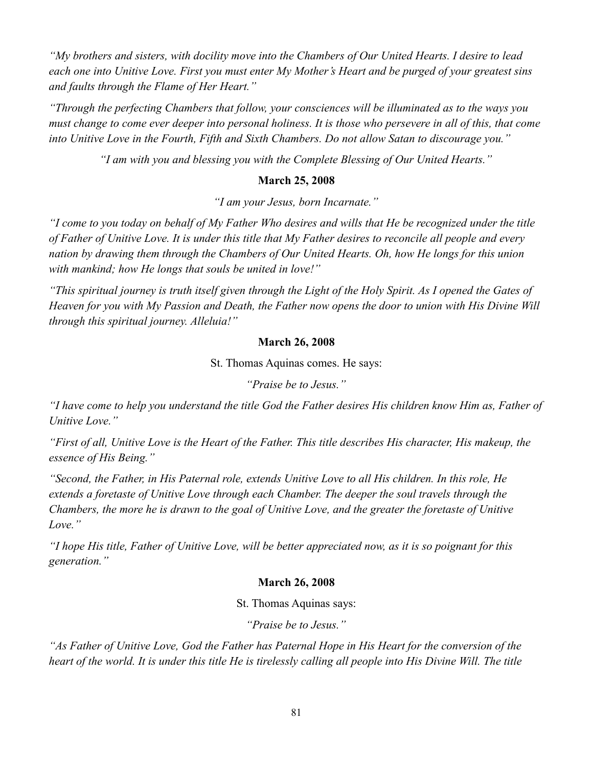*"My brothers and sisters, with docility move into the Chambers of Our United Hearts. I desire to lead each one into Unitive Love. First you must enter My Mother's Heart and be purged of your greatest sins and faults through the Flame of Her Heart."*

*"Through the perfecting Chambers that follow, your consciences will be illuminated as to the ways you must change to come ever deeper into personal holiness. It is those who persevere in all of this, that come into Unitive Love in the Fourth, Fifth and Sixth Chambers. Do not allow Satan to discourage you."*

*"I am with you and blessing you with the Complete Blessing of Our United Hearts."*

**March 25, 2008**

*"I am your Jesus, born Incarnate."*

*"I come to you today on behalf of My Father Who desires and wills that He be recognized under the title of Father of Unitive Love. It is under this title that My Father desires to reconcile all people and every nation by drawing them through the Chambers of Our United Hearts. Oh, how He longs for this union with mankind; how He longs that souls be united in love!"*

*"This spiritual journey is truth itself given through the Light of the Holy Spirit. As I opened the Gates of Heaven for you with My Passion and Death, the Father now opens the door to union with His Divine Will through this spiritual journey. Alleluia!"*

**March 26, 2008**

St. Thomas Aquinas comes. He says:

*"Praise be to Jesus."*

*"I have come to help you understand the title God the Father desires His children know Him as, Father of Unitive Love."*

*"First of all, Unitive Love is the Heart of the Father. This title describes His character, His makeup, the essence of His Being."*

*"Second, the Father, in His Paternal role, extends Unitive Love to all His children. In this role, He extends a foretaste of Unitive Love through each Chamber. The deeper the soul travels through the Chambers, the more he is drawn to the goal of Unitive Love, and the greater the foretaste of Unitive Love."*

*"I hope His title, Father of Unitive Love, will be better appreciated now, as it is so poignant for this generation."*

**March 26, 2008**

St. Thomas Aquinas says:

*"Praise be to Jesus."*

*"As Father of Unitive Love, God the Father has Paternal Hope in His Heart for the conversion of the heart of the world. It is under this title He is tirelessly calling all people into His Divine Will. The title*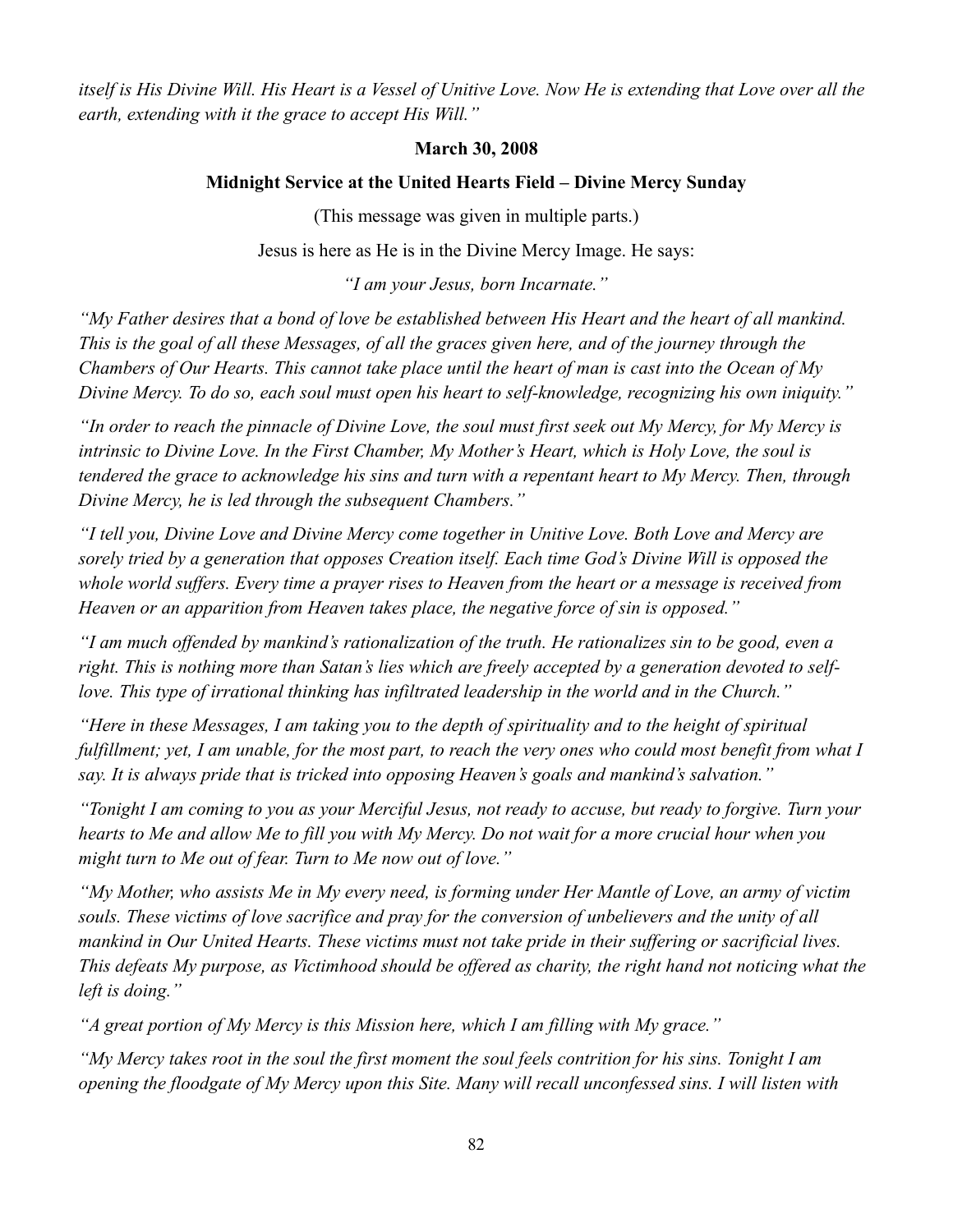*itself is His Divine Will. His Heart is a Vessel of Unitive Love. Now He is extending that Love over all the earth, extending with it the grace to accept His Will."*

**March 30, 2008**

**Midnight Service at the United Hearts Field – Divine Mercy Sunday**

(This message was given in multiple parts.)

Jesus is here as He is in the Divine Mercy Image. He says:

*"I am your Jesus, born Incarnate."*

*"My Father desires that a bond of love be established between His Heart and the heart of all mankind. This is the goal of all these Messages, of all the graces given here, and of the journey through the Chambers of Our Hearts. This cannot take place until the heart of man is cast into the Ocean of My Divine Mercy. To do so, each soul must open his heart to self-knowledge, recognizing his own iniquity."*

*"In order to reach the pinnacle of Divine Love, the soul must first seek out My Mercy, for My Mercy is intrinsic to Divine Love. In the First Chamber, My Mother's Heart, which is Holy Love, the soul is tendered the grace to acknowledge his sins and turn with a repentant heart to My Mercy. Then, through Divine Mercy, he is led through the subsequent Chambers."*

*"I tell you, Divine Love and Divine Mercy come together in Unitive Love. Both Love and Mercy are sorely tried by a generation that opposes Creation itself. Each time God's Divine Will is opposed the whole world suffers. Every time a prayer rises to Heaven from the heart or a message is received from Heaven or an apparition from Heaven takes place, the negative force of sin is opposed."*

*"I am much offended by mankind's rationalization of the truth. He rationalizes sin to be good, even a right. This is nothing more than Satan's lies which are freely accepted by a generation devoted to self-love. This type of irrational thinking has infiltrated leadership in the world and in the Church."*

*"Here in these Messages, I am taking you to the depth of spirituality and to the height of spiritual fulfillment; yet, I am unable, for the most part, to reach the very ones who could most benefit from what I say. It is always pride that is tricked into opposing Heaven's goals and mankind's salvation."*

*"Tonight I am coming to you as your Merciful Jesus, not ready to accuse, but ready to forgive. Turn your hearts to Me and allow Me to fill you with My Mercy. Do not wait for a more crucial hour when you might turn to Me out of fear. Turn to Me now out of love."*

*"My Mother, who assists Me in My every need, is forming under Her Mantle of Love, an army of victim souls. These victims of love sacrifice and pray for the conversion of unbelievers and the unity of all mankind in Our United Hearts. These victims must not take pride in their suffering or sacrificial lives. This defeats My purpose, as Victimhood should be offered as charity, the right hand not noticing what the left is doing."*

*"A great portion of My Mercy is this Mission here, which I am filling with My grace."*

*"My Mercy takes root in the soul the first moment the soul feels contrition for his sins. Tonight I am opening the floodgate of My Mercy upon this Site. Many will recall unconfessed sins. I will listen with*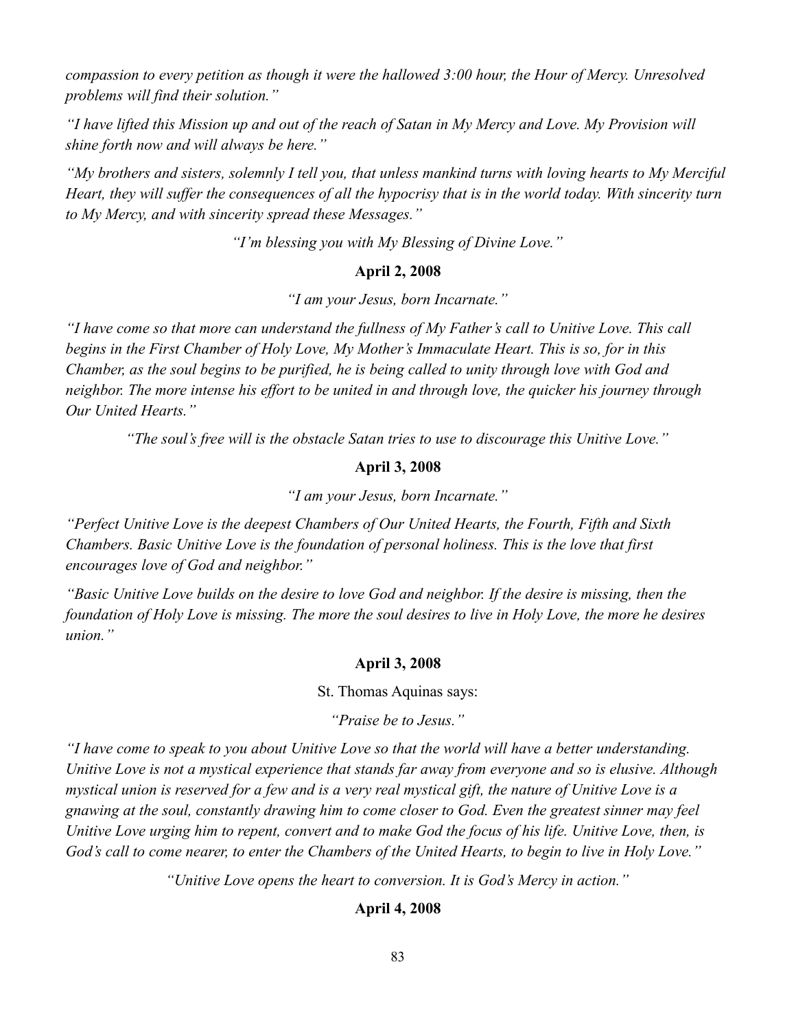*compassion to every petition as though it were the hallowed 3:00 hour, the Hour of Mercy. Unresolved problems will find their solution."*

*"I have lifted this Mission up and out of the reach of Satan in My Mercy and Love. My Provision will shine forth now and will always be here."*

*"My brothers and sisters, solemnly I tell you, that unless mankind turns with loving hearts to My Merciful Heart, they will suffer the consequences of all the hypocrisy that is in the world today. With sincerity turn to My Mercy, and with sincerity spread these Messages."*

*"I'm blessing you with My Blessing of Divine Love."*

**April 2, 2008**

*"I am your Jesus, born Incarnate."*

*"I have come so that more can understand the fullness of My Father's call to Unitive Love. This call begins in the First Chamber of Holy Love, My Mother's Immaculate Heart. This is so, for in this Chamber, as the soul begins to be purified, he is being called to unity through love with God and neighbor. The more intense his effort to be united in and through love, the quicker his journey through Our United Hearts."*

*"The soul's free will is the obstacle Satan tries to use to discourage this Unitive Love."*

**April 3, 2008**

*"I am your Jesus, born Incarnate."*

*"Perfect Unitive Love is the deepest Chambers of Our United Hearts, the Fourth, Fifth and Sixth Chambers. Basic Unitive Love is the foundation of personal holiness. This is the love that first encourages love of God and neighbor."*

*"Basic Unitive Love builds on the desire to love God and neighbor. If the desire is missing, then the foundation of Holy Love is missing. The more the soul desires to live in Holy Love, the more he desires union."*

**April 3, 2008**

St. Thomas Aquinas says:

*"Praise be to Jesus."*

*"I have come to speak to you about Unitive Love so that the world will have a better understanding. Unitive Love is not a mystical experience that stands far away from everyone and so is elusive. Although mystical union is reserved for a few and is a very real mystical gift, the nature of Unitive Love is a gnawing at the soul, constantly drawing him to come closer to God. Even the greatest sinner may feel Unitive Love urging him to repent, convert and to make God the focus of his life. Unitive Love, then, is God's call to come nearer, to enter the Chambers of the United Hearts, to begin to live in Holy Love."*

*"Unitive Love opens the heart to conversion. It is God's Mercy in action."*

**April 4, 2008**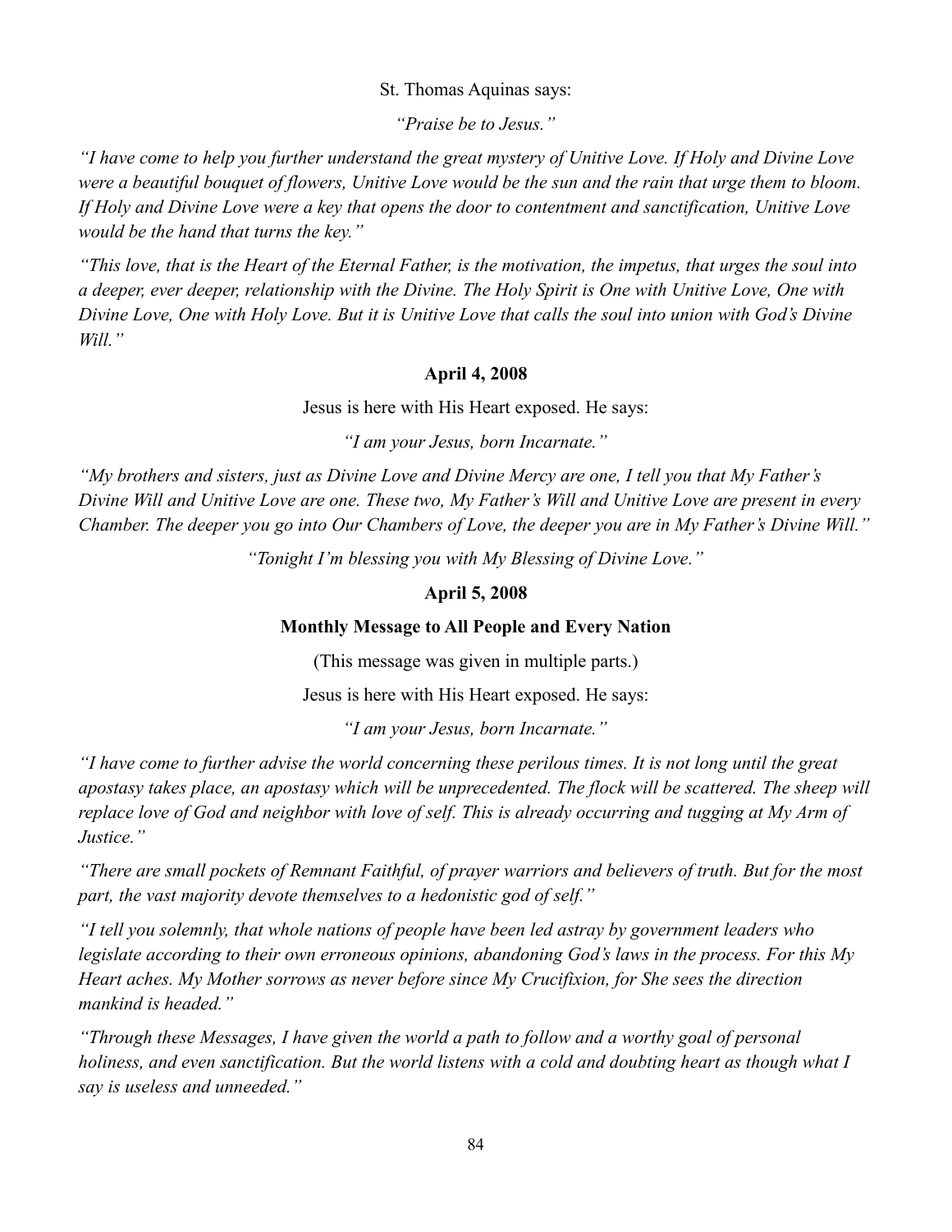St. Thomas Aquinas says:

*"Praise be to Jesus."*

*"I have come to help you further understand the great mystery of Unitive Love. If Holy and Divine Love were a beautiful bouquet of flowers, Unitive Love would be the sun and the rain that urge them to bloom. If Holy and Divine Love were a key that opens the door to contentment and sanctification, Unitive Love would be the hand that turns the key."*

*"This love, that is the Heart of the Eternal Father, is the motivation, the impetus, that urges the soul into a deeper, ever deeper, relationship with the Divine. The Holy Spirit is One with Unitive Love, One with Divine Love, One with Holy Love. But it is Unitive Love that calls the soul into union with God's Divine Will."*

**April 4, 2008**

Jesus is here with His Heart exposed. He says:

*"I am your Jesus, born Incarnate."*

*"My brothers and sisters, just as Divine Love and Divine Mercy are one, I tell you that My Father's Divine Will and Unitive Love are one. These two, My Father's Will and Unitive Love are present in every Chamber. The deeper you go into Our Chambers of Love, the deeper you are in My Father's Divine Will."*

*"Tonight I'm blessing you with My Blessing of Divine Love."*

**April 5, 2008**

**Monthly Message to All People and Every Nation**

(This message was given in multiple parts.)

Jesus is here with His Heart exposed. He says:

*"I am your Jesus, born Incarnate."*

*"I have come to further advise the world concerning these perilous times. It is not long until the great apostasy takes place, an apostasy which will be unprecedented. The flock will be scattered. The sheep will replace love of God and neighbor with love of self. This is already occurring and tugging at My Arm of Justice."*

*"There are small pockets of Remnant Faithful, of prayer warriors and believers of truth. But for the most part, the vast majority devote themselves to a hedonistic god of self."*

*"I tell you solemnly, that whole nations of people have been led astray by government leaders who legislate according to their own erroneous opinions, abandoning God's laws in the process. For this My Heart aches. My Mother sorrows as never before since My Crucifixion, for She sees the direction mankind is headed."*

*"Through these Messages, I have given the world a path to follow and a worthy goal of personal holiness, and even sanctification. But the world listens with a cold and doubting heart as though what I say is useless and unneeded."*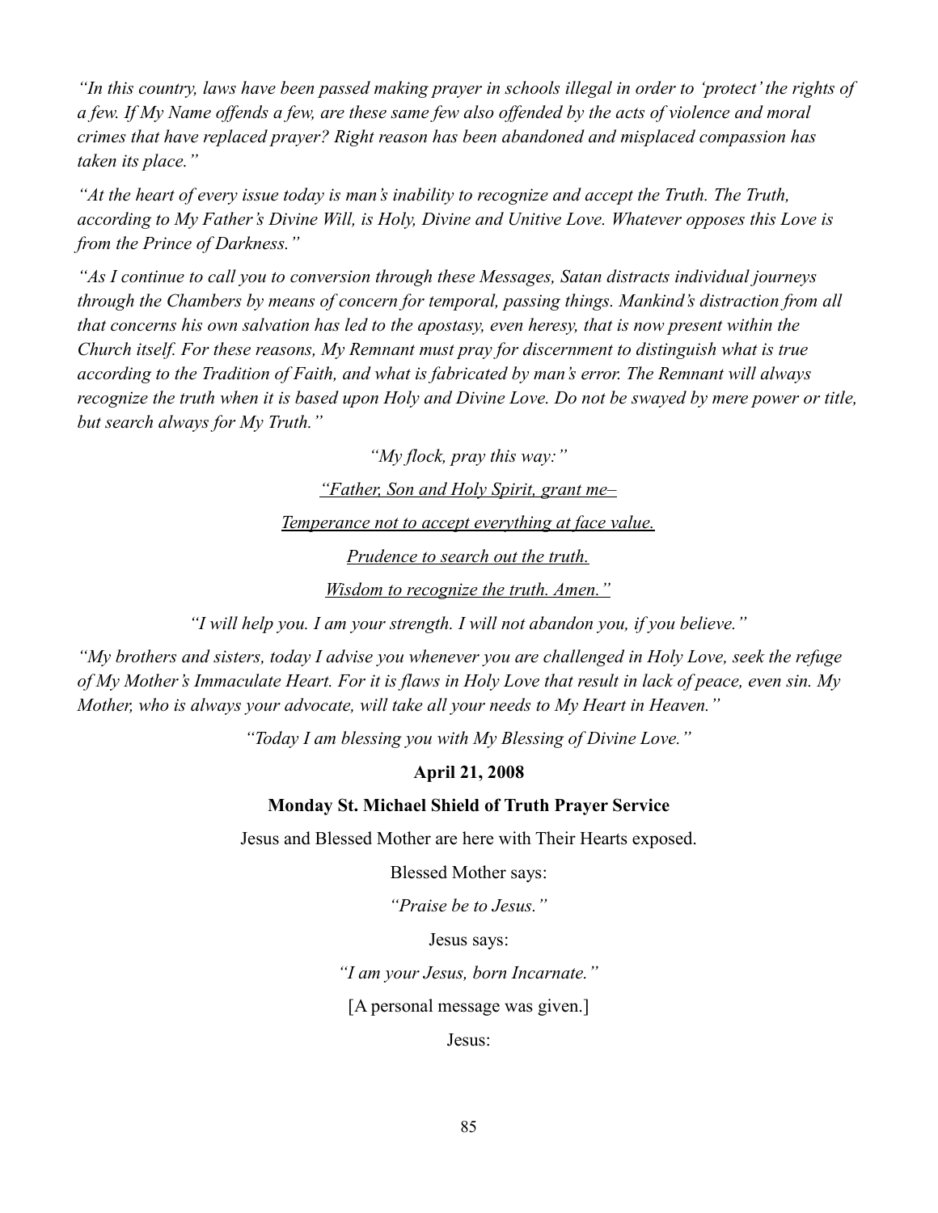*"In this country, laws have been passed making prayer in schools illegal in order to 'protect' the rights of a few. If My Name offends a few, are these same few also offended by the acts of violence and moral crimes that have replaced prayer? Right reason has been abandoned and misplaced compassion has taken its place."*

*"At the heart of every issue today is man's inability to recognize and accept the Truth. The Truth, according to My Father's Divine Will, is Holy, Divine and Unitive Love. Whatever opposes this Love is from the Prince of Darkness."*

*"As I continue to call you to conversion through these Messages, Satan distracts individual journeys through the Chambers by means of concern for temporal, passing things. Mankind's distraction from all that concerns his own salvation has led to the apostasy, even heresy, that is now present within the Church itself. For these reasons, My Remnant must pray for discernment to distinguish what is true according to the Tradition of Faith, and what is fabricated by man's error. The Remnant will always recognize the truth when it is based upon Holy and Divine Love. Do not be swayed by mere power or title, but search always for My Truth."*

*"My flock, pray this way:"*

*"Father, Son and Holy Spirit, grant me–*

*Temperance not to accept everything at face value.*

*Prudence to search out the truth.*

*Wisdom to recognize the truth. Amen."*

*"I will help you. I am your strength. I will not abandon you, if you believe."*

*"My brothers and sisters, today I advise you whenever you are challenged in Holy Love, seek the refuge of My Mother's Immaculate Heart. For it is flaws in Holy Love that result in lack of peace, even sin. My Mother, who is always your advocate, will take all your needs to My Heart in Heaven."*

*"Today I am blessing you with My Blessing of Divine Love."*

**April 21, 2008**

**Monday St. Michael Shield of Truth Prayer Service**

Jesus and Blessed Mother are here with Their Hearts exposed.

Blessed Mother says:

*"Praise be to Jesus."*

Jesus says:

*"I am your Jesus, born Incarnate."*

[A personal message was given.]

Jesus: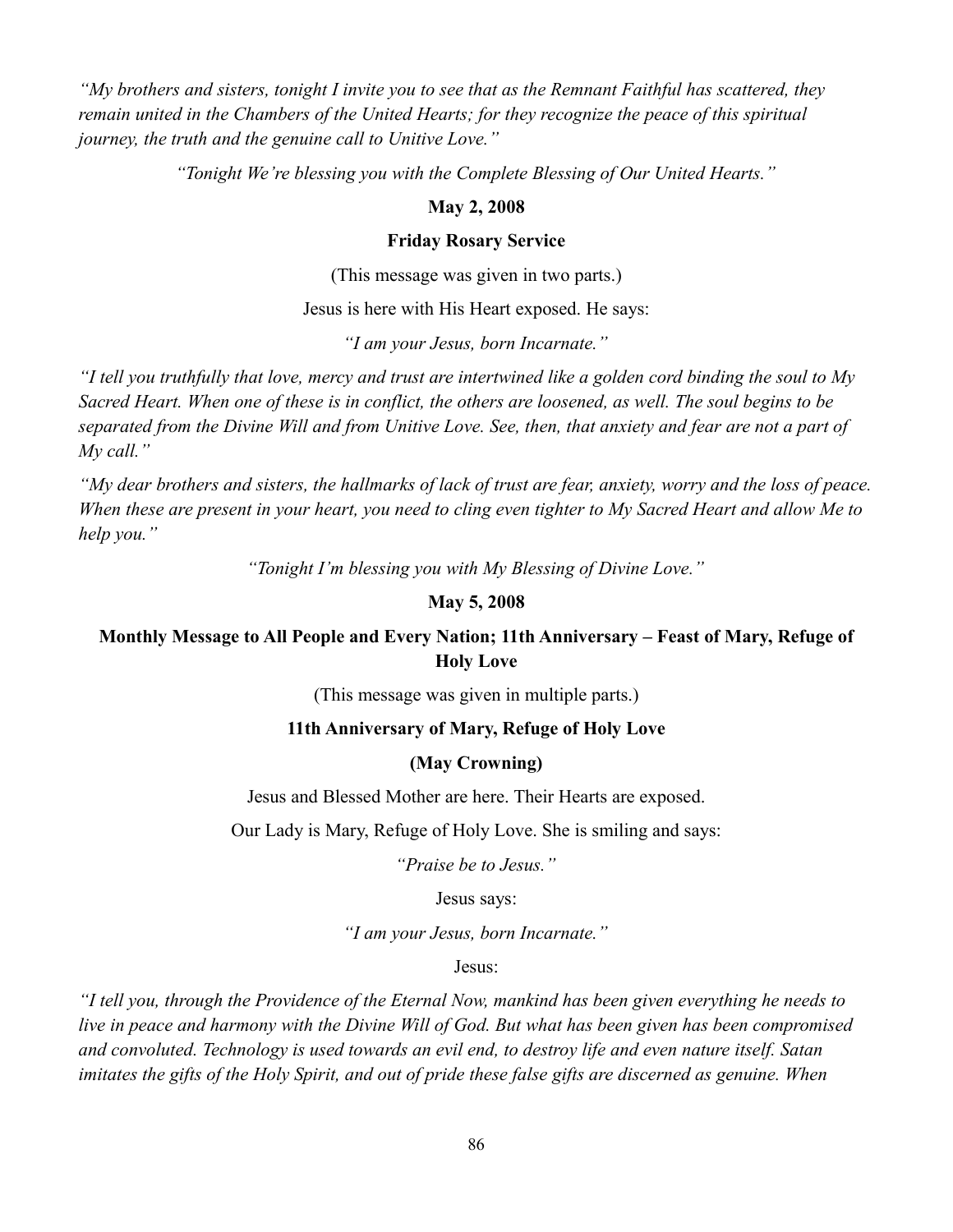*"My brothers and sisters, tonight I invite you to see that as the Remnant Faithful has scattered, they remain united in the Chambers of the United Hearts; for they recognize the peace of this spiritual journey, the truth and the genuine call to Unitive Love."*

*"Tonight We're blessing you with the Complete Blessing of Our United Hearts."*

**May 2, 2008**

**Friday Rosary Service**

(This message was given in two parts.)

Jesus is here with His Heart exposed. He says:

*"I am your Jesus, born Incarnate."*

*"I tell you truthfully that love, mercy and trust are intertwined like a golden cord binding the soul to My Sacred Heart. When one of these is in conflict, the others are loosened, as well. The soul begins to be separated from the Divine Will and from Unitive Love. See, then, that anxiety and fear are not a part of My call."*

*"My dear brothers and sisters, the hallmarks of lack of trust are fear, anxiety, worry and the loss of peace. When these are present in your heart, you need to cling even tighter to My Sacred Heart and allow Me to help you."*

*"Tonight I'm blessing you with My Blessing of Divine Love."*

**May 5, 2008**

**Monthly Message to All People and Every Nation; 11th Anniversary – Feast of Mary, Refuge of Holy Love**

(This message was given in multiple parts.)

**11th Anniversary of Mary, Refuge of Holy Love**

**(May Crowning)**

Jesus and Blessed Mother are here. Their Hearts are exposed.

Our Lady is Mary, Refuge of Holy Love. She is smiling and says:

*"Praise be to Jesus."*

Jesus says:

*"I am your Jesus, born Incarnate."*

Jesus:

*"I tell you, through the Providence of the Eternal Now, mankind has been given everything he needs to live in peace and harmony with the Divine Will of God. But what has been given has been compromised and convoluted. Technology is used towards an evil end, to destroy life and even nature itself. Satan imitates the gifts of the Holy Spirit, and out of pride these false gifts are discerned as genuine. When*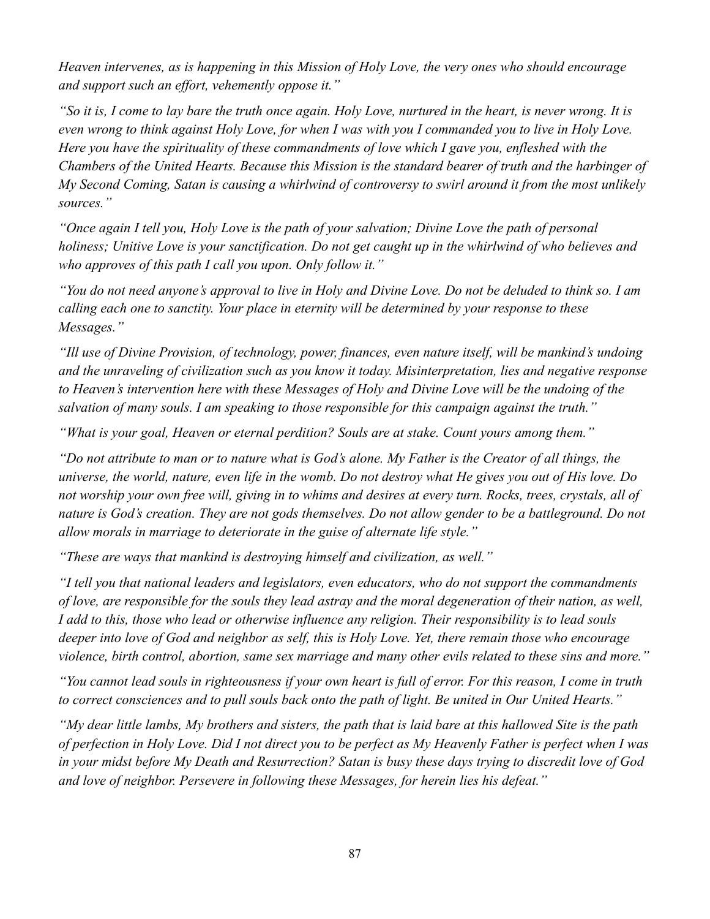*Heaven intervenes, as is happening in this Mission of Holy Love, the very ones who should encourage and support such an effort, vehemently oppose it."*

*"So it is, I come to lay bare the truth once again. Holy Love, nurtured in the heart, is never wrong. It is even wrong to think against Holy Love, for when I was with you I commanded you to live in Holy Love. Here you have the spirituality of these commandments of love which I gave you, enfleshed with the Chambers of the United Hearts. Because this Mission is the standard bearer of truth and the harbinger of My Second Coming, Satan is causing a whirlwind of controversy to swirl around it from the most unlikely sources."*

*"Once again I tell you, Holy Love is the path of your salvation; Divine Love the path of personal holiness; Unitive Love is your sanctification. Do not get caught up in the whirlwind of who believes and who approves of this path I call you upon. Only follow it."*

*"You do not need anyone's approval to live in Holy and Divine Love. Do not be deluded to think so. I am calling each one to sanctity. Your place in eternity will be determined by your response to these Messages."*

*"Ill use of Divine Provision, of technology, power, finances, even nature itself, will be mankind's undoing and the unraveling of civilization such as you know it today. Misinterpretation, lies and negative response to Heaven's intervention here with these Messages of Holy and Divine Love will be the undoing of the salvation of many souls. I am speaking to those responsible for this campaign against the truth."*

*"What is your goal, Heaven or eternal perdition? Souls are at stake. Count yours among them."*

*"Do not attribute to man or to nature what is God's alone. My Father is the Creator of all things, the universe, the world, nature, even life in the womb. Do not destroy what He gives you out of His love. Do not worship your own free will, giving in to whims and desires at every turn. Rocks, trees, crystals, all of nature is God's creation. They are not gods themselves. Do not allow gender to be a battleground. Do not allow morals in marriage to deteriorate in the guise of alternate life style."*

*"These are ways that mankind is destroying himself and civilization, as well."*

*"I tell you that national leaders and legislators, even educators, who do not support the commandments of love, are responsible for the souls they lead astray and the moral degeneration of their nation, as well, I add to this, those who lead or otherwise influence any religion. Their responsibility is to lead souls deeper into love of God and neighbor as self, this is Holy Love. Yet, there remain those who encourage violence, birth control, abortion, same sex marriage and many other evils related to these sins and more."*

*"You cannot lead souls in righteousness if your own heart is full of error. For this reason, I come in truth to correct consciences and to pull souls back onto the path of light. Be united in Our United Hearts."*

*"My dear little lambs, My brothers and sisters, the path that is laid bare at this hallowed Site is the path of perfection in Holy Love. Did I not direct you to be perfect as My Heavenly Father is perfect when I was in your midst before My Death and Resurrection? Satan is busy these days trying to discredit love of God and love of neighbor. Persevere in following these Messages, for herein lies his defeat."*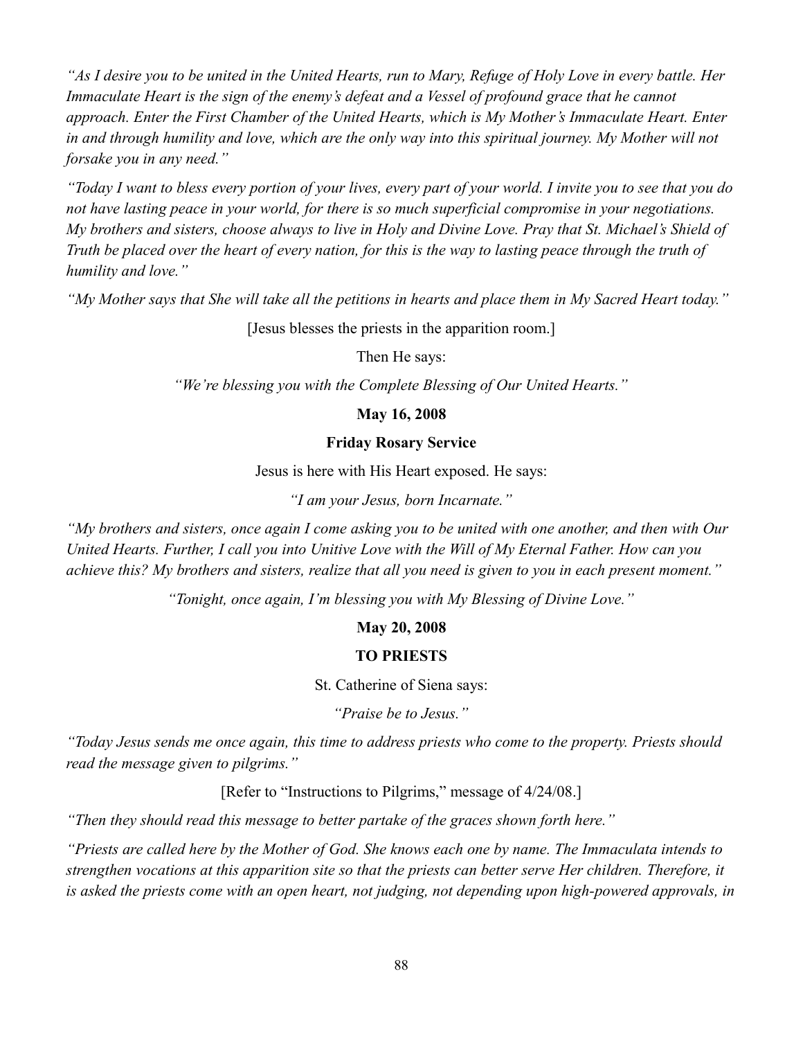*"As I desire you to be united in the United Hearts, run to Mary, Refuge of Holy Love in every battle. Her Immaculate Heart is the sign of the enemy's defeat and a Vessel of profound grace that he cannot approach. Enter the First Chamber of the United Hearts, which is My Mother's Immaculate Heart. Enter in and through humility and love, which are the only way into this spiritual journey. My Mother will not forsake you in any need."*

*"Today I want to bless every portion of your lives, every part of your world. I invite you to see that you do not have lasting peace in your world, for there is so much superficial compromise in your negotiations. My brothers and sisters, choose always to live in Holy and Divine Love. Pray that St. Michael's Shield of Truth be placed over the heart of every nation, for this is the way to lasting peace through the truth of humility and love."*

*"My Mother says that She will take all the petitions in hearts and place them in My Sacred Heart today."*

[Jesus blesses the priests in the apparition room.]

Then He says:

*"We're blessing you with the Complete Blessing of Our United Hearts."*

**May 16, 2008**

**Friday Rosary Service**

Jesus is here with His Heart exposed. He says:

*"I am your Jesus, born Incarnate."*

*"My brothers and sisters, once again I come asking you to be united with one another, and then with Our United Hearts. Further, I call you into Unitive Love with the Will of My Eternal Father. How can you achieve this? My brothers and sisters, realize that all you need is given to you in each present moment."*

*"Tonight, once again, I'm blessing you with My Blessing of Divine Love."*

**May 20, 2008**

**TO PRIESTS**

St. Catherine of Siena says:

*"Praise be to Jesus."*

*"Today Jesus sends me once again, this time to address priests who come to the property. Priests should read the message given to pilgrims."*

[Refer to "Instructions to Pilgrims," message of 4/24/08.]

*"Then they should read this message to better partake of the graces shown forth here."*

*"Priests are called here by the Mother of God. She knows each one by name. The Immaculata intends to strengthen vocations at this apparition site so that the priests can better serve Her children. Therefore, it is asked the priests come with an open heart, not judging, not depending upon high-powered approvals, in*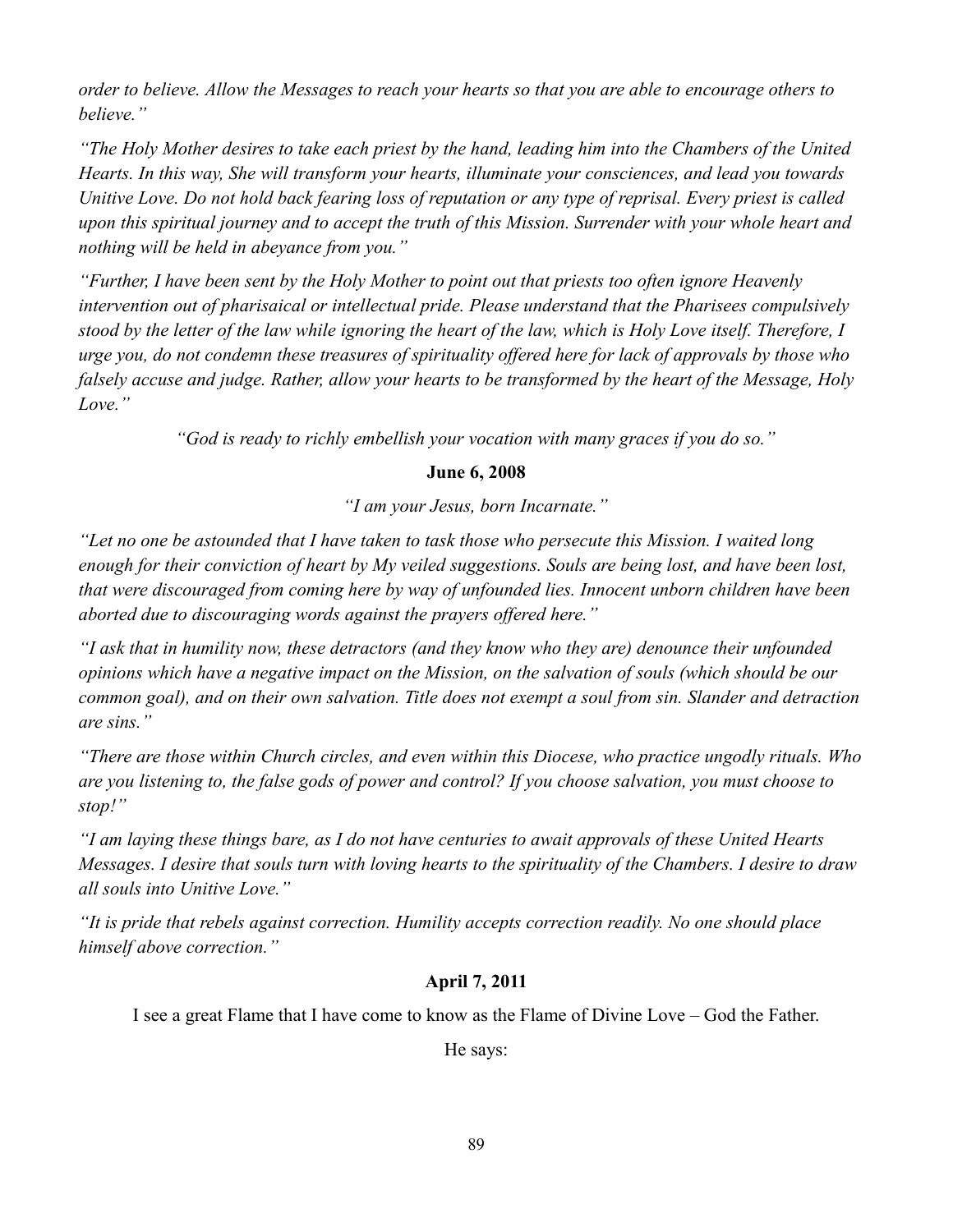*order to believe. Allow the Messages to reach your hearts so that you are able to encourage others to believe."*

*"The Holy Mother desires to take each priest by the hand, leading him into the Chambers of the United Hearts. In this way, She will transform your hearts, illuminate your consciences, and lead you towards Unitive Love. Do not hold back fearing loss of reputation or any type of reprisal. Every priest is called upon this spiritual journey and to accept the truth of this Mission. Surrender with your whole heart and nothing will be held in abeyance from you."*

*"Further, I have been sent by the Holy Mother to point out that priests too often ignore Heavenly intervention out of pharisaical or intellectual pride. Please understand that the Pharisees compulsively stood by the letter of the law while ignoring the heart of the law, which is Holy Love itself. Therefore, I urge you, do not condemn these treasures of spirituality offered here for lack of approvals by those who falsely accuse and judge. Rather, allow your hearts to be transformed by the heart of the Message, Holy Love."*

*"God is ready to richly embellish your vocation with many graces if you do so."*

**June 6, 2008**

*"I am your Jesus, born Incarnate."*

*"Let no one be astounded that I have taken to task those who persecute this Mission. I waited long enough for their conviction of heart by My veiled suggestions. Souls are being lost, and have been lost, that were discouraged from coming here by way of unfounded lies. Innocent unborn children have been aborted due to discouraging words against the prayers offered here."*

*"I ask that in humility now, these detractors (and they know who they are) denounce their unfounded opinions which have a negative impact on the Mission, on the salvation of souls (which should be our common goal), and on their own salvation. Title does not exempt a soul from sin. Slander and detraction are sins."*

*"There are those within Church circles, and even within this Diocese, who practice ungodly rituals. Who are you listening to, the false gods of power and control? If you choose salvation, you must choose to stop!"*

*"I am laying these things bare, as I do not have centuries to await approvals of these United Hearts Messages. I desire that souls turn with loving hearts to the spirituality of the Chambers. I desire to draw all souls into Unitive Love."*

*"It is pride that rebels against correction. Humility accepts correction readily. No one should place himself above correction."*

**April 7, 2011**

I see a great Flame that I have come to know as the Flame of Divine Love – God the Father.

He says: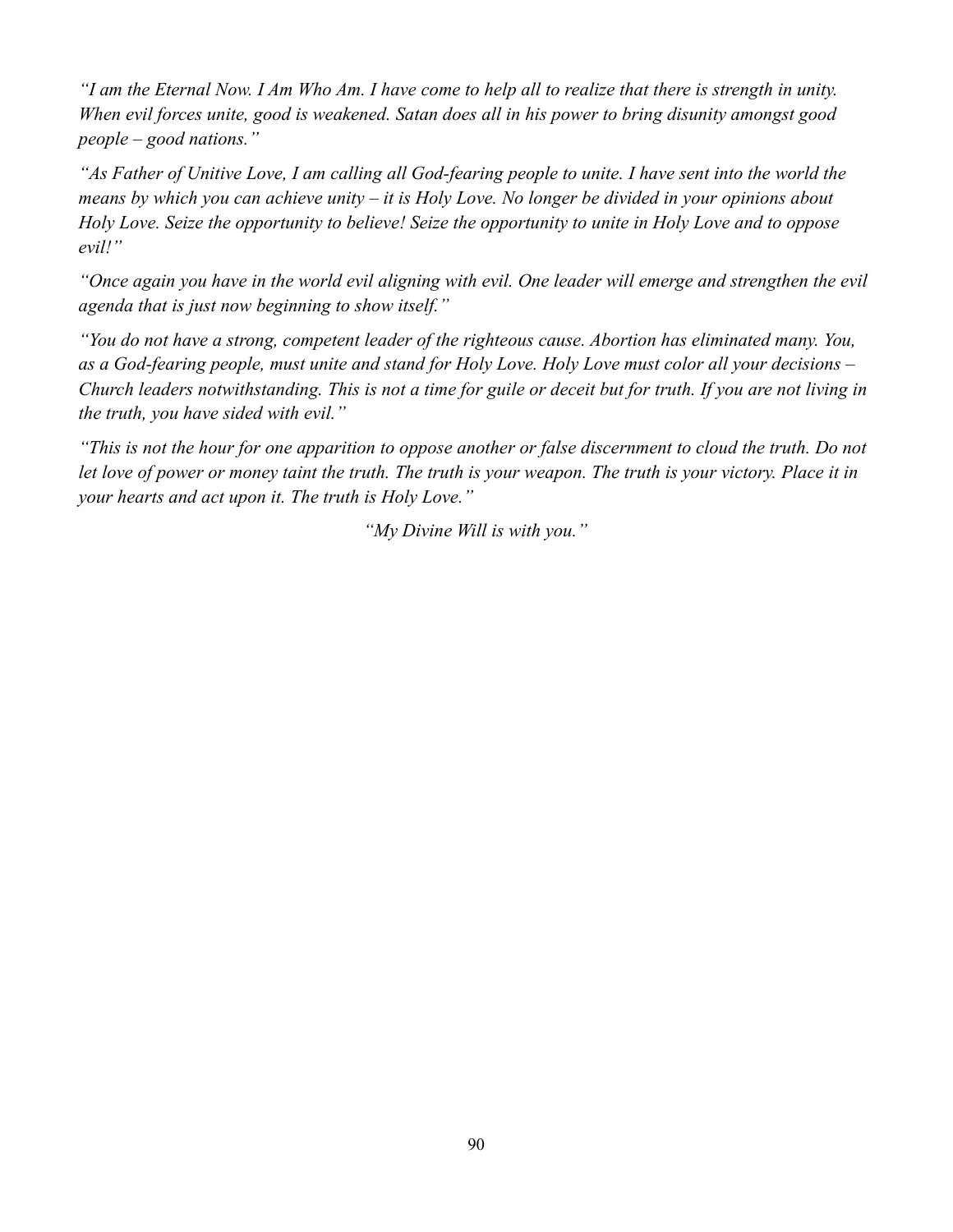*"I am the Eternal Now. I Am Who Am. I have come to help all to realize that there is strength in unity. When evil forces unite, good is weakened. Satan does all in his power to bring disunity amongst good people – good nations."*

*"As Father of Unitive Love, I am calling all God-fearing people to unite. I have sent into the world the means by which you can achieve unity – it is Holy Love. No longer be divided in your opinions about Holy Love. Seize the opportunity to believe! Seize the opportunity to unite in Holy Love and to oppose evil!"*

*"Once again you have in the world evil aligning with evil. One leader will emerge and strengthen the evil agenda that is just now beginning to show itself."*

*"You do not have a strong, competent leader of the righteous cause. Abortion has eliminated many. You, as a God-fearing people, must unite and stand for Holy Love. Holy Love must color all your decisions – Church leaders notwithstanding. This is not a time for guile or deceit but for truth. If you are not living in the truth, you have sided with evil."*

*"This is not the hour for one apparition to oppose another or false discernment to cloud the truth. Do not let love of power or money taint the truth. The truth is your weapon. The truth is your victory. Place it in your hearts and act upon it. The truth is Holy Love."*

*"My Divine Will is with you."*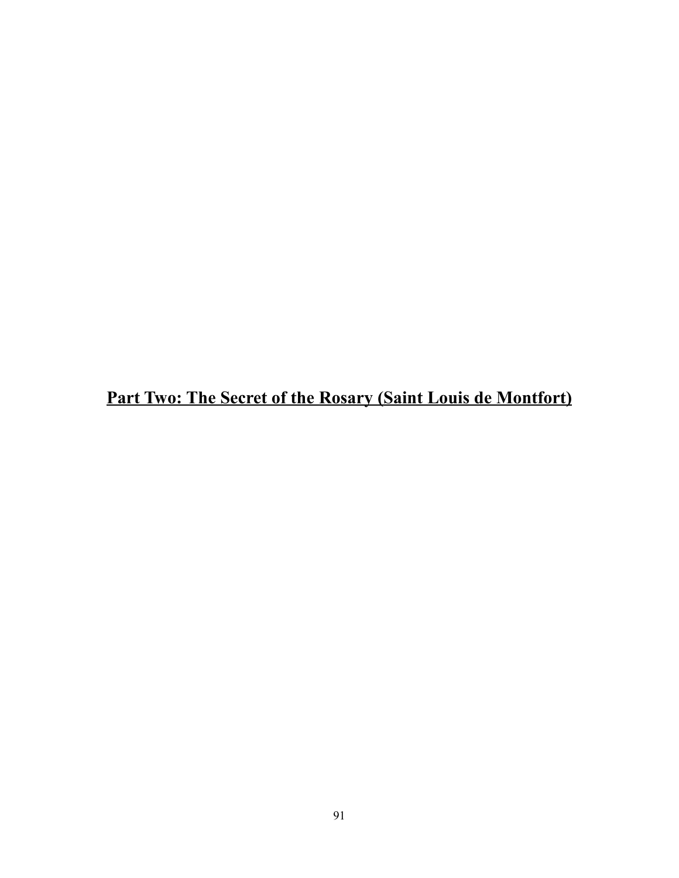# Part Two: The Secret of the Rosary (Saint Louis de Montfort)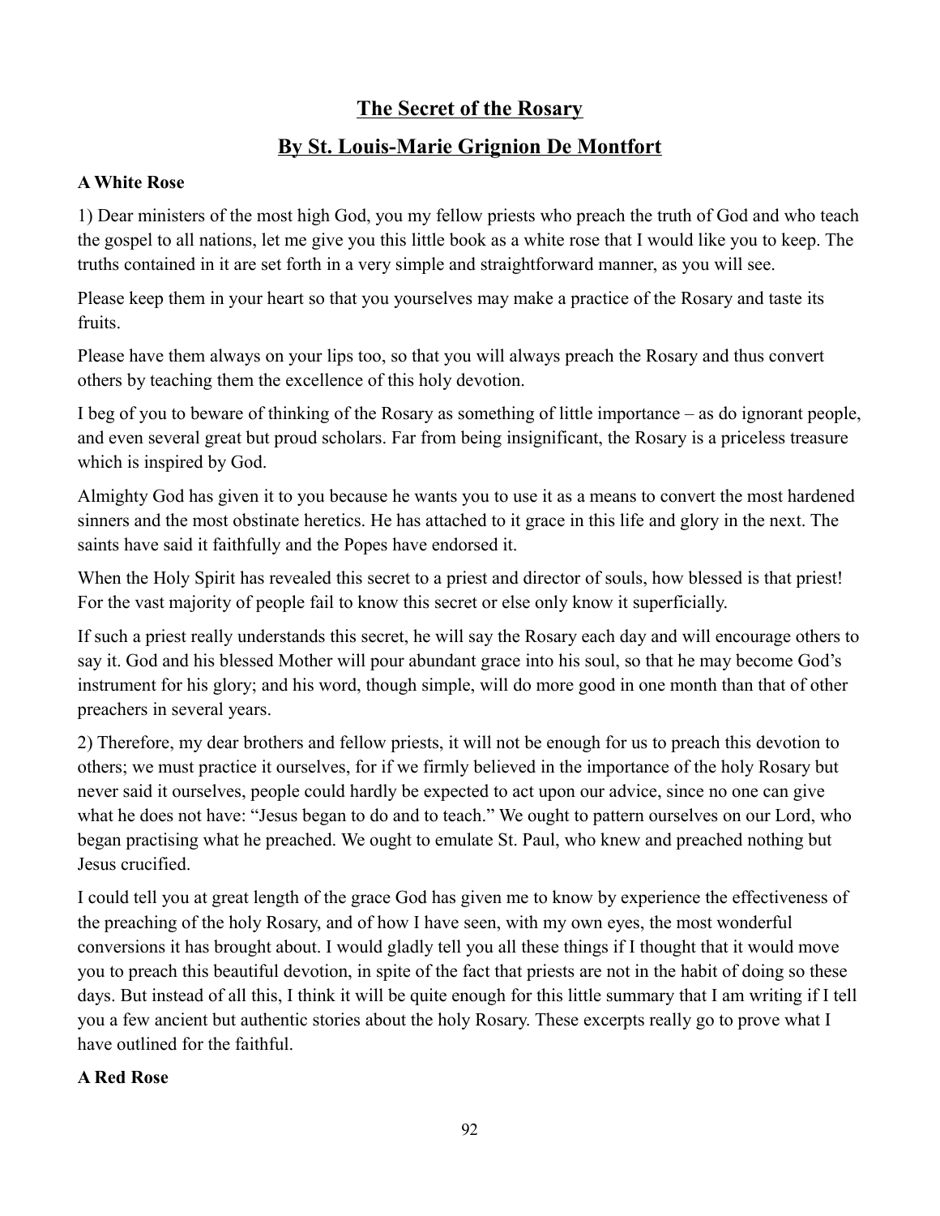## The Secret of the Rosary

## By St. Louis-Marie Grignion De Montfort

**A White Rose**

1) Dear ministers of the most high God, you my fellow priests who preach the truth of God and who teach the gospel to all nations, let me give you this little book as a white rose that I would like you to keep. The truths contained in it are set forth in a very simple and straightforward manner, as you will see.

Please keep them in your heart so that you yourselves may make a practice of the Rosary and taste its fruits.

Please have them always on your lips too, so that you will always preach the Rosary and thus convert others by teaching them the excellence of this holy devotion.

I beg of you to beware of thinking of the Rosary as something of little importance – as do ignorant people, and even several great but proud scholars. Far from being insignificant, the Rosary is a priceless treasure which is inspired by God.

Almighty God has given it to you because he wants you to use it as a means to convert the most hardened sinners and the most obstinate heretics. He has attached to it grace in this life and glory in the next. The saints have said it faithfully and the Popes have endorsed it.

When the Holy Spirit has revealed this secret to a priest and director of souls, how blessed is that priest! For the vast majority of people fail to know this secret or else only know it superficially.

If such a priest really understands this secret, he will say the Rosary each day and will encourage others to say it. God and his blessed Mother will pour abundant grace into his soul, so that he may become God's instrument for his glory; and his word, though simple, will do more good in one month than that of other preachers in several years.

2) Therefore, my dear brothers and fellow priests, it will not be enough for us to preach this devotion to others; we must practice it ourselves, for if we firmly believed in the importance of the holy Rosary but never said it ourselves, people could hardly be expected to act upon our advice, since no one can give what he does not have: "Jesus began to do and to teach." We ought to pattern ourselves on our Lord, who began practising what he preached. We ought to emulate St. Paul, who knew and preached nothing but Jesus crucified.

I could tell you at great length of the grace God has given me to know by experience the effectiveness of the preaching of the holy Rosary, and of how I have seen, with my own eyes, the most wonderful conversions it has brought about. I would gladly tell you all these things if I thought that it would move you to preach this beautiful devotion, in spite of the fact that priests are not in the habit of doing so these days. But instead of all this, I think it will be quite enough for this little summary that I am writing if I tell you a few ancient but authentic stories about the holy Rosary. These excerpts really go to prove what I have outlined for the faithful.

**A Red Rose**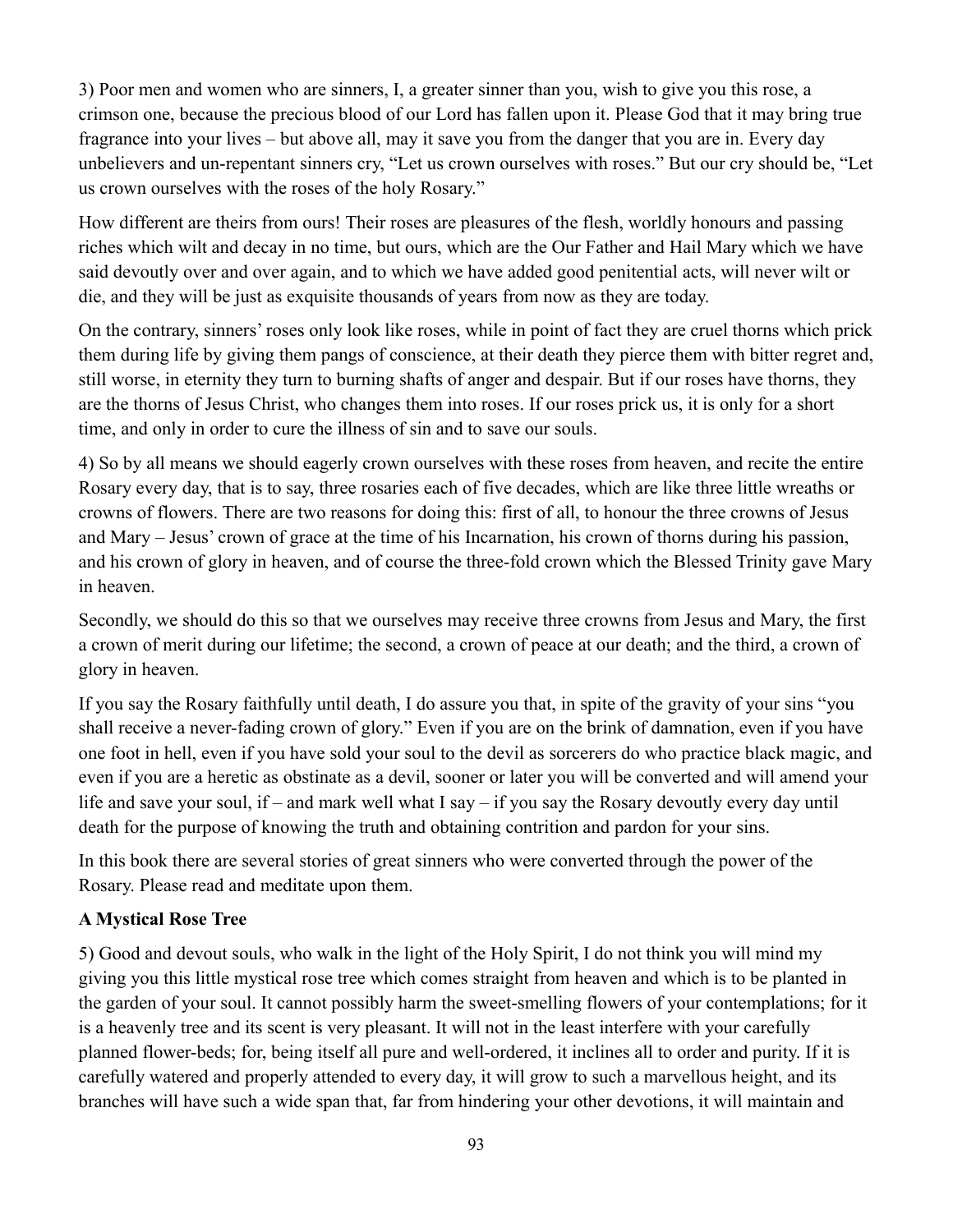3) Poor men and women who are sinners, I, a greater sinner than you, wish to give you this rose, a crimson one, because the precious blood of our Lord has fallen upon it. Please God that it may bring true fragrance into your lives – but above all, may it save you from the danger that you are in. Every day unbelievers and un-repentant sinners cry, "Let us crown ourselves with roses." But our cry should be, "Let us crown ourselves with the roses of the holy Rosary."

How different are theirs from ours! Their roses are pleasures of the flesh, worldly honours and passing riches which wilt and decay in no time, but ours, which are the Our Father and Hail Mary which we have said devoutly over and over again, and to which we have added good penitential acts, will never wilt or die, and they will be just as exquisite thousands of years from now as they are today.

On the contrary, sinners' roses only look like roses, while in point of fact they are cruel thorns which prick them during life by giving them pangs of conscience, at their death they pierce them with bitter regret and, still worse, in eternity they turn to burning shafts of anger and despair. But if our roses have thorns, they are the thorns of Jesus Christ, who changes them into roses. If our roses prick us, it is only for a short time, and only in order to cure the illness of sin and to save our souls.

4) So by all means we should eagerly crown ourselves with these roses from heaven, and recite the entire Rosary every day, that is to say, three rosaries each of five decades, which are like three little wreaths or crowns of flowers. There are two reasons for doing this: first of all, to honour the three crowns of Jesus and Mary – Jesus' crown of grace at the time of his Incarnation, his crown of thorns during his passion, and his crown of glory in heaven, and of course the three-fold crown which the Blessed Trinity gave Mary in heaven.

Secondly, we should do this so that we ourselves may receive three crowns from Jesus and Mary, the first a crown of merit during our lifetime; the second, a crown of peace at our death; and the third, a crown of glory in heaven.

If you say the Rosary faithfully until death, I do assure you that, in spite of the gravity of your sins "you shall receive a never-fading crown of glory." Even if you are on the brink of damnation, even if you have one foot in hell, even if you have sold your soul to the devil as sorcerers do who practice black magic, and even if you are a heretic as obstinate as a devil, sooner or later you will be converted and will amend your life and save your soul, if – and mark well what I say – if you say the Rosary devoutly every day until death for the purpose of knowing the truth and obtaining contrition and pardon for your sins.

In this book there are several stories of great sinners who were converted through the power of the Rosary. Please read and meditate upon them.

**A Mystical Rose Tree**

5) Good and devout souls, who walk in the light of the Holy Spirit, I do not think you will mind my giving you this little mystical rose tree which comes straight from heaven and which is to be planted in the garden of your soul. It cannot possibly harm the sweet-smelling flowers of your contemplations; for it is a heavenly tree and its scent is very pleasant. It will not in the least interfere with your carefully planned flower-beds; for, being itself all pure and well-ordered, it inclines all to order and purity. If it is carefully watered and properly attended to every day, it will grow to such a marvellous height, and its branches will have such a wide span that, far from hindering your other devotions, it will maintain and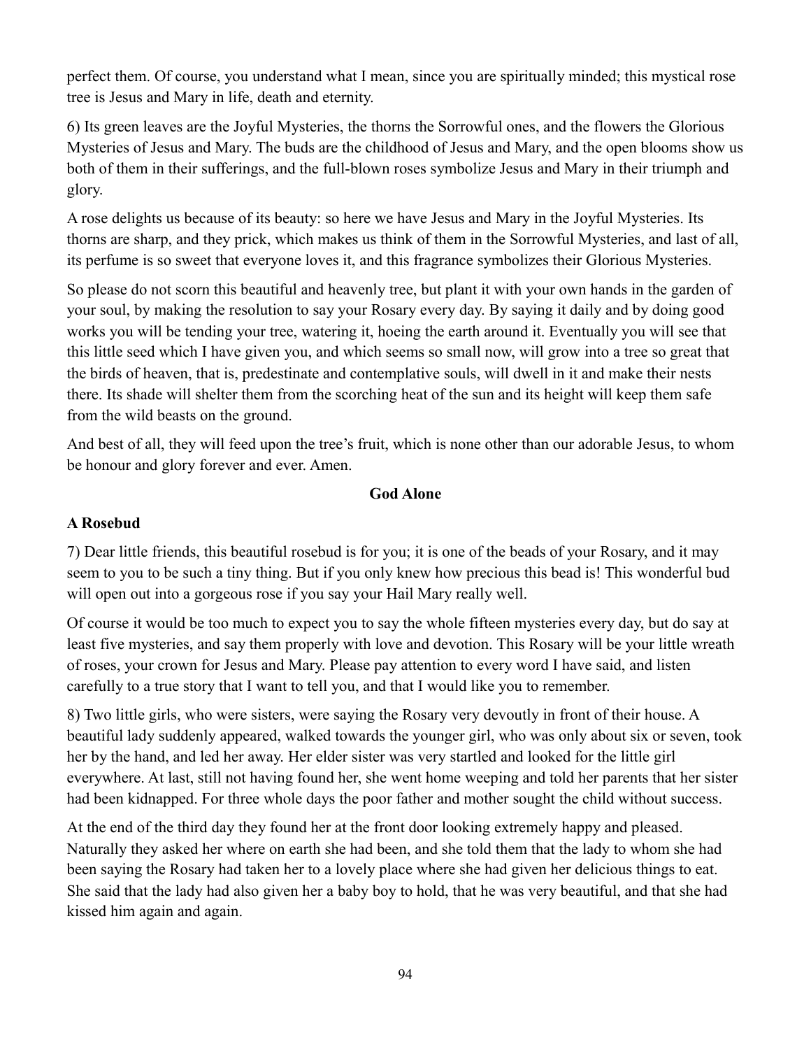perfect them. Of course, you understand what I mean, since you are spiritually minded; this mystical rose tree is Jesus and Mary in life, death and eternity.

6) Its green leaves are the Joyful Mysteries, the thorns the Sorrowful ones, and the flowers the Glorious Mysteries of Jesus and Mary. The buds are the childhood of Jesus and Mary, and the open blooms show us both of them in their sufferings, and the full-blown roses symbolize Jesus and Mary in their triumph and glory.

A rose delights us because of its beauty: so here we have Jesus and Mary in the Joyful Mysteries. Its thorns are sharp, and they prick, which makes us think of them in the Sorrowful Mysteries, and last of all, its perfume is so sweet that everyone loves it, and this fragrance symbolizes their Glorious Mysteries.

So please do not scorn this beautiful and heavenly tree, but plant it with your own hands in the garden of your soul, by making the resolution to say your Rosary every day. By saying it daily and by doing good works you will be tending your tree, watering it, hoeing the earth around it. Eventually you will see that this little seed which I have given you, and which seems so small now, will grow into a tree so great that the birds of heaven, that is, predestinate and contemplative souls, will dwell in it and make their nests there. Its shade will shelter them from the scorching heat of the sun and its height will keep them safe from the wild beasts on the ground.

And best of all, they will feed upon the tree's fruit, which is none other than our adorable Jesus, to whom be honour and glory forever and ever. Amen.

**God Alone**

## A Rosebud

7) Dear little friends, this beautiful rosebud is for you; it is one of the beads of your Rosary, and it may seem to you to be such a tiny thing. But if you only knew how precious this bead is! This wonderful bud will open out into a gorgeous rose if you say your Hail Mary really well.

Of course it would be too much to expect you to say the whole fifteen mysteries every day, but do say at least five mysteries, and say them properly with love and devotion. This Rosary will be your little wreath of roses, your crown for Jesus and Mary. Please pay attention to every word I have said, and listen carefully to a true story that I want to tell you, and that I would like you to remember.

8) Two little girls, who were sisters, were saying the Rosary very devoutly in front of their house. A beautiful lady suddenly appeared, walked towards the younger girl, who was only about six or seven, took her by the hand, and led her away. Her elder sister was very startled and looked for the little girl everywhere. At last, still not having found her, she went home weeping and told her parents that her sister had been kidnapped. For three whole days the poor father and mother sought the child without success.

At the end of the third day they found her at the front door looking extremely happy and pleased. Naturally they asked her where on earth she had been, and she told them that the lady to whom she had been saying the Rosary had taken her to a lovely place where she had given her delicious things to eat. She said that the lady had also given her a baby boy to hold, that he was very beautiful, and that she had kissed him again and again.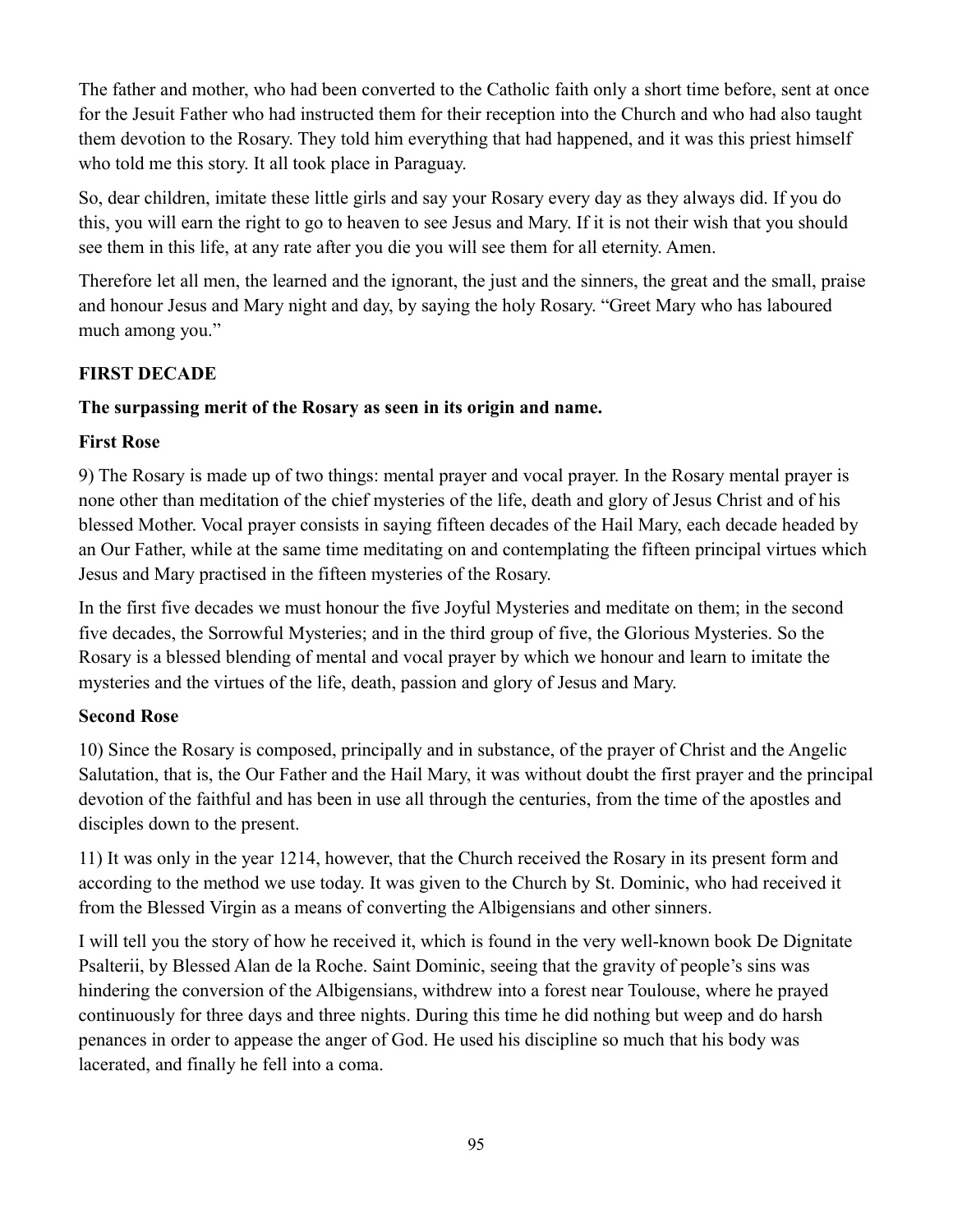The father and mother, who had been converted to the Catholic faith only a short time before, sent at once for the Jesuit Father who had instructed them for their reception into the Church and who had also taught them devotion to the Rosary. They told him everything that had happened, and it was this priest himself who told me this story. It all took place in Paraguay.

So, dear children, imitate these little girls and say your Rosary every day as they always did. If you do this, you will earn the right to go to heaven to see Jesus and Mary. If it is not their wish that you should see them in this life, at any rate after you die you will see them for all eternity. Amen.

Therefore let all men, the learned and the ignorant, the just and the sinners, the great and the small, praise and honour Jesus and Mary night and day, by saying the holy Rosary. "Greet Mary who has laboured much among you."

## FIRST DECADE

### The surpassing merit of the Rosary as seen in its origin and name.

### First Rose

9) The Rosary is made up of two things: mental prayer and vocal prayer. In the Rosary mental prayer is none other than meditation of the chief mysteries of the life, death and glory of Jesus Christ and of his blessed Mother. Vocal prayer consists in saying fifteen decades of the Hail Mary, each decade headed by an Our Father, while at the same time meditating on and contemplating the fifteen principal virtues which Jesus and Mary practised in the fifteen mysteries of the Rosary.

In the first five decades we must honour the five Joyful Mysteries and meditate on them; in the second five decades, the Sorrowful Mysteries; and in the third group of five, the Glorious Mysteries. So the Rosary is a blessed blending of mental and vocal prayer by which we honour and learn to imitate the mysteries and the virtues of the life, death, passion and glory of Jesus and Mary.

### Second Rose

10) Since the Rosary is composed, principally and in substance, of the prayer of Christ and the Angelic Salutation, that is, the Our Father and the Hail Mary, it was without doubt the first prayer and the principal devotion of the faithful and has been in use all through the centuries, from the time of the apostles and disciples down to the present.

11) It was only in the year 1214, however, that the Church received the Rosary in its present form and according to the method we use today. It was given to the Church by St. Dominic, who had received it from the Blessed Virgin as a means of converting the Albigensians and other sinners.

I will tell you the story of how he received it, which is found in the very well-known book De Dignitate Psalterii, by Blessed Alan de la Roche. Saint Dominic, seeing that the gravity of people's sins was hindering the conversion of the Albigensians, withdrew into a forest near Toulouse, where he prayed continuously for three days and three nights. During this time he did nothing but weep and do harsh penances in order to appease the anger of God. He used his discipline so much that his body was lacerated, and finally he fell into a coma.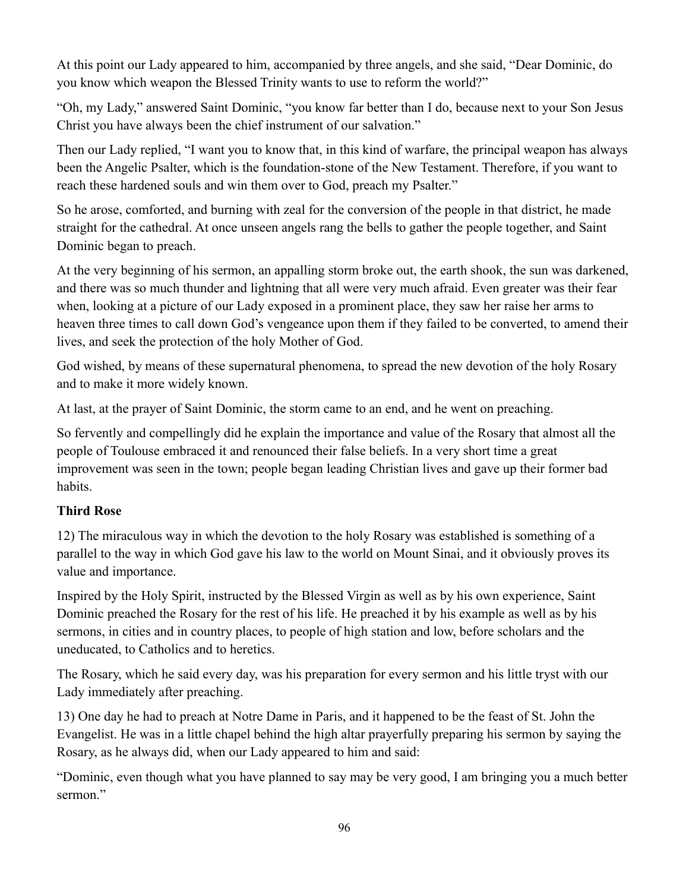At this point our Lady appeared to him, accompanied by three angels, and she said, "Dear Dominic, do you know which weapon the Blessed Trinity wants to use to reform the world?"

"Oh, my Lady," answered Saint Dominic, "you know far better than I do, because next to your Son Jesus Christ you have always been the chief instrument of our salvation."

Then our Lady replied, "I want you to know that, in this kind of warfare, the principal weapon has always been the Angelic Psalter, which is the foundation-stone of the New Testament. Therefore, if you want to reach these hardened souls and win them over to God, preach my Psalter."

So he arose, comforted, and burning with zeal for the conversion of the people in that district, he made straight for the cathedral. At once unseen angels rang the bells to gather the people together, and Saint Dominic began to preach.

At the very beginning of his sermon, an appalling storm broke out, the earth shook, the sun was darkened, and there was so much thunder and lightning that all were very much afraid. Even greater was their fear when, looking at a picture of our Lady exposed in a prominent place, they saw her raise her arms to heaven three times to call down God's vengeance upon them if they failed to be converted, to amend their lives, and seek the protection of the holy Mother of God.

God wished, by means of these supernatural phenomena, to spread the new devotion of the holy Rosary and to make it more widely known.

At last, at the prayer of Saint Dominic, the storm came to an end, and he went on preaching.

So fervently and compellingly did he explain the importance and value of the Rosary that almost all the people of Toulouse embraced it and renounced their false beliefs. In a very short time a great improvement was seen in the town; people began leading Christian lives and gave up their former bad habits.

### Third Rose

12) The miraculous way in which the devotion to the holy Rosary was established is something of a parallel to the way in which God gave his law to the world on Mount Sinai, and it obviously proves its value and importance.

Inspired by the Holy Spirit, instructed by the Blessed Virgin as well as by his own experience, Saint Dominic preached the Rosary for the rest of his life. He preached it by his example as well as by his sermons, in cities and in country places, to people of high station and low, before scholars and the uneducated, to Catholics and to heretics.

The Rosary, which he said every day, was his preparation for every sermon and his little tryst with our Lady immediately after preaching.

13) One day he had to preach at Notre Dame in Paris, and it happened to be the feast of St. John the Evangelist. He was in a little chapel behind the high altar prayerfully preparing his sermon by saying the Rosary, as he always did, when our Lady appeared to him and said:

"Dominic, even though what you have planned to say may be very good, I am bringing you a much better sermon."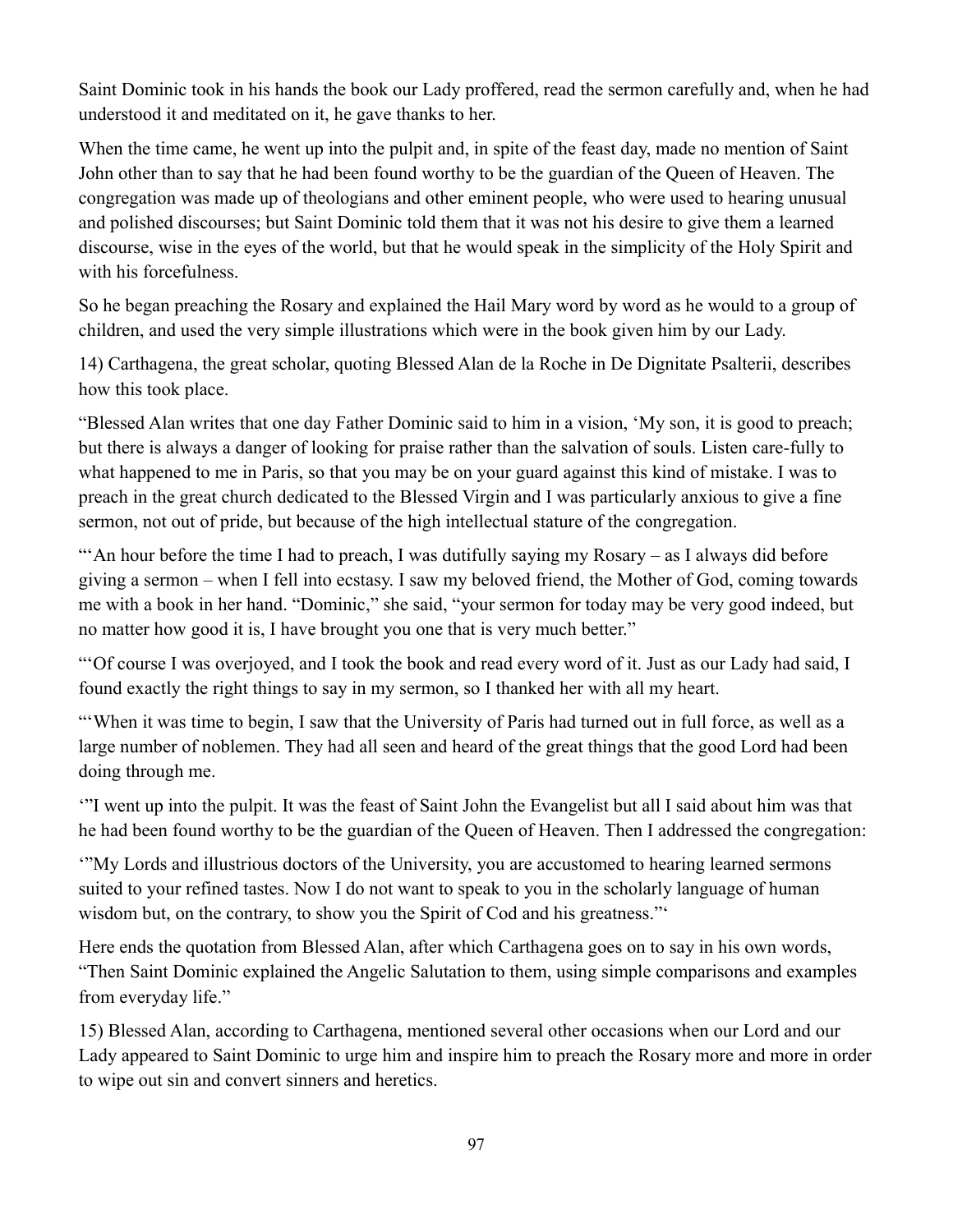Saint Dominic took in his hands the book our Lady proffered, read the sermon carefully and, when he had understood it and meditated on it, he gave thanks to her.

When the time came, he went up into the pulpit and, in spite of the feast day, made no mention of Saint John other than to say that he had been found worthy to be the guardian of the Queen of Heaven. The congregation was made up of theologians and other eminent people, who were used to hearing unusual and polished discourses; but Saint Dominic told them that it was not his desire to give them a learned discourse, wise in the eyes of the world, but that he would speak in the simplicity of the Holy Spirit and with his forcefulness.

So he began preaching the Rosary and explained the Hail Mary word by word as he would to a group of children, and used the very simple illustrations which were in the book given him by our Lady.

14) Carthagena, the great scholar, quoting Blessed Alan de la Roche in De Dignitate Psalterii, describes how this took place.

"Blessed Alan writes that one day Father Dominic said to him in a vision, 'My son, it is good to preach; but there is always a danger of looking for praise rather than the salvation of souls. Listen care-fully to what happened to me in Paris, so that you may be on your guard against this kind of mistake. I was to preach in the great church dedicated to the Blessed Virgin and I was particularly anxious to give a fine sermon, not out of pride, but because of the high intellectual stature of the congregation.

"'An hour before the time I had to preach, I was dutifully saying my Rosary – as I always did before giving a sermon – when I fell into ecstasy. I saw my beloved friend, the Mother of God, coming towards me with a book in her hand. "Dominic," she said, "your sermon for today may be very good indeed, but no matter how good it is, I have brought you one that is very much better."

"'Of course I was overjoyed, and I took the book and read every word of it. Just as our Lady had said, I found exactly the right things to say in my sermon, so I thanked her with all my heart.

"'When it was time to begin, I saw that the University of Paris had turned out in full force, as well as a large number of noblemen. They had all seen and heard of the great things that the good Lord had been doing through me.

'"I went up into the pulpit. It was the feast of Saint John the Evangelist but all I said about him was that he had been found worthy to be the guardian of the Queen of Heaven. Then I addressed the congregation:

'"My Lords and illustrious doctors of the University, you are accustomed to hearing learned sermons suited to your refined tastes. Now I do not want to speak to you in the scholarly language of human wisdom but, on the contrary, to show you the Spirit of Cod and his greatness."'

Here ends the quotation from Blessed Alan, after which Carthagena goes on to say in his own words, "Then Saint Dominic explained the Angelic Salutation to them, using simple comparisons and examples from everyday life."

15) Blessed Alan, according to Carthagena, mentioned several other occasions when our Lord and our Lady appeared to Saint Dominic to urge him and inspire him to preach the Rosary more and more in order to wipe out sin and convert sinners and heretics.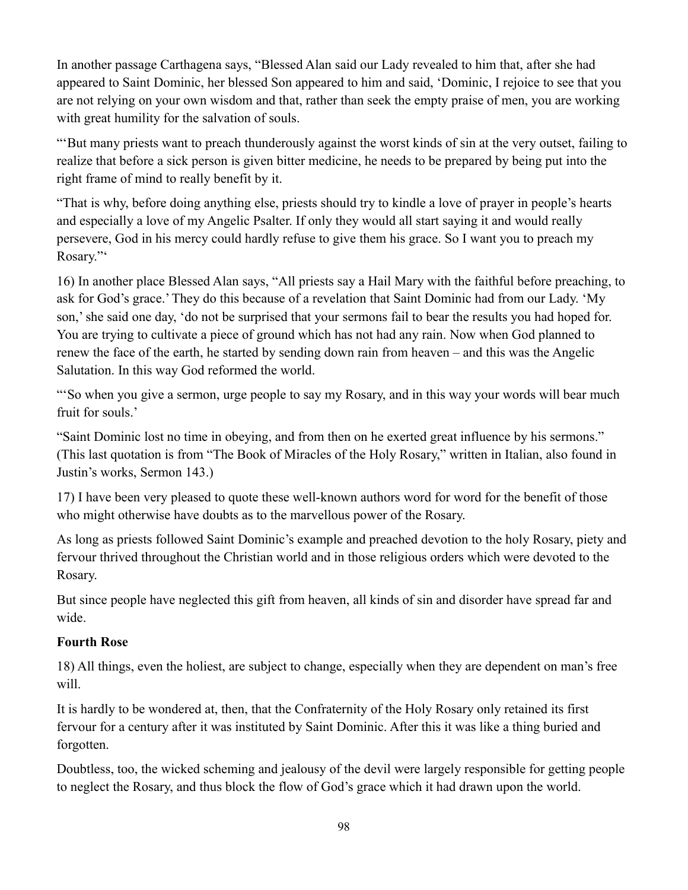In another passage Carthagena says, "Blessed Alan said our Lady revealed to him that, after she had appeared to Saint Dominic, her blessed Son appeared to him and said, 'Dominic, I rejoice to see that you are not relying on your own wisdom and that, rather than seek the empty praise of men, you are working with great humility for the salvation of souls.

"'But many priests want to preach thunderously against the worst kinds of sin at the very outset, failing to realize that before a sick person is given bitter medicine, he needs to be prepared by being put into the right frame of mind to really benefit by it.

"That is why, before doing anything else, priests should try to kindle a love of prayer in people's hearts and especially a love of my Angelic Psalter. If only they would all start saying it and would really persevere, God in his mercy could hardly refuse to give them his grace. So I want you to preach my Rosary."'

16) In another place Blessed Alan says, "All priests say a Hail Mary with the faithful before preaching, to ask for God's grace.' They do this because of a revelation that Saint Dominic had from our Lady. 'My son,' she said one day, 'do not be surprised that your sermons fail to bear the results you had hoped for. You are trying to cultivate a piece of ground which has not had any rain. Now when God planned to renew the face of the earth, he started by sending down rain from heaven – and this was the Angelic Salutation. In this way God reformed the world.

"'So when you give a sermon, urge people to say my Rosary, and in this way your words will bear much fruit for souls.'

"Saint Dominic lost no time in obeying, and from then on he exerted great influence by his sermons." (This last quotation is from "The Book of Miracles of the Holy Rosary," written in Italian, also found in Justin's works, Sermon 143.)

17) I have been very pleased to quote these well-known authors word for word for the benefit of those who might otherwise have doubts as to the marvellous power of the Rosary.

As long as priests followed Saint Dominic's example and preached devotion to the holy Rosary, piety and fervour thrived throughout the Christian world and in those religious orders which were devoted to the Rosary.

But since people have neglected this gift from heaven, all kinds of sin and disorder have spread far and wide.

**Fourth Rose**

18) All things, even the holiest, are subject to change, especially when they are dependent on man's free will.

It is hardly to be wondered at, then, that the Confraternity of the Holy Rosary only retained its first fervour for a century after it was instituted by Saint Dominic. After this it was like a thing buried and forgotten.

Doubtless, too, the wicked scheming and jealousy of the devil were largely responsible for getting people to neglect the Rosary, and thus block the flow of God's grace which it had drawn upon the world.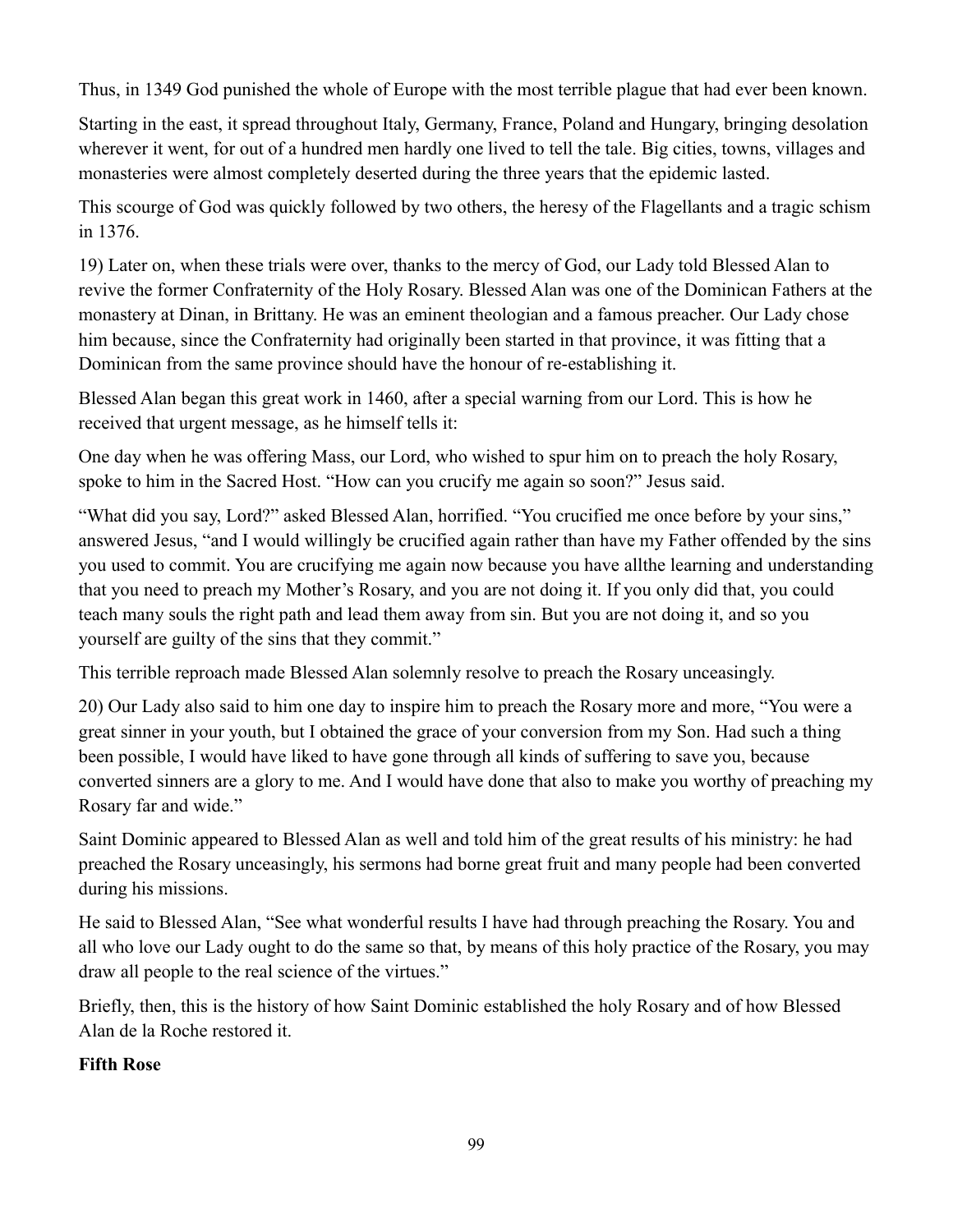Thus, in 1349 God punished the whole of Europe with the most terrible plague that had ever been known.

Starting in the east, it spread throughout Italy, Germany, France, Poland and Hungary, bringing desolation wherever it went, for out of a hundred men hardly one lived to tell the tale. Big cities, towns, villages and monasteries were almost completely deserted during the three years that the epidemic lasted.

This scourge of God was quickly followed by two others, the heresy of the Flagellants and a tragic schism in 1376.

19) Later on, when these trials were over, thanks to the mercy of God, our Lady told Blessed Alan to revive the former Confraternity of the Holy Rosary. Blessed Alan was one of the Dominican Fathers at the monastery at Dinan, in Brittany. He was an eminent theologian and a famous preacher. Our Lady chose him because, since the Confraternity had originally been started in that province, it was fitting that a Dominican from the same province should have the honour of re-establishing it.

Blessed Alan began this great work in 1460, after a special warning from our Lord. This is how he received that urgent message, as he himself tells it:

One day when he was offering Mass, our Lord, who wished to spur him on to preach the holy Rosary, spoke to him in the Sacred Host. "How can you crucify me again so soon?" Jesus said.

"What did you say, Lord?" asked Blessed Alan, horrified. "You crucified me once before by your sins," answered Jesus, "and I would willingly be crucified again rather than have my Father offended by the sins you used to commit. You are crucifying me again now because you have allthe learning and understanding that you need to preach my Mother's Rosary, and you are not doing it. If you only did that, you could teach many souls the right path and lead them away from sin. But you are not doing it, and so you yourself are guilty of the sins that they commit."

This terrible reproach made Blessed Alan solemnly resolve to preach the Rosary unceasingly.

20) Our Lady also said to him one day to inspire him to preach the Rosary more and more, "You were a great sinner in your youth, but I obtained the grace of your conversion from my Son. Had such a thing been possible, I would have liked to have gone through all kinds of suffering to save you, because converted sinners are a glory to me. And I would have done that also to make you worthy of preaching my Rosary far and wide."

Saint Dominic appeared to Blessed Alan as well and told him of the great results of his ministry: he had preached the Rosary unceasingly, his sermons had borne great fruit and many people had been converted during his missions.

He said to Blessed Alan, "See what wonderful results I have had through preaching the Rosary. You and all who love our Lady ought to do the same so that, by means of this holy practice of the Rosary, you may draw all people to the real science of the virtues."

Briefly, then, this is the history of how Saint Dominic established the holy Rosary and of how Blessed Alan de la Roche restored it.

**Fifth Rose**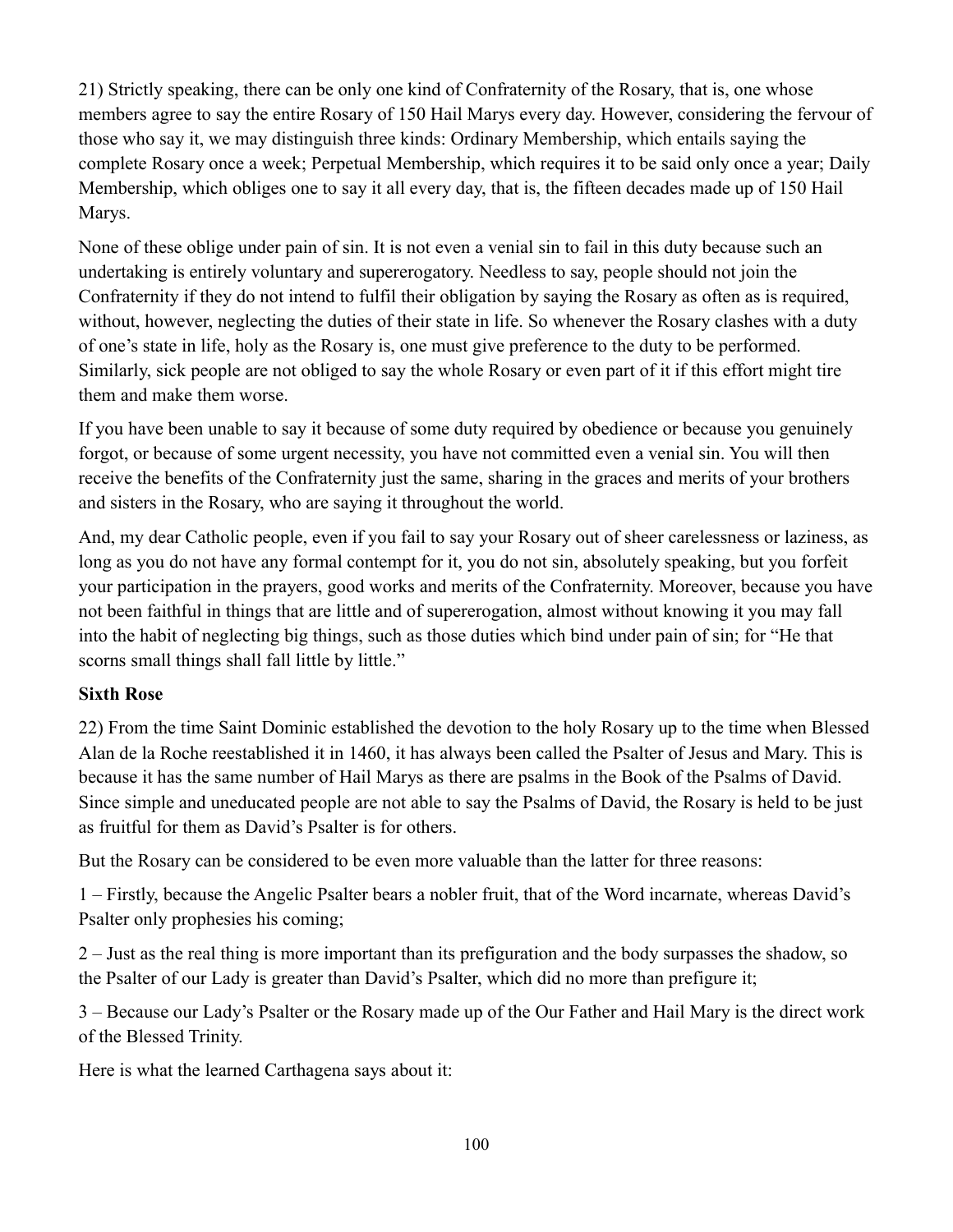21) Strictly speaking, there can be only one kind of Confraternity of the Rosary, that is, one whose members agree to say the entire Rosary of 150 Hail Marys every day. However, considering the fervour of those who say it, we may distinguish three kinds: Ordinary Membership, which entails saying the complete Rosary once a week; Perpetual Membership, which requires it to be said only once a year; Daily Membership, which obliges one to say it all every day, that is, the fifteen decades made up of 150 Hail Marys.

None of these oblige under pain of sin. It is not even a venial sin to fail in this duty because such an undertaking is entirely voluntary and supererogatory. Needless to say, people should not join the Confraternity if they do not intend to fulfil their obligation by saying the Rosary as often as is required, without, however, neglecting the duties of their state in life. So whenever the Rosary clashes with a duty of one's state in life, holy as the Rosary is, one must give preference to the duty to be performed. Similarly, sick people are not obliged to say the whole Rosary or even part of it if this effort might tire them and make them worse.

If you have been unable to say it because of some duty required by obedience or because you genuinely forgot, or because of some urgent necessity, you have not committed even a venial sin. You will then receive the benefits of the Confraternity just the same, sharing in the graces and merits of your brothers and sisters in the Rosary, who are saying it throughout the world.

And, my dear Catholic people, even if you fail to say your Rosary out of sheer carelessness or laziness, as long as you do not have any formal contempt for it, you do not sin, absolutely speaking, but you forfeit your participation in the prayers, good works and merits of the Confraternity. Moreover, because you have not been faithful in things that are little and of supererogation, almost without knowing it you may fall into the habit of neglecting big things, such as those duties which bind under pain of sin; for "He that scorns small things shall fall little by little."

**Sixth Rose**

22) From the time Saint Dominic established the devotion to the holy Rosary up to the time when Blessed Alan de la Roche reestablished it in 1460, it has always been called the Psalter of Jesus and Mary. This is because it has the same number of Hail Marys as there are psalms in the Book of the Psalms of David. Since simple and uneducated people are not able to say the Psalms of David, the Rosary is held to be just as fruitful for them as David's Psalter is for others.

But the Rosary can be considered to be even more valuable than the latter for three reasons:

1 – Firstly, because the Angelic Psalter bears a nobler fruit, that of the Word incarnate, whereas David's Psalter only prophesies his coming;

2 – Just as the real thing is more important than its prefiguration and the body surpasses the shadow, so the Psalter of our Lady is greater than David's Psalter, which did no more than prefigure it;

3 – Because our Lady's Psalter or the Rosary made up of the Our Father and Hail Mary is the direct work of the Blessed Trinity.

Here is what the learned Carthagena says about it: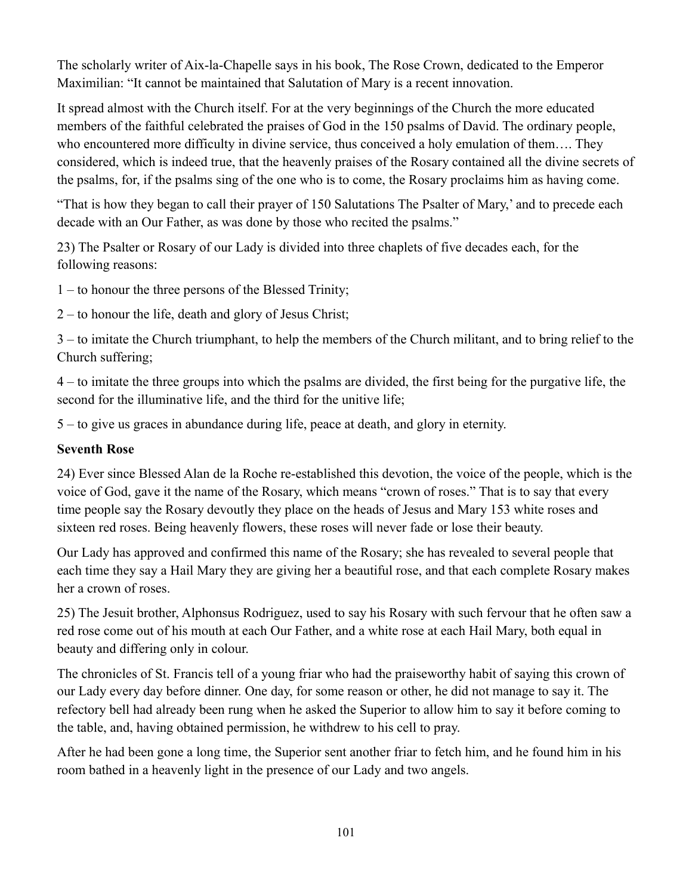The scholarly writer of Aix-la-Chapelle says in his book, The Rose Crown, dedicated to the Emperor Maximilian: “It cannot be maintained that Salutation of Mary is a recent innovation.

It spread almost with the Church itself. For at the very beginnings of the Church the more educated members of the faithful celebrated the praises of God in the 150 psalms of David. The ordinary people, who encountered more difficulty in divine service, thus conceived a holy emulation of them…. They considered, which is indeed true, that the heavenly praises of the Rosary contained all the divine secrets of the psalms, for, if the psalms sing of the one who is to come, the Rosary proclaims him as having come.

“That is how they began to call their prayer of 150 Salutations The Psalter of Mary,’ and to precede each decade with an Our Father, as was done by those who recited the psalms.”

23) The Psalter or Rosary of our Lady is divided into three chaplets of five decades each, for the following reasons:

1 – to honour the three persons of the Blessed Trinity;

2 – to honour the life, death and glory of Jesus Christ;

3 – to imitate the Church triumphant, to help the members of the Church militant, and to bring relief to the Church suffering;

4 – to imitate the three groups into which the psalms are divided, the first being for the purgative life, the second for the illuminative life, and the third for the unitive life;

5 – to give us graces in abundance during life, peace at death, and glory in eternity.

**Seventh Rose**

24) Ever since Blessed Alan de la Roche re-established this devotion, the voice of the people, which is the voice of God, gave it the name of the Rosary, which means “crown of roses.” That is to say that every time people say the Rosary devoutly they place on the heads of Jesus and Mary 153 white roses and sixteen red roses. Being heavenly flowers, these roses will never fade or lose their beauty.

Our Lady has approved and confirmed this name of the Rosary; she has revealed to several people that each time they say a Hail Mary they are giving her a beautiful rose, and that each complete Rosary makes her a crown of roses.

25) The Jesuit brother, Alphonsus Rodriguez, used to say his Rosary with such fervour that he often saw a red rose come out of his mouth at each Our Father, and a white rose at each Hail Mary, both equal in beauty and differing only in colour.

The chronicles of St. Francis tell of a young friar who had the praiseworthy habit of saying this crown of our Lady every day before dinner. One day, for some reason or other, he did not manage to say it. The refectory bell had already been rung when he asked the Superior to allow him to say it before coming to the table, and, having obtained permission, he withdrew to his cell to pray.

After he had been gone a long time, the Superior sent another friar to fetch him, and he found him in his room bathed in a heavenly light in the presence of our Lady and two angels.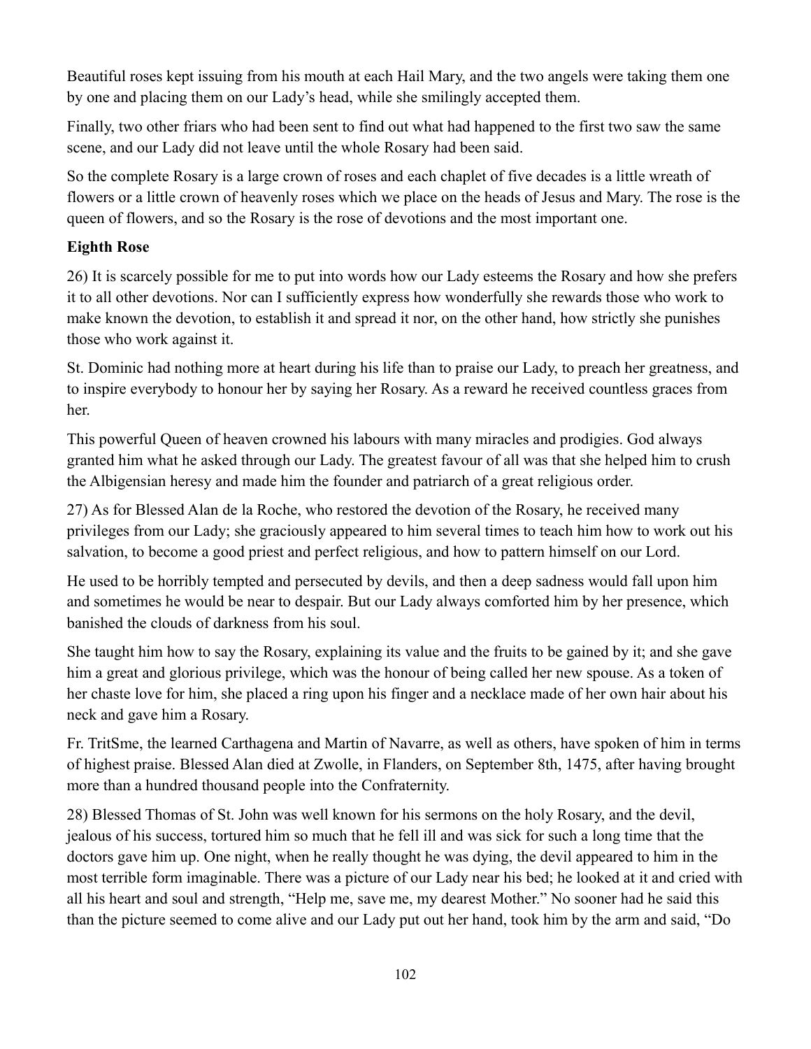Beautiful roses kept issuing from his mouth at each Hail Mary, and the two angels were taking them one by one and placing them on our Lady's head, while she smilingly accepted them.

Finally, two other friars who had been sent to find out what had happened to the first two saw the same scene, and our Lady did not leave until the whole Rosary had been said.

So the complete Rosary is a large crown of roses and each chaplet of five decades is a little wreath of flowers or a little crown of heavenly roses which we place on the heads of Jesus and Mary. The rose is the queen of flowers, and so the Rosary is the rose of devotions and the most important one.

**Eighth Rose**

26) It is scarcely possible for me to put into words how our Lady esteems the Rosary and how she prefers it to all other devotions. Nor can I sufficiently express how wonderfully she rewards those who work to make known the devotion, to establish it and spread it nor, on the other hand, how strictly she punishes those who work against it.

St. Dominic had nothing more at heart during his life than to praise our Lady, to preach her greatness, and to inspire everybody to honour her by saying her Rosary. As a reward he received countless graces from her.

This powerful Queen of heaven crowned his labours with many miracles and prodigies. God always granted him what he asked through our Lady. The greatest favour of all was that she helped him to crush the Albigensian heresy and made him the founder and patriarch of a great religious order.

27) As for Blessed Alan de la Roche, who restored the devotion of the Rosary, he received many privileges from our Lady; she graciously appeared to him several times to teach him how to work out his salvation, to become a good priest and perfect religious, and how to pattern himself on our Lord.

He used to be horribly tempted and persecuted by devils, and then a deep sadness would fall upon him and sometimes he would be near to despair. But our Lady always comforted him by her presence, which banished the clouds of darkness from his soul.

She taught him how to say the Rosary, explaining its value and the fruits to be gained by it; and she gave him a great and glorious privilege, which was the honour of being called her new spouse. As a token of her chaste love for him, she placed a ring upon his finger and a necklace made of her own hair about his neck and gave him a Rosary.

Fr. TritSme, the learned Carthagena and Martin of Navarre, as well as others, have spoken of him in terms of highest praise. Blessed Alan died at Zwolle, in Flanders, on September 8th, 1475, after having brought more than a hundred thousand people into the Confraternity.

28) Blessed Thomas of St. John was well known for his sermons on the holy Rosary, and the devil, jealous of his success, tortured him so much that he fell ill and was sick for such a long time that the doctors gave him up. One night, when he really thought he was dying, the devil appeared to him in the most terrible form imaginable. There was a picture of our Lady near his bed; he looked at it and cried with all his heart and soul and strength, "Help me, save me, my dearest Mother." No sooner had he said this than the picture seemed to come alive and our Lady put out her hand, took him by the arm and said, "Do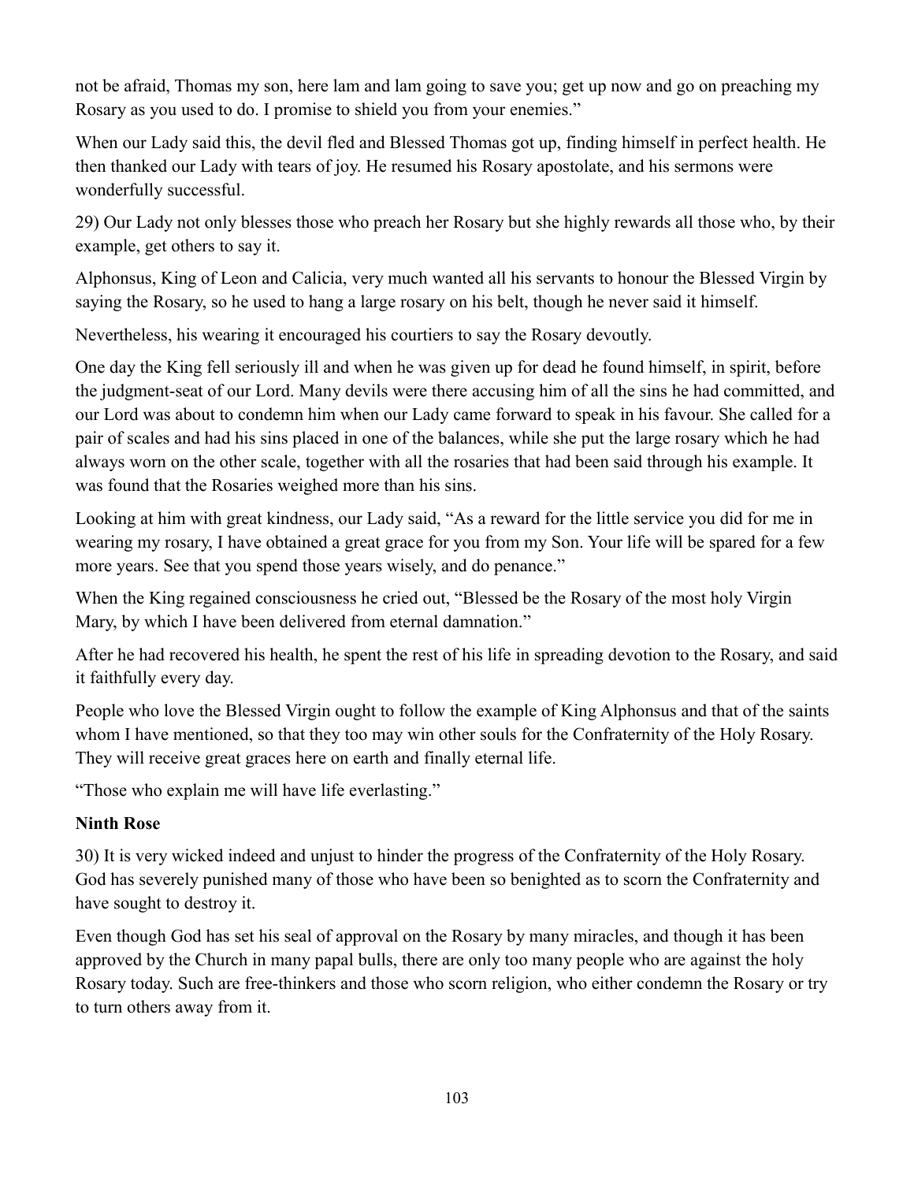not be afraid, Thomas my son, here lam and lam going to save you; get up now and go on preaching my Rosary as you used to do. I promise to shield you from your enemies."

When our Lady said this, the devil fled and Blessed Thomas got up, finding himself in perfect health. He then thanked our Lady with tears of joy. He resumed his Rosary apostolate, and his sermons were wonderfully successful.

29) Our Lady not only blesses those who preach her Rosary but she highly rewards all those who, by their example, get others to say it.

Alphonsus, King of Leon and Calicia, very much wanted all his servants to honour the Blessed Virgin by saying the Rosary, so he used to hang a large rosary on his belt, though he never said it himself.

Nevertheless, his wearing it encouraged his courtiers to say the Rosary devoutly.

One day the King fell seriously ill and when he was given up for dead he found himself, in spirit, before the judgment-seat of our Lord. Many devils were there accusing him of all the sins he had committed, and our Lord was about to condemn him when our Lady came forward to speak in his favour. She called for a pair of scales and had his sins placed in one of the balances, while she put the large rosary which he had always worn on the other scale, together with all the rosaries that had been said through his example. It was found that the Rosaries weighed more than his sins.

Looking at him with great kindness, our Lady said, "As a reward for the little service you did for me in wearing my rosary, I have obtained a great grace for you from my Son. Your life will be spared for a few more years. See that you spend those years wisely, and do penance."

When the King regained consciousness he cried out, "Blessed be the Rosary of the most holy Virgin Mary, by which I have been delivered from eternal damnation."

After he had recovered his health, he spent the rest of his life in spreading devotion to the Rosary, and said it faithfully every day.

People who love the Blessed Virgin ought to follow the example of King Alphonsus and that of the saints whom I have mentioned, so that they too may win other souls for the Confraternity of the Holy Rosary. They will receive great graces here on earth and finally eternal life.

"Those who explain me will have life everlasting."

**Ninth Rose**

30) It is very wicked indeed and unjust to hinder the progress of the Confraternity of the Holy Rosary. God has severely punished many of those who have been so benighted as to scorn the Confraternity and have sought to destroy it.

Even though God has set his seal of approval on the Rosary by many miracles, and though it has been approved by the Church in many papal bulls, there are only too many people who are against the holy Rosary today. Such are free-thinkers and those who scorn religion, who either condemn the Rosary or try to turn others away from it.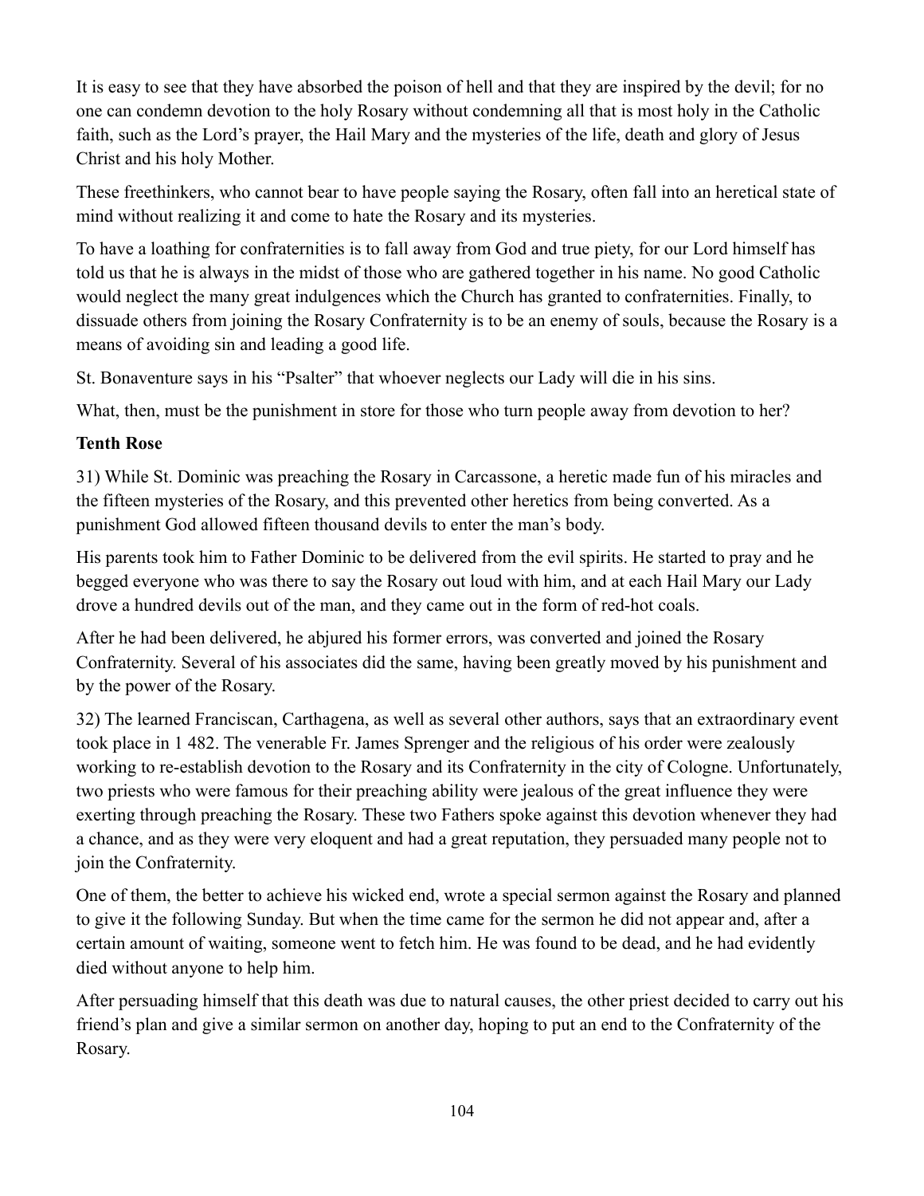It is easy to see that they have absorbed the poison of hell and that they are inspired by the devil; for no one can condemn devotion to the holy Rosary without condemning all that is most holy in the Catholic faith, such as the Lord's prayer, the Hail Mary and the mysteries of the life, death and glory of Jesus Christ and his holy Mother.

These freethinkers, who cannot bear to have people saying the Rosary, often fall into an heretical state of mind without realizing it and come to hate the Rosary and its mysteries.

To have a loathing for confraternities is to fall away from God and true piety, for our Lord himself has told us that he is always in the midst of those who are gathered together in his name. No good Catholic would neglect the many great indulgences which the Church has granted to confraternities. Finally, to dissuade others from joining the Rosary Confraternity is to be an enemy of souls, because the Rosary is a means of avoiding sin and leading a good life.

St. Bonaventure says in his "Psalter" that whoever neglects our Lady will die in his sins.

What, then, must be the punishment in store for those who turn people away from devotion to her?

**Tenth Rose**

31) While St. Dominic was preaching the Rosary in Carcassone, a heretic made fun of his miracles and the fifteen mysteries of the Rosary, and this prevented other heretics from being converted. As a punishment God allowed fifteen thousand devils to enter the man's body.

His parents took him to Father Dominic to be delivered from the evil spirits. He started to pray and he begged everyone who was there to say the Rosary out loud with him, and at each Hail Mary our Lady drove a hundred devils out of the man, and they came out in the form of red-hot coals.

After he had been delivered, he abjured his former errors, was converted and joined the Rosary Confraternity. Several of his associates did the same, having been greatly moved by his punishment and by the power of the Rosary.

32) The learned Franciscan, Carthagena, as well as several other authors, says that an extraordinary event took place in 1 482. The venerable Fr. James Sprenger and the religious of his order were zealously working to re-establish devotion to the Rosary and its Confraternity in the city of Cologne. Unfortunately, two priests who were famous for their preaching ability were jealous of the great influence they were exerting through preaching the Rosary. These two Fathers spoke against this devotion whenever they had a chance, and as they were very eloquent and had a great reputation, they persuaded many people not to join the Confraternity.

One of them, the better to achieve his wicked end, wrote a special sermon against the Rosary and planned to give it the following Sunday. But when the time came for the sermon he did not appear and, after a certain amount of waiting, someone went to fetch him. He was found to be dead, and he had evidently died without anyone to help him.

After persuading himself that this death was due to natural causes, the other priest decided to carry out his friend's plan and give a similar sermon on another day, hoping to put an end to the Confraternity of the Rosary.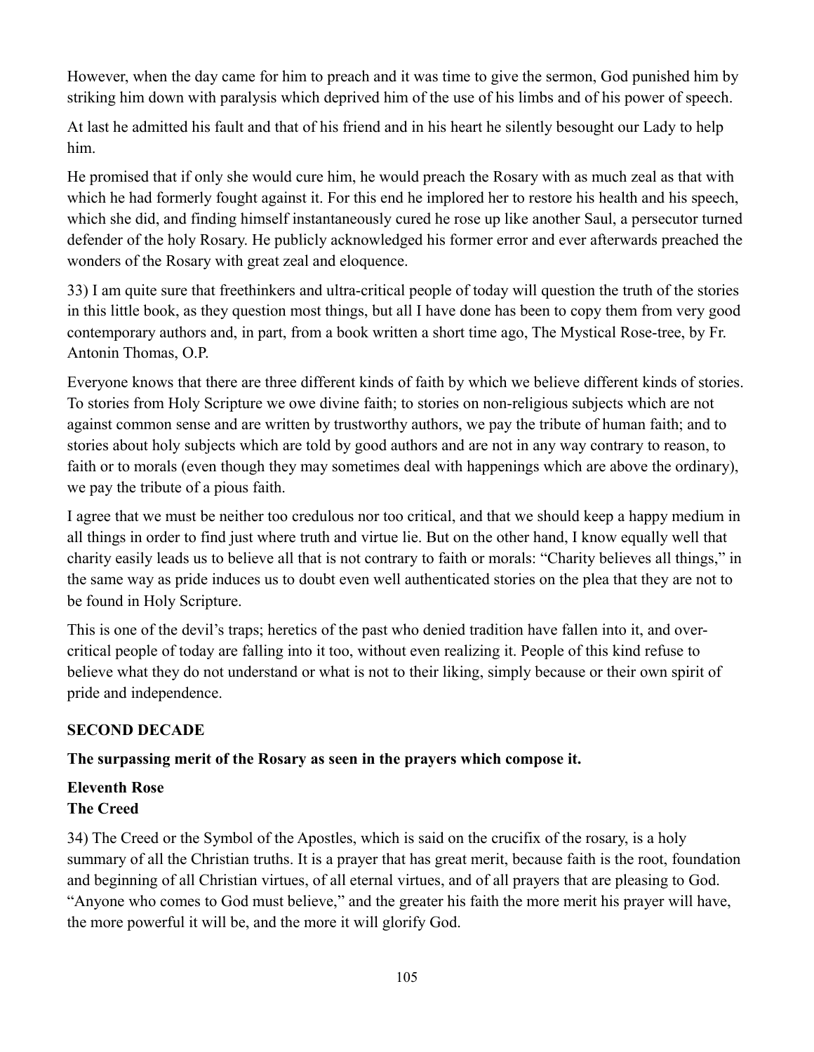However, when the day came for him to preach and it was time to give the sermon, God punished him by striking him down with paralysis which deprived him of the use of his limbs and of his power of speech.

At last he admitted his fault and that of his friend and in his heart he silently besought our Lady to help him.

He promised that if only she would cure him, he would preach the Rosary with as much zeal as that with which he had formerly fought against it. For this end he implored her to restore his health and his speech, which she did, and finding himself instantaneously cured he rose up like another Saul, a persecutor turned defender of the holy Rosary. He publicly acknowledged his former error and ever afterwards preached the wonders of the Rosary with great zeal and eloquence.

33) I am quite sure that freethinkers and ultra-critical people of today will question the truth of the stories in this little book, as they question most things, but all I have done has been to copy them from very good contemporary authors and, in part, from a book written a short time ago, The Mystical Rose-tree, by Fr. Antonin Thomas, O.P.

Everyone knows that there are three different kinds of faith by which we believe different kinds of stories. To stories from Holy Scripture we owe divine faith; to stories on non-religious subjects which are not against common sense and are written by trustworthy authors, we pay the tribute of human faith; and to stories about holy subjects which are told by good authors and are not in any way contrary to reason, to faith or to morals (even though they may sometimes deal with happenings which are above the ordinary), we pay the tribute of a pious faith.

I agree that we must be neither too credulous nor too critical, and that we should keep a happy medium in all things in order to find just where truth and virtue lie. But on the other hand, I know equally well that charity easily leads us to believe all that is not contrary to faith or morals: "Charity believes all things," in the same way as pride induces us to doubt even well authenticated stories on the plea that they are not to be found in Holy Scripture.

This is one of the devil's traps; heretics of the past who denied tradition have fallen into it, and over-critical people of today are falling into it too, without even realizing it. People of this kind refuse to believe what they do not understand or what is not to their liking, simply because or their own spirit of pride and independence.

## SECOND DECADE

**The surpassing merit of the Rosary as seen in the prayers which compose it.**

### Eleventh Rose
### The Creed

34) The Creed or the Symbol of the Apostles, which is said on the crucifix of the rosary, is a holy summary of all the Christian truths. It is a prayer that has great merit, because faith is the root, foundation and beginning of all Christian virtues, of all eternal virtues, and of all prayers that are pleasing to God. "Anyone who comes to God must believe," and the greater his faith the more merit his prayer will have, the more powerful it will be, and the more it will glorify God.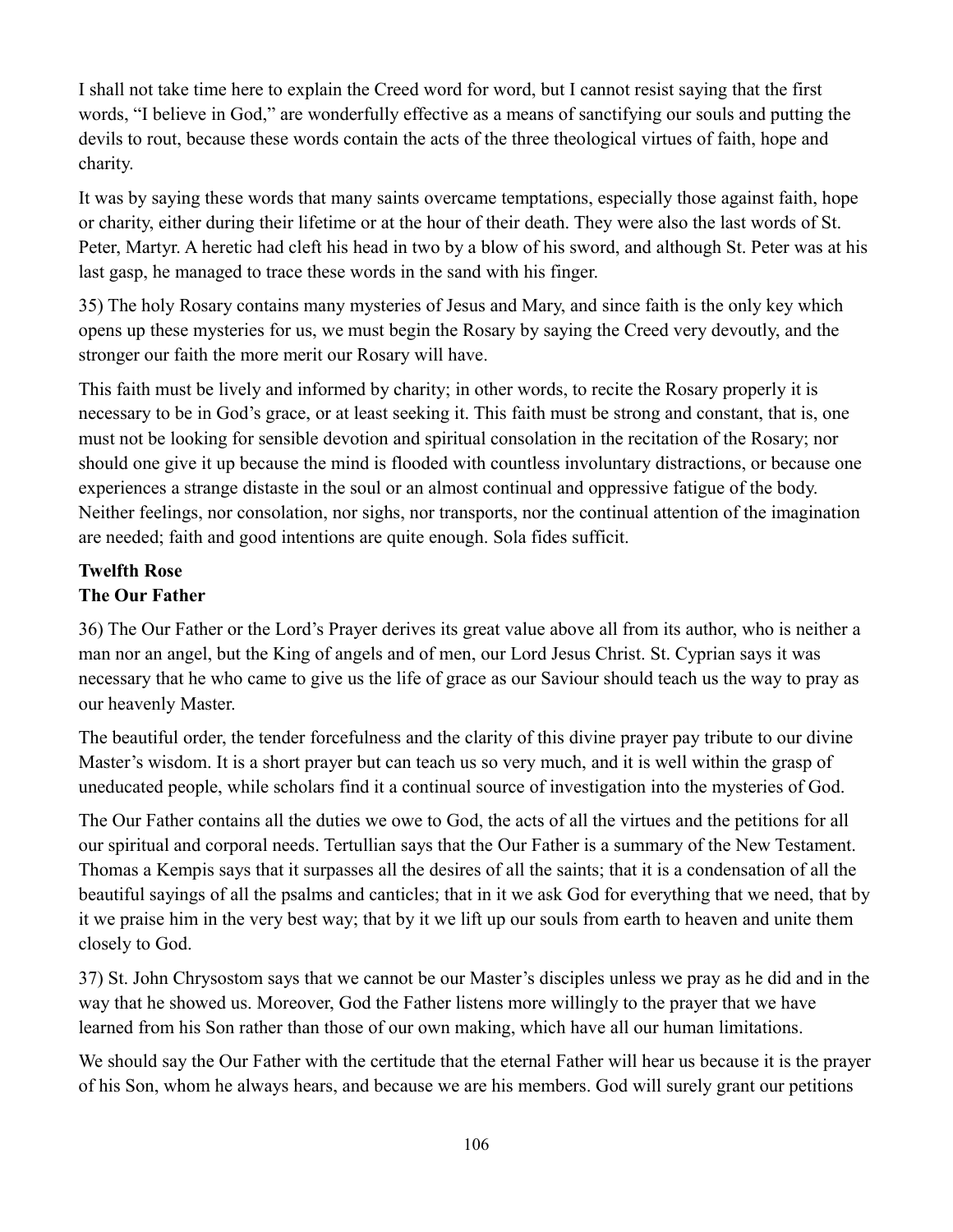I shall not take time here to explain the Creed word for word, but I cannot resist saying that the first words, "I believe in God," are wonderfully effective as a means of sanctifying our souls and putting the devils to rout, because these words contain the acts of the three theological virtues of faith, hope and charity.

It was by saying these words that many saints overcame temptations, especially those against faith, hope or charity, either during their lifetime or at the hour of their death. They were also the last words of St. Peter, Martyr. A heretic had cleft his head in two by a blow of his sword, and although St. Peter was at his last gasp, he managed to trace these words in the sand with his finger.

35) The holy Rosary contains many mysteries of Jesus and Mary, and since faith is the only key which opens up these mysteries for us, we must begin the Rosary by saying the Creed very devoutly, and the stronger our faith the more merit our Rosary will have.

This faith must be lively and informed by charity; in other words, to recite the Rosary properly it is necessary to be in God's grace, or at least seeking it. This faith must be strong and constant, that is, one must not be looking for sensible devotion and spiritual consolation in the recitation of the Rosary; nor should one give it up because the mind is flooded with countless involuntary distractions, or because one experiences a strange distaste in the soul or an almost continual and oppressive fatigue of the body. Neither feelings, nor consolation, nor sighs, nor transports, nor the continual attention of the imagination are needed; faith and good intentions are quite enough. Sola fides sufficit.

## Twelfth Rose
## The Our Father

36) The Our Father or the Lord's Prayer derives its great value above all from its author, who is neither a man nor an angel, but the King of angels and of men, our Lord Jesus Christ. St. Cyprian says it was necessary that he who came to give us the life of grace as our Saviour should teach us the way to pray as our heavenly Master.

The beautiful order, the tender forcefulness and the clarity of this divine prayer pay tribute to our divine Master's wisdom. It is a short prayer but can teach us so very much, and it is well within the grasp of uneducated people, while scholars find it a continual source of investigation into the mysteries of God.

The Our Father contains all the duties we owe to God, the acts of all the virtues and the petitions for all our spiritual and corporal needs. Tertullian says that the Our Father is a summary of the New Testament. Thomas a Kempis says that it surpasses all the desires of all the saints; that it is a condensation of all the beautiful sayings of all the psalms and canticles; that in it we ask God for everything that we need, that by it we praise him in the very best way; that by it we lift up our souls from earth to heaven and unite them closely to God.

37) St. John Chrysostom says that we cannot be our Master's disciples unless we pray as he did and in the way that he showed us. Moreover, God the Father listens more willingly to the prayer that we have learned from his Son rather than those of our own making, which have all our human limitations.

We should say the Our Father with the certitude that the eternal Father will hear us because it is the prayer of his Son, whom he always hears, and because we are his members. God will surely grant our petitions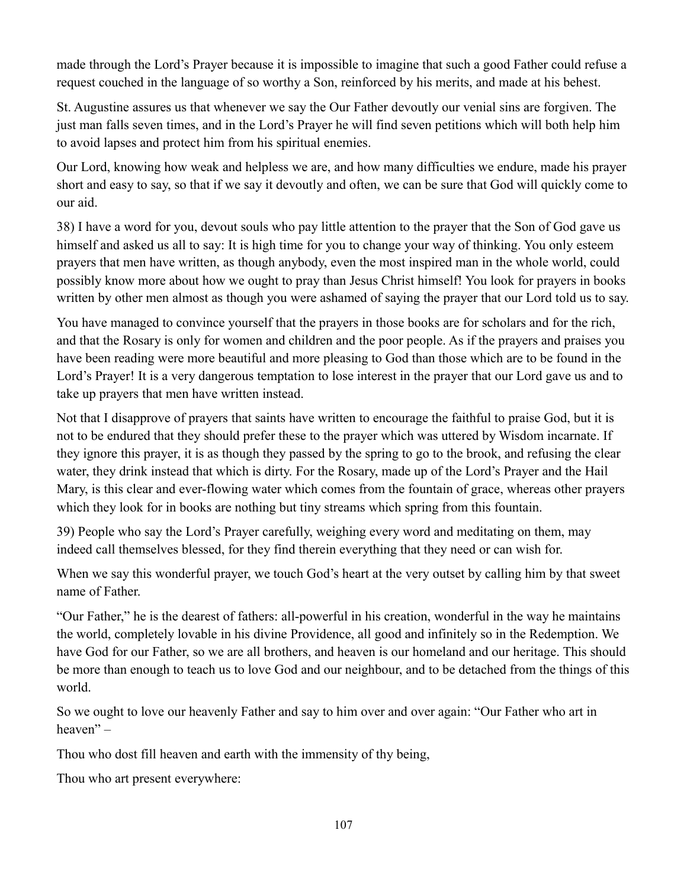made through the Lord's Prayer because it is impossible to imagine that such a good Father could refuse a request couched in the language of so worthy a Son, reinforced by his merits, and made at his behest.

St. Augustine assures us that whenever we say the Our Father devoutly our venial sins are forgiven. The just man falls seven times, and in the Lord's Prayer he will find seven petitions which will both help him to avoid lapses and protect him from his spiritual enemies.

Our Lord, knowing how weak and helpless we are, and how many difficulties we endure, made his prayer short and easy to say, so that if we say it devoutly and often, we can be sure that God will quickly come to our aid.

38) I have a word for you, devout souls who pay little attention to the prayer that the Son of God gave us himself and asked us all to say: It is high time for you to change your way of thinking. You only esteem prayers that men have written, as though anybody, even the most inspired man in the whole world, could possibly know more about how we ought to pray than Jesus Christ himself! You look for prayers in books written by other men almost as though you were ashamed of saying the prayer that our Lord told us to say.

You have managed to convince yourself that the prayers in those books are for scholars and for the rich, and that the Rosary is only for women and children and the poor people. As if the prayers and praises you have been reading were more beautiful and more pleasing to God than those which are to be found in the Lord's Prayer! It is a very dangerous temptation to lose interest in the prayer that our Lord gave us and to take up prayers that men have written instead.

Not that I disapprove of prayers that saints have written to encourage the faithful to praise God, but it is not to be endured that they should prefer these to the prayer which was uttered by Wisdom incarnate. If they ignore this prayer, it is as though they passed by the spring to go to the brook, and refusing the clear water, they drink instead that which is dirty. For the Rosary, made up of the Lord's Prayer and the Hail Mary, is this clear and ever-flowing water which comes from the fountain of grace, whereas other prayers which they look for in books are nothing but tiny streams which spring from this fountain.

39) People who say the Lord's Prayer carefully, weighing every word and meditating on them, may indeed call themselves blessed, for they find therein everything that they need or can wish for.

When we say this wonderful prayer, we touch God's heart at the very outset by calling him by that sweet name of Father.

"Our Father," he is the dearest of fathers: all-powerful in his creation, wonderful in the way he maintains the world, completely lovable in his divine Providence, all good and infinitely so in the Redemption. We have God for our Father, so we are all brothers, and heaven is our homeland and our heritage. This should be more than enough to teach us to love God and our neighbour, and to be detached from the things of this world.

So we ought to love our heavenly Father and say to him over and over again: "Our Father who art in heaven" –

Thou who dost fill heaven and earth with the immensity of thy being,

Thou who art present everywhere: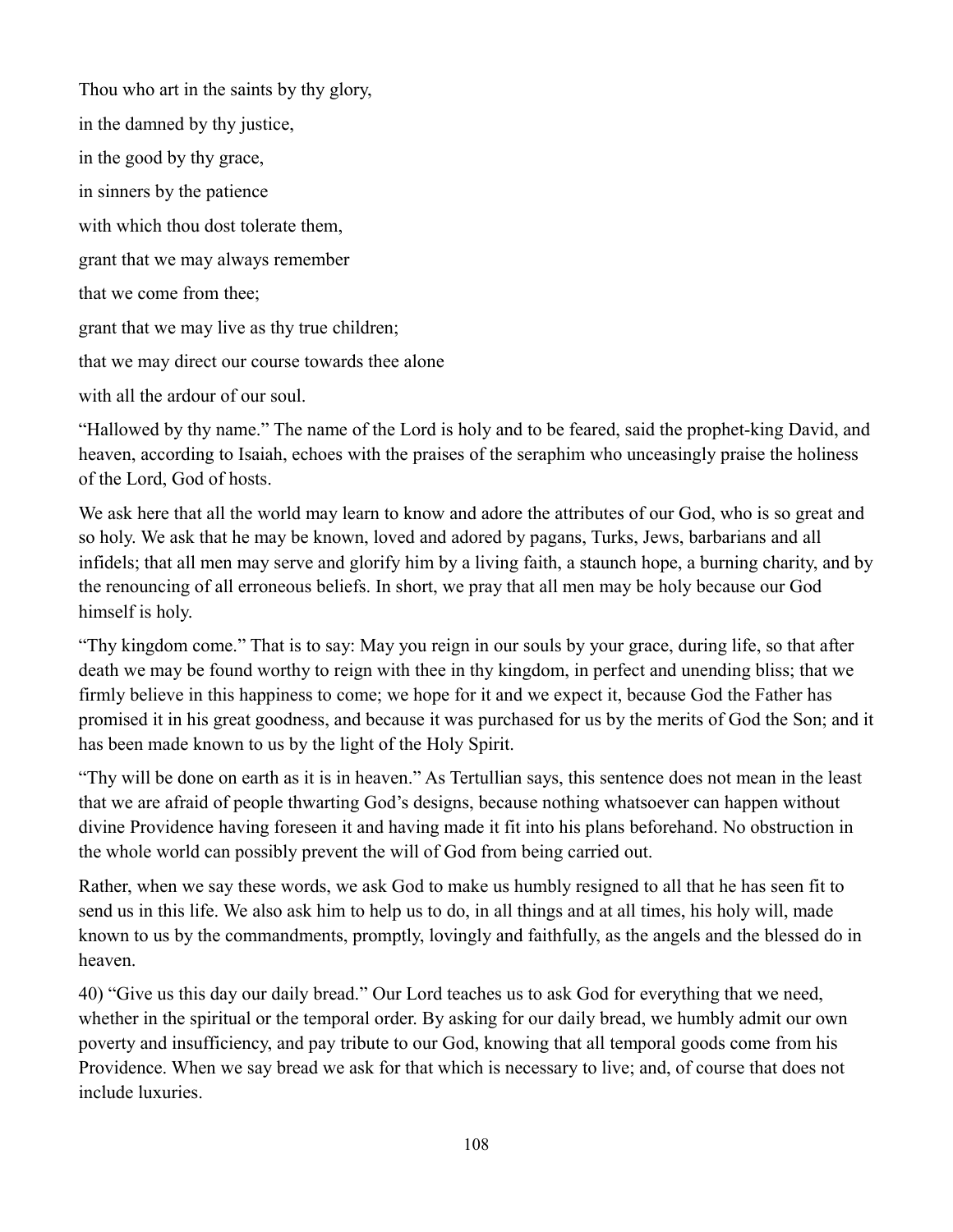Thou who art in the saints by thy glory,

in the damned by thy justice,

in the good by thy grace,

in sinners by the patience

with which thou dost tolerate them,

grant that we may always remember

that we come from thee;

grant that we may live as thy true children;

that we may direct our course towards thee alone

with all the ardour of our soul.

"Hallowed by thy name." The name of the Lord is holy and to be feared, said the prophet-king David, and heaven, according to Isaiah, echoes with the praises of the seraphim who unceasingly praise the holiness of the Lord, God of hosts.

We ask here that all the world may learn to know and adore the attributes of our God, who is so great and so holy. We ask that he may be known, loved and adored by pagans, Turks, Jews, barbarians and all infidels; that all men may serve and glorify him by a living faith, a staunch hope, a burning charity, and by the renouncing of all erroneous beliefs. In short, we pray that all men may be holy because our God himself is holy.

"Thy kingdom come." That is to say: May you reign in our souls by your grace, during life, so that after death we may be found worthy to reign with thee in thy kingdom, in perfect and unending bliss; that we firmly believe in this happiness to come; we hope for it and we expect it, because God the Father has promised it in his great goodness, and because it was purchased for us by the merits of God the Son; and it has been made known to us by the light of the Holy Spirit.

"Thy will be done on earth as it is in heaven." As Tertullian says, this sentence does not mean in the least that we are afraid of people thwarting God's designs, because nothing whatsoever can happen without divine Providence having foreseen it and having made it fit into his plans beforehand. No obstruction in the whole world can possibly prevent the will of God from being carried out.

Rather, when we say these words, we ask God to make us humbly resigned to all that he has seen fit to send us in this life. We also ask him to help us to do, in all things and at all times, his holy will, made known to us by the commandments, promptly, lovingly and faithfully, as the angels and the blessed do in heaven.

40) "Give us this day our daily bread." Our Lord teaches us to ask God for everything that we need, whether in the spiritual or the temporal order. By asking for our daily bread, we humbly admit our own poverty and insufficiency, and pay tribute to our God, knowing that all temporal goods come from his Providence. When we say bread we ask for that which is necessary to live; and, of course that does not include luxuries.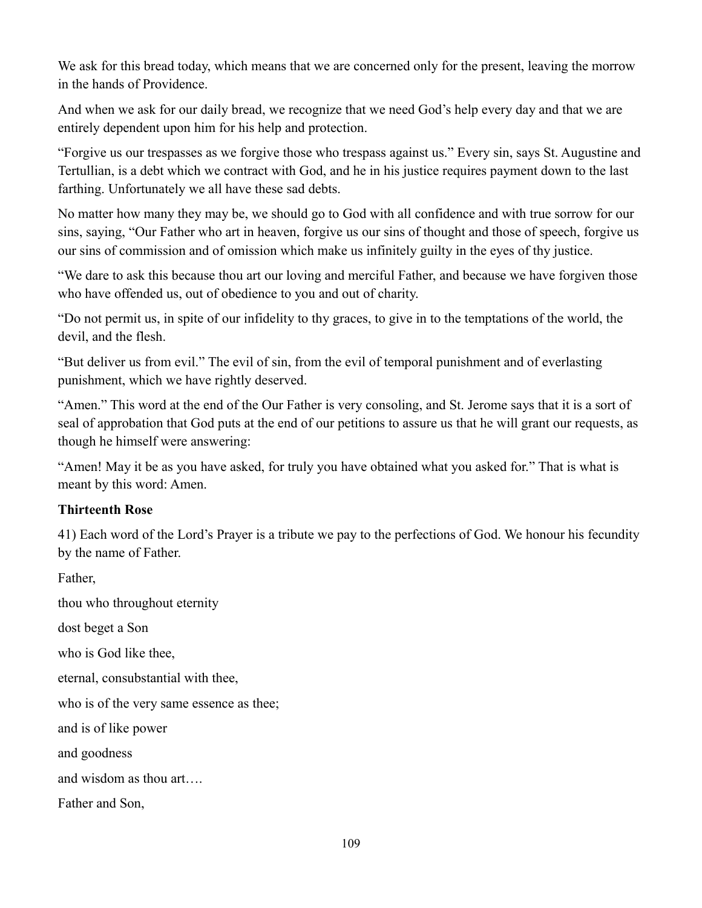We ask for this bread today, which means that we are concerned only for the present, leaving the morrow in the hands of Providence.

And when we ask for our daily bread, we recognize that we need God's help every day and that we are entirely dependent upon him for his help and protection.

"Forgive us our trespasses as we forgive those who trespass against us." Every sin, says St. Augustine and Tertullian, is a debt which we contract with God, and he in his justice requires payment down to the last farthing. Unfortunately we all have these sad debts.

No matter how many they may be, we should go to God with all confidence and with true sorrow for our sins, saying, "Our Father who art in heaven, forgive us our sins of thought and those of speech, forgive us our sins of commission and of omission which make us infinitely guilty in the eyes of thy justice.

"We dare to ask this because thou art our loving and merciful Father, and because we have forgiven those who have offended us, out of obedience to you and out of charity.

"Do not permit us, in spite of our infidelity to thy graces, to give in to the temptations of the world, the devil, and the flesh.

"But deliver us from evil." The evil of sin, from the evil of temporal punishment and of everlasting punishment, which we have rightly deserved.

"Amen." This word at the end of the Our Father is very consoling, and St. Jerome says that it is a sort of seal of approbation that God puts at the end of our petitions to assure us that he will grant our requests, as though he himself were answering:

"Amen! May it be as you have asked, for truly you have obtained what you asked for." That is what is meant by this word: Amen.

### Thirteenth Rose

41) Each word of the Lord's Prayer is a tribute we pay to the perfections of God. We honour his fecundity by the name of Father.

Father,

thou who throughout eternity

dost beget a Son

who is God like thee,

eternal, consubstantial with thee,

who is of the very same essence as thee;

and is of like power

and goodness

and wisdom as thou art….

Father and Son,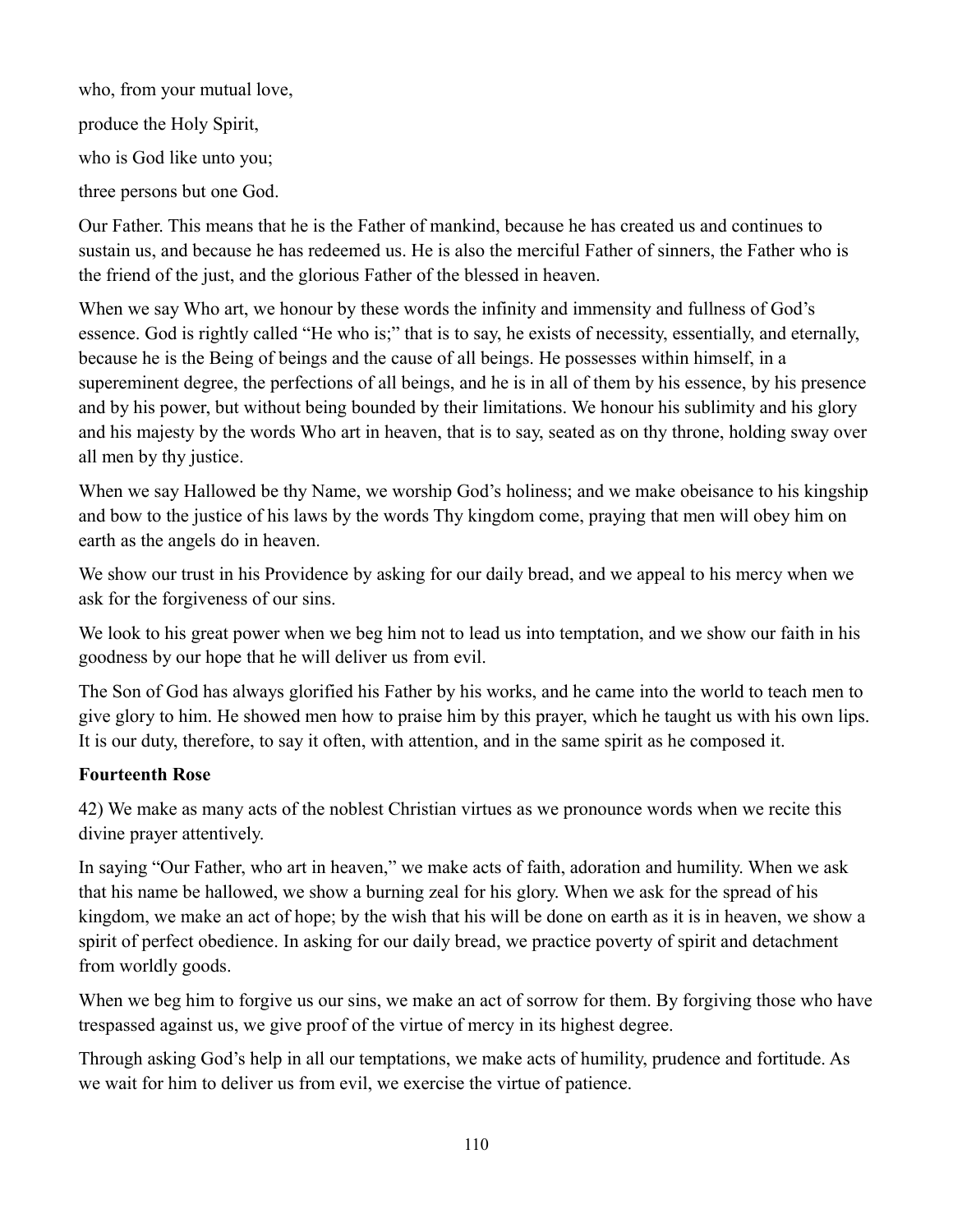who, from your mutual love,

produce the Holy Spirit,

who is God like unto you;

three persons but one God.

Our Father. This means that he is the Father of mankind, because he has created us and continues to sustain us, and because he has redeemed us. He is also the merciful Father of sinners, the Father who is the friend of the just, and the glorious Father of the blessed in heaven.

When we say Who art, we honour by these words the infinity and immensity and fullness of God's essence. God is rightly called "He who is;" that is to say, he exists of necessity, essentially, and eternally, because he is the Being of beings and the cause of all beings. He possesses within himself, in a supereminent degree, the perfections of all beings, and he is in all of them by his essence, by his presence and by his power, but without being bounded by their limitations. We honour his sublimity and his glory and his majesty by the words Who art in heaven, that is to say, seated as on thy throne, holding sway over all men by thy justice.

When we say Hallowed be thy Name, we worship God's holiness; and we make obeisance to his kingship and bow to the justice of his laws by the words Thy kingdom come, praying that men will obey him on earth as the angels do in heaven.

We show our trust in his Providence by asking for our daily bread, and we appeal to his mercy when we ask for the forgiveness of our sins.

We look to his great power when we beg him not to lead us into temptation, and we show our faith in his goodness by our hope that he will deliver us from evil.

The Son of God has always glorified his Father by his works, and he came into the world to teach men to give glory to him. He showed men how to praise him by this prayer, which he taught us with his own lips. It is our duty, therefore, to say it often, with attention, and in the same spirit as he composed it.

### Fourteenth Rose

42) We make as many acts of the noblest Christian virtues as we pronounce words when we recite this divine prayer attentively.

In saying "Our Father, who art in heaven," we make acts of faith, adoration and humility. When we ask that his name be hallowed, we show a burning zeal for his glory. When we ask for the spread of his kingdom, we make an act of hope; by the wish that his will be done on earth as it is in heaven, we show a spirit of perfect obedience. In asking for our daily bread, we practice poverty of spirit and detachment from worldly goods.

When we beg him to forgive us our sins, we make an act of sorrow for them. By forgiving those who have trespassed against us, we give proof of the virtue of mercy in its highest degree.

Through asking God's help in all our temptations, we make acts of humility, prudence and fortitude. As we wait for him to deliver us from evil, we exercise the virtue of patience.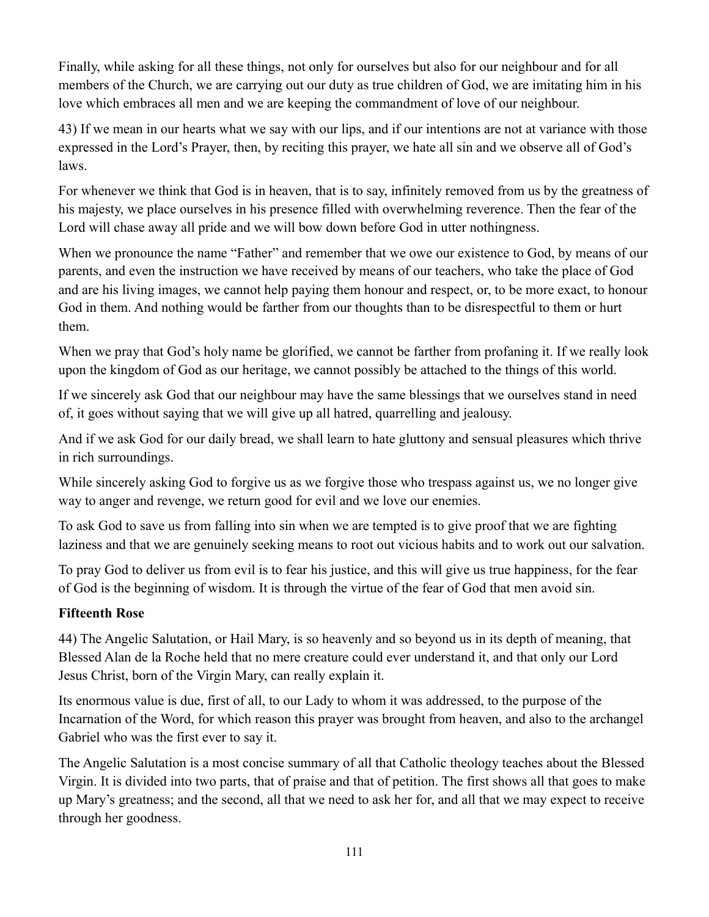Finally, while asking for all these things, not only for ourselves but also for our neighbour and for all members of the Church, we are carrying out our duty as true children of God, we are imitating him in his love which embraces all men and we are keeping the commandment of love of our neighbour.

43) If we mean in our hearts what we say with our lips, and if our intentions are not at variance with those expressed in the Lord's Prayer, then, by reciting this prayer, we hate all sin and we observe all of God's laws.

For whenever we think that God is in heaven, that is to say, infinitely removed from us by the greatness of his majesty, we place ourselves in his presence filled with overwhelming reverence. Then the fear of the Lord will chase away all pride and we will bow down before God in utter nothingness.

When we pronounce the name "Father" and remember that we owe our existence to God, by means of our parents, and even the instruction we have received by means of our teachers, who take the place of God and are his living images, we cannot help paying them honour and respect, or, to be more exact, to honour God in them. And nothing would be farther from our thoughts than to be disrespectful to them or hurt them.

When we pray that God's holy name be glorified, we cannot be farther from profaning it. If we really look upon the kingdom of God as our heritage, we cannot possibly be attached to the things of this world.

If we sincerely ask God that our neighbour may have the same blessings that we ourselves stand in need of, it goes without saying that we will give up all hatred, quarrelling and jealousy.

And if we ask God for our daily bread, we shall learn to hate gluttony and sensual pleasures which thrive in rich surroundings.

While sincerely asking God to forgive us as we forgive those who trespass against us, we no longer give way to anger and revenge, we return good for evil and we love our enemies.

To ask God to save us from falling into sin when we are tempted is to give proof that we are fighting laziness and that we are genuinely seeking means to root out vicious habits and to work out our salvation.

To pray God to deliver us from evil is to fear his justice, and this will give us true happiness, for the fear of God is the beginning of wisdom. It is through the virtue of the fear of God that men avoid sin.

**Fifteenth Rose**

44) The Angelic Salutation, or Hail Mary, is so heavenly and so beyond us in its depth of meaning, that Blessed Alan de la Roche held that no mere creature could ever understand it, and that only our Lord Jesus Christ, born of the Virgin Mary, can really explain it.

Its enormous value is due, first of all, to our Lady to whom it was addressed, to the purpose of the Incarnation of the Word, for which reason this prayer was brought from heaven, and also to the archangel Gabriel who was the first ever to say it.

The Angelic Salutation is a most concise summary of all that Catholic theology teaches about the Blessed Virgin. It is divided into two parts, that of praise and that of petition. The first shows all that goes to make up Mary's greatness; and the second, all that we need to ask her for, and all that we may expect to receive through her goodness.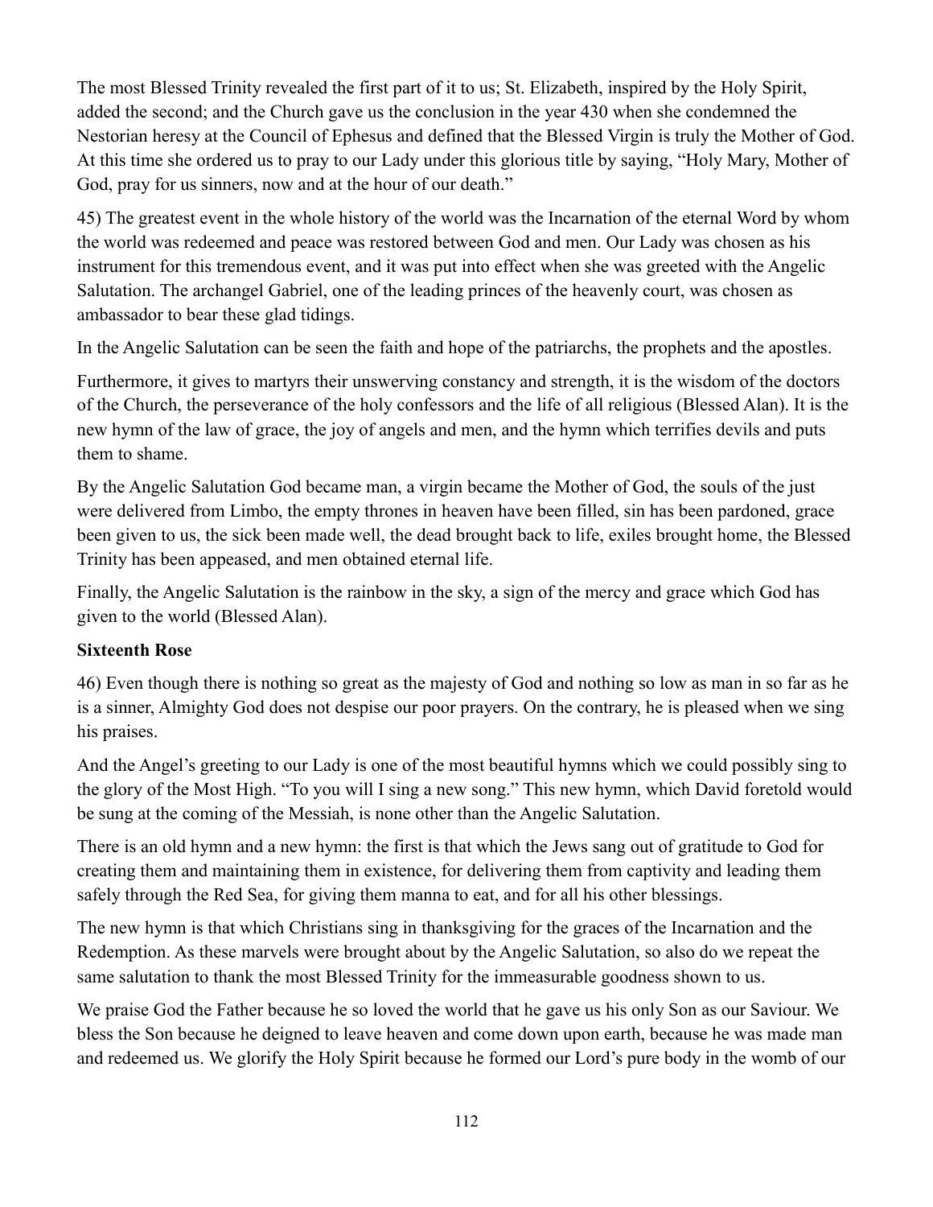The most Blessed Trinity revealed the first part of it to us; St. Elizabeth, inspired by the Holy Spirit, added the second; and the Church gave us the conclusion in the year 430 when she condemned the Nestorian heresy at the Council of Ephesus and defined that the Blessed Virgin is truly the Mother of God. At this time she ordered us to pray to our Lady under this glorious title by saying, "Holy Mary, Mother of God, pray for us sinners, now and at the hour of our death."

45) The greatest event in the whole history of the world was the Incarnation of the eternal Word by whom the world was redeemed and peace was restored between God and men. Our Lady was chosen as his instrument for this tremendous event, and it was put into effect when she was greeted with the Angelic Salutation. The archangel Gabriel, one of the leading princes of the heavenly court, was chosen as ambassador to bear these glad tidings.

In the Angelic Salutation can be seen the faith and hope of the patriarchs, the prophets and the apostles.

Furthermore, it gives to martyrs their unswerving constancy and strength, it is the wisdom of the doctors of the Church, the perseverance of the holy confessors and the life of all religious (Blessed Alan). It is the new hymn of the law of grace, the joy of angels and men, and the hymn which terrifies devils and puts them to shame.

By the Angelic Salutation God became man, a virgin became the Mother of God, the souls of the just were delivered from Limbo, the empty thrones in heaven have been filled, sin has been pardoned, grace been given to us, the sick been made well, the dead brought back to life, exiles brought home, the Blessed Trinity has been appeased, and men obtained eternal life.

Finally, the Angelic Salutation is the rainbow in the sky, a sign of the mercy and grace which God has given to the world (Blessed Alan).

**Sixteenth Rose**

46) Even though there is nothing so great as the majesty of God and nothing so low as man in so far as he is a sinner, Almighty God does not despise our poor prayers. On the contrary, he is pleased when we sing his praises.

And the Angel's greeting to our Lady is one of the most beautiful hymns which we could possibly sing to the glory of the Most High. "To you will I sing a new song." This new hymn, which David foretold would be sung at the coming of the Messiah, is none other than the Angelic Salutation.

There is an old hymn and a new hymn: the first is that which the Jews sang out of gratitude to God for creating them and maintaining them in existence, for delivering them from captivity and leading them safely through the Red Sea, for giving them manna to eat, and for all his other blessings.

The new hymn is that which Christians sing in thanksgiving for the graces of the Incarnation and the Redemption. As these marvels were brought about by the Angelic Salutation, so also do we repeat the same salutation to thank the most Blessed Trinity for the immeasurable goodness shown to us.

We praise God the Father because he so loved the world that he gave us his only Son as our Saviour. We bless the Son because he deigned to leave heaven and come down upon earth, because he was made man and redeemed us. We glorify the Holy Spirit because he formed our Lord's pure body in the womb of our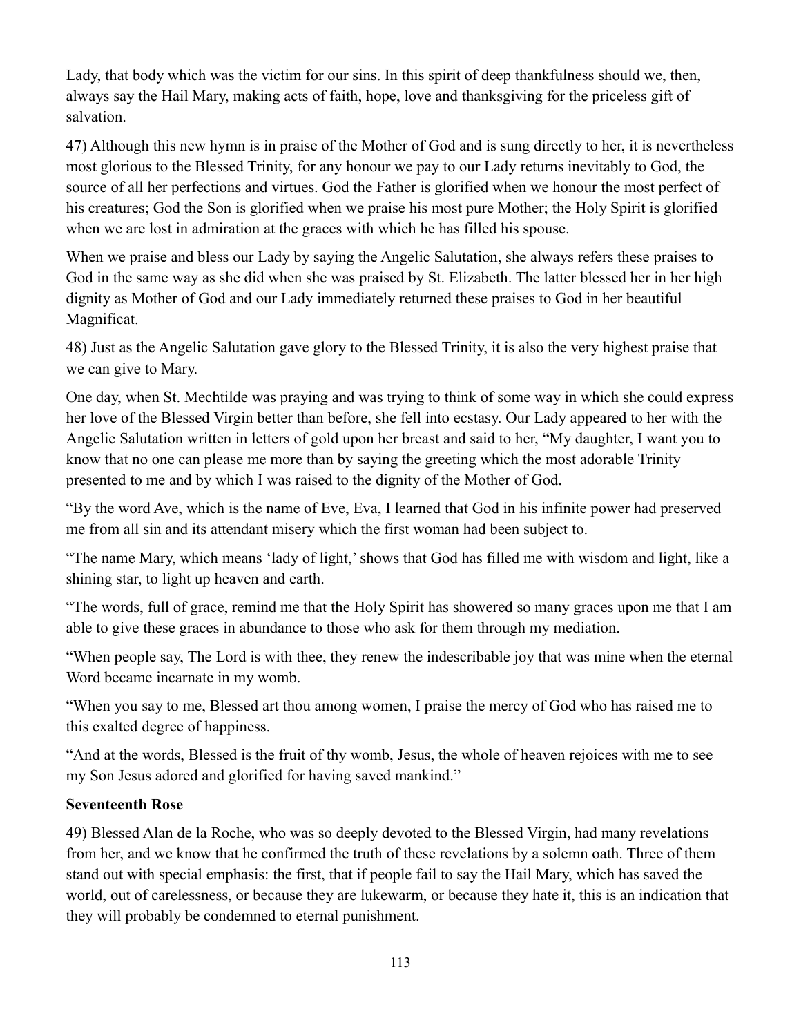Lady, that body which was the victim for our sins. In this spirit of deep thankfulness should we, then, always say the Hail Mary, making acts of faith, hope, love and thanksgiving for the priceless gift of salvation.

47) Although this new hymn is in praise of the Mother of God and is sung directly to her, it is nevertheless most glorious to the Blessed Trinity, for any honour we pay to our Lady returns inevitably to God, the source of all her perfections and virtues. God the Father is glorified when we honour the most perfect of his creatures; God the Son is glorified when we praise his most pure Mother; the Holy Spirit is glorified when we are lost in admiration at the graces with which he has filled his spouse.

When we praise and bless our Lady by saying the Angelic Salutation, she always refers these praises to God in the same way as she did when she was praised by St. Elizabeth. The latter blessed her in her high dignity as Mother of God and our Lady immediately returned these praises to God in her beautiful Magnificat.

48) Just as the Angelic Salutation gave glory to the Blessed Trinity, it is also the very highest praise that we can give to Mary.

One day, when St. Mechtilde was praying and was trying to think of some way in which she could express her love of the Blessed Virgin better than before, she fell into ecstasy. Our Lady appeared to her with the Angelic Salutation written in letters of gold upon her breast and said to her, "My daughter, I want you to know that no one can please me more than by saying the greeting which the most adorable Trinity presented to me and by which I was raised to the dignity of the Mother of God.

"By the word Ave, which is the name of Eve, Eva, I learned that God in his infinite power had preserved me from all sin and its attendant misery which the first woman had been subject to.

"The name Mary, which means 'lady of light,' shows that God has filled me with wisdom and light, like a shining star, to light up heaven and earth.

"The words, full of grace, remind me that the Holy Spirit has showered so many graces upon me that I am able to give these graces in abundance to those who ask for them through my mediation.

"When people say, The Lord is with thee, they renew the indescribable joy that was mine when the eternal Word became incarnate in my womb.

"When you say to me, Blessed art thou among women, I praise the mercy of God who has raised me to this exalted degree of happiness.

"And at the words, Blessed is the fruit of thy womb, Jesus, the whole of heaven rejoices with me to see my Son Jesus adored and glorified for having saved mankind."

### Seventeenth Rose

49) Blessed Alan de la Roche, who was so deeply devoted to the Blessed Virgin, had many revelations from her, and we know that he confirmed the truth of these revelations by a solemn oath. Three of them stand out with special emphasis: the first, that if people fail to say the Hail Mary, which has saved the world, out of carelessness, or because they are lukewarm, or because they hate it, this is an indication that they will probably be condemned to eternal punishment.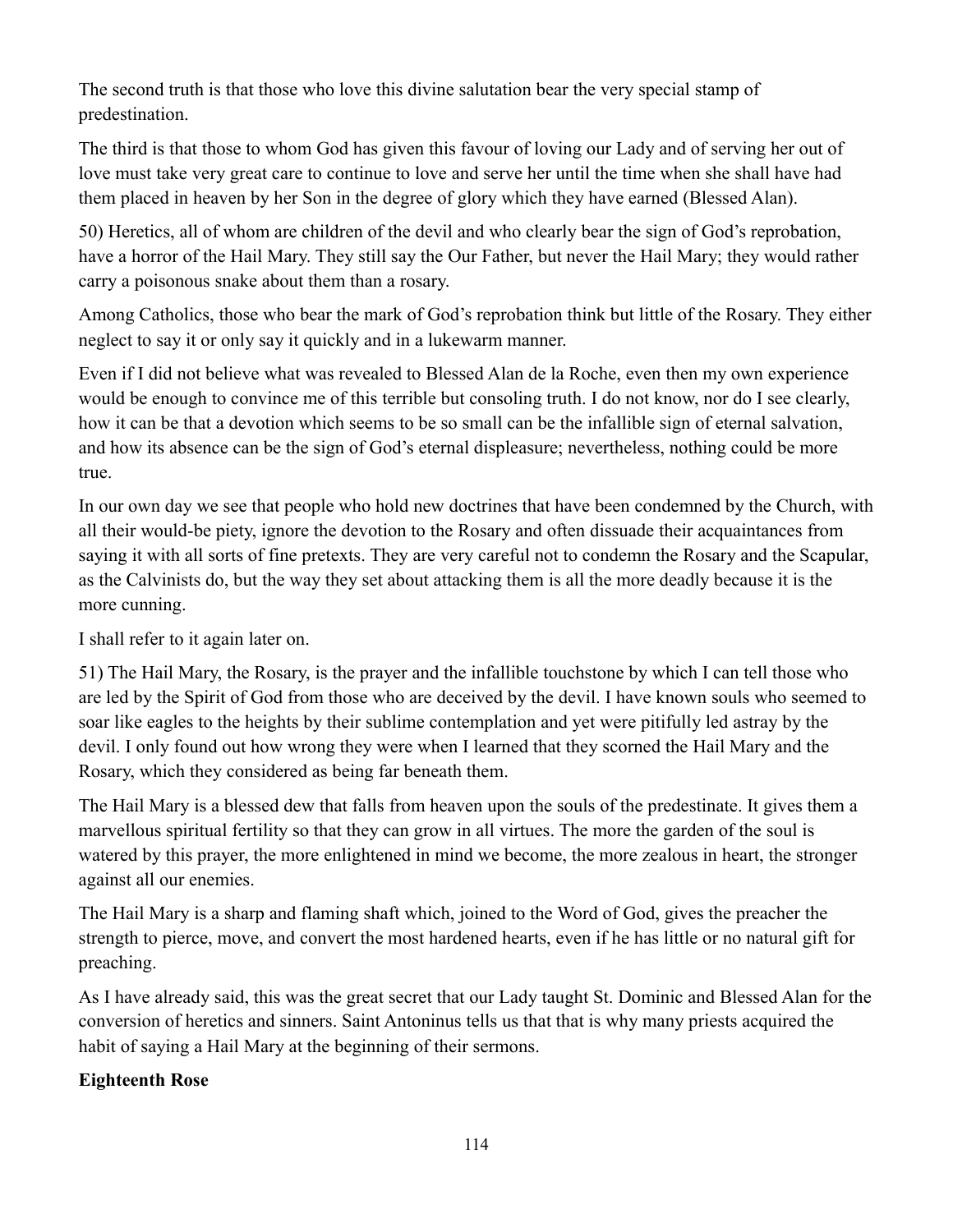The second truth is that those who love this divine salutation bear the very special stamp of predestination.

The third is that those to whom God has given this favour of loving our Lady and of serving her out of love must take very great care to continue to love and serve her until the time when she shall have had them placed in heaven by her Son in the degree of glory which they have earned (Blessed Alan).

50) Heretics, all of whom are children of the devil and who clearly bear the sign of God's reprobation, have a horror of the Hail Mary. They still say the Our Father, but never the Hail Mary; they would rather carry a poisonous snake about them than a rosary.

Among Catholics, those who bear the mark of God's reprobation think but little of the Rosary. They either neglect to say it or only say it quickly and in a lukewarm manner.

Even if I did not believe what was revealed to Blessed Alan de la Roche, even then my own experience would be enough to convince me of this terrible but consoling truth. I do not know, nor do I see clearly, how it can be that a devotion which seems to be so small can be the infallible sign of eternal salvation, and how its absence can be the sign of God's eternal displeasure; nevertheless, nothing could be more true.

In our own day we see that people who hold new doctrines that have been condemned by the Church, with all their would-be piety, ignore the devotion to the Rosary and often dissuade their acquaintances from saying it with all sorts of fine pretexts. They are very careful not to condemn the Rosary and the Scapular, as the Calvinists do, but the way they set about attacking them is all the more deadly because it is the more cunning.

I shall refer to it again later on.

51) The Hail Mary, the Rosary, is the prayer and the infallible touchstone by which I can tell those who are led by the Spirit of God from those who are deceived by the devil. I have known souls who seemed to soar like eagles to the heights by their sublime contemplation and yet were pitifully led astray by the devil. I only found out how wrong they were when I learned that they scorned the Hail Mary and the Rosary, which they considered as being far beneath them.

The Hail Mary is a blessed dew that falls from heaven upon the souls of the predestinate. It gives them a marvellous spiritual fertility so that they can grow in all virtues. The more the garden of the soul is watered by this prayer, the more enlightened in mind we become, the more zealous in heart, the stronger against all our enemies.

The Hail Mary is a sharp and flaming shaft which, joined to the Word of God, gives the preacher the strength to pierce, move, and convert the most hardened hearts, even if he has little or no natural gift for preaching.

As I have already said, this was the great secret that our Lady taught St. Dominic and Blessed Alan for the conversion of heretics and sinners. Saint Antoninus tells us that that is why many priests acquired the habit of saying a Hail Mary at the beginning of their sermons.

**Eighteenth Rose**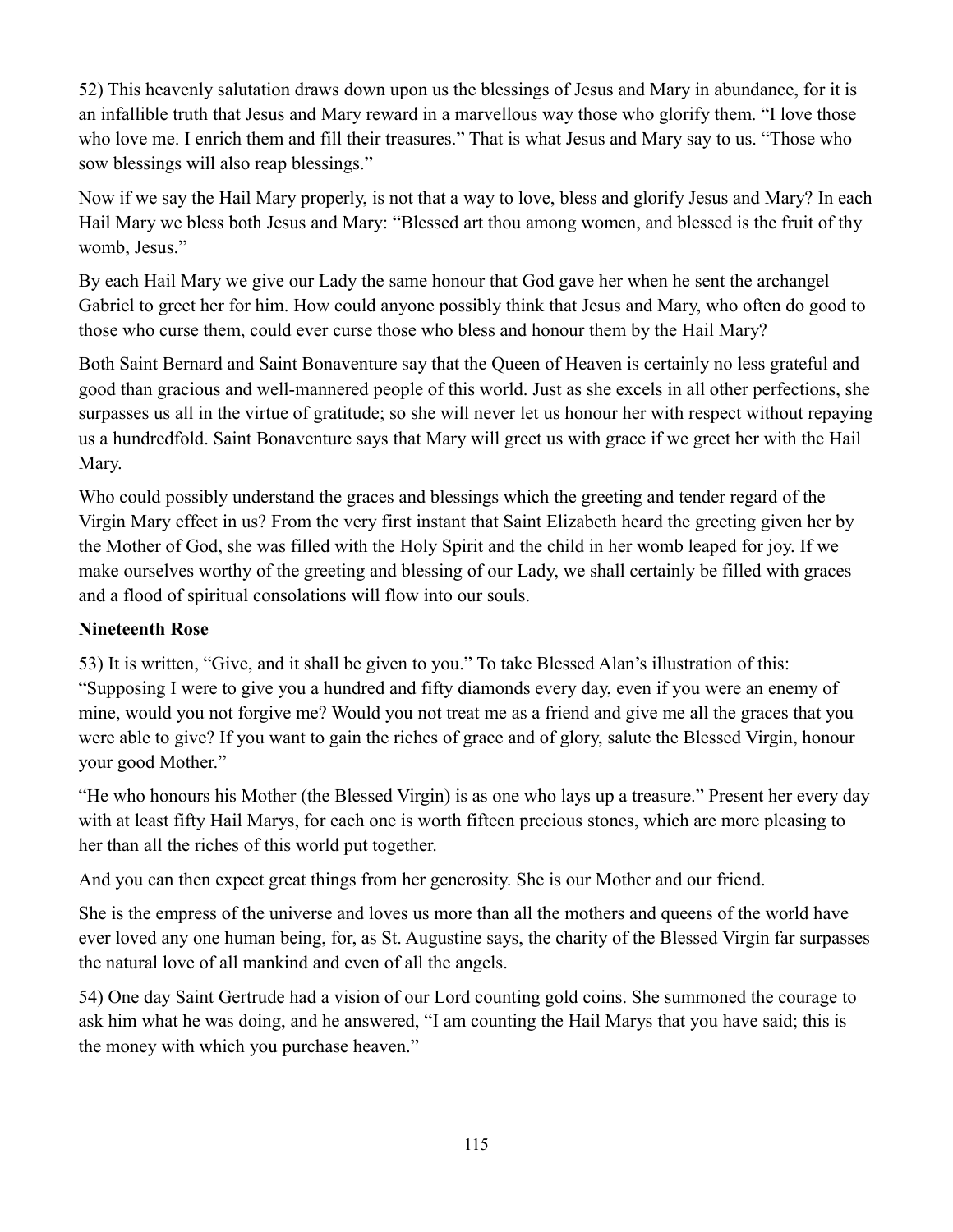52) This heavenly salutation draws down upon us the blessings of Jesus and Mary in abundance, for it is an infallible truth that Jesus and Mary reward in a marvellous way those who glorify them. "I love those who love me. I enrich them and fill their treasures." That is what Jesus and Mary say to us. "Those who sow blessings will also reap blessings."

Now if we say the Hail Mary properly, is not that a way to love, bless and glorify Jesus and Mary? In each Hail Mary we bless both Jesus and Mary: "Blessed art thou among women, and blessed is the fruit of thy womb, Jesus."

By each Hail Mary we give our Lady the same honour that God gave her when he sent the archangel Gabriel to greet her for him. How could anyone possibly think that Jesus and Mary, who often do good to those who curse them, could ever curse those who bless and honour them by the Hail Mary?

Both Saint Bernard and Saint Bonaventure say that the Queen of Heaven is certainly no less grateful and good than gracious and well-mannered people of this world. Just as she excels in all other perfections, she surpasses us all in the virtue of gratitude; so she will never let us honour her with respect without repaying us a hundredfold. Saint Bonaventure says that Mary will greet us with grace if we greet her with the Hail Mary.

Who could possibly understand the graces and blessings which the greeting and tender regard of the Virgin Mary effect in us? From the very first instant that Saint Elizabeth heard the greeting given her by the Mother of God, she was filled with the Holy Spirit and the child in her womb leaped for joy. If we make ourselves worthy of the greeting and blessing of our Lady, we shall certainly be filled with graces and a flood of spiritual consolations will flow into our souls.

**Nineteenth Rose**

53) It is written, "Give, and it shall be given to you." To take Blessed Alan's illustration of this: "Supposing I were to give you a hundred and fifty diamonds every day, even if you were an enemy of mine, would you not forgive me? Would you not treat me as a friend and give me all the graces that you were able to give? If you want to gain the riches of grace and of glory, salute the Blessed Virgin, honour your good Mother."

"He who honours his Mother (the Blessed Virgin) is as one who lays up a treasure." Present her every day with at least fifty Hail Marys, for each one is worth fifteen precious stones, which are more pleasing to her than all the riches of this world put together.

And you can then expect great things from her generosity. She is our Mother and our friend.

She is the empress of the universe and loves us more than all the mothers and queens of the world have ever loved any one human being, for, as St. Augustine says, the charity of the Blessed Virgin far surpasses the natural love of all mankind and even of all the angels.

54) One day Saint Gertrude had a vision of our Lord counting gold coins. She summoned the courage to ask him what he was doing, and he answered, "I am counting the Hail Marys that you have said; this is the money with which you purchase heaven."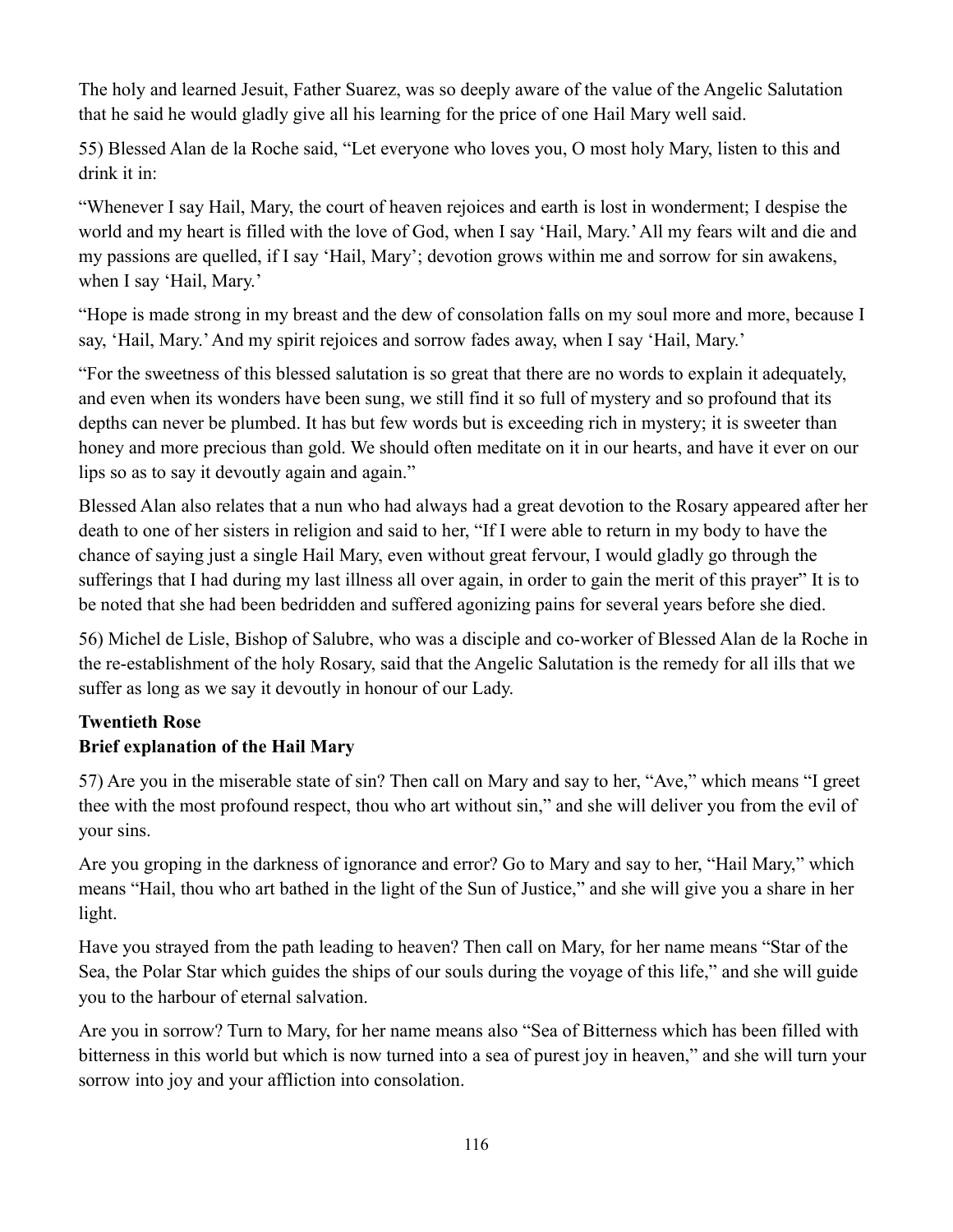The holy and learned Jesuit, Father Suarez, was so deeply aware of the value of the Angelic Salutation that he said he would gladly give all his learning for the price of one Hail Mary well said.

55) Blessed Alan de la Roche said, "Let everyone who loves you, O most holy Mary, listen to this and drink it in:

"Whenever I say Hail, Mary, the court of heaven rejoices and earth is lost in wonderment; I despise the world and my heart is filled with the love of God, when I say 'Hail, Mary.' All my fears wilt and die and my passions are quelled, if I say 'Hail, Mary'; devotion grows within me and sorrow for sin awakens, when I say 'Hail, Mary.'

"Hope is made strong in my breast and the dew of consolation falls on my soul more and more, because I say, 'Hail, Mary.' And my spirit rejoices and sorrow fades away, when I say 'Hail, Mary.'

"For the sweetness of this blessed salutation is so great that there are no words to explain it adequately, and even when its wonders have been sung, we still find it so full of mystery and so profound that its depths can never be plumbed. It has but few words but is exceeding rich in mystery; it is sweeter than honey and more precious than gold. We should often meditate on it in our hearts, and have it ever on our lips so as to say it devoutly again and again."

Blessed Alan also relates that a nun who had always had a great devotion to the Rosary appeared after her death to one of her sisters in religion and said to her, "If I were able to return in my body to have the chance of saying just a single Hail Mary, even without great fervour, I would gladly go through the sufferings that I had during my last illness all over again, in order to gain the merit of this prayer" It is to be noted that she had been bedridden and suffered agonizing pains for several years before she died.

56) Michel de Lisle, Bishop of Salubre, who was a disciple and co-worker of Blessed Alan de la Roche in the re-establishment of the holy Rosary, said that the Angelic Salutation is the remedy for all ills that we suffer as long as we say it devoutly in honour of our Lady.

### Twentieth Rose
### Brief explanation of the Hail Mary

57) Are you in the miserable state of sin? Then call on Mary and say to her, "Ave," which means "I greet thee with the most profound respect, thou who art without sin," and she will deliver you from the evil of your sins.

Are you groping in the darkness of ignorance and error? Go to Mary and say to her, "Hail Mary," which means "Hail, thou who art bathed in the light of the Sun of Justice," and she will give you a share in her light.

Have you strayed from the path leading to heaven? Then call on Mary, for her name means "Star of the Sea, the Polar Star which guides the ships of our souls during the voyage of this life," and she will guide you to the harbour of eternal salvation.

Are you in sorrow? Turn to Mary, for her name means also "Sea of Bitterness which has been filled with bitterness in this world but which is now turned into a sea of purest joy in heaven," and she will turn your sorrow into joy and your affliction into consolation.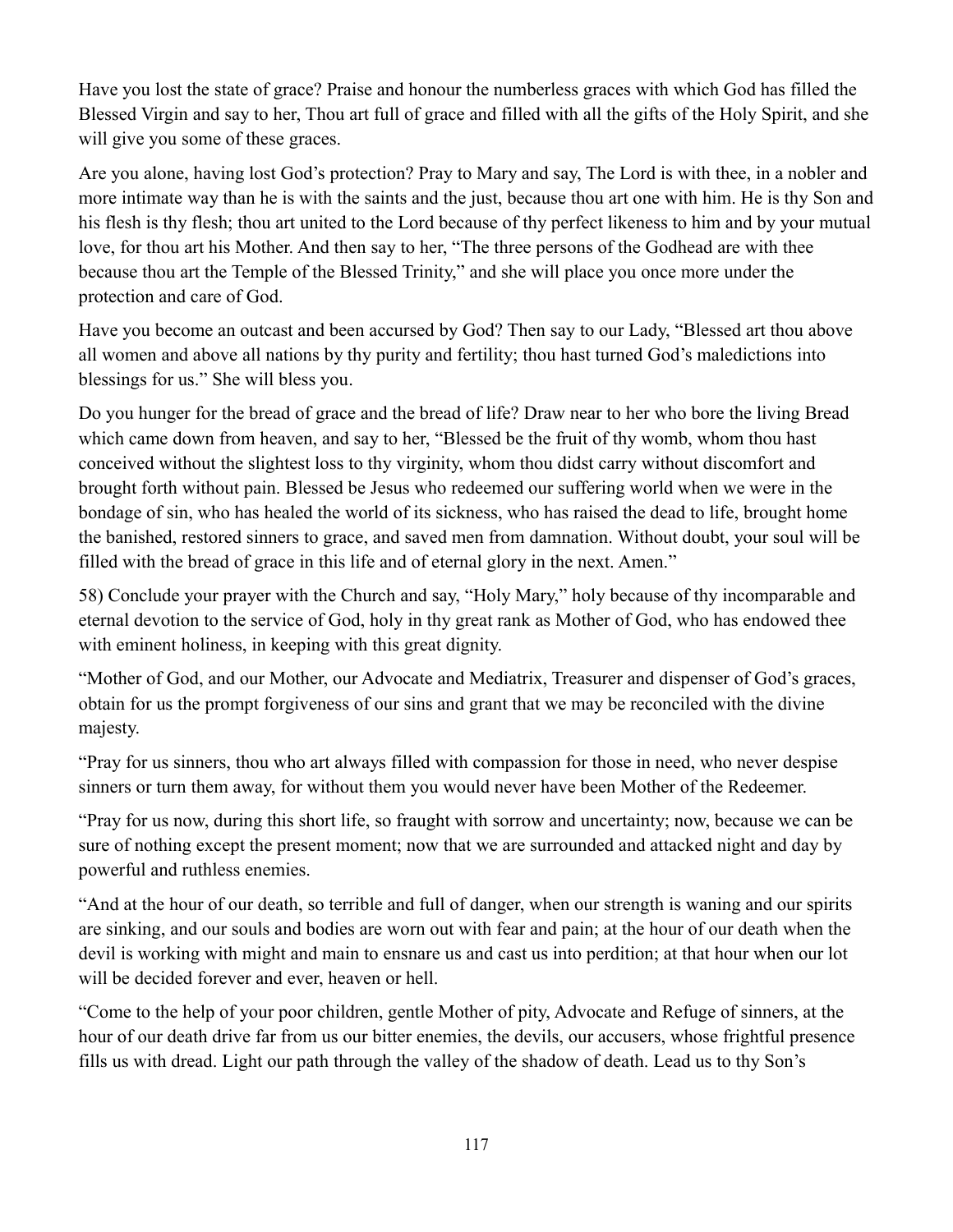Have you lost the state of grace? Praise and honour the numberless graces with which God has filled the Blessed Virgin and say to her, Thou art full of grace and filled with all the gifts of the Holy Spirit, and she will give you some of these graces.

Are you alone, having lost God's protection? Pray to Mary and say, The Lord is with thee, in a nobler and more intimate way than he is with the saints and the just, because thou art one with him. He is thy Son and his flesh is thy flesh; thou art united to the Lord because of thy perfect likeness to him and by your mutual love, for thou art his Mother. And then say to her, "The three persons of the Godhead are with thee because thou art the Temple of the Blessed Trinity," and she will place you once more under the protection and care of God.

Have you become an outcast and been accursed by God? Then say to our Lady, "Blessed art thou above all women and above all nations by thy purity and fertility; thou hast turned God's maledictions into blessings for us." She will bless you.

Do you hunger for the bread of grace and the bread of life? Draw near to her who bore the living Bread which came down from heaven, and say to her, "Blessed be the fruit of thy womb, whom thou hast conceived without the slightest loss to thy virginity, whom thou didst carry without discomfort and brought forth without pain. Blessed be Jesus who redeemed our suffering world when we were in the bondage of sin, who has healed the world of its sickness, who has raised the dead to life, brought home the banished, restored sinners to grace, and saved men from damnation. Without doubt, your soul will be filled with the bread of grace in this life and of eternal glory in the next. Amen."

58) Conclude your prayer with the Church and say, "Holy Mary," holy because of thy incomparable and eternal devotion to the service of God, holy in thy great rank as Mother of God, who has endowed thee with eminent holiness, in keeping with this great dignity.

"Mother of God, and our Mother, our Advocate and Mediatrix, Treasurer and dispenser of God's graces, obtain for us the prompt forgiveness of our sins and grant that we may be reconciled with the divine majesty.

"Pray for us sinners, thou who art always filled with compassion for those in need, who never despise sinners or turn them away, for without them you would never have been Mother of the Redeemer.

"Pray for us now, during this short life, so fraught with sorrow and uncertainty; now, because we can be sure of nothing except the present moment; now that we are surrounded and attacked night and day by powerful and ruthless enemies.

"And at the hour of our death, so terrible and full of danger, when our strength is waning and our spirits are sinking, and our souls and bodies are worn out with fear and pain; at the hour of our death when the devil is working with might and main to ensnare us and cast us into perdition; at that hour when our lot will be decided forever and ever, heaven or hell.

"Come to the help of your poor children, gentle Mother of pity, Advocate and Refuge of sinners, at the hour of our death drive far from us our bitter enemies, the devils, our accusers, whose frightful presence fills us with dread. Light our path through the valley of the shadow of death. Lead us to thy Son's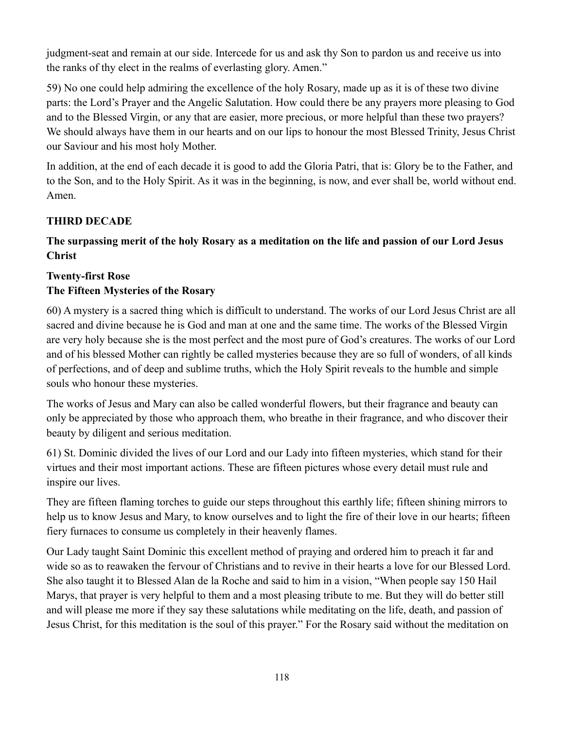judgment-seat and remain at our side. Intercede for us and ask thy Son to pardon us and receive us into the ranks of thy elect in the realms of everlasting glory. Amen."

59) No one could help admiring the excellence of the holy Rosary, made up as it is of these two divine parts: the Lord's Prayer and the Angelic Salutation. How could there be any prayers more pleasing to God and to the Blessed Virgin, or any that are easier, more precious, or more helpful than these two prayers? We should always have them in our hearts and on our lips to honour the most Blessed Trinity, Jesus Christ our Saviour and his most holy Mother.

In addition, at the end of each decade it is good to add the Gloria Patri, that is: Glory be to the Father, and to the Son, and to the Holy Spirit. As it was in the beginning, is now, and ever shall be, world without end. Amen.

## THIRD DECADE

### The surpassing merit of the holy Rosary as a meditation on the life and passion of our Lord Jesus Christ

### Twenty-first Rose
### The Fifteen Mysteries of the Rosary

60) A mystery is a sacred thing which is difficult to understand. The works of our Lord Jesus Christ are all sacred and divine because he is God and man at one and the same time. The works of the Blessed Virgin are very holy because she is the most perfect and the most pure of God's creatures. The works of our Lord and of his blessed Mother can rightly be called mysteries because they are so full of wonders, of all kinds of perfections, and of deep and sublime truths, which the Holy Spirit reveals to the humble and simple souls who honour these mysteries.

The works of Jesus and Mary can also be called wonderful flowers, but their fragrance and beauty can only be appreciated by those who approach them, who breathe in their fragrance, and who discover their beauty by diligent and serious meditation.

61) St. Dominic divided the lives of our Lord and our Lady into fifteen mysteries, which stand for their virtues and their most important actions. These are fifteen pictures whose every detail must rule and inspire our lives.

They are fifteen flaming torches to guide our steps throughout this earthly life; fifteen shining mirrors to help us to know Jesus and Mary, to know ourselves and to light the fire of their love in our hearts; fifteen fiery furnaces to consume us completely in their heavenly flames.

Our Lady taught Saint Dominic this excellent method of praying and ordered him to preach it far and wide so as to reawaken the fervour of Christians and to revive in their hearts a love for our Blessed Lord. She also taught it to Blessed Alan de la Roche and said to him in a vision, "When people say 150 Hail Marys, that prayer is very helpful to them and a most pleasing tribute to me. But they will do better still and will please me more if they say these salutations while meditating on the life, death, and passion of Jesus Christ, for this meditation is the soul of this prayer." For the Rosary said without the meditation on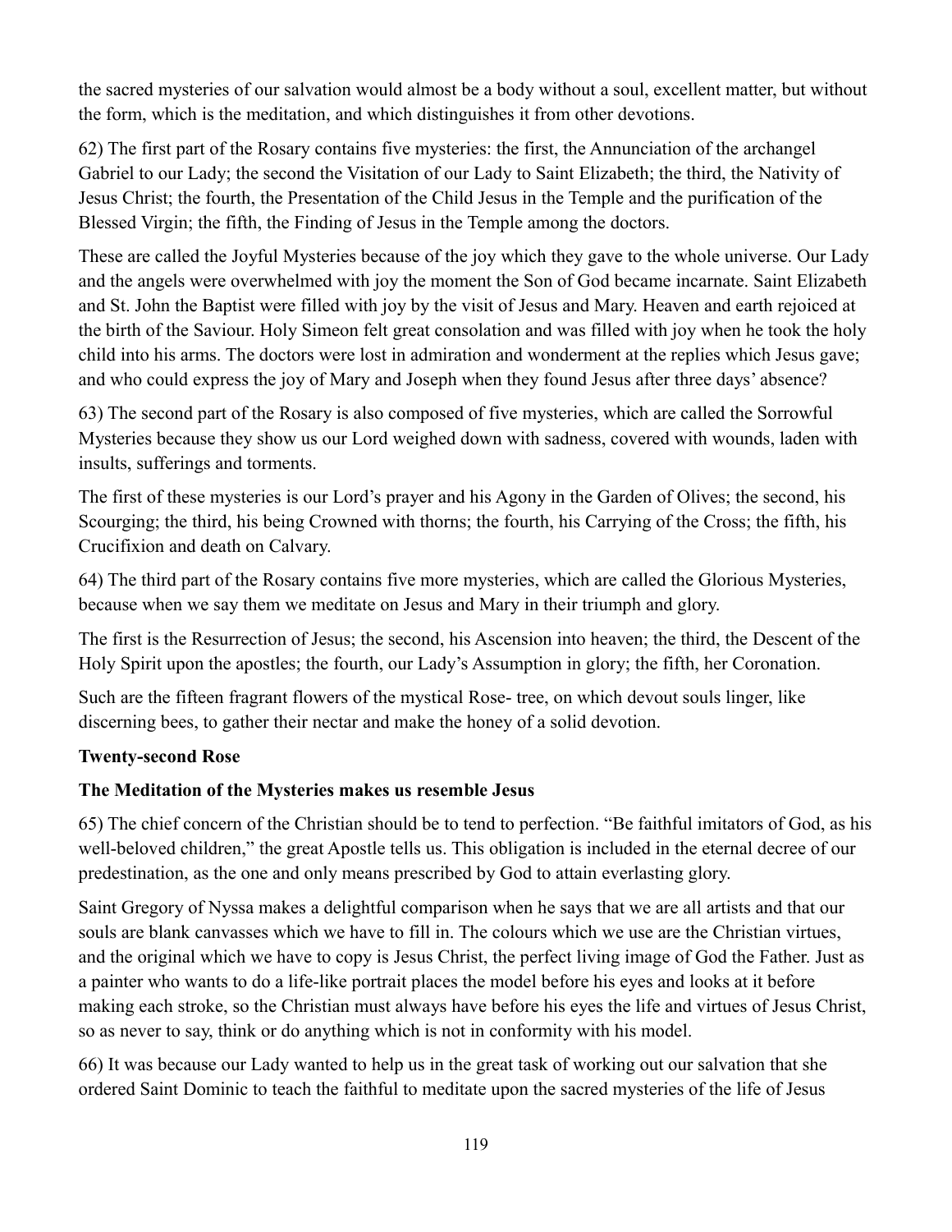the sacred mysteries of our salvation would almost be a body without a soul, excellent matter, but without the form, which is the meditation, and which distinguishes it from other devotions.

62) The first part of the Rosary contains five mysteries: the first, the Annunciation of the archangel Gabriel to our Lady; the second the Visitation of our Lady to Saint Elizabeth; the third, the Nativity of Jesus Christ; the fourth, the Presentation of the Child Jesus in the Temple and the purification of the Blessed Virgin; the fifth, the Finding of Jesus in the Temple among the doctors.

These are called the Joyful Mysteries because of the joy which they gave to the whole universe. Our Lady and the angels were overwhelmed with joy the moment the Son of God became incarnate. Saint Elizabeth and St. John the Baptist were filled with joy by the visit of Jesus and Mary. Heaven and earth rejoiced at the birth of the Saviour. Holy Simeon felt great consolation and was filled with joy when he took the holy child into his arms. The doctors were lost in admiration and wonderment at the replies which Jesus gave; and who could express the joy of Mary and Joseph when they found Jesus after three days' absence?

63) The second part of the Rosary is also composed of five mysteries, which are called the Sorrowful Mysteries because they show us our Lord weighed down with sadness, covered with wounds, laden with insults, sufferings and torments.

The first of these mysteries is our Lord's prayer and his Agony in the Garden of Olives; the second, his Scourging; the third, his being Crowned with thorns; the fourth, his Carrying of the Cross; the fifth, his Crucifixion and death on Calvary.

64) The third part of the Rosary contains five more mysteries, which are called the Glorious Mysteries, because when we say them we meditate on Jesus and Mary in their triumph and glory.

The first is the Resurrection of Jesus; the second, his Ascension into heaven; the third, the Descent of the Holy Spirit upon the apostles; the fourth, our Lady's Assumption in glory; the fifth, her Coronation.

Such are the fifteen fragrant flowers of the mystical Rose- tree, on which devout souls linger, like discerning bees, to gather their nectar and make the honey of a solid devotion.

### Twenty-second Rose

### The Meditation of the Mysteries makes us resemble Jesus

65) The chief concern of the Christian should be to tend to perfection. "Be faithful imitators of God, as his well-beloved children," the great Apostle tells us. This obligation is included in the eternal decree of our predestination, as the one and only means prescribed by God to attain everlasting glory.

Saint Gregory of Nyssa makes a delightful comparison when he says that we are all artists and that our souls are blank canvasses which we have to fill in. The colours which we use are the Christian virtues, and the original which we have to copy is Jesus Christ, the perfect living image of God the Father. Just as a painter who wants to do a life-like portrait places the model before his eyes and looks at it before making each stroke, so the Christian must always have before his eyes the life and virtues of Jesus Christ, so as never to say, think or do anything which is not in conformity with his model.

66) It was because our Lady wanted to help us in the great task of working out our salvation that she ordered Saint Dominic to teach the faithful to meditate upon the sacred mysteries of the life of Jesus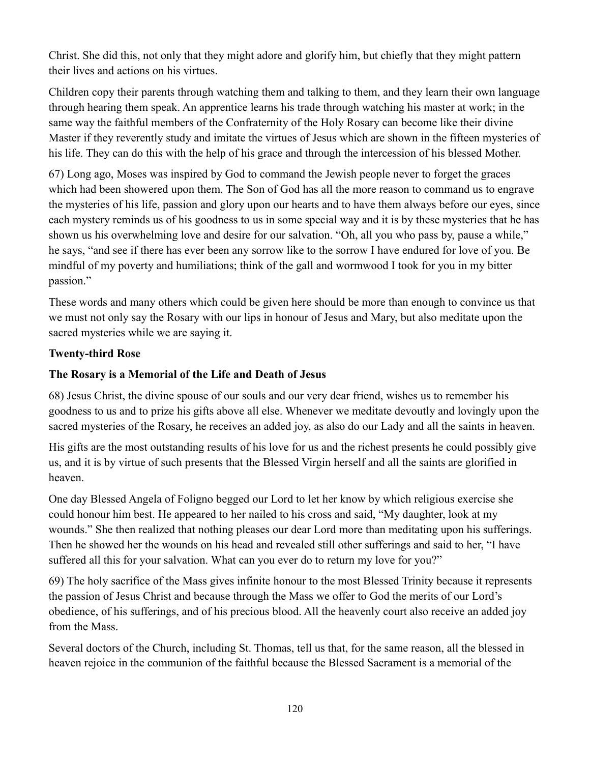Christ. She did this, not only that they might adore and glorify him, but chiefly that they might pattern their lives and actions on his virtues.

Children copy their parents through watching them and talking to them, and they learn their own language through hearing them speak. An apprentice learns his trade through watching his master at work; in the same way the faithful members of the Confraternity of the Holy Rosary can become like their divine Master if they reverently study and imitate the virtues of Jesus which are shown in the fifteen mysteries of his life. They can do this with the help of his grace and through the intercession of his blessed Mother.

67) Long ago, Moses was inspired by God to command the Jewish people never to forget the graces which had been showered upon them. The Son of God has all the more reason to command us to engrave the mysteries of his life, passion and glory upon our hearts and to have them always before our eyes, since each mystery reminds us of his goodness to us in some special way and it is by these mysteries that he has shown us his overwhelming love and desire for our salvation. "Oh, all you who pass by, pause a while," he says, "and see if there has ever been any sorrow like to the sorrow I have endured for love of you. Be mindful of my poverty and humiliations; think of the gall and wormwood I took for you in my bitter passion."

These words and many others which could be given here should be more than enough to convince us that we must not only say the Rosary with our lips in honour of Jesus and Mary, but also meditate upon the sacred mysteries while we are saying it.

**Twenty-third Rose**

**The Rosary is a Memorial of the Life and Death of Jesus**

68) Jesus Christ, the divine spouse of our souls and our very dear friend, wishes us to remember his goodness to us and to prize his gifts above all else. Whenever we meditate devoutly and lovingly upon the sacred mysteries of the Rosary, he receives an added joy, as also do our Lady and all the saints in heaven.

His gifts are the most outstanding results of his love for us and the richest presents he could possibly give us, and it is by virtue of such presents that the Blessed Virgin herself and all the saints are glorified in heaven.

One day Blessed Angela of Foligno begged our Lord to let her know by which religious exercise she could honour him best. He appeared to her nailed to his cross and said, "My daughter, look at my wounds." She then realized that nothing pleases our dear Lord more than meditating upon his sufferings. Then he showed her the wounds on his head and revealed still other sufferings and said to her, "I have suffered all this for your salvation. What can you ever do to return my love for you?"

69) The holy sacrifice of the Mass gives infinite honour to the most Blessed Trinity because it represents the passion of Jesus Christ and because through the Mass we offer to God the merits of our Lord's obedience, of his sufferings, and of his precious blood. All the heavenly court also receive an added joy from the Mass.

Several doctors of the Church, including St. Thomas, tell us that, for the same reason, all the blessed in heaven rejoice in the communion of the faithful because the Blessed Sacrament is a memorial of the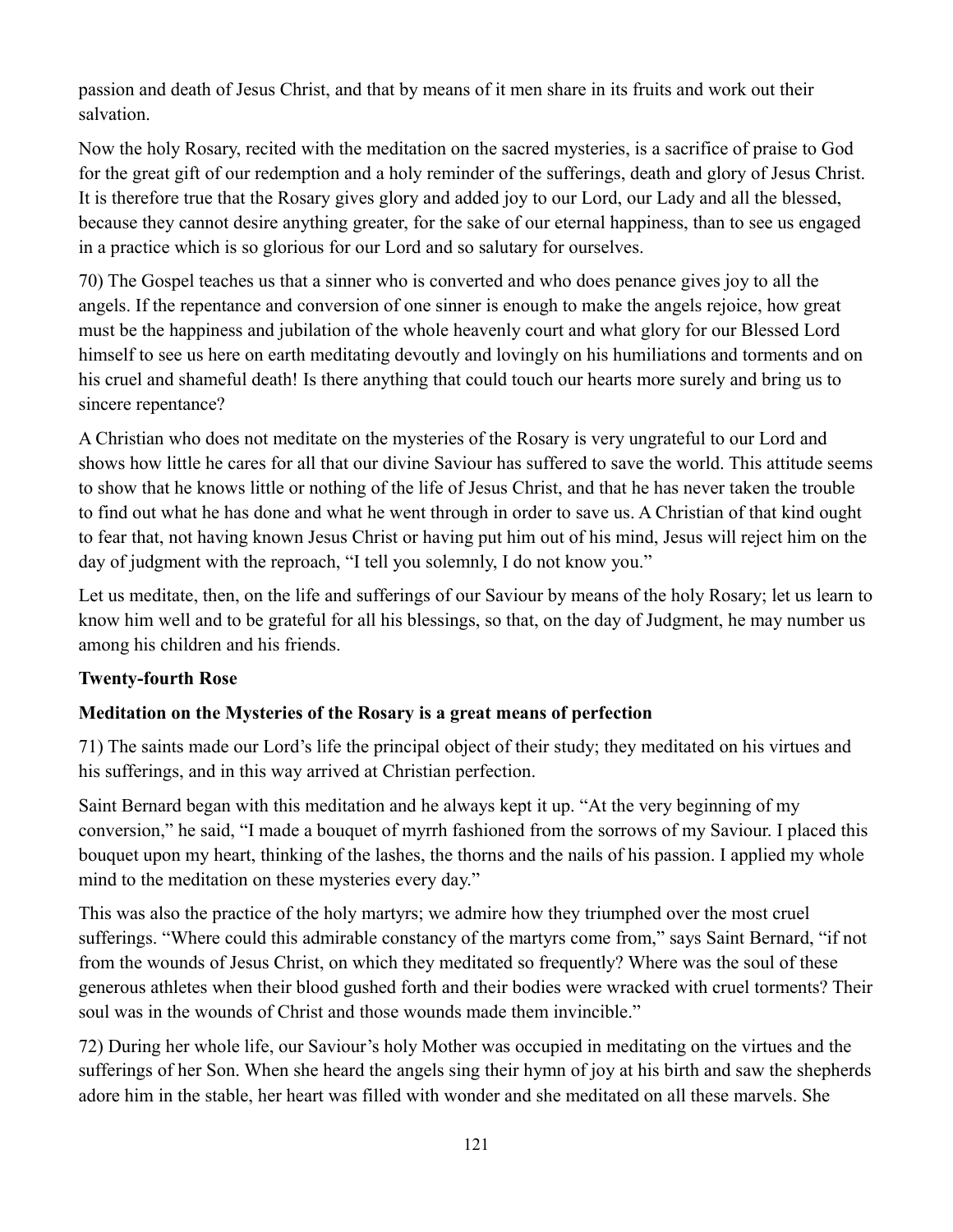passion and death of Jesus Christ, and that by means of it men share in its fruits and work out their salvation.

Now the holy Rosary, recited with the meditation on the sacred mysteries, is a sacrifice of praise to God for the great gift of our redemption and a holy reminder of the sufferings, death and glory of Jesus Christ. It is therefore true that the Rosary gives glory and added joy to our Lord, our Lady and all the blessed, because they cannot desire anything greater, for the sake of our eternal happiness, than to see us engaged in a practice which is so glorious for our Lord and so salutary for ourselves.

70) The Gospel teaches us that a sinner who is converted and who does penance gives joy to all the angels. If the repentance and conversion of one sinner is enough to make the angels rejoice, how great must be the happiness and jubilation of the whole heavenly court and what glory for our Blessed Lord himself to see us here on earth meditating devoutly and lovingly on his humiliations and torments and on his cruel and shameful death! Is there anything that could touch our hearts more surely and bring us to sincere repentance?

A Christian who does not meditate on the mysteries of the Rosary is very ungrateful to our Lord and shows how little he cares for all that our divine Saviour has suffered to save the world. This attitude seems to show that he knows little or nothing of the life of Jesus Christ, and that he has never taken the trouble to find out what he has done and what he went through in order to save us. A Christian of that kind ought to fear that, not having known Jesus Christ or having put him out of his mind, Jesus will reject him on the day of judgment with the reproach, "I tell you solemnly, I do not know you."

Let us meditate, then, on the life and sufferings of our Saviour by means of the holy Rosary; let us learn to know him well and to be grateful for all his blessings, so that, on the day of Judgment, he may number us among his children and his friends.

**Twenty-fourth Rose**

**Meditation on the Mysteries of the Rosary is a great means of perfection**

71) The saints made our Lord's life the principal object of their study; they meditated on his virtues and his sufferings, and in this way arrived at Christian perfection.

Saint Bernard began with this meditation and he always kept it up. "At the very beginning of my conversion," he said, "I made a bouquet of myrrh fashioned from the sorrows of my Saviour. I placed this bouquet upon my heart, thinking of the lashes, the thorns and the nails of his passion. I applied my whole mind to the meditation on these mysteries every day."

This was also the practice of the holy martyrs; we admire how they triumphed over the most cruel sufferings. "Where could this admirable constancy of the martyrs come from," says Saint Bernard, "if not from the wounds of Jesus Christ, on which they meditated so frequently? Where was the soul of these generous athletes when their blood gushed forth and their bodies were wracked with cruel torments? Their soul was in the wounds of Christ and those wounds made them invincible."

72) During her whole life, our Saviour's holy Mother was occupied in meditating on the virtues and the sufferings of her Son. When she heard the angels sing their hymn of joy at his birth and saw the shepherds adore him in the stable, her heart was filled with wonder and she meditated on all these marvels. She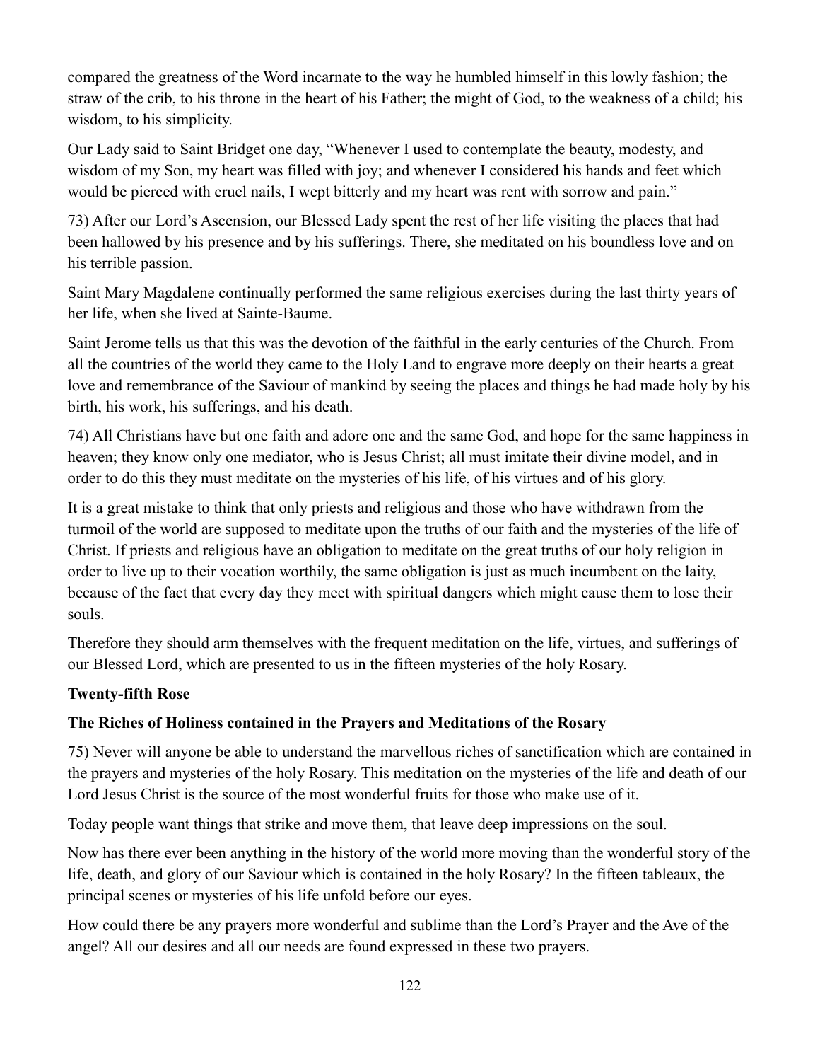compared the greatness of the Word incarnate to the way he humbled himself in this lowly fashion; the straw of the crib, to his throne in the heart of his Father; the might of God, to the weakness of a child; his wisdom, to his simplicity.

Our Lady said to Saint Bridget one day, "Whenever I used to contemplate the beauty, modesty, and wisdom of my Son, my heart was filled with joy; and whenever I considered his hands and feet which would be pierced with cruel nails, I wept bitterly and my heart was rent with sorrow and pain."

73) After our Lord's Ascension, our Blessed Lady spent the rest of her life visiting the places that had been hallowed by his presence and by his sufferings. There, she meditated on his boundless love and on his terrible passion.

Saint Mary Magdalene continually performed the same religious exercises during the last thirty years of her life, when she lived at Sainte-Baume.

Saint Jerome tells us that this was the devotion of the faithful in the early centuries of the Church. From all the countries of the world they came to the Holy Land to engrave more deeply on their hearts a great love and remembrance of the Saviour of mankind by seeing the places and things he had made holy by his birth, his work, his sufferings, and his death.

74) All Christians have but one faith and adore one and the same God, and hope for the same happiness in heaven; they know only one mediator, who is Jesus Christ; all must imitate their divine model, and in order to do this they must meditate on the mysteries of his life, of his virtues and of his glory.

It is a great mistake to think that only priests and religious and those who have withdrawn from the turmoil of the world are supposed to meditate upon the truths of our faith and the mysteries of the life of Christ. If priests and religious have an obligation to meditate on the great truths of our holy religion in order to live up to their vocation worthily, the same obligation is just as much incumbent on the laity, because of the fact that every day they meet with spiritual dangers which might cause them to lose their souls.

Therefore they should arm themselves with the frequent meditation on the life, virtues, and sufferings of our Blessed Lord, which are presented to us in the fifteen mysteries of the holy Rosary.

### Twenty-fifth Rose

### The Riches of Holiness contained in the Prayers and Meditations of the Rosary

75) Never will anyone be able to understand the marvellous riches of sanctification which are contained in the prayers and mysteries of the holy Rosary. This meditation on the mysteries of the life and death of our Lord Jesus Christ is the source of the most wonderful fruits for those who make use of it.

Today people want things that strike and move them, that leave deep impressions on the soul.

Now has there ever been anything in the history of the world more moving than the wonderful story of the life, death, and glory of our Saviour which is contained in the holy Rosary? In the fifteen tableaux, the principal scenes or mysteries of his life unfold before our eyes.

How could there be any prayers more wonderful and sublime than the Lord's Prayer and the Ave of the angel? All our desires and all our needs are found expressed in these two prayers.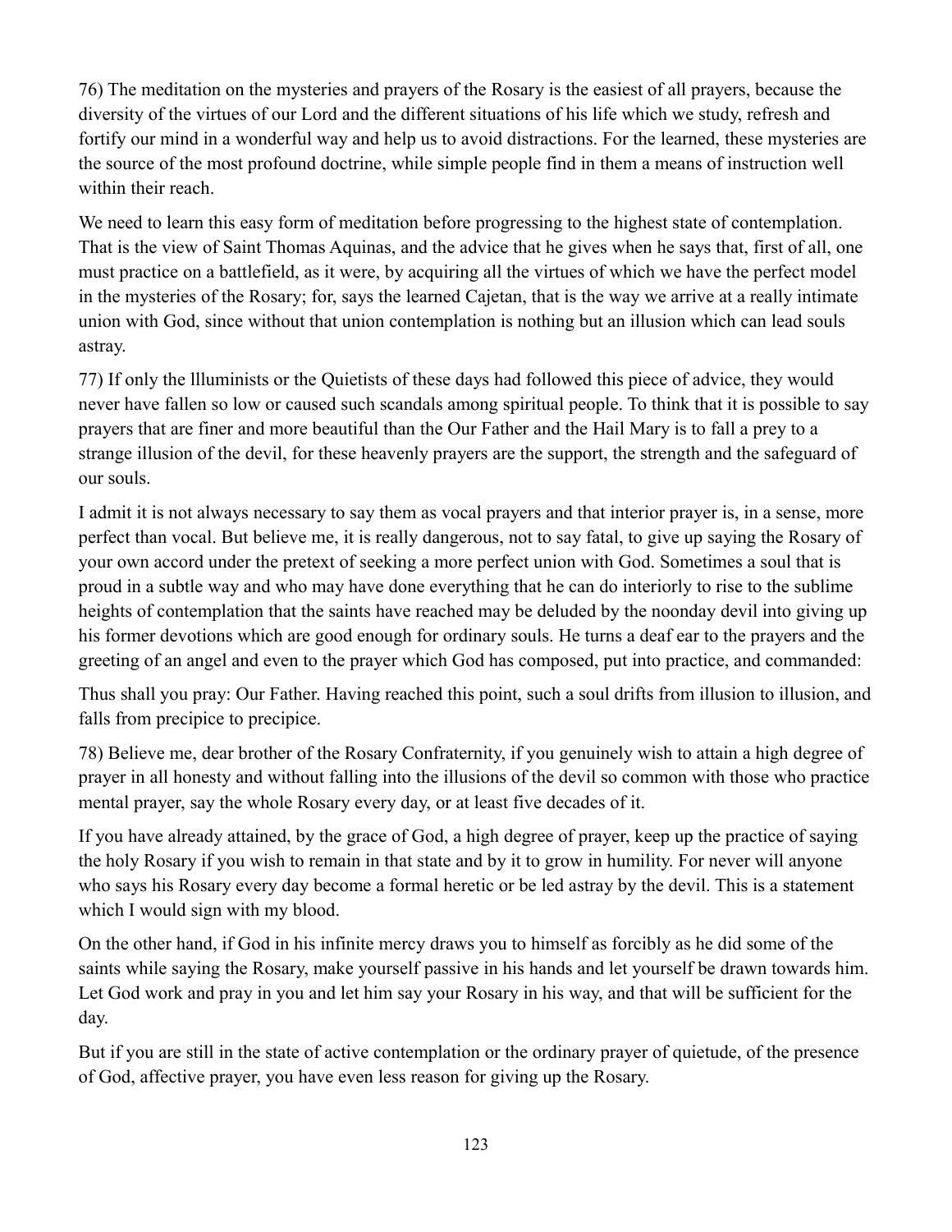76) The meditation on the mysteries and prayers of the Rosary is the easiest of all prayers, because the diversity of the virtues of our Lord and the different situations of his life which we study, refresh and fortify our mind in a wonderful way and help us to avoid distractions. For the learned, these mysteries are the source of the most profound doctrine, while simple people find in them a means of instruction well within their reach.

We need to learn this easy form of meditation before progressing to the highest state of contemplation. That is the view of Saint Thomas Aquinas, and the advice that he gives when he says that, first of all, one must practice on a battlefield, as it were, by acquiring all the virtues of which we have the perfect model in the mysteries of the Rosary; for, says the learned Cajetan, that is the way we arrive at a really intimate union with God, since without that union contemplation is nothing but an illusion which can lead souls astray.

77) If only the llluminists or the Quietists of these days had followed this piece of advice, they would never have fallen so low or caused such scandals among spiritual people. To think that it is possible to say prayers that are finer and more beautiful than the Our Father and the Hail Mary is to fall a prey to a strange illusion of the devil, for these heavenly prayers are the support, the strength and the safeguard of our souls.

I admit it is not always necessary to say them as vocal prayers and that interior prayer is, in a sense, more perfect than vocal. But believe me, it is really dangerous, not to say fatal, to give up saying the Rosary of your own accord under the pretext of seeking a more perfect union with God. Sometimes a soul that is proud in a subtle way and who may have done everything that he can do interiorly to rise to the sublime heights of contemplation that the saints have reached may be deluded by the noonday devil into giving up his former devotions which are good enough for ordinary souls. He turns a deaf ear to the prayers and the greeting of an angel and even to the prayer which God has composed, put into practice, and commanded:

Thus shall you pray: Our Father. Having reached this point, such a soul drifts from illusion to illusion, and falls from precipice to precipice.

78) Believe me, dear brother of the Rosary Confraternity, if you genuinely wish to attain a high degree of prayer in all honesty and without falling into the illusions of the devil so common with those who practice mental prayer, say the whole Rosary every day, or at least five decades of it.

If you have already attained, by the grace of God, a high degree of prayer, keep up the practice of saying the holy Rosary if you wish to remain in that state and by it to grow in humility. For never will anyone who says his Rosary every day become a formal heretic or be led astray by the devil. This is a statement which I would sign with my blood.

On the other hand, if God in his infinite mercy draws you to himself as forcibly as he did some of the saints while saying the Rosary, make yourself passive in his hands and let yourself be drawn towards him. Let God work and pray in you and let him say your Rosary in his way, and that will be sufficient for the day.

But if you are still in the state of active contemplation or the ordinary prayer of quietude, of the presence of God, affective prayer, you have even less reason for giving up the Rosary.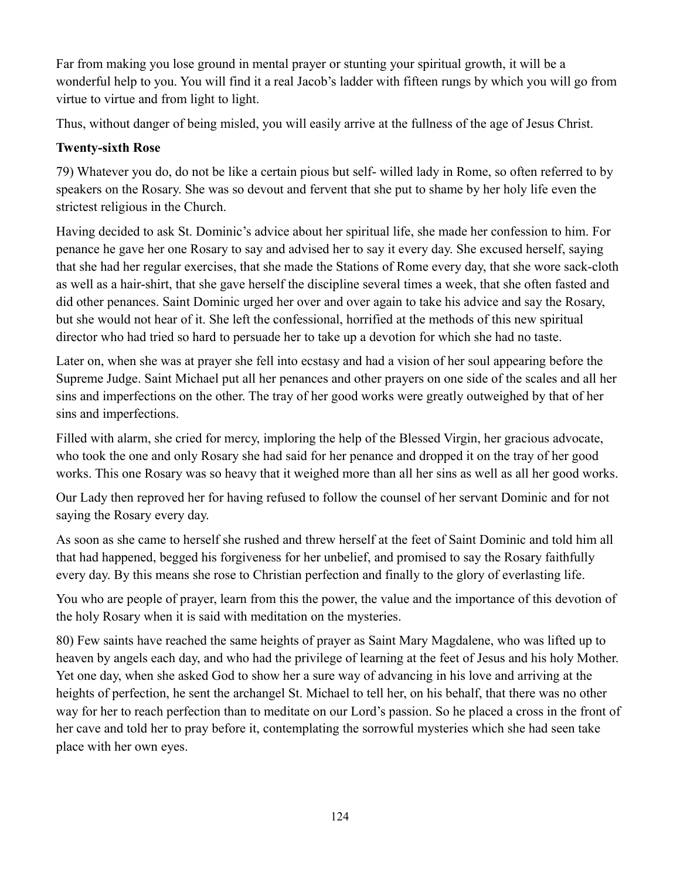Far from making you lose ground in mental prayer or stunting your spiritual growth, it will be a wonderful help to you. You will find it a real Jacob's ladder with fifteen rungs by which you will go from virtue to virtue and from light to light.

Thus, without danger of being misled, you will easily arrive at the fullness of the age of Jesus Christ.

**Twenty-sixth Rose**

79) Whatever you do, do not be like a certain pious but self- willed lady in Rome, so often referred to by speakers on the Rosary. She was so devout and fervent that she put to shame by her holy life even the strictest religious in the Church.

Having decided to ask St. Dominic's advice about her spiritual life, she made her confession to him. For penance he gave her one Rosary to say and advised her to say it every day. She excused herself, saying that she had her regular exercises, that she made the Stations of Rome every day, that she wore sack-cloth as well as a hair-shirt, that she gave herself the discipline several times a week, that she often fasted and did other penances. Saint Dominic urged her over and over again to take his advice and say the Rosary, but she would not hear of it. She left the confessional, horrified at the methods of this new spiritual director who had tried so hard to persuade her to take up a devotion for which she had no taste.

Later on, when she was at prayer she fell into ecstasy and had a vision of her soul appearing before the Supreme Judge. Saint Michael put all her penances and other prayers on one side of the scales and all her sins and imperfections on the other. The tray of her good works were greatly outweighed by that of her sins and imperfections.

Filled with alarm, she cried for mercy, imploring the help of the Blessed Virgin, her gracious advocate, who took the one and only Rosary she had said for her penance and dropped it on the tray of her good works. This one Rosary was so heavy that it weighed more than all her sins as well as all her good works.

Our Lady then reproved her for having refused to follow the counsel of her servant Dominic and for not saying the Rosary every day.

As soon as she came to herself she rushed and threw herself at the feet of Saint Dominic and told him all that had happened, begged his forgiveness for her unbelief, and promised to say the Rosary faithfully every day. By this means she rose to Christian perfection and finally to the glory of everlasting life.

You who are people of prayer, learn from this the power, the value and the importance of this devotion of the holy Rosary when it is said with meditation on the mysteries.

80) Few saints have reached the same heights of prayer as Saint Mary Magdalene, who was lifted up to heaven by angels each day, and who had the privilege of learning at the feet of Jesus and his holy Mother. Yet one day, when she asked God to show her a sure way of advancing in his love and arriving at the heights of perfection, he sent the archangel St. Michael to tell her, on his behalf, that there was no other way for her to reach perfection than to meditate on our Lord's passion. So he placed a cross in the front of her cave and told her to pray before it, contemplating the sorrowful mysteries which she had seen take place with her own eyes.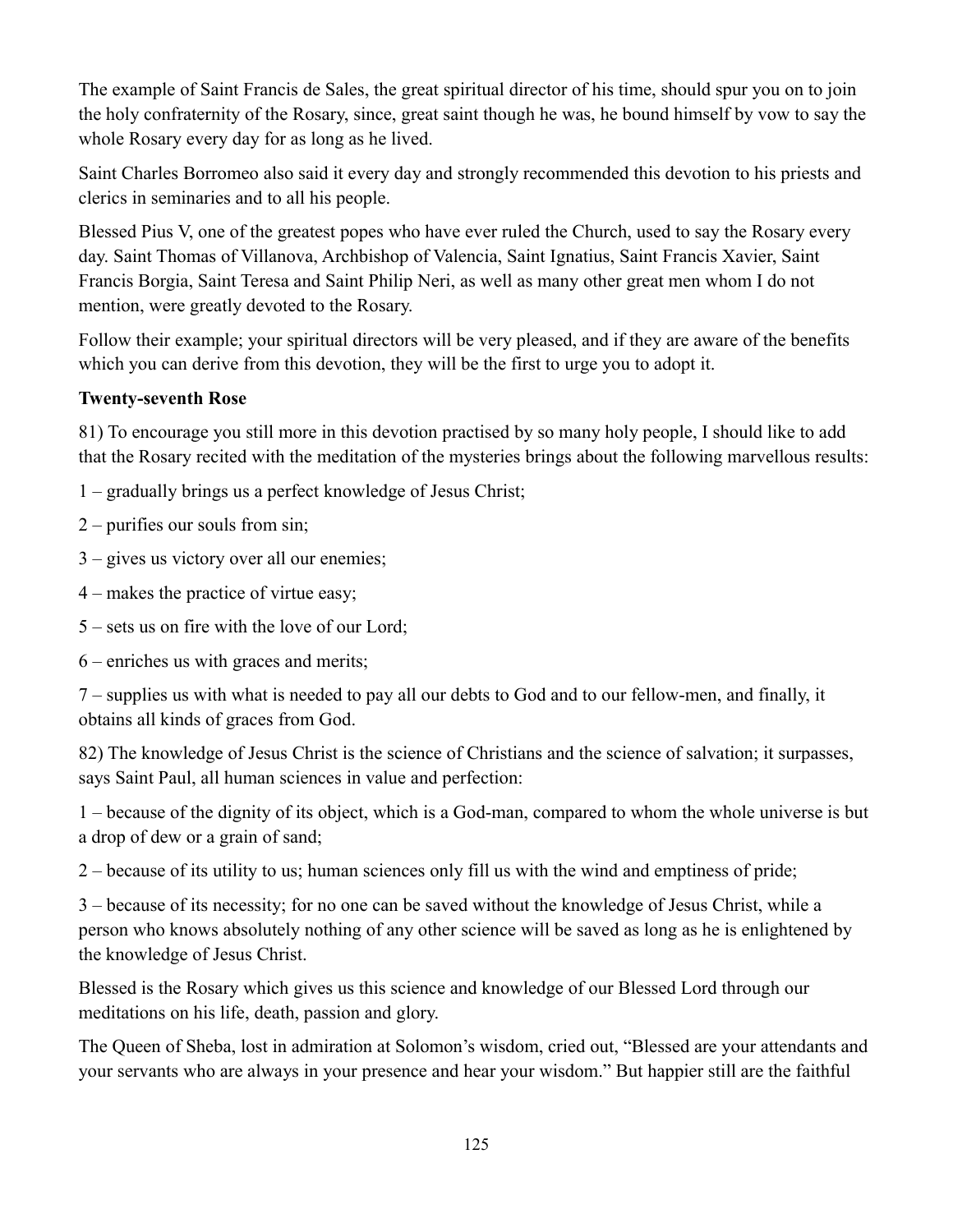The example of Saint Francis de Sales, the great spiritual director of his time, should spur you on to join the holy confraternity of the Rosary, since, great saint though he was, he bound himself by vow to say the whole Rosary every day for as long as he lived.

Saint Charles Borromeo also said it every day and strongly recommended this devotion to his priests and clerics in seminaries and to all his people.

Blessed Pius V, one of the greatest popes who have ever ruled the Church, used to say the Rosary every day. Saint Thomas of Villanova, Archbishop of Valencia, Saint Ignatius, Saint Francis Xavier, Saint Francis Borgia, Saint Teresa and Saint Philip Neri, as well as many other great men whom I do not mention, were greatly devoted to the Rosary.

Follow their example; your spiritual directors will be very pleased, and if they are aware of the benefits which you can derive from this devotion, they will be the first to urge you to adopt it.

**Twenty-seventh Rose**

81) To encourage you still more in this devotion practised by so many holy people, I should like to add that the Rosary recited with the meditation of the mysteries brings about the following marvellous results:

1 – gradually brings us a perfect knowledge of Jesus Christ;

2 – purifies our souls from sin;

3 – gives us victory over all our enemies;

4 – makes the practice of virtue easy;

5 – sets us on fire with the love of our Lord;

6 – enriches us with graces and merits;

7 – supplies us with what is needed to pay all our debts to God and to our fellow-men, and finally, it obtains all kinds of graces from God.

82) The knowledge of Jesus Christ is the science of Christians and the science of salvation; it surpasses, says Saint Paul, all human sciences in value and perfection:

1 – because of the dignity of its object, which is a God-man, compared to whom the whole universe is but a drop of dew or a grain of sand;

2 – because of its utility to us; human sciences only fill us with the wind and emptiness of pride;

3 – because of its necessity; for no one can be saved without the knowledge of Jesus Christ, while a person who knows absolutely nothing of any other science will be saved as long as he is enlightened by the knowledge of Jesus Christ.

Blessed is the Rosary which gives us this science and knowledge of our Blessed Lord through our meditations on his life, death, passion and glory.

The Queen of Sheba, lost in admiration at Solomon's wisdom, cried out, "Blessed are your attendants and your servants who are always in your presence and hear your wisdom." But happier still are the faithful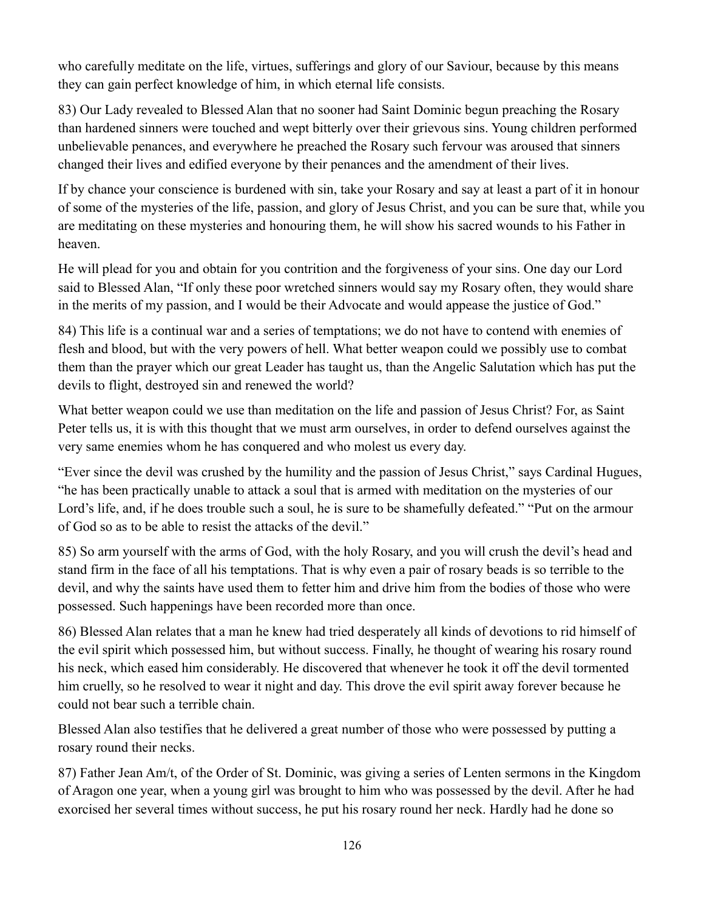who carefully meditate on the life, virtues, sufferings and glory of our Saviour, because by this means they can gain perfect knowledge of him, in which eternal life consists.

83) Our Lady revealed to Blessed Alan that no sooner had Saint Dominic begun preaching the Rosary than hardened sinners were touched and wept bitterly over their grievous sins. Young children performed unbelievable penances, and everywhere he preached the Rosary such fervour was aroused that sinners changed their lives and edified everyone by their penances and the amendment of their lives.

If by chance your conscience is burdened with sin, take your Rosary and say at least a part of it in honour of some of the mysteries of the life, passion, and glory of Jesus Christ, and you can be sure that, while you are meditating on these mysteries and honouring them, he will show his sacred wounds to his Father in heaven.

He will plead for you and obtain for you contrition and the forgiveness of your sins. One day our Lord said to Blessed Alan, "If only these poor wretched sinners would say my Rosary often, they would share in the merits of my passion, and I would be their Advocate and would appease the justice of God."

84) This life is a continual war and a series of temptations; we do not have to contend with enemies of flesh and blood, but with the very powers of hell. What better weapon could we possibly use to combat them than the prayer which our great Leader has taught us, than the Angelic Salutation which has put the devils to flight, destroyed sin and renewed the world?

What better weapon could we use than meditation on the life and passion of Jesus Christ? For, as Saint Peter tells us, it is with this thought that we must arm ourselves, in order to defend ourselves against the very same enemies whom he has conquered and who molest us every day.

"Ever since the devil was crushed by the humility and the passion of Jesus Christ," says Cardinal Hugues, "he has been practically unable to attack a soul that is armed with meditation on the mysteries of our Lord's life, and, if he does trouble such a soul, he is sure to be shamefully defeated." "Put on the armour of God so as to be able to resist the attacks of the devil."

85) So arm yourself with the arms of God, with the holy Rosary, and you will crush the devil's head and stand firm in the face of all his temptations. That is why even a pair of rosary beads is so terrible to the devil, and why the saints have used them to fetter him and drive him from the bodies of those who were possessed. Such happenings have been recorded more than once.

86) Blessed Alan relates that a man he knew had tried desperately all kinds of devotions to rid himself of the evil spirit which possessed him, but without success. Finally, he thought of wearing his rosary round his neck, which eased him considerably. He discovered that whenever he took it off the devil tormented him cruelly, so he resolved to wear it night and day. This drove the evil spirit away forever because he could not bear such a terrible chain.

Blessed Alan also testifies that he delivered a great number of those who were possessed by putting a rosary round their necks.

87) Father Jean Am/t, of the Order of St. Dominic, was giving a series of Lenten sermons in the Kingdom of Aragon one year, when a young girl was brought to him who was possessed by the devil. After he had exorcised her several times without success, he put his rosary round her neck. Hardly had he done so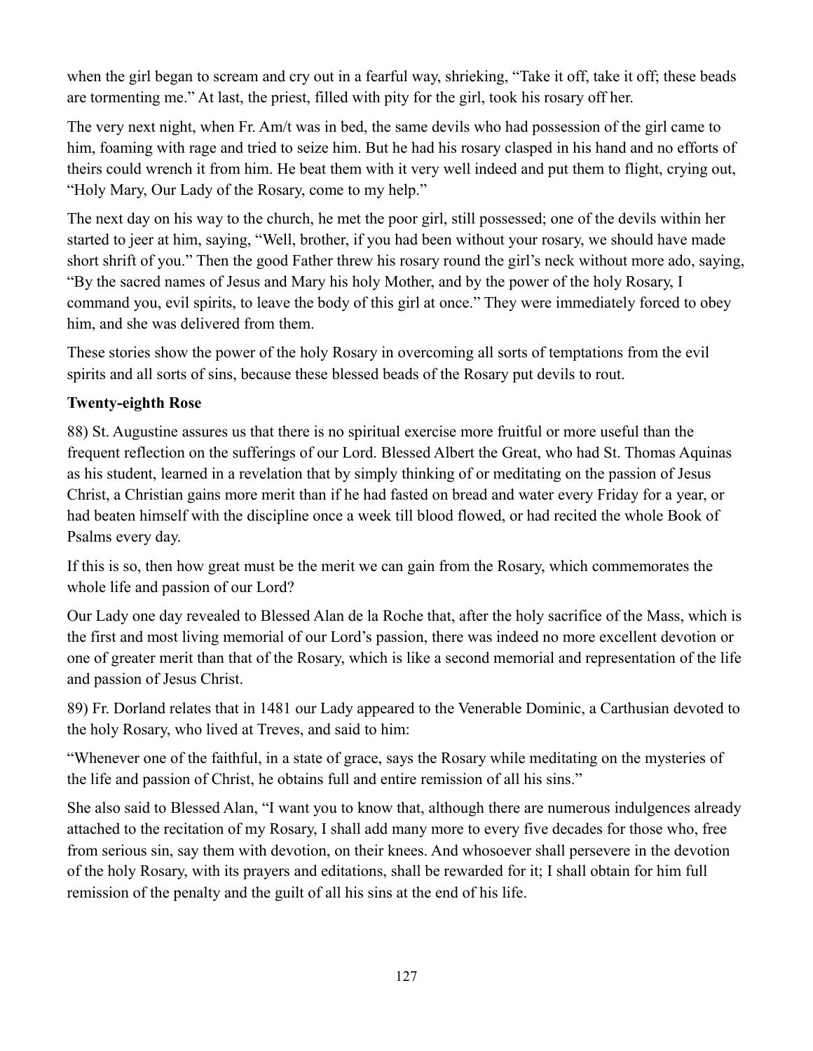when the girl began to scream and cry out in a fearful way, shrieking, "Take it off, take it off; these beads are tormenting me." At last, the priest, filled with pity for the girl, took his rosary off her.

The very next night, when Fr. Am/t was in bed, the same devils who had possession of the girl came to him, foaming with rage and tried to seize him. But he had his rosary clasped in his hand and no efforts of theirs could wrench it from him. He beat them with it very well indeed and put them to flight, crying out, "Holy Mary, Our Lady of the Rosary, come to my help."

The next day on his way to the church, he met the poor girl, still possessed; one of the devils within her started to jeer at him, saying, "Well, brother, if you had been without your rosary, we should have made short shrift of you." Then the good Father threw his rosary round the girl's neck without more ado, saying, "By the sacred names of Jesus and Mary his holy Mother, and by the power of the holy Rosary, I command you, evil spirits, to leave the body of this girl at once." They were immediately forced to obey him, and she was delivered from them.

These stories show the power of the holy Rosary in overcoming all sorts of temptations from the evil spirits and all sorts of sins, because these blessed beads of the Rosary put devils to rout.

**Twenty-eighth Rose**

88) St. Augustine assures us that there is no spiritual exercise more fruitful or more useful than the frequent reflection on the sufferings of our Lord. Blessed Albert the Great, who had St. Thomas Aquinas as his student, learned in a revelation that by simply thinking of or meditating on the passion of Jesus Christ, a Christian gains more merit than if he had fasted on bread and water every Friday for a year, or had beaten himself with the discipline once a week till blood flowed, or had recited the whole Book of Psalms every day.

If this is so, then how great must be the merit we can gain from the Rosary, which commemorates the whole life and passion of our Lord?

Our Lady one day revealed to Blessed Alan de la Roche that, after the holy sacrifice of the Mass, which is the first and most living memorial of our Lord's passion, there was indeed no more excellent devotion or one of greater merit than that of the Rosary, which is like a second memorial and representation of the life and passion of Jesus Christ.

89) Fr. Dorland relates that in 1481 our Lady appeared to the Venerable Dominic, a Carthusian devoted to the holy Rosary, who lived at Treves, and said to him:

"Whenever one of the faithful, in a state of grace, says the Rosary while meditating on the mysteries of the life and passion of Christ, he obtains full and entire remission of all his sins."

She also said to Blessed Alan, "I want you to know that, although there are numerous indulgences already attached to the recitation of my Rosary, I shall add many more to every five decades for those who, free from serious sin, say them with devotion, on their knees. And whosoever shall persevere in the devotion of the holy Rosary, with its prayers and editations, shall be rewarded for it; I shall obtain for him full remission of the penalty and the guilt of all his sins at the end of his life.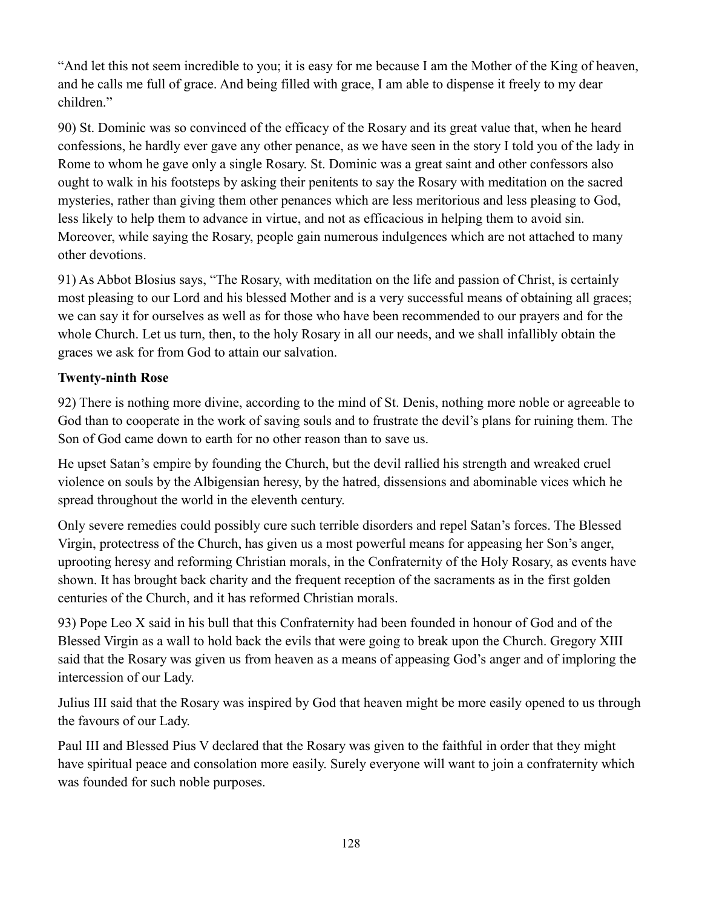"And let this not seem incredible to you; it is easy for me because I am the Mother of the King of heaven, and he calls me full of grace. And being filled with grace, I am able to dispense it freely to my dear children."

90) St. Dominic was so convinced of the efficacy of the Rosary and its great value that, when he heard confessions, he hardly ever gave any other penance, as we have seen in the story I told you of the lady in Rome to whom he gave only a single Rosary. St. Dominic was a great saint and other confessors also ought to walk in his footsteps by asking their penitents to say the Rosary with meditation on the sacred mysteries, rather than giving them other penances which are less meritorious and less pleasing to God, less likely to help them to advance in virtue, and not as efficacious in helping them to avoid sin. Moreover, while saying the Rosary, people gain numerous indulgences which are not attached to many other devotions.

91) As Abbot Blosius says, "The Rosary, with meditation on the life and passion of Christ, is certainly most pleasing to our Lord and his blessed Mother and is a very successful means of obtaining all graces; we can say it for ourselves as well as for those who have been recommended to our prayers and for the whole Church. Let us turn, then, to the holy Rosary in all our needs, and we shall infallibly obtain the graces we ask for from God to attain our salvation.

**Twenty-ninth Rose**

92) There is nothing more divine, according to the mind of St. Denis, nothing more noble or agreeable to God than to cooperate in the work of saving souls and to frustrate the devil's plans for ruining them. The Son of God came down to earth for no other reason than to save us.

He upset Satan's empire by founding the Church, but the devil rallied his strength and wreaked cruel violence on souls by the Albigensian heresy, by the hatred, dissensions and abominable vices which he spread throughout the world in the eleventh century.

Only severe remedies could possibly cure such terrible disorders and repel Satan's forces. The Blessed Virgin, protectress of the Church, has given us a most powerful means for appeasing her Son's anger, uprooting heresy and reforming Christian morals, in the Confraternity of the Holy Rosary, as events have shown. It has brought back charity and the frequent reception of the sacraments as in the first golden centuries of the Church, and it has reformed Christian morals.

93) Pope Leo X said in his bull that this Confraternity had been founded in honour of God and of the Blessed Virgin as a wall to hold back the evils that were going to break upon the Church. Gregory XIII said that the Rosary was given us from heaven as a means of appeasing God's anger and of imploring the intercession of our Lady.

Julius III said that the Rosary was inspired by God that heaven might be more easily opened to us through the favours of our Lady.

Paul III and Blessed Pius V declared that the Rosary was given to the faithful in order that they might have spiritual peace and consolation more easily. Surely everyone will want to join a confraternity which was founded for such noble purposes.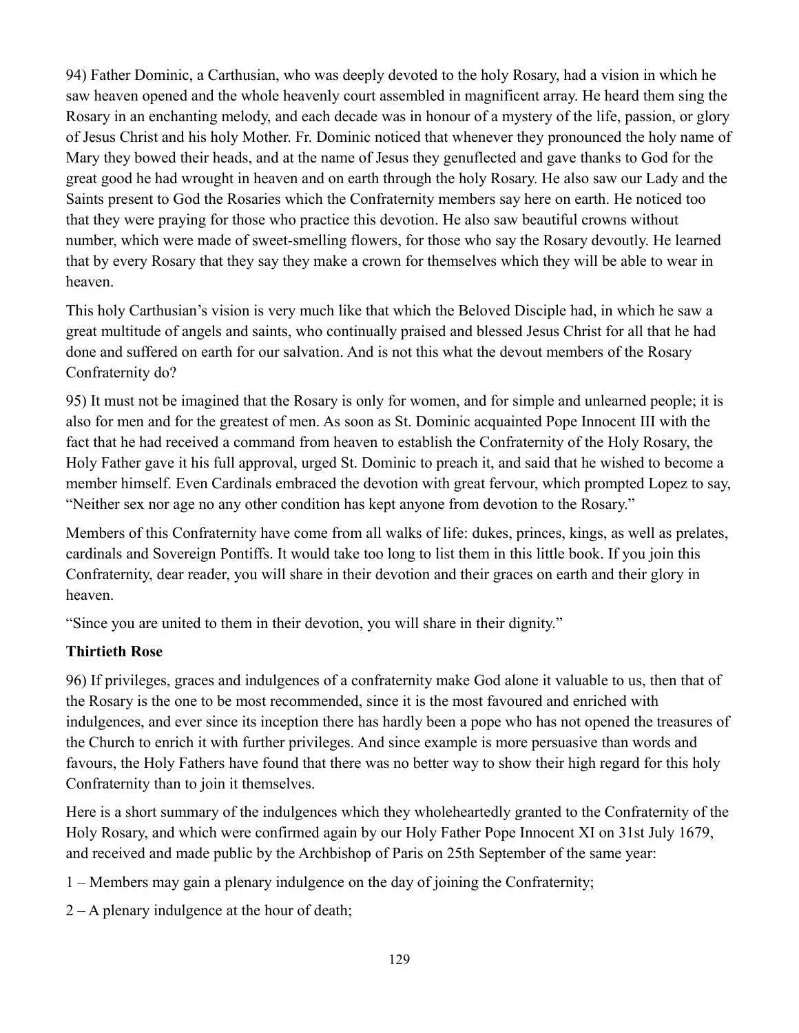94) Father Dominic, a Carthusian, who was deeply devoted to the holy Rosary, had a vision in which he saw heaven opened and the whole heavenly court assembled in magnificent array. He heard them sing the Rosary in an enchanting melody, and each decade was in honour of a mystery of the life, passion, or glory of Jesus Christ and his holy Mother. Fr. Dominic noticed that whenever they pronounced the holy name of Mary they bowed their heads, and at the name of Jesus they genuflected and gave thanks to God for the great good he had wrought in heaven and on earth through the holy Rosary. He also saw our Lady and the Saints present to God the Rosaries which the Confraternity members say here on earth. He noticed too that they were praying for those who practice this devotion. He also saw beautiful crowns without number, which were made of sweet-smelling flowers, for those who say the Rosary devoutly. He learned that by every Rosary that they say they make a crown for themselves which they will be able to wear in heaven.

This holy Carthusian's vision is very much like that which the Beloved Disciple had, in which he saw a great multitude of angels and saints, who continually praised and blessed Jesus Christ for all that he had done and suffered on earth for our salvation. And is not this what the devout members of the Rosary Confraternity do?

95) It must not be imagined that the Rosary is only for women, and for simple and unlearned people; it is also for men and for the greatest of men. As soon as St. Dominic acquainted Pope Innocent III with the fact that he had received a command from heaven to establish the Confraternity of the Holy Rosary, the Holy Father gave it his full approval, urged St. Dominic to preach it, and said that he wished to become a member himself. Even Cardinals embraced the devotion with great fervour, which prompted Lopez to say, "Neither sex nor age no any other condition has kept anyone from devotion to the Rosary."

Members of this Confraternity have come from all walks of life: dukes, princes, kings, as well as prelates, cardinals and Sovereign Pontiffs. It would take too long to list them in this little book. If you join this Confraternity, dear reader, you will share in their devotion and their graces on earth and their glory in heaven.

"Since you are united to them in their devotion, you will share in their dignity."

### Thirtieth Rose

96) If privileges, graces and indulgences of a confraternity make God alone it valuable to us, then that of the Rosary is the one to be most recommended, since it is the most favoured and enriched with indulgences, and ever since its inception there has hardly been a pope who has not opened the treasures of the Church to enrich it with further privileges. And since example is more persuasive than words and favours, the Holy Fathers have found that there was no better way to show their high regard for this holy Confraternity than to join it themselves.

Here is a short summary of the indulgences which they wholeheartedly granted to the Confraternity of the Holy Rosary, and which were confirmed again by our Holy Father Pope Innocent XI on 31st July 1679, and received and made public by the Archbishop of Paris on 25th September of the same year:

1 – Members may gain a plenary indulgence on the day of joining the Confraternity;

2 – A plenary indulgence at the hour of death;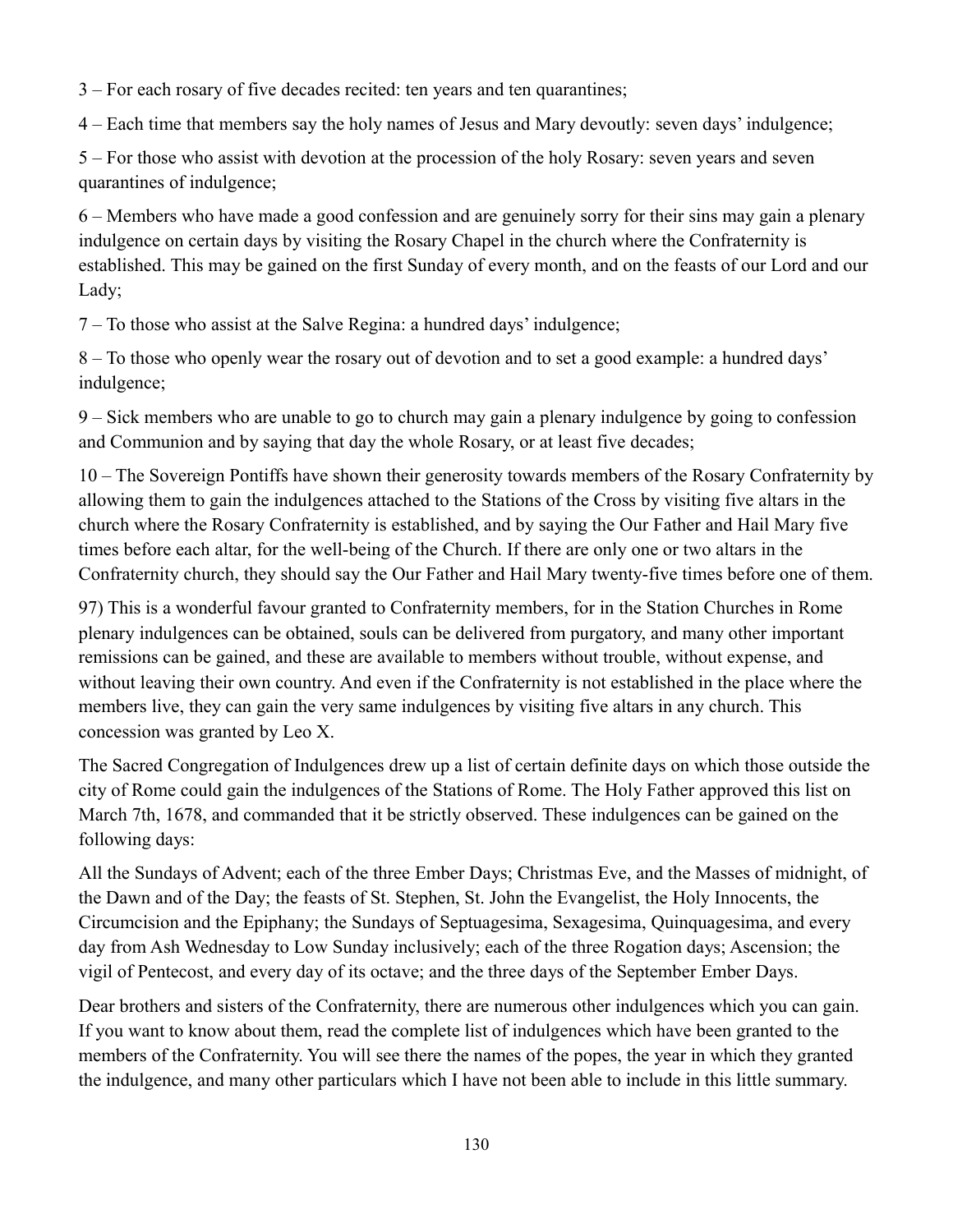3 – For each rosary of five decades recited: ten years and ten quarantines;

4 – Each time that members say the holy names of Jesus and Mary devoutly: seven days' indulgence;

5 – For those who assist with devotion at the procession of the holy Rosary: seven years and seven quarantines of indulgence;

6 – Members who have made a good confession and are genuinely sorry for their sins may gain a plenary indulgence on certain days by visiting the Rosary Chapel in the church where the Confraternity is established. This may be gained on the first Sunday of every month, and on the feasts of our Lord and our Lady;

7 – To those who assist at the Salve Regina: a hundred days' indulgence;

8 – To those who openly wear the rosary out of devotion and to set a good example: a hundred days' indulgence;

9 – Sick members who are unable to go to church may gain a plenary indulgence by going to confession and Communion and by saying that day the whole Rosary, or at least five decades;

10 – The Sovereign Pontiffs have shown their generosity towards members of the Rosary Confraternity by allowing them to gain the indulgences attached to the Stations of the Cross by visiting five altars in the church where the Rosary Confraternity is established, and by saying the Our Father and Hail Mary five times before each altar, for the well-being of the Church. If there are only one or two altars in the Confraternity church, they should say the Our Father and Hail Mary twenty-five times before one of them.

97) This is a wonderful favour granted to Confraternity members, for in the Station Churches in Rome plenary indulgences can be obtained, souls can be delivered from purgatory, and many other important remissions can be gained, and these are available to members without trouble, without expense, and without leaving their own country. And even if the Confraternity is not established in the place where the members live, they can gain the very same indulgences by visiting five altars in any church. This concession was granted by Leo X.

The Sacred Congregation of Indulgences drew up a list of certain definite days on which those outside the city of Rome could gain the indulgences of the Stations of Rome. The Holy Father approved this list on March 7th, 1678, and commanded that it be strictly observed. These indulgences can be gained on the following days:

All the Sundays of Advent; each of the three Ember Days; Christmas Eve, and the Masses of midnight, of the Dawn and of the Day; the feasts of St. Stephen, St. John the Evangelist, the Holy Innocents, the Circumcision and the Epiphany; the Sundays of Septuagesima, Sexagesima, Quinquagesima, and every day from Ash Wednesday to Low Sunday inclusively; each of the three Rogation days; Ascension; the vigil of Pentecost, and every day of its octave; and the three days of the September Ember Days.

Dear brothers and sisters of the Confraternity, there are numerous other indulgences which you can gain. If you want to know about them, read the complete list of indulgences which have been granted to the members of the Confraternity. You will see there the names of the popes, the year in which they granted the indulgence, and many other particulars which I have not been able to include in this little summary.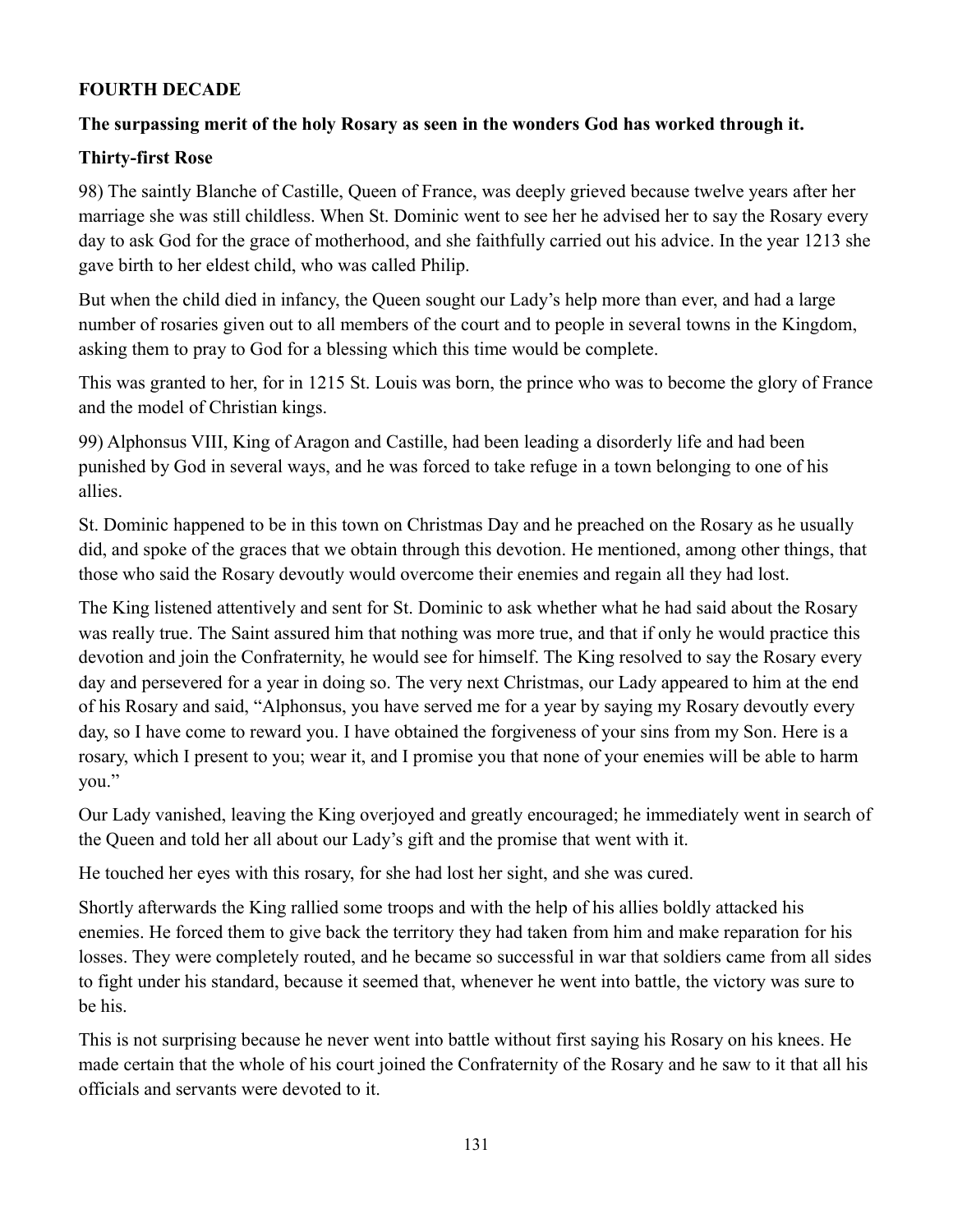**FOURTH DECADE**

**The surpassing merit of the holy Rosary as seen in the wonders God has worked through it.**

**Thirty-first Rose**

98) The saintly Blanche of Castille, Queen of France, was deeply grieved because twelve years after her marriage she was still childless. When St. Dominic went to see her he advised her to say the Rosary every day to ask God for the grace of motherhood, and she faithfully carried out his advice. In the year 1213 she gave birth to her eldest child, who was called Philip.

But when the child died in infancy, the Queen sought our Lady's help more than ever, and had a large number of rosaries given out to all members of the court and to people in several towns in the Kingdom, asking them to pray to God for a blessing which this time would be complete.

This was granted to her, for in 1215 St. Louis was born, the prince who was to become the glory of France and the model of Christian kings.

99) Alphonsus VIII, King of Aragon and Castille, had been leading a disorderly life and had been punished by God in several ways, and he was forced to take refuge in a town belonging to one of his allies.

St. Dominic happened to be in this town on Christmas Day and he preached on the Rosary as he usually did, and spoke of the graces that we obtain through this devotion. He mentioned, among other things, that those who said the Rosary devoutly would overcome their enemies and regain all they had lost.

The King listened attentively and sent for St. Dominic to ask whether what he had said about the Rosary was really true. The Saint assured him that nothing was more true, and that if only he would practice this devotion and join the Confraternity, he would see for himself. The King resolved to say the Rosary every day and persevered for a year in doing so. The very next Christmas, our Lady appeared to him at the end of his Rosary and said, "Alphonsus, you have served me for a year by saying my Rosary devoutly every day, so I have come to reward you. I have obtained the forgiveness of your sins from my Son. Here is a rosary, which I present to you; wear it, and I promise you that none of your enemies will be able to harm you."

Our Lady vanished, leaving the King overjoyed and greatly encouraged; he immediately went in search of the Queen and told her all about our Lady's gift and the promise that went with it.

He touched her eyes with this rosary, for she had lost her sight, and she was cured.

Shortly afterwards the King rallied some troops and with the help of his allies boldly attacked his enemies. He forced them to give back the territory they had taken from him and make reparation for his losses. They were completely routed, and he became so successful in war that soldiers came from all sides to fight under his standard, because it seemed that, whenever he went into battle, the victory was sure to be his.

This is not surprising because he never went into battle without first saying his Rosary on his knees. He made certain that the whole of his court joined the Confraternity of the Rosary and he saw to it that all his officials and servants were devoted to it.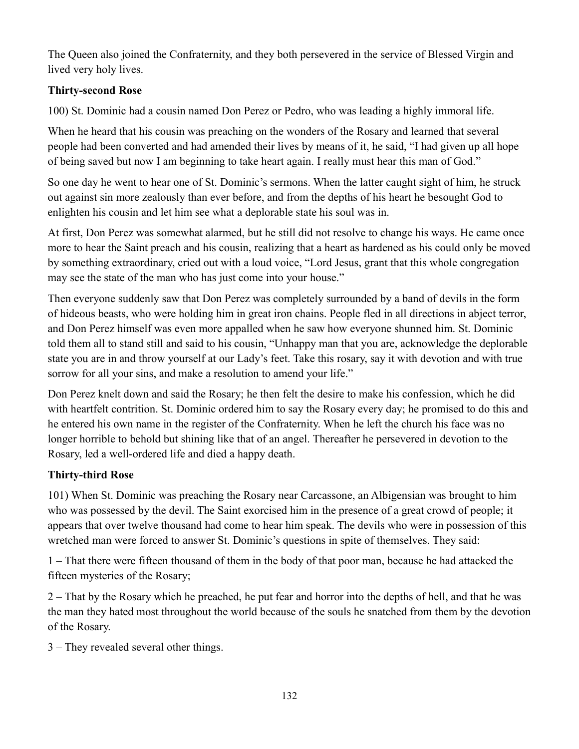The Queen also joined the Confraternity, and they both persevered in the service of Blessed Virgin and lived very holy lives.

### Thirty-second Rose

100) St. Dominic had a cousin named Don Perez or Pedro, who was leading a highly immoral life.

When he heard that his cousin was preaching on the wonders of the Rosary and learned that several people had been converted and had amended their lives by means of it, he said, "I had given up all hope of being saved but now I am beginning to take heart again. I really must hear this man of God."

So one day he went to hear one of St. Dominic's sermons. When the latter caught sight of him, he struck out against sin more zealously than ever before, and from the depths of his heart he besought God to enlighten his cousin and let him see what a deplorable state his soul was in.

At first, Don Perez was somewhat alarmed, but he still did not resolve to change his ways. He came once more to hear the Saint preach and his cousin, realizing that a heart as hardened as his could only be moved by something extraordinary, cried out with a loud voice, "Lord Jesus, grant that this whole congregation may see the state of the man who has just come into your house."

Then everyone suddenly saw that Don Perez was completely surrounded by a band of devils in the form of hideous beasts, who were holding him in great iron chains. People fled in all directions in abject terror, and Don Perez himself was even more appalled when he saw how everyone shunned him. St. Dominic told them all to stand still and said to his cousin, "Unhappy man that you are, acknowledge the deplorable state you are in and throw yourself at our Lady's feet. Take this rosary, say it with devotion and with true sorrow for all your sins, and make a resolution to amend your life."

Don Perez knelt down and said the Rosary; he then felt the desire to make his confession, which he did with heartfelt contrition. St. Dominic ordered him to say the Rosary every day; he promised to do this and he entered his own name in the register of the Confraternity. When he left the church his face was no longer horrible to behold but shining like that of an angel. Thereafter he persevered in devotion to the Rosary, led a well-ordered life and died a happy death.

### Thirty-third Rose

101) When St. Dominic was preaching the Rosary near Carcassone, an Albigensian was brought to him who was possessed by the devil. The Saint exorcised him in the presence of a great crowd of people; it appears that over twelve thousand had come to hear him speak. The devils who were in possession of this wretched man were forced to answer St. Dominic's questions in spite of themselves. They said:

1 – That there were fifteen thousand of them in the body of that poor man, because he had attacked the fifteen mysteries of the Rosary;

2 – That by the Rosary which he preached, he put fear and horror into the depths of hell, and that he was the man they hated most throughout the world because of the souls he snatched from them by the devotion of the Rosary.

3 – They revealed several other things.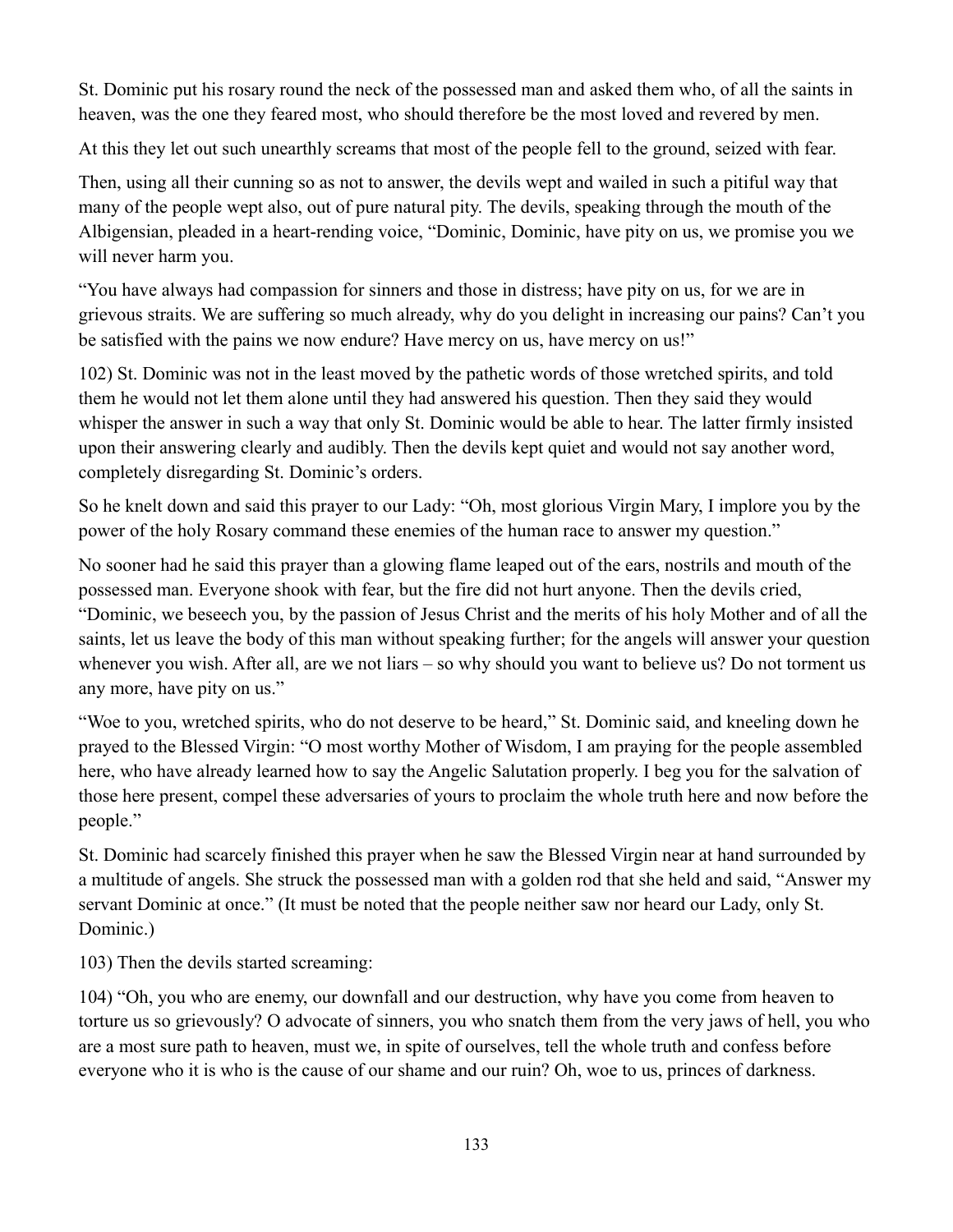St. Dominic put his rosary round the neck of the possessed man and asked them who, of all the saints in heaven, was the one they feared most, who should therefore be the most loved and revered by men.

At this they let out such unearthly screams that most of the people fell to the ground, seized with fear.

Then, using all their cunning so as not to answer, the devils wept and wailed in such a pitiful way that many of the people wept also, out of pure natural pity. The devils, speaking through the mouth of the Albigensian, pleaded in a heart-rending voice, "Dominic, Dominic, have pity on us, we promise you we will never harm you.

"You have always had compassion for sinners and those in distress; have pity on us, for we are in grievous straits. We are suffering so much already, why do you delight in increasing our pains? Can't you be satisfied with the pains we now endure? Have mercy on us, have mercy on us!"

102) St. Dominic was not in the least moved by the pathetic words of those wretched spirits, and told them he would not let them alone until they had answered his question. Then they said they would whisper the answer in such a way that only St. Dominic would be able to hear. The latter firmly insisted upon their answering clearly and audibly. Then the devils kept quiet and would not say another word, completely disregarding St. Dominic's orders.

So he knelt down and said this prayer to our Lady: "Oh, most glorious Virgin Mary, I implore you by the power of the holy Rosary command these enemies of the human race to answer my question."

No sooner had he said this prayer than a glowing flame leaped out of the ears, nostrils and mouth of the possessed man. Everyone shook with fear, but the fire did not hurt anyone. Then the devils cried, "Dominic, we beseech you, by the passion of Jesus Christ and the merits of his holy Mother and of all the saints, let us leave the body of this man without speaking further; for the angels will answer your question whenever you wish. After all, are we not liars – so why should you want to believe us? Do not torment us any more, have pity on us."

"Woe to you, wretched spirits, who do not deserve to be heard," St. Dominic said, and kneeling down he prayed to the Blessed Virgin: "O most worthy Mother of Wisdom, I am praying for the people assembled here, who have already learned how to say the Angelic Salutation properly. I beg you for the salvation of those here present, compel these adversaries of yours to proclaim the whole truth here and now before the people."

St. Dominic had scarcely finished this prayer when he saw the Blessed Virgin near at hand surrounded by a multitude of angels. She struck the possessed man with a golden rod that she held and said, "Answer my servant Dominic at once." (It must be noted that the people neither saw nor heard our Lady, only St. Dominic.)

103) Then the devils started screaming:

104) "Oh, you who are enemy, our downfall and our destruction, why have you come from heaven to torture us so grievously? O advocate of sinners, you who snatch them from the very jaws of hell, you who are a most sure path to heaven, must we, in spite of ourselves, tell the whole truth and confess before everyone who it is who is the cause of our shame and our ruin? Oh, woe to us, princes of darkness.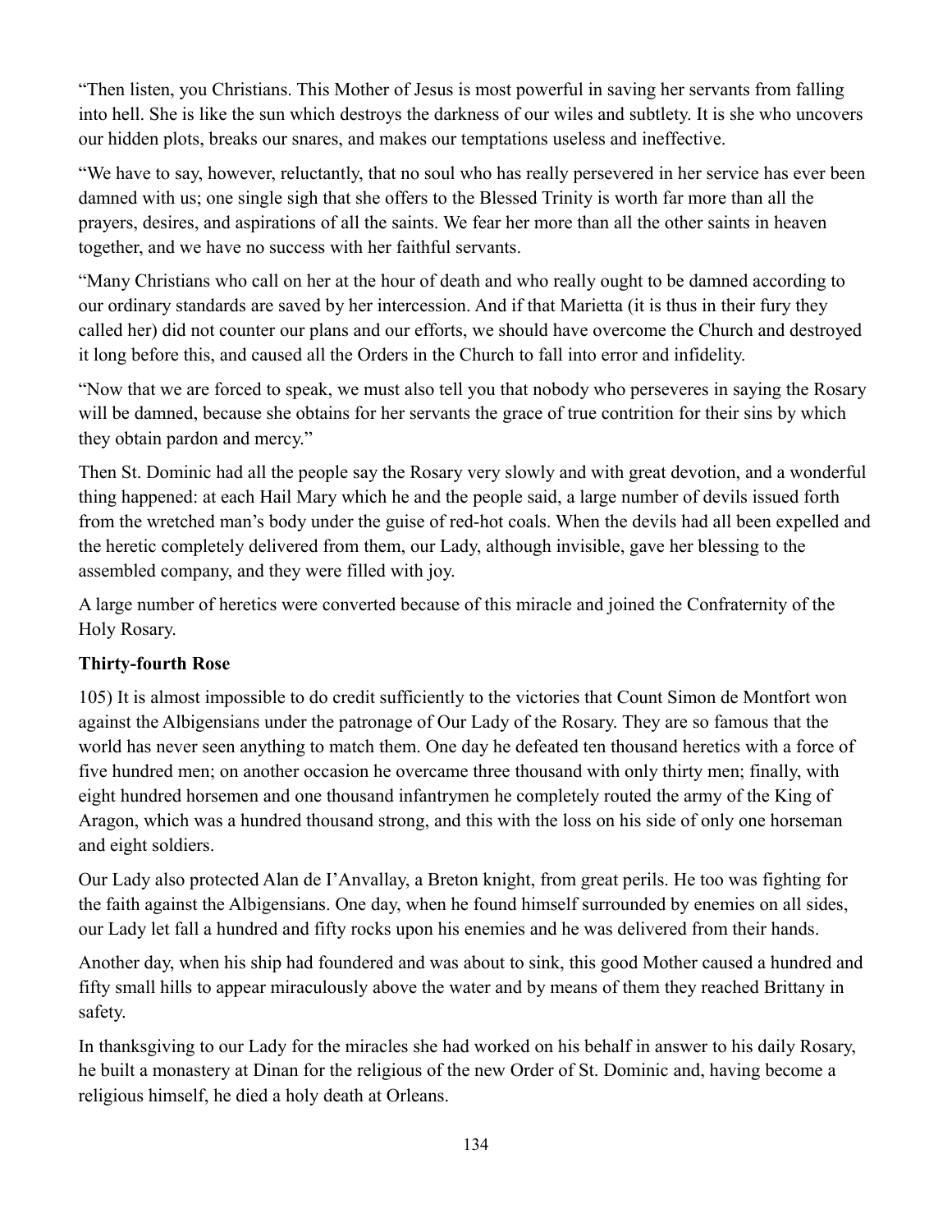"Then listen, you Christians. This Mother of Jesus is most powerful in saving her servants from falling into hell. She is like the sun which destroys the darkness of our wiles and subtlety. It is she who uncovers our hidden plots, breaks our snares, and makes our temptations useless and ineffective.

"We have to say, however, reluctantly, that no soul who has really persevered in her service has ever been damned with us; one single sigh that she offers to the Blessed Trinity is worth far more than all the prayers, desires, and aspirations of all the saints. We fear her more than all the other saints in heaven together, and we have no success with her faithful servants.

"Many Christians who call on her at the hour of death and who really ought to be damned according to our ordinary standards are saved by her intercession. And if that Marietta (it is thus in their fury they called her) did not counter our plans and our efforts, we should have overcome the Church and destroyed it long before this, and caused all the Orders in the Church to fall into error and infidelity.

"Now that we are forced to speak, we must also tell you that nobody who perseveres in saying the Rosary will be damned, because she obtains for her servants the grace of true contrition for their sins by which they obtain pardon and mercy."

Then St. Dominic had all the people say the Rosary very slowly and with great devotion, and a wonderful thing happened: at each Hail Mary which he and the people said, a large number of devils issued forth from the wretched man's body under the guise of red-hot coals. When the devils had all been expelled and the heretic completely delivered from them, our Lady, although invisible, gave her blessing to the assembled company, and they were filled with joy.

A large number of heretics were converted because of this miracle and joined the Confraternity of the Holy Rosary.

**Thirty-fourth Rose**

105) It is almost impossible to do credit sufficiently to the victories that Count Simon de Montfort won against the Albigensians under the patronage of Our Lady of the Rosary. They are so famous that the world has never seen anything to match them. One day he defeated ten thousand heretics with a force of five hundred men; on another occasion he overcame three thousand with only thirty men; finally, with eight hundred horsemen and one thousand infantrymen he completely routed the army of the King of Aragon, which was a hundred thousand strong, and this with the loss on his side of only one horseman and eight soldiers.

Our Lady also protected Alan de I'Anvallay, a Breton knight, from great perils. He too was fighting for the faith against the Albigensians. One day, when he found himself surrounded by enemies on all sides, our Lady let fall a hundred and fifty rocks upon his enemies and he was delivered from their hands.

Another day, when his ship had foundered and was about to sink, this good Mother caused a hundred and fifty small hills to appear miraculously above the water and by means of them they reached Brittany in safety.

In thanksgiving to our Lady for the miracles she had worked on his behalf in answer to his daily Rosary, he built a monastery at Dinan for the religious of the new Order of St. Dominic and, having become a religious himself, he died a holy death at Orleans.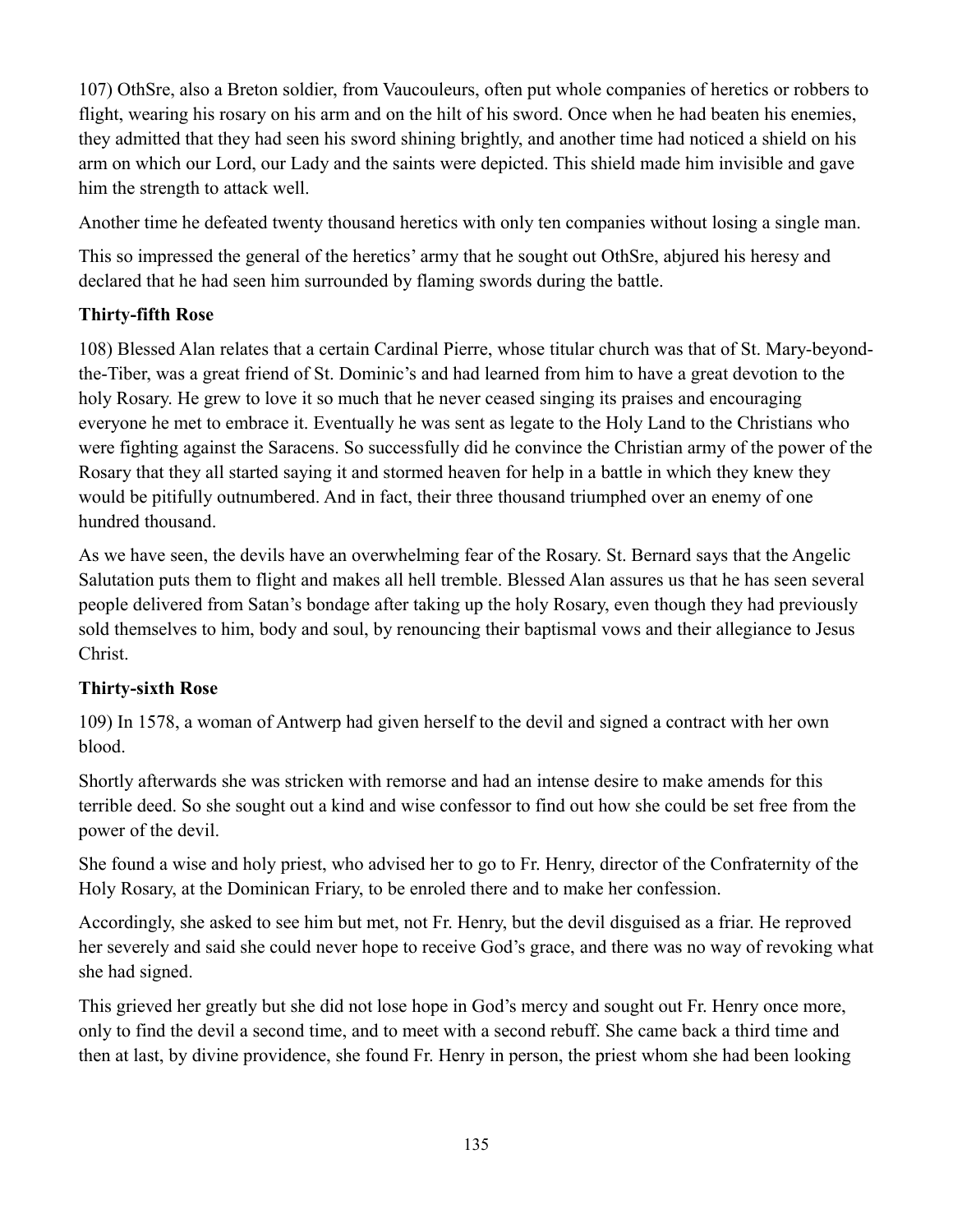107) OthSre, also a Breton soldier, from Vaucouleurs, often put whole companies of heretics or robbers to flight, wearing his rosary on his arm and on the hilt of his sword. Once when he had beaten his enemies, they admitted that they had seen his sword shining brightly, and another time had noticed a shield on his arm on which our Lord, our Lady and the saints were depicted. This shield made him invisible and gave him the strength to attack well.

Another time he defeated twenty thousand heretics with only ten companies without losing a single man.

This so impressed the general of the heretics' army that he sought out OthSre, abjured his heresy and declared that he had seen him surrounded by flaming swords during the battle.

### Thirty-fifth Rose

108) Blessed Alan relates that a certain Cardinal Pierre, whose titular church was that of St. Mary-beyond-the-Tiber, was a great friend of St. Dominic's and had learned from him to have a great devotion to the holy Rosary. He grew to love it so much that he never ceased singing its praises and encouraging everyone he met to embrace it. Eventually he was sent as legate to the Holy Land to the Christians who were fighting against the Saracens. So successfully did he convince the Christian army of the power of the Rosary that they all started saying it and stormed heaven for help in a battle in which they knew they would be pitifully outnumbered. And in fact, their three thousand triumphed over an enemy of one hundred thousand.

As we have seen, the devils have an overwhelming fear of the Rosary. St. Bernard says that the Angelic Salutation puts them to flight and makes all hell tremble. Blessed Alan assures us that he has seen several people delivered from Satan's bondage after taking up the holy Rosary, even though they had previously sold themselves to him, body and soul, by renouncing their baptismal vows and their allegiance to Jesus Christ.

### Thirty-sixth Rose

109) In 1578, a woman of Antwerp had given herself to the devil and signed a contract with her own blood.

Shortly afterwards she was stricken with remorse and had an intense desire to make amends for this terrible deed. So she sought out a kind and wise confessor to find out how she could be set free from the power of the devil.

She found a wise and holy priest, who advised her to go to Fr. Henry, director of the Confraternity of the Holy Rosary, at the Dominican Friary, to be enroled there and to make her confession.

Accordingly, she asked to see him but met, not Fr. Henry, but the devil disguised as a friar. He reproved her severely and said she could never hope to receive God's grace, and there was no way of revoking what she had signed.

This grieved her greatly but she did not lose hope in God's mercy and sought out Fr. Henry once more, only to find the devil a second time, and to meet with a second rebuff. She came back a third time and then at last, by divine providence, she found Fr. Henry in person, the priest whom she had been looking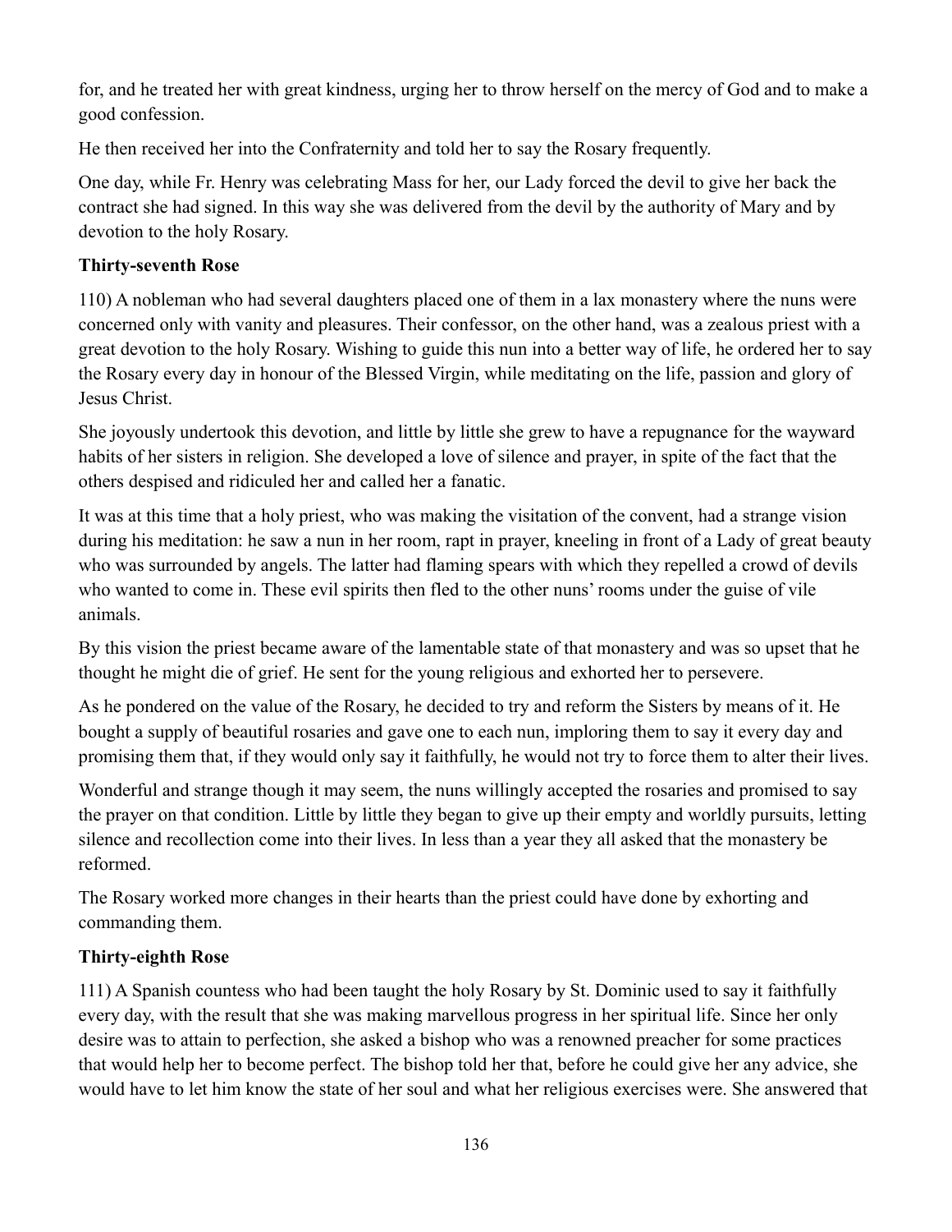for, and he treated her with great kindness, urging her to throw herself on the mercy of God and to make a good confession.

He then received her into the Confraternity and told her to say the Rosary frequently.

One day, while Fr. Henry was celebrating Mass for her, our Lady forced the devil to give her back the contract she had signed. In this way she was delivered from the devil by the authority of Mary and by devotion to the holy Rosary.

### Thirty-seventh Rose

110) A nobleman who had several daughters placed one of them in a lax monastery where the nuns were concerned only with vanity and pleasures. Their confessor, on the other hand, was a zealous priest with a great devotion to the holy Rosary. Wishing to guide this nun into a better way of life, he ordered her to say the Rosary every day in honour of the Blessed Virgin, while meditating on the life, passion and glory of Jesus Christ.

She joyously undertook this devotion, and little by little she grew to have a repugnance for the wayward habits of her sisters in religion. She developed a love of silence and prayer, in spite of the fact that the others despised and ridiculed her and called her a fanatic.

It was at this time that a holy priest, who was making the visitation of the convent, had a strange vision during his meditation: he saw a nun in her room, rapt in prayer, kneeling in front of a Lady of great beauty who was surrounded by angels. The latter had flaming spears with which they repelled a crowd of devils who wanted to come in. These evil spirits then fled to the other nuns' rooms under the guise of vile animals.

By this vision the priest became aware of the lamentable state of that monastery and was so upset that he thought he might die of grief. He sent for the young religious and exhorted her to persevere.

As he pondered on the value of the Rosary, he decided to try and reform the Sisters by means of it. He bought a supply of beautiful rosaries and gave one to each nun, imploring them to say it every day and promising them that, if they would only say it faithfully, he would not try to force them to alter their lives.

Wonderful and strange though it may seem, the nuns willingly accepted the rosaries and promised to say the prayer on that condition. Little by little they began to give up their empty and worldly pursuits, letting silence and recollection come into their lives. In less than a year they all asked that the monastery be reformed.

The Rosary worked more changes in their hearts than the priest could have done by exhorting and commanding them.

### Thirty-eighth Rose

111) A Spanish countess who had been taught the holy Rosary by St. Dominic used to say it faithfully every day, with the result that she was making marvellous progress in her spiritual life. Since her only desire was to attain to perfection, she asked a bishop who was a renowned preacher for some practices that would help her to become perfect. The bishop told her that, before he could give her any advice, she would have to let him know the state of her soul and what her religious exercises were. She answered that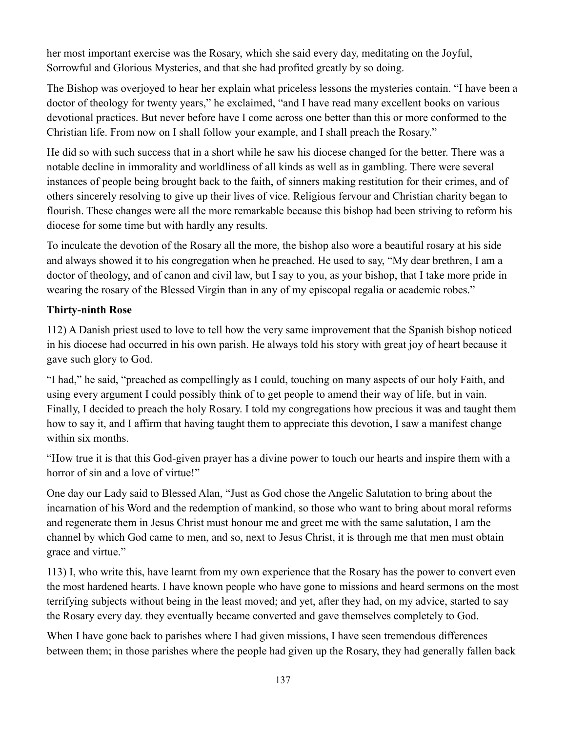her most important exercise was the Rosary, which she said every day, meditating on the Joyful, Sorrowful and Glorious Mysteries, and that she had profited greatly by so doing.

The Bishop was overjoyed to hear her explain what priceless lessons the mysteries contain. “I have been a doctor of theology for twenty years,” he exclaimed, “and I have read many excellent books on various devotional practices. But never before have I come across one better than this or more conformed to the Christian life. From now on I shall follow your example, and I shall preach the Rosary.”

He did so with such success that in a short while he saw his diocese changed for the better. There was a notable decline in immorality and worldliness of all kinds as well as in gambling. There were several instances of people being brought back to the faith, of sinners making restitution for their crimes, and of others sincerely resolving to give up their lives of vice. Religious fervour and Christian charity began to flourish. These changes were all the more remarkable because this bishop had been striving to reform his diocese for some time but with hardly any results.

To inculcate the devotion of the Rosary all the more, the bishop also wore a beautiful rosary at his side and always showed it to his congregation when he preached. He used to say, “My dear brethren, I am a doctor of theology, and of canon and civil law, but I say to you, as your bishop, that I take more pride in wearing the rosary of the Blessed Virgin than in any of my episcopal regalia or academic robes.”

**Thirty-ninth Rose**

112) A Danish priest used to love to tell how the very same improvement that the Spanish bishop noticed in his diocese had occurred in his own parish. He always told his story with great joy of heart because it gave such glory to God.

“I had,” he said, “preached as compellingly as I could, touching on many aspects of our holy Faith, and using every argument I could possibly think of to get people to amend their way of life, but in vain. Finally, I decided to preach the holy Rosary. I told my congregations how precious it was and taught them how to say it, and I affirm that having taught them to appreciate this devotion, I saw a manifest change within six months.

“How true it is that this God-given prayer has a divine power to touch our hearts and inspire them with a horror of sin and a love of virtue!”

One day our Lady said to Blessed Alan, “Just as God chose the Angelic Salutation to bring about the incarnation of his Word and the redemption of mankind, so those who want to bring about moral reforms and regenerate them in Jesus Christ must honour me and greet me with the same salutation, I am the channel by which God came to men, and so, next to Jesus Christ, it is through me that men must obtain grace and virtue.”

113) I, who write this, have learnt from my own experience that the Rosary has the power to convert even the most hardened hearts. I have known people who have gone to missions and heard sermons on the most terrifying subjects without being in the least moved; and yet, after they had, on my advice, started to say the Rosary every day. they eventually became converted and gave themselves completely to God.

When I have gone back to parishes where I had given missions, I have seen tremendous differences between them; in those parishes where the people had given up the Rosary, they had generally fallen back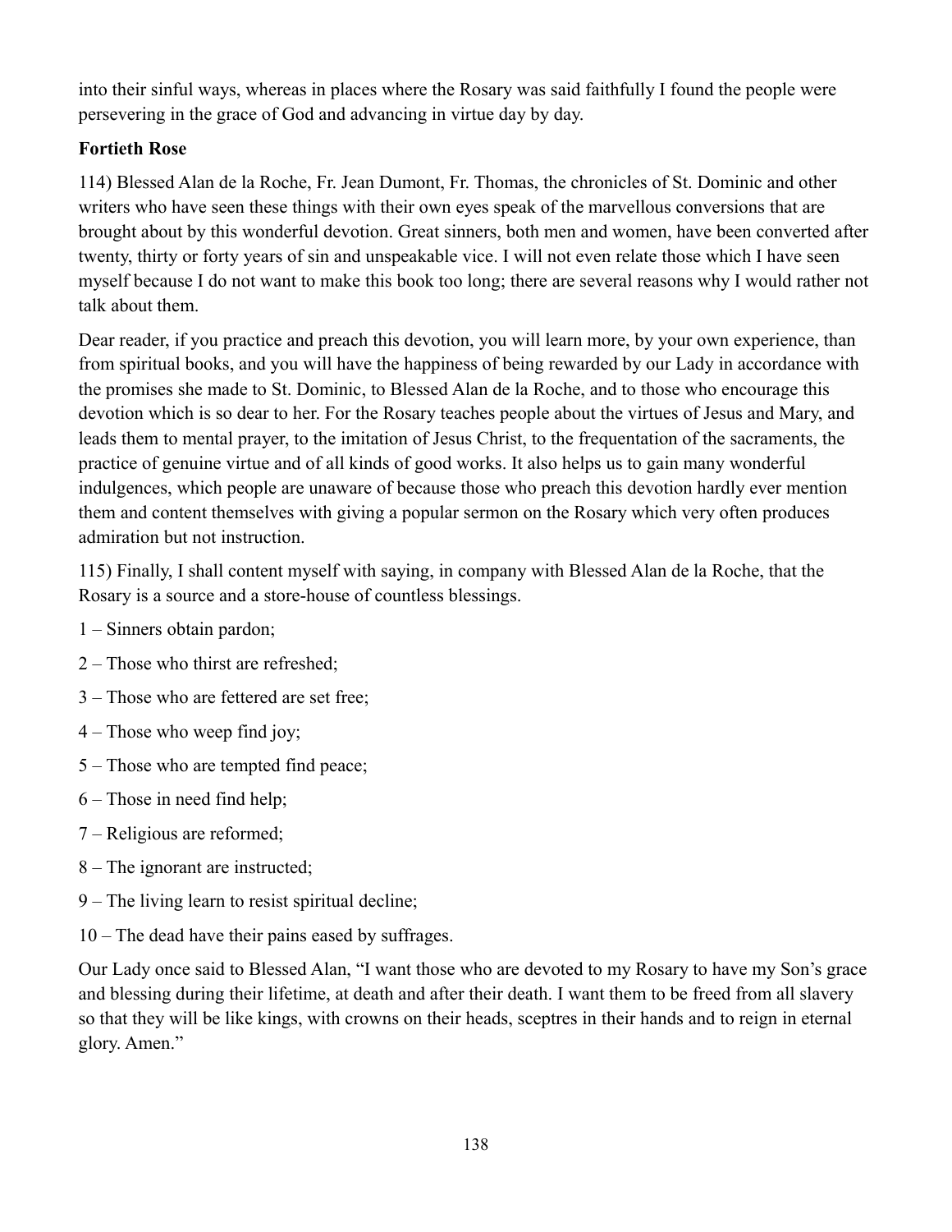into their sinful ways, whereas in places where the Rosary was said faithfully I found the people were persevering in the grace of God and advancing in virtue day by day.

**Fortieth Rose**

114) Blessed Alan de la Roche, Fr. Jean Dumont, Fr. Thomas, the chronicles of St. Dominic and other writers who have seen these things with their own eyes speak of the marvellous conversions that are brought about by this wonderful devotion. Great sinners, both men and women, have been converted after twenty, thirty or forty years of sin and unspeakable vice. I will not even relate those which I have seen myself because I do not want to make this book too long; there are several reasons why I would rather not talk about them.

Dear reader, if you practice and preach this devotion, you will learn more, by your own experience, than from spiritual books, and you will have the happiness of being rewarded by our Lady in accordance with the promises she made to St. Dominic, to Blessed Alan de la Roche, and to those who encourage this devotion which is so dear to her. For the Rosary teaches people about the virtues of Jesus and Mary, and leads them to mental prayer, to the imitation of Jesus Christ, to the frequentation of the sacraments, the practice of genuine virtue and of all kinds of good works. It also helps us to gain many wonderful indulgences, which people are unaware of because those who preach this devotion hardly ever mention them and content themselves with giving a popular sermon on the Rosary which very often produces admiration but not instruction.

115) Finally, I shall content myself with saying, in company with Blessed Alan de la Roche, that the Rosary is a source and a store-house of countless blessings.

1 – Sinners obtain pardon;

2 – Those who thirst are refreshed;

3 – Those who are fettered are set free;

4 – Those who weep find joy;

5 – Those who are tempted find peace;

6 – Those in need find help;

7 – Religious are reformed;

8 – The ignorant are instructed;

9 – The living learn to resist spiritual decline;

10 – The dead have their pains eased by suffrages.

Our Lady once said to Blessed Alan, "I want those who are devoted to my Rosary to have my Son's grace and blessing during their lifetime, at death and after their death. I want them to be freed from all slavery so that they will be like kings, with crowns on their heads, sceptres in their hands and to reign in eternal glory. Amen."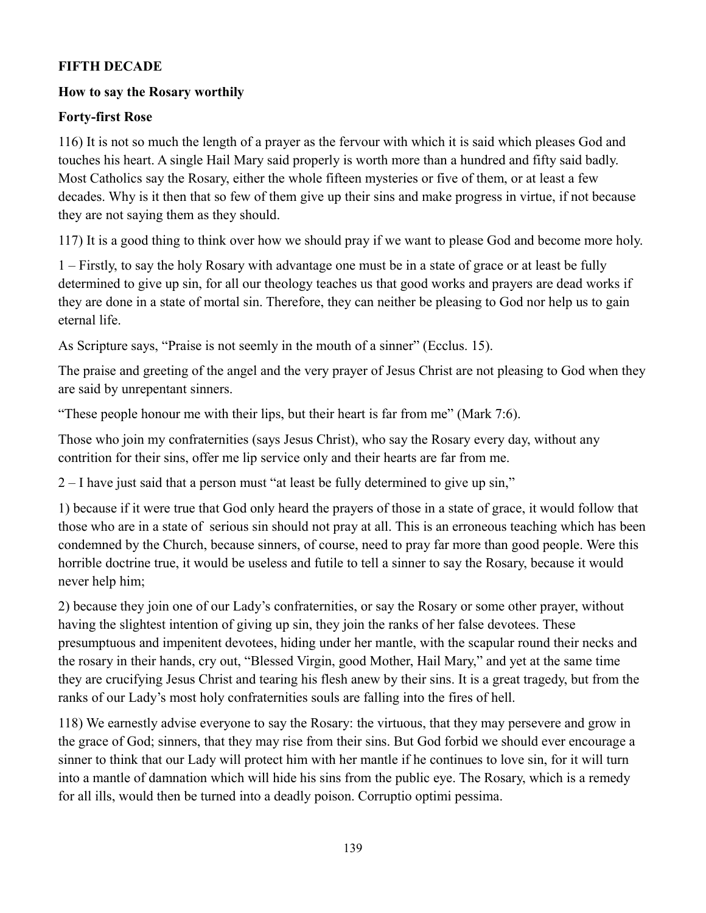**FIFTH DECADE**

**How to say the Rosary worthily**

**Forty-first Rose**

116) It is not so much the length of a prayer as the fervour with which it is said which pleases God and touches his heart. A single Hail Mary said properly is worth more than a hundred and fifty said badly. Most Catholics say the Rosary, either the whole fifteen mysteries or five of them, or at least a few decades. Why is it then that so few of them give up their sins and make progress in virtue, if not because they are not saying them as they should.

117) It is a good thing to think over how we should pray if we want to please God and become more holy.

1 – Firstly, to say the holy Rosary with advantage one must be in a state of grace or at least be fully determined to give up sin, for all our theology teaches us that good works and prayers are dead works if they are done in a state of mortal sin. Therefore, they can neither be pleasing to God nor help us to gain eternal life.

As Scripture says, "Praise is not seemly in the mouth of a sinner" (Ecclus. 15).

The praise and greeting of the angel and the very prayer of Jesus Christ are not pleasing to God when they are said by unrepentant sinners.

"These people honour me with their lips, but their heart is far from me" (Mark 7:6).

Those who join my confraternities (says Jesus Christ), who say the Rosary every day, without any contrition for their sins, offer me lip service only and their hearts are far from me.

2 – I have just said that a person must "at least be fully determined to give up sin,"

1) because if it were true that God only heard the prayers of those in a state of grace, it would follow that those who are in a state of serious sin should not pray at all. This is an erroneous teaching which has been condemned by the Church, because sinners, of course, need to pray far more than good people. Were this horrible doctrine true, it would be useless and futile to tell a sinner to say the Rosary, because it would never help him;

2) because they join one of our Lady's confraternities, or say the Rosary or some other prayer, without having the slightest intention of giving up sin, they join the ranks of her false devotees. These presumptuous and impenitent devotees, hiding under her mantle, with the scapular round their necks and the rosary in their hands, cry out, "Blessed Virgin, good Mother, Hail Mary," and yet at the same time they are crucifying Jesus Christ and tearing his flesh anew by their sins. It is a great tragedy, but from the ranks of our Lady's most holy confraternities souls are falling into the fires of hell.

118) We earnestly advise everyone to say the Rosary: the virtuous, that they may persevere and grow in the grace of God; sinners, that they may rise from their sins. But God forbid we should ever encourage a sinner to think that our Lady will protect him with her mantle if he continues to love sin, for it will turn into a mantle of damnation which will hide his sins from the public eye. The Rosary, which is a remedy for all ills, would then be turned into a deadly poison. Corruptio optimi pessima.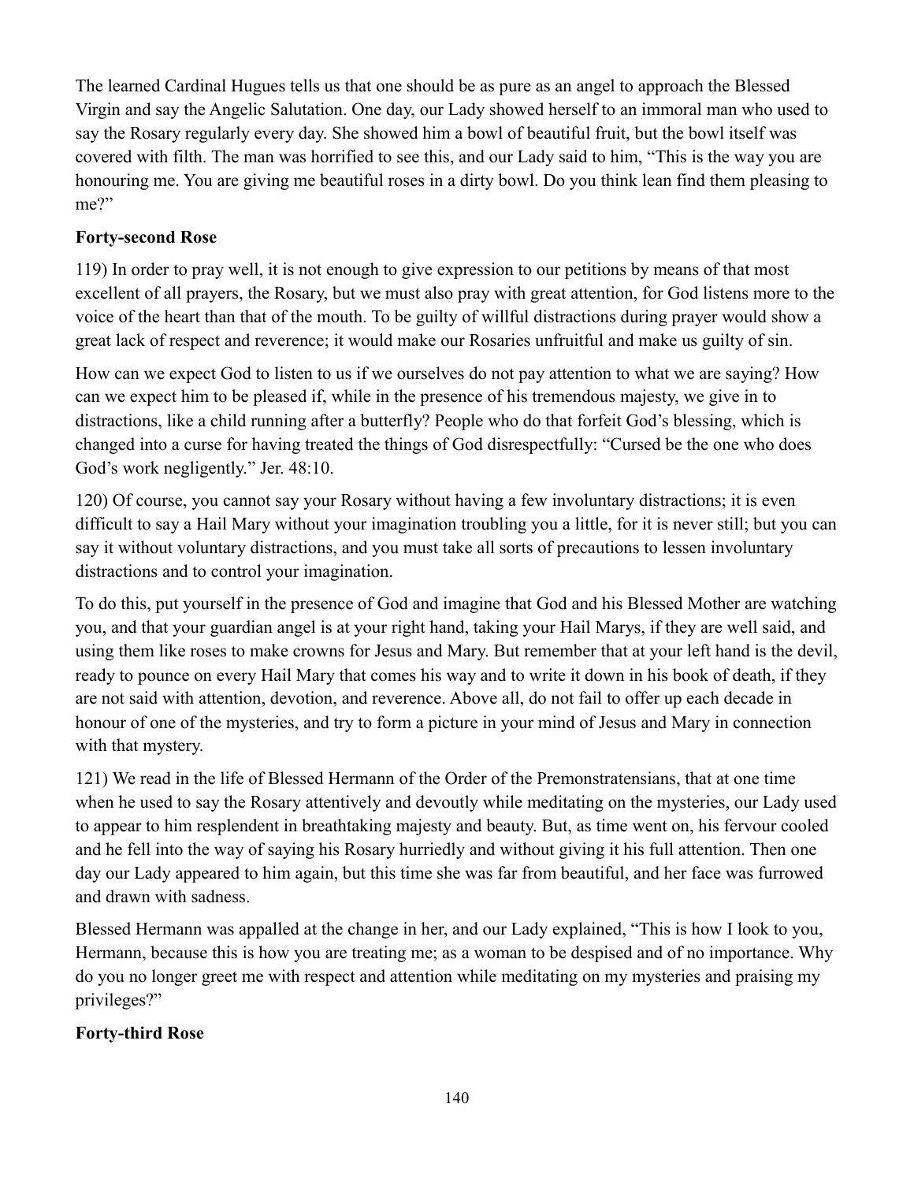The learned Cardinal Hugues tells us that one should be as pure as an angel to approach the Blessed Virgin and say the Angelic Salutation. One day, our Lady showed herself to an immoral man who used to say the Rosary regularly every day. She showed him a bowl of beautiful fruit, but the bowl itself was covered with filth. The man was horrified to see this, and our Lady said to him, "This is the way you are honouring me. You are giving me beautiful roses in a dirty bowl. Do you think lean find them pleasing to me?"

**Forty-second Rose**

119) In order to pray well, it is not enough to give expression to our petitions by means of that most excellent of all prayers, the Rosary, but we must also pray with great attention, for God listens more to the voice of the heart than that of the mouth. To be guilty of willful distractions during prayer would show a great lack of respect and reverence; it would make our Rosaries unfruitful and make us guilty of sin.

How can we expect God to listen to us if we ourselves do not pay attention to what we are saying? How can we expect him to be pleased if, while in the presence of his tremendous majesty, we give in to distractions, like a child running after a butterfly? People who do that forfeit God's blessing, which is changed into a curse for having treated the things of God disrespectfully: "Cursed be the one who does God's work negligently." Jer. 48:10.

120) Of course, you cannot say your Rosary without having a few involuntary distractions; it is even difficult to say a Hail Mary without your imagination troubling you a little, for it is never still; but you can say it without voluntary distractions, and you must take all sorts of precautions to lessen involuntary distractions and to control your imagination.

To do this, put yourself in the presence of God and imagine that God and his Blessed Mother are watching you, and that your guardian angel is at your right hand, taking your Hail Marys, if they are well said, and using them like roses to make crowns for Jesus and Mary. But remember that at your left hand is the devil, ready to pounce on every Hail Mary that comes his way and to write it down in his book of death, if they are not said with attention, devotion, and reverence. Above all, do not fail to offer up each decade in honour of one of the mysteries, and try to form a picture in your mind of Jesus and Mary in connection with that mystery.

121) We read in the life of Blessed Hermann of the Order of the Premonstratensians, that at one time when he used to say the Rosary attentively and devoutly while meditating on the mysteries, our Lady used to appear to him resplendent in breathtaking majesty and beauty. But, as time went on, his fervour cooled and he fell into the way of saying his Rosary hurriedly and without giving it his full attention. Then one day our Lady appeared to him again, but this time she was far from beautiful, and her face was furrowed and drawn with sadness.

Blessed Hermann was appalled at the change in her, and our Lady explained, "This is how I look to you, Hermann, because this is how you are treating me; as a woman to be despised and of no importance. Why do you no longer greet me with respect and attention while meditating on my mysteries and praising my privileges?"

**Forty-third Rose**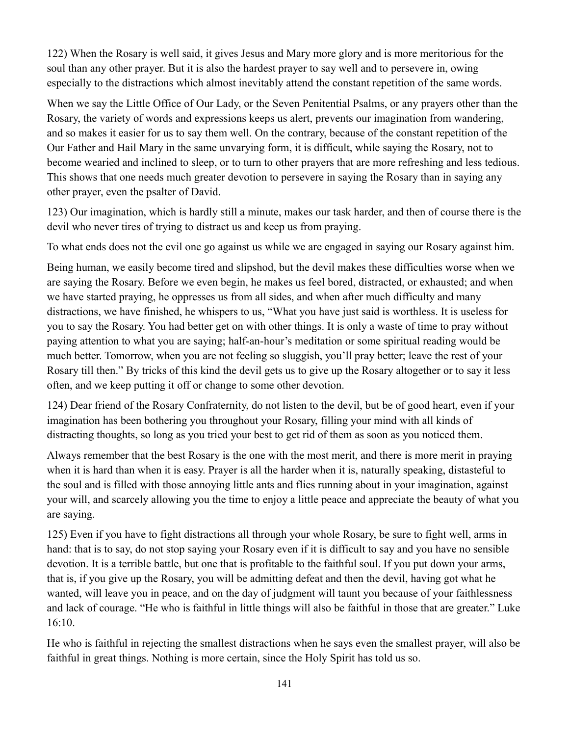122) When the Rosary is well said, it gives Jesus and Mary more glory and is more meritorious for the soul than any other prayer. But it is also the hardest prayer to say well and to persevere in, owing especially to the distractions which almost inevitably attend the constant repetition of the same words.

When we say the Little Office of Our Lady, or the Seven Penitential Psalms, or any prayers other than the Rosary, the variety of words and expressions keeps us alert, prevents our imagination from wandering, and so makes it easier for us to say them well. On the contrary, because of the constant repetition of the Our Father and Hail Mary in the same unvarying form, it is difficult, while saying the Rosary, not to become wearied and inclined to sleep, or to turn to other prayers that are more refreshing and less tedious. This shows that one needs much greater devotion to persevere in saying the Rosary than in saying any other prayer, even the psalter of David.

123) Our imagination, which is hardly still a minute, makes our task harder, and then of course there is the devil who never tires of trying to distract us and keep us from praying.

To what ends does not the evil one go against us while we are engaged in saying our Rosary against him.

Being human, we easily become tired and slipshod, but the devil makes these difficulties worse when we are saying the Rosary. Before we even begin, he makes us feel bored, distracted, or exhausted; and when we have started praying, he oppresses us from all sides, and when after much difficulty and many distractions, we have finished, he whispers to us, "What you have just said is worthless. It is useless for you to say the Rosary. You had better get on with other things. It is only a waste of time to pray without paying attention to what you are saying; half-an-hour's meditation or some spiritual reading would be much better. Tomorrow, when you are not feeling so sluggish, you'll pray better; leave the rest of your Rosary till then." By tricks of this kind the devil gets us to give up the Rosary altogether or to say it less often, and we keep putting it off or change to some other devotion.

124) Dear friend of the Rosary Confraternity, do not listen to the devil, but be of good heart, even if your imagination has been bothering you throughout your Rosary, filling your mind with all kinds of distracting thoughts, so long as you tried your best to get rid of them as soon as you noticed them.

Always remember that the best Rosary is the one with the most merit, and there is more merit in praying when it is hard than when it is easy. Prayer is all the harder when it is, naturally speaking, distasteful to the soul and is filled with those annoying little ants and flies running about in your imagination, against your will, and scarcely allowing you the time to enjoy a little peace and appreciate the beauty of what you are saying.

125) Even if you have to fight distractions all through your whole Rosary, be sure to fight well, arms in hand: that is to say, do not stop saying your Rosary even if it is difficult to say and you have no sensible devotion. It is a terrible battle, but one that is profitable to the faithful soul. If you put down your arms, that is, if you give up the Rosary, you will be admitting defeat and then the devil, having got what he wanted, will leave you in peace, and on the day of judgment will taunt you because of your faithlessness and lack of courage. "He who is faithful in little things will also be faithful in those that are greater." Luke 16:10.

He who is faithful in rejecting the smallest distractions when he says even the smallest prayer, will also be faithful in great things. Nothing is more certain, since the Holy Spirit has told us so.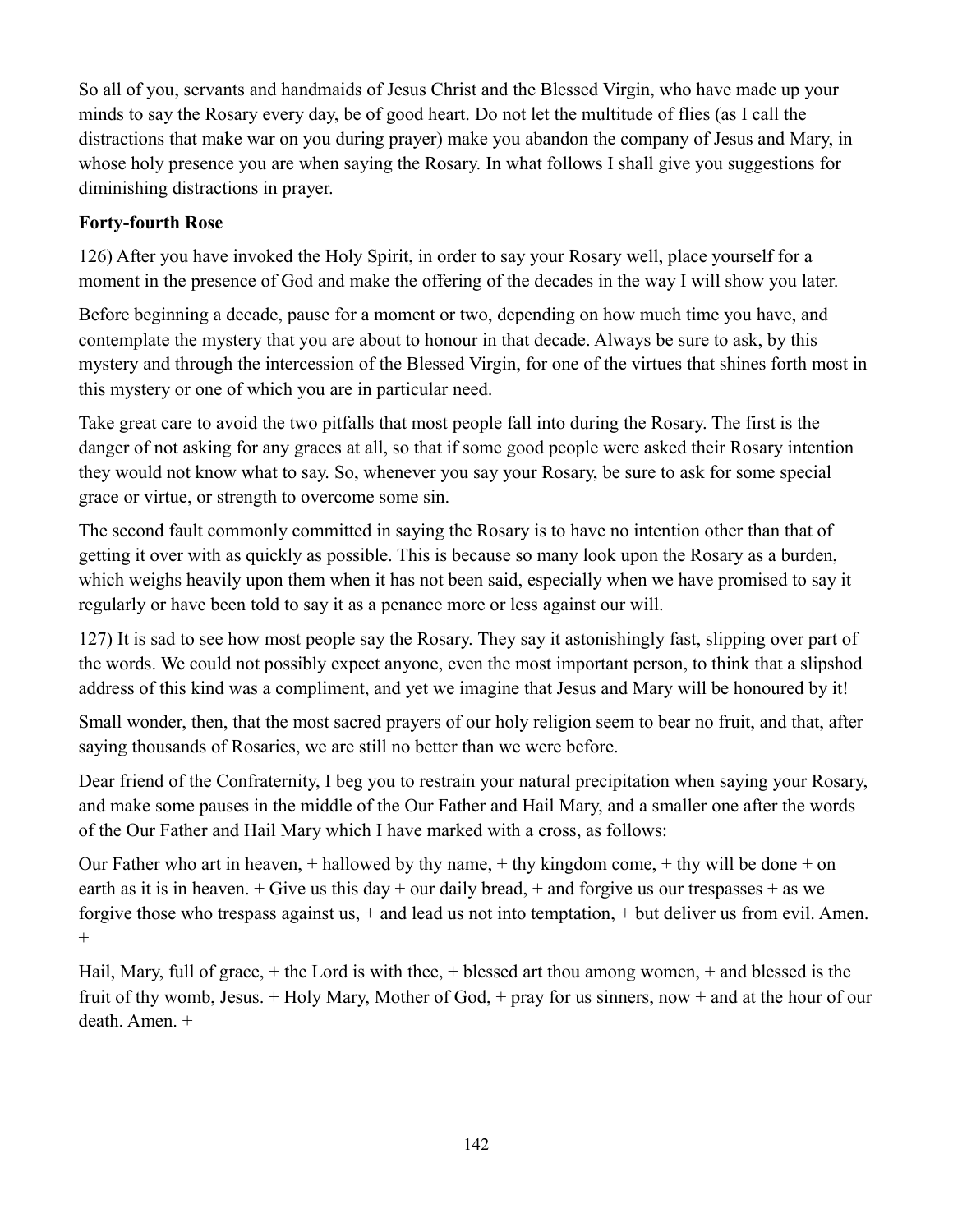So all of you, servants and handmaids of Jesus Christ and the Blessed Virgin, who have made up your minds to say the Rosary every day, be of good heart. Do not let the multitude of flies (as I call the distractions that make war on you during prayer) make you abandon the company of Jesus and Mary, in whose holy presence you are when saying the Rosary. In what follows I shall give you suggestions for diminishing distractions in prayer.

**Forty-fourth Rose**

126) After you have invoked the Holy Spirit, in order to say your Rosary well, place yourself for a moment in the presence of God and make the offering of the decades in the way I will show you later.

Before beginning a decade, pause for a moment or two, depending on how much time you have, and contemplate the mystery that you are about to honour in that decade. Always be sure to ask, by this mystery and through the intercession of the Blessed Virgin, for one of the virtues that shines forth most in this mystery or one of which you are in particular need.

Take great care to avoid the two pitfalls that most people fall into during the Rosary. The first is the danger of not asking for any graces at all, so that if some good people were asked their Rosary intention they would not know what to say. So, whenever you say your Rosary, be sure to ask for some special grace or virtue, or strength to overcome some sin.

The second fault commonly committed in saying the Rosary is to have no intention other than that of getting it over with as quickly as possible. This is because so many look upon the Rosary as a burden, which weighs heavily upon them when it has not been said, especially when we have promised to say it regularly or have been told to say it as a penance more or less against our will.

127) It is sad to see how most people say the Rosary. They say it astonishingly fast, slipping over part of the words. We could not possibly expect anyone, even the most important person, to think that a slipshod address of this kind was a compliment, and yet we imagine that Jesus and Mary will be honoured by it!

Small wonder, then, that the most sacred prayers of our holy religion seem to bear no fruit, and that, after saying thousands of Rosaries, we are still no better than we were before.

Dear friend of the Confraternity, I beg you to restrain your natural precipitation when saying your Rosary, and make some pauses in the middle of the Our Father and Hail Mary, and a smaller one after the words of the Our Father and Hail Mary which I have marked with a cross, as follows:

Our Father who art in heaven, + hallowed by thy name, + thy kingdom come, + thy will be done + on earth as it is in heaven. + Give us this day + our daily bread, + and forgive us our trespasses + as we forgive those who trespass against us, + and lead us not into temptation, + but deliver us from evil. Amen. +

Hail, Mary, full of grace, + the Lord is with thee, + blessed art thou among women, + and blessed is the fruit of thy womb, Jesus. + Holy Mary, Mother of God, + pray for us sinners, now + and at the hour of our death. Amen. +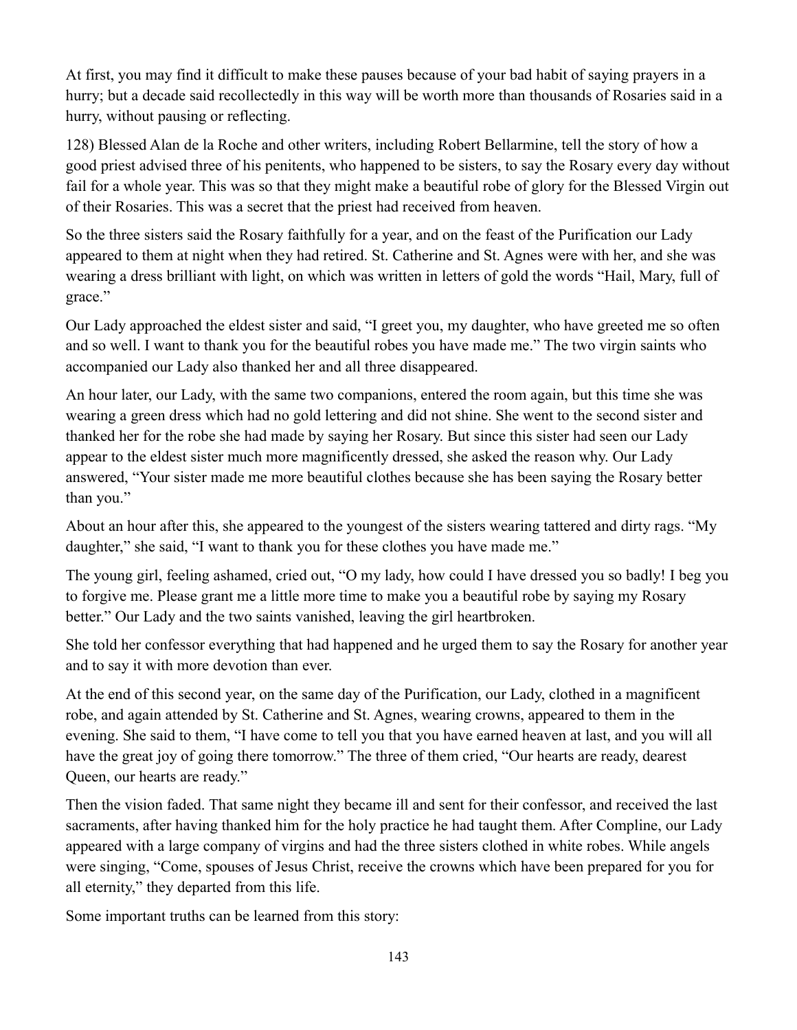At first, you may find it difficult to make these pauses because of your bad habit of saying prayers in a hurry; but a decade said recollectedly in this way will be worth more than thousands of Rosaries said in a hurry, without pausing or reflecting.

128) Blessed Alan de la Roche and other writers, including Robert Bellarmine, tell the story of how a good priest advised three of his penitents, who happened to be sisters, to say the Rosary every day without fail for a whole year. This was so that they might make a beautiful robe of glory for the Blessed Virgin out of their Rosaries. This was a secret that the priest had received from heaven.

So the three sisters said the Rosary faithfully for a year, and on the feast of the Purification our Lady appeared to them at night when they had retired. St. Catherine and St. Agnes were with her, and she was wearing a dress brilliant with light, on which was written in letters of gold the words "Hail, Mary, full of grace."

Our Lady approached the eldest sister and said, "I greet you, my daughter, who have greeted me so often and so well. I want to thank you for the beautiful robes you have made me." The two virgin saints who accompanied our Lady also thanked her and all three disappeared.

An hour later, our Lady, with the same two companions, entered the room again, but this time she was wearing a green dress which had no gold lettering and did not shine. She went to the second sister and thanked her for the robe she had made by saying her Rosary. But since this sister had seen our Lady appear to the eldest sister much more magnificently dressed, she asked the reason why. Our Lady answered, "Your sister made me more beautiful clothes because she has been saying the Rosary better than you."

About an hour after this, she appeared to the youngest of the sisters wearing tattered and dirty rags. "My daughter," she said, "I want to thank you for these clothes you have made me."

The young girl, feeling ashamed, cried out, "O my lady, how could I have dressed you so badly! I beg you to forgive me. Please grant me a little more time to make you a beautiful robe by saying my Rosary better." Our Lady and the two saints vanished, leaving the girl heartbroken.

She told her confessor everything that had happened and he urged them to say the Rosary for another year and to say it with more devotion than ever.

At the end of this second year, on the same day of the Purification, our Lady, clothed in a magnificent robe, and again attended by St. Catherine and St. Agnes, wearing crowns, appeared to them in the evening. She said to them, "I have come to tell you that you have earned heaven at last, and you will all have the great joy of going there tomorrow." The three of them cried, "Our hearts are ready, dearest Queen, our hearts are ready."

Then the vision faded. That same night they became ill and sent for their confessor, and received the last sacraments, after having thanked him for the holy practice he had taught them. After Compline, our Lady appeared with a large company of virgins and had the three sisters clothed in white robes. While angels were singing, "Come, spouses of Jesus Christ, receive the crowns which have been prepared for you for all eternity," they departed from this life.

Some important truths can be learned from this story: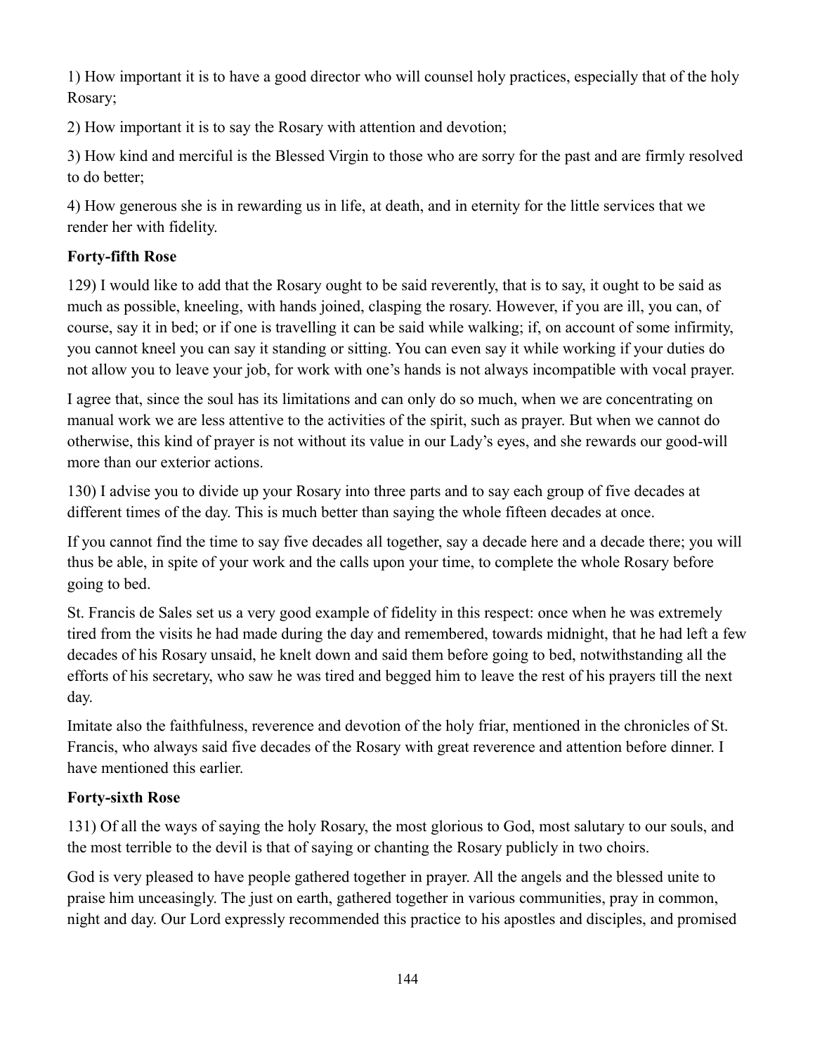1) How important it is to have a good director who will counsel holy practices, especially that of the holy Rosary;

2) How important it is to say the Rosary with attention and devotion;

3) How kind and merciful is the Blessed Virgin to those who are sorry for the past and are firmly resolved to do better;

4) How generous she is in rewarding us in life, at death, and in eternity for the little services that we render her with fidelity.

### Forty-fifth Rose

129) I would like to add that the Rosary ought to be said reverently, that is to say, it ought to be said as much as possible, kneeling, with hands joined, clasping the rosary. However, if you are ill, you can, of course, say it in bed; or if one is travelling it can be said while walking; if, on account of some infirmity, you cannot kneel you can say it standing or sitting. You can even say it while working if your duties do not allow you to leave your job, for work with one's hands is not always incompatible with vocal prayer.

I agree that, since the soul has its limitations and can only do so much, when we are concentrating on manual work we are less attentive to the activities of the spirit, such as prayer. But when we cannot do otherwise, this kind of prayer is not without its value in our Lady's eyes, and she rewards our good-will more than our exterior actions.

130) I advise you to divide up your Rosary into three parts and to say each group of five decades at different times of the day. This is much better than saying the whole fifteen decades at once.

If you cannot find the time to say five decades all together, say a decade here and a decade there; you will thus be able, in spite of your work and the calls upon your time, to complete the whole Rosary before going to bed.

St. Francis de Sales set us a very good example of fidelity in this respect: once when he was extremely tired from the visits he had made during the day and remembered, towards midnight, that he had left a few decades of his Rosary unsaid, he knelt down and said them before going to bed, notwithstanding all the efforts of his secretary, who saw he was tired and begged him to leave the rest of his prayers till the next day.

Imitate also the faithfulness, reverence and devotion of the holy friar, mentioned in the chronicles of St. Francis, who always said five decades of the Rosary with great reverence and attention before dinner. I have mentioned this earlier.

### Forty-sixth Rose

131) Of all the ways of saying the holy Rosary, the most glorious to God, most salutary to our souls, and the most terrible to the devil is that of saying or chanting the Rosary publicly in two choirs.

God is very pleased to have people gathered together in prayer. All the angels and the blessed unite to praise him unceasingly. The just on earth, gathered together in various communities, pray in common, night and day. Our Lord expressly recommended this practice to his apostles and disciples, and promised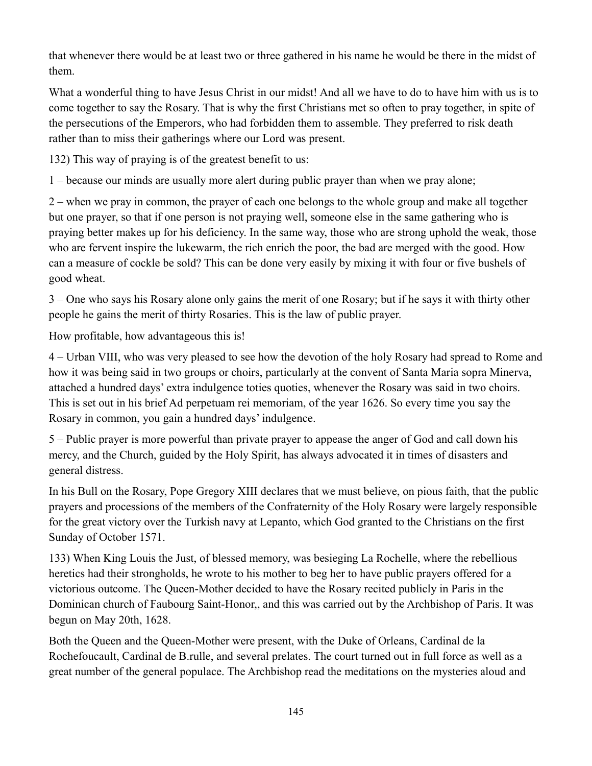that whenever there would be at least two or three gathered in his name he would be there in the midst of them.

What a wonderful thing to have Jesus Christ in our midst! And all we have to do to have him with us is to come together to say the Rosary. That is why the first Christians met so often to pray together, in spite of the persecutions of the Emperors, who had forbidden them to assemble. They preferred to risk death rather than to miss their gatherings where our Lord was present.

132) This way of praying is of the greatest benefit to us:

1 – because our minds are usually more alert during public prayer than when we pray alone;

2 – when we pray in common, the prayer of each one belongs to the whole group and make all together but one prayer, so that if one person is not praying well, someone else in the same gathering who is praying better makes up for his deficiency. In the same way, those who are strong uphold the weak, those who are fervent inspire the lukewarm, the rich enrich the poor, the bad are merged with the good. How can a measure of cockle be sold? This can be done very easily by mixing it with four or five bushels of good wheat.

3 – One who says his Rosary alone only gains the merit of one Rosary; but if he says it with thirty other people he gains the merit of thirty Rosaries. This is the law of public prayer.

How profitable, how advantageous this is!

4 – Urban VIII, who was very pleased to see how the devotion of the holy Rosary had spread to Rome and how it was being said in two groups or choirs, particularly at the convent of Santa Maria sopra Minerva, attached a hundred days' extra indulgence toties quoties, whenever the Rosary was said in two choirs. This is set out in his brief Ad perpetuam rei memoriam, of the year 1626. So every time you say the Rosary in common, you gain a hundred days' indulgence.

5 – Public prayer is more powerful than private prayer to appease the anger of God and call down his mercy, and the Church, guided by the Holy Spirit, has always advocated it in times of disasters and general distress.

In his Bull on the Rosary, Pope Gregory XIII declares that we must believe, on pious faith, that the public prayers and processions of the members of the Confraternity of the Holy Rosary were largely responsible for the great victory over the Turkish navy at Lepanto, which God granted to the Christians on the first Sunday of October 1571.

133) When King Louis the Just, of blessed memory, was besieging La Rochelle, where the rebellious heretics had their strongholds, he wrote to his mother to beg her to have public prayers offered for a victorious outcome. The Queen-Mother decided to have the Rosary recited publicly in Paris in the Dominican church of Faubourg Saint-Honor,, and this was carried out by the Archbishop of Paris. It was begun on May 20th, 1628.

Both the Queen and the Queen-Mother were present, with the Duke of Orleans, Cardinal de la Rochefoucault, Cardinal de B.rulle, and several prelates. The court turned out in full force as well as a great number of the general populace. The Archbishop read the meditations on the mysteries aloud and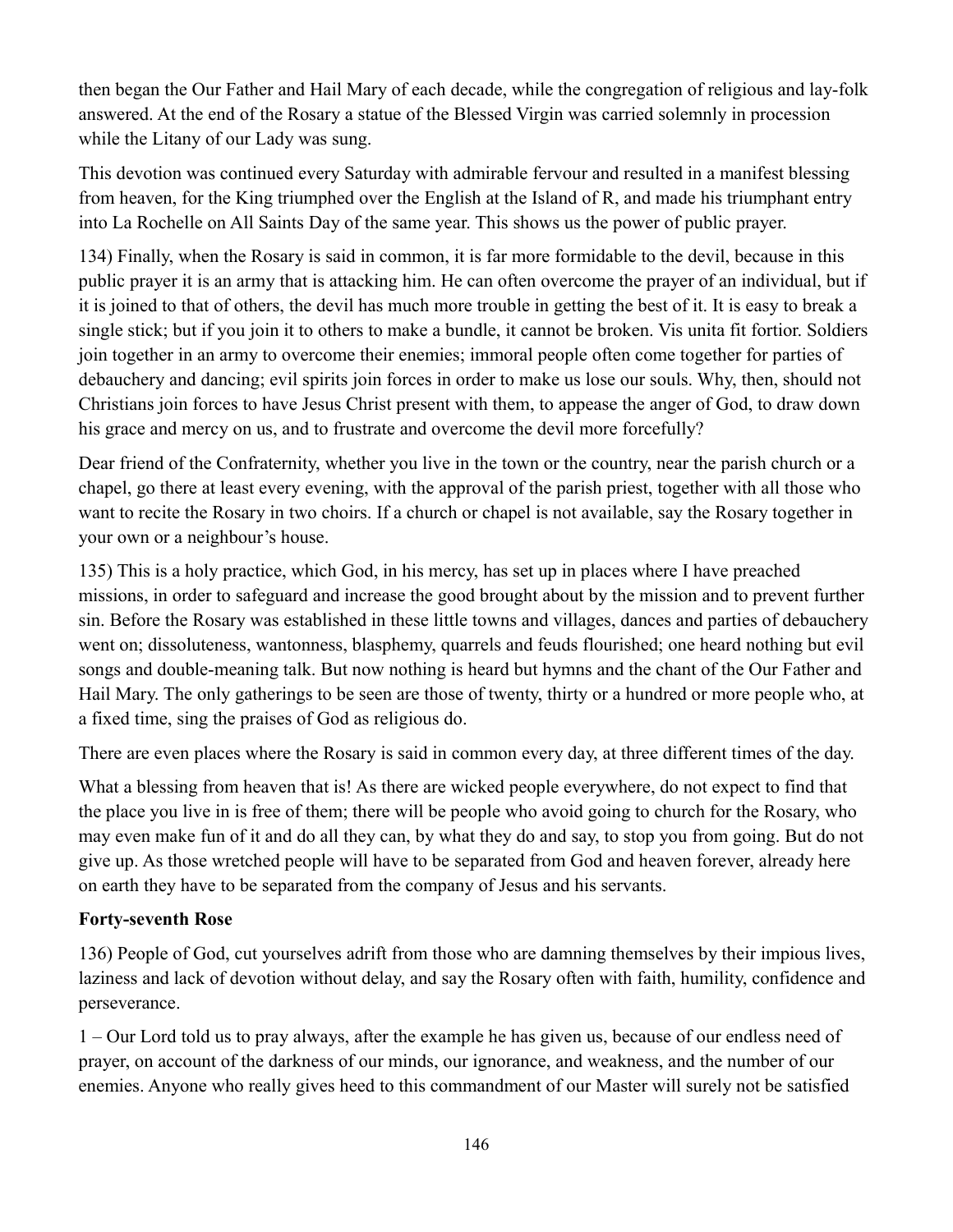then began the Our Father and Hail Mary of each decade, while the congregation of religious and lay-folk answered. At the end of the Rosary a statue of the Blessed Virgin was carried solemnly in procession while the Litany of our Lady was sung.

This devotion was continued every Saturday with admirable fervour and resulted in a manifest blessing from heaven, for the King triumphed over the English at the Island of R, and made his triumphant entry into La Rochelle on All Saints Day of the same year. This shows us the power of public prayer.

134) Finally, when the Rosary is said in common, it is far more formidable to the devil, because in this public prayer it is an army that is attacking him. He can often overcome the prayer of an individual, but if it is joined to that of others, the devil has much more trouble in getting the best of it. It is easy to break a single stick; but if you join it to others to make a bundle, it cannot be broken. Vis unita fit fortior. Soldiers join together in an army to overcome their enemies; immoral people often come together for parties of debauchery and dancing; evil spirits join forces in order to make us lose our souls. Why, then, should not Christians join forces to have Jesus Christ present with them, to appease the anger of God, to draw down his grace and mercy on us, and to frustrate and overcome the devil more forcefully?

Dear friend of the Confraternity, whether you live in the town or the country, near the parish church or a chapel, go there at least every evening, with the approval of the parish priest, together with all those who want to recite the Rosary in two choirs. If a church or chapel is not available, say the Rosary together in your own or a neighbour's house.

135) This is a holy practice, which God, in his mercy, has set up in places where I have preached missions, in order to safeguard and increase the good brought about by the mission and to prevent further sin. Before the Rosary was established in these little towns and villages, dances and parties of debauchery went on; dissoluteness, wantonness, blasphemy, quarrels and feuds flourished; one heard nothing but evil songs and double-meaning talk. But now nothing is heard but hymns and the chant of the Our Father and Hail Mary. The only gatherings to be seen are those of twenty, thirty or a hundred or more people who, at a fixed time, sing the praises of God as religious do.

There are even places where the Rosary is said in common every day, at three different times of the day.

What a blessing from heaven that is! As there are wicked people everywhere, do not expect to find that the place you live in is free of them; there will be people who avoid going to church for the Rosary, who may even make fun of it and do all they can, by what they do and say, to stop you from going. But do not give up. As those wretched people will have to be separated from God and heaven forever, already here on earth they have to be separated from the company of Jesus and his servants.

**Forty-seventh Rose**

136) People of God, cut yourselves adrift from those who are damning themselves by their impious lives, laziness and lack of devotion without delay, and say the Rosary often with faith, humility, confidence and perseverance.

1 – Our Lord told us to pray always, after the example he has given us, because of our endless need of prayer, on account of the darkness of our minds, our ignorance, and weakness, and the number of our enemies. Anyone who really gives heed to this commandment of our Master will surely not be satisfied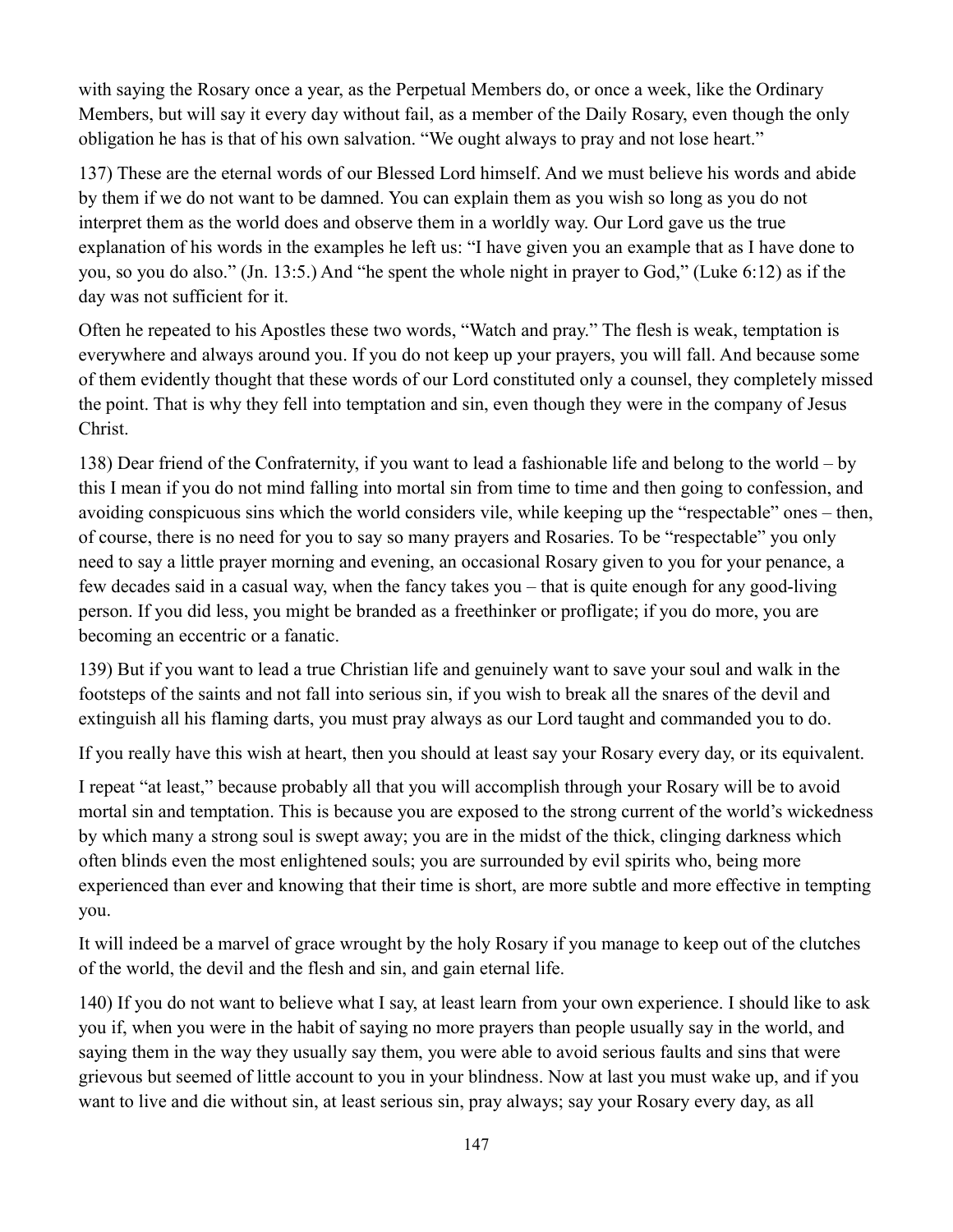with saying the Rosary once a year, as the Perpetual Members do, or once a week, like the Ordinary Members, but will say it every day without fail, as a member of the Daily Rosary, even though the only obligation he has is that of his own salvation. "We ought always to pray and not lose heart."

137) These are the eternal words of our Blessed Lord himself. And we must believe his words and abide by them if we do not want to be damned. You can explain them as you wish so long as you do not interpret them as the world does and observe them in a worldly way. Our Lord gave us the true explanation of his words in the examples he left us: "I have given you an example that as I have done to you, so you do also." (Jn. 13:5.) And "he spent the whole night in prayer to God," (Luke 6:12) as if the day was not sufficient for it.

Often he repeated to his Apostles these two words, "Watch and pray." The flesh is weak, temptation is everywhere and always around you. If you do not keep up your prayers, you will fall. And because some of them evidently thought that these words of our Lord constituted only a counsel, they completely missed the point. That is why they fell into temptation and sin, even though they were in the company of Jesus Christ.

138) Dear friend of the Confraternity, if you want to lead a fashionable life and belong to the world – by this I mean if you do not mind falling into mortal sin from time to time and then going to confession, and avoiding conspicuous sins which the world considers vile, while keeping up the "respectable" ones – then, of course, there is no need for you to say so many prayers and Rosaries. To be "respectable" you only need to say a little prayer morning and evening, an occasional Rosary given to you for your penance, a few decades said in a casual way, when the fancy takes you – that is quite enough for any good-living person. If you did less, you might be branded as a freethinker or profligate; if you do more, you are becoming an eccentric or a fanatic.

139) But if you want to lead a true Christian life and genuinely want to save your soul and walk in the footsteps of the saints and not fall into serious sin, if you wish to break all the snares of the devil and extinguish all his flaming darts, you must pray always as our Lord taught and commanded you to do.

If you really have this wish at heart, then you should at least say your Rosary every day, or its equivalent.

I repeat "at least," because probably all that you will accomplish through your Rosary will be to avoid mortal sin and temptation. This is because you are exposed to the strong current of the world's wickedness by which many a strong soul is swept away; you are in the midst of the thick, clinging darkness which often blinds even the most enlightened souls; you are surrounded by evil spirits who, being more experienced than ever and knowing that their time is short, are more subtle and more effective in tempting you.

It will indeed be a marvel of grace wrought by the holy Rosary if you manage to keep out of the clutches of the world, the devil and the flesh and sin, and gain eternal life.

140) If you do not want to believe what I say, at least learn from your own experience. I should like to ask you if, when you were in the habit of saying no more prayers than people usually say in the world, and saying them in the way they usually say them, you were able to avoid serious faults and sins that were grievous but seemed of little account to you in your blindness. Now at last you must wake up, and if you want to live and die without sin, at least serious sin, pray always; say your Rosary every day, as all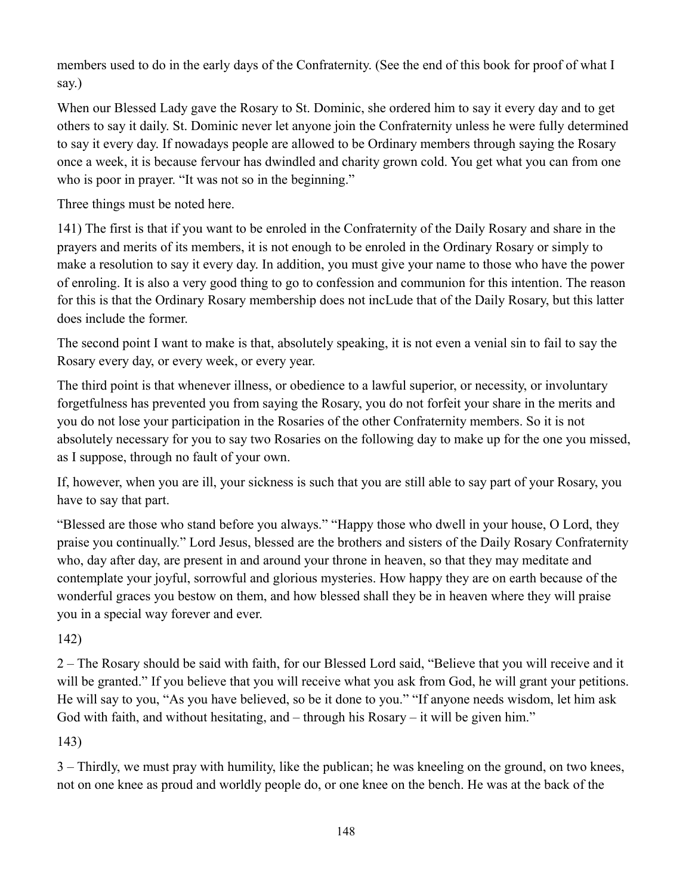members used to do in the early days of the Confraternity. (See the end of this book for proof of what I say.)

When our Blessed Lady gave the Rosary to St. Dominic, she ordered him to say it every day and to get others to say it daily. St. Dominic never let anyone join the Confraternity unless he were fully determined to say it every day. If nowadays people are allowed to be Ordinary members through saying the Rosary once a week, it is because fervour has dwindled and charity grown cold. You get what you can from one who is poor in prayer. “It was not so in the beginning.”

Three things must be noted here.

141) The first is that if you want to be enroled in the Confraternity of the Daily Rosary and share in the prayers and merits of its members, it is not enough to be enroled in the Ordinary Rosary or simply to make a resolution to say it every day. In addition, you must give your name to those who have the power of enroling. It is also a very good thing to go to confession and communion for this intention. The reason for this is that the Ordinary Rosary membership does not incLude that of the Daily Rosary, but this latter does include the former.

The second point I want to make is that, absolutely speaking, it is not even a venial sin to fail to say the Rosary every day, or every week, or every year.

The third point is that whenever illness, or obedience to a lawful superior, or necessity, or involuntary forgetfulness has prevented you from saying the Rosary, you do not forfeit your share in the merits and you do not lose your participation in the Rosaries of the other Confraternity members. So it is not absolutely necessary for you to say two Rosaries on the following day to make up for the one you missed, as I suppose, through no fault of your own.

If, however, when you are ill, your sickness is such that you are still able to say part of your Rosary, you have to say that part.

“Blessed are those who stand before you always.” “Happy those who dwell in your house, O Lord, they praise you continually.” Lord Jesus, blessed are the brothers and sisters of the Daily Rosary Confraternity who, day after day, are present in and around your throne in heaven, so that they may meditate and contemplate your joyful, sorrowful and glorious mysteries. How happy they are on earth because of the wonderful graces you bestow on them, and how blessed shall they be in heaven where they will praise you in a special way forever and ever.

142)

2 – The Rosary should be said with faith, for our Blessed Lord said, “Believe that you will receive and it will be granted.” If you believe that you will receive what you ask from God, he will grant your petitions. He will say to you, “As you have believed, so be it done to you.” “If anyone needs wisdom, let him ask God with faith, and without hesitating, and – through his Rosary – it will be given him.”

143)

3 – Thirdly, we must pray with humility, like the publican; he was kneeling on the ground, on two knees, not on one knee as proud and worldly people do, or one knee on the bench. He was at the back of the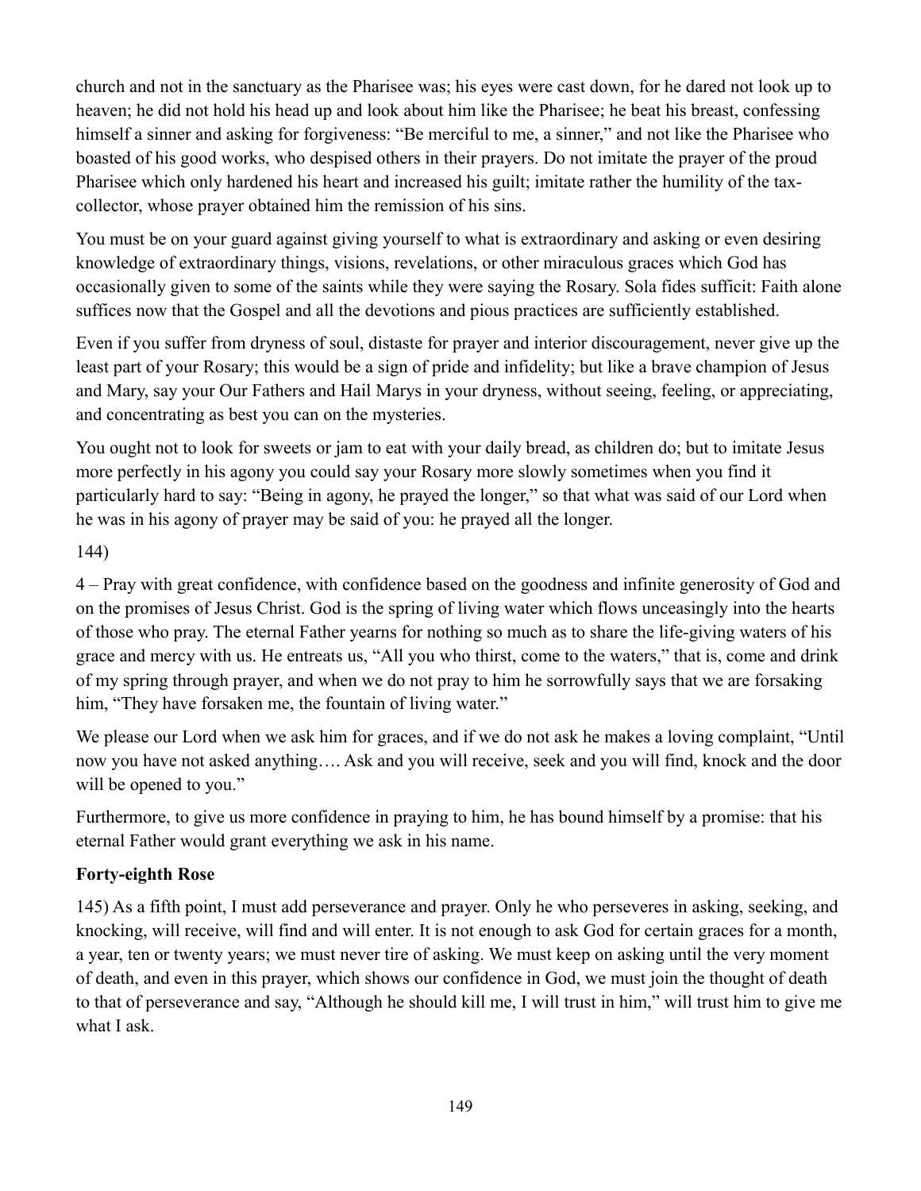church and not in the sanctuary as the Pharisee was; his eyes were cast down, for he dared not look up to heaven; he did not hold his head up and look about him like the Pharisee; he beat his breast, confessing himself a sinner and asking for forgiveness: "Be merciful to me, a sinner," and not like the Pharisee who boasted of his good works, who despised others in their prayers. Do not imitate the prayer of the proud Pharisee which only hardened his heart and increased his guilt; imitate rather the humility of the tax-collector, whose prayer obtained him the remission of his sins.

You must be on your guard against giving yourself to what is extraordinary and asking or even desiring knowledge of extraordinary things, visions, revelations, or other miraculous graces which God has occasionally given to some of the saints while they were saying the Rosary. Sola fides sufficit: Faith alone suffices now that the Gospel and all the devotions and pious practices are sufficiently established.

Even if you suffer from dryness of soul, distaste for prayer and interior discouragement, never give up the least part of your Rosary; this would be a sign of pride and infidelity; but like a brave champion of Jesus and Mary, say your Our Fathers and Hail Marys in your dryness, without seeing, feeling, or appreciating, and concentrating as best you can on the mysteries.

You ought not to look for sweets or jam to eat with your daily bread, as children do; but to imitate Jesus more perfectly in his agony you could say your Rosary more slowly sometimes when you find it particularly hard to say: "Being in agony, he prayed the longer," so that what was said of our Lord when he was in his agony of prayer may be said of you: he prayed all the longer.

144)

4 – Pray with great confidence, with confidence based on the goodness and infinite generosity of God and on the promises of Jesus Christ. God is the spring of living water which flows unceasingly into the hearts of those who pray. The eternal Father yearns for nothing so much as to share the life-giving waters of his grace and mercy with us. He entreats us, "All you who thirst, come to the waters," that is, come and drink of my spring through prayer, and when we do not pray to him he sorrowfully says that we are forsaking him, "They have forsaken me, the fountain of living water."

We please our Lord when we ask him for graces, and if we do not ask he makes a loving complaint, "Until now you have not asked anything…. Ask and you will receive, seek and you will find, knock and the door will be opened to you."

Furthermore, to give us more confidence in praying to him, he has bound himself by a promise: that his eternal Father would grant everything we ask in his name.

**Forty-eighth Rose**

145) As a fifth point, I must add perseverance and prayer. Only he who perseveres in asking, seeking, and knocking, will receive, will find and will enter. It is not enough to ask God for certain graces for a month, a year, ten or twenty years; we must never tire of asking. We must keep on asking until the very moment of death, and even in this prayer, which shows our confidence in God, we must join the thought of death to that of perseverance and say, "Although he should kill me, I will trust in him," will trust him to give me what I ask.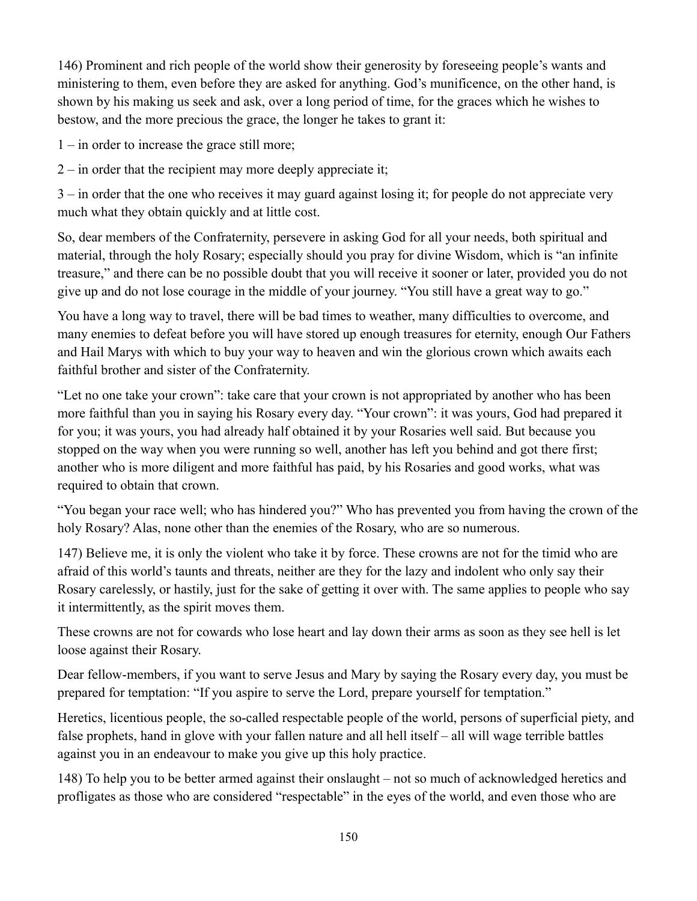146) Prominent and rich people of the world show their generosity by foreseeing people's wants and ministering to them, even before they are asked for anything. God's munificence, on the other hand, is shown by his making us seek and ask, over a long period of time, for the graces which he wishes to bestow, and the more precious the grace, the longer he takes to grant it:

1 – in order to increase the grace still more;

2 – in order that the recipient may more deeply appreciate it;

3 – in order that the one who receives it may guard against losing it; for people do not appreciate very much what they obtain quickly and at little cost.

So, dear members of the Confraternity, persevere in asking God for all your needs, both spiritual and material, through the holy Rosary; especially should you pray for divine Wisdom, which is "an infinite treasure," and there can be no possible doubt that you will receive it sooner or later, provided you do not give up and do not lose courage in the middle of your journey. "You still have a great way to go."

You have a long way to travel, there will be bad times to weather, many difficulties to overcome, and many enemies to defeat before you will have stored up enough treasures for eternity, enough Our Fathers and Hail Marys with which to buy your way to heaven and win the glorious crown which awaits each faithful brother and sister of the Confraternity.

"Let no one take your crown": take care that your crown is not appropriated by another who has been more faithful than you in saying his Rosary every day. "Your crown": it was yours, God had prepared it for you; it was yours, you had already half obtained it by your Rosaries well said. But because you stopped on the way when you were running so well, another has left you behind and got there first; another who is more diligent and more faithful has paid, by his Rosaries and good works, what was required to obtain that crown.

"You began your race well; who has hindered you?" Who has prevented you from having the crown of the holy Rosary? Alas, none other than the enemies of the Rosary, who are so numerous.

147) Believe me, it is only the violent who take it by force. These crowns are not for the timid who are afraid of this world's taunts and threats, neither are they for the lazy and indolent who only say their Rosary carelessly, or hastily, just for the sake of getting it over with. The same applies to people who say it intermittently, as the spirit moves them.

These crowns are not for cowards who lose heart and lay down their arms as soon as they see hell is let loose against their Rosary.

Dear fellow-members, if you want to serve Jesus and Mary by saying the Rosary every day, you must be prepared for temptation: "If you aspire to serve the Lord, prepare yourself for temptation."

Heretics, licentious people, the so-called respectable people of the world, persons of superficial piety, and false prophets, hand in glove with your fallen nature and all hell itself – all will wage terrible battles against you in an endeavour to make you give up this holy practice.

148) To help you to be better armed against their onslaught – not so much of acknowledged heretics and profligates as those who are considered "respectable" in the eyes of the world, and even those who are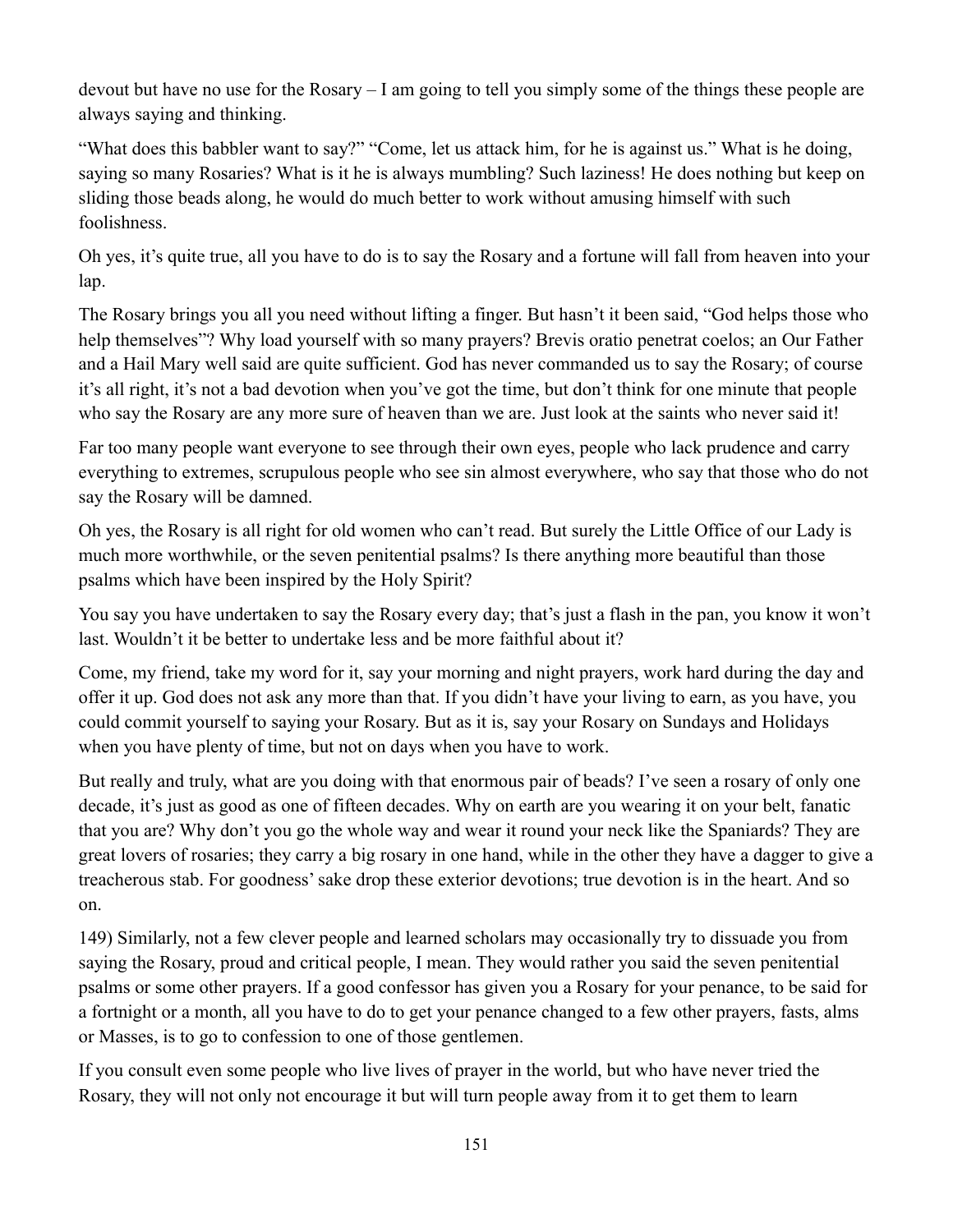devout but have no use for the Rosary – I am going to tell you simply some of the things these people are always saying and thinking.

"What does this babbler want to say?" "Come, let us attack him, for he is against us." What is he doing, saying so many Rosaries? What is it he is always mumbling? Such laziness! He does nothing but keep on sliding those beads along, he would do much better to work without amusing himself with such foolishness.

Oh yes, it's quite true, all you have to do is to say the Rosary and a fortune will fall from heaven into your lap.

The Rosary brings you all you need without lifting a finger. But hasn't it been said, "God helps those who help themselves"? Why load yourself with so many prayers? Brevis oratio penetrat coelos; an Our Father and a Hail Mary well said are quite sufficient. God has never commanded us to say the Rosary; of course it's all right, it's not a bad devotion when you've got the time, but don't think for one minute that people who say the Rosary are any more sure of heaven than we are. Just look at the saints who never said it!

Far too many people want everyone to see through their own eyes, people who lack prudence and carry everything to extremes, scrupulous people who see sin almost everywhere, who say that those who do not say the Rosary will be damned.

Oh yes, the Rosary is all right for old women who can't read. But surely the Little Office of our Lady is much more worthwhile, or the seven penitential psalms? Is there anything more beautiful than those psalms which have been inspired by the Holy Spirit?

You say you have undertaken to say the Rosary every day; that's just a flash in the pan, you know it won't last. Wouldn't it be better to undertake less and be more faithful about it?

Come, my friend, take my word for it, say your morning and night prayers, work hard during the day and offer it up. God does not ask any more than that. If you didn't have your living to earn, as you have, you could commit yourself to saying your Rosary. But as it is, say your Rosary on Sundays and Holidays when you have plenty of time, but not on days when you have to work.

But really and truly, what are you doing with that enormous pair of beads? I've seen a rosary of only one decade, it's just as good as one of fifteen decades. Why on earth are you wearing it on your belt, fanatic that you are? Why don't you go the whole way and wear it round your neck like the Spaniards? They are great lovers of rosaries; they carry a big rosary in one hand, while in the other they have a dagger to give a treacherous stab. For goodness' sake drop these exterior devotions; true devotion is in the heart. And so on.

149) Similarly, not a few clever people and learned scholars may occasionally try to dissuade you from saying the Rosary, proud and critical people, I mean. They would rather you said the seven penitential psalms or some other prayers. If a good confessor has given you a Rosary for your penance, to be said for a fortnight or a month, all you have to do to get your penance changed to a few other prayers, fasts, alms or Masses, is to go to confession to one of those gentlemen.

If you consult even some people who live lives of prayer in the world, but who have never tried the Rosary, they will not only not encourage it but will turn people away from it to get them to learn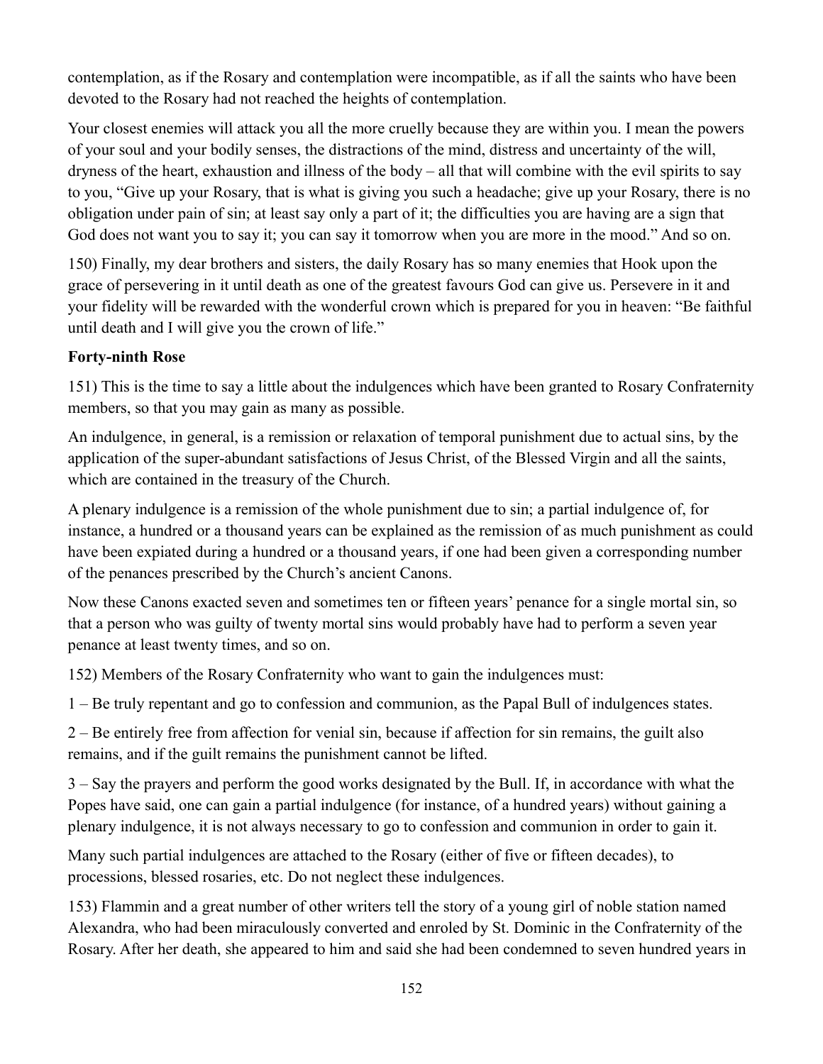contemplation, as if the Rosary and contemplation were incompatible, as if all the saints who have been devoted to the Rosary had not reached the heights of contemplation.

Your closest enemies will attack you all the more cruelly because they are within you. I mean the powers of your soul and your bodily senses, the distractions of the mind, distress and uncertainty of the will, dryness of the heart, exhaustion and illness of the body – all that will combine with the evil spirits to say to you, "Give up your Rosary, that is what is giving you such a headache; give up your Rosary, there is no obligation under pain of sin; at least say only a part of it; the difficulties you are having are a sign that God does not want you to say it; you can say it tomorrow when you are more in the mood." And so on.

150) Finally, my dear brothers and sisters, the daily Rosary has so many enemies that Hook upon the grace of persevering in it until death as one of the greatest favours God can give us. Persevere in it and your fidelity will be rewarded with the wonderful crown which is prepared for you in heaven: "Be faithful until death and I will give you the crown of life."

**Forty-ninth Rose**

151) This is the time to say a little about the indulgences which have been granted to Rosary Confraternity members, so that you may gain as many as possible.

An indulgence, in general, is a remission or relaxation of temporal punishment due to actual sins, by the application of the super-abundant satisfactions of Jesus Christ, of the Blessed Virgin and all the saints, which are contained in the treasury of the Church.

A plenary indulgence is a remission of the whole punishment due to sin; a partial indulgence of, for instance, a hundred or a thousand years can be explained as the remission of as much punishment as could have been expiated during a hundred or a thousand years, if one had been given a corresponding number of the penances prescribed by the Church's ancient Canons.

Now these Canons exacted seven and sometimes ten or fifteen years' penance for a single mortal sin, so that a person who was guilty of twenty mortal sins would probably have had to perform a seven year penance at least twenty times, and so on.

152) Members of the Rosary Confraternity who want to gain the indulgences must:

1 – Be truly repentant and go to confession and communion, as the Papal Bull of indulgences states.

2 – Be entirely free from affection for venial sin, because if affection for sin remains, the guilt also remains, and if the guilt remains the punishment cannot be lifted.

3 – Say the prayers and perform the good works designated by the Bull. If, in accordance with what the Popes have said, one can gain a partial indulgence (for instance, of a hundred years) without gaining a plenary indulgence, it is not always necessary to go to confession and communion in order to gain it.

Many such partial indulgences are attached to the Rosary (either of five or fifteen decades), to processions, blessed rosaries, etc. Do not neglect these indulgences.

153) Flammin and a great number of other writers tell the story of a young girl of noble station named Alexandra, who had been miraculously converted and enroled by St. Dominic in the Confraternity of the Rosary. After her death, she appeared to him and said she had been condemned to seven hundred years in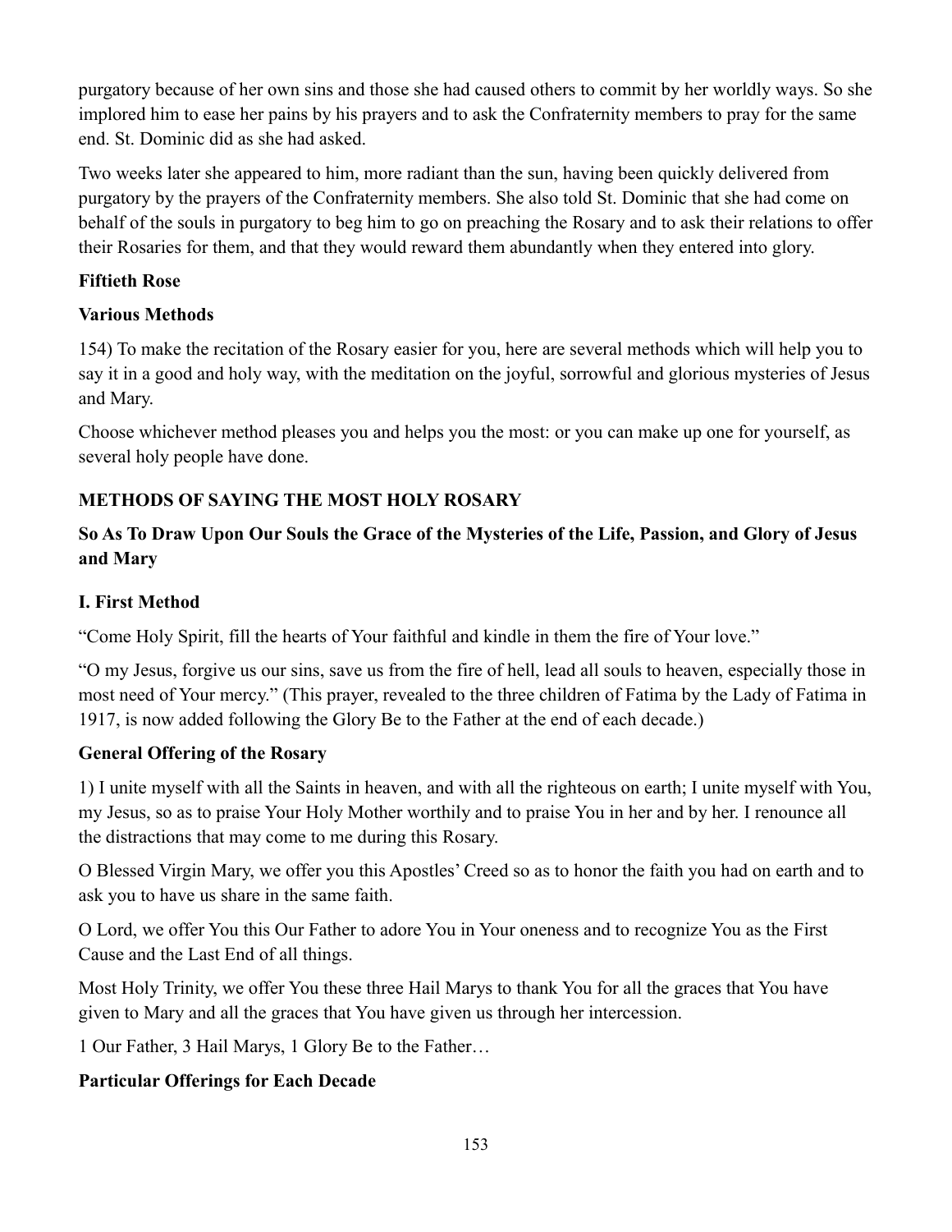purgatory because of her own sins and those she had caused others to commit by her worldly ways. So she implored him to ease her pains by his prayers and to ask the Confraternity members to pray for the same end. St. Dominic did as she had asked.

Two weeks later she appeared to him, more radiant than the sun, having been quickly delivered from purgatory by the prayers of the Confraternity members. She also told St. Dominic that she had come on behalf of the souls in purgatory to beg him to go on preaching the Rosary and to ask their relations to offer their Rosaries for them, and that they would reward them abundantly when they entered into glory.

**Fiftieth Rose**

**Various Methods**

154) To make the recitation of the Rosary easier for you, here are several methods which will help you to say it in a good and holy way, with the meditation on the joyful, sorrowful and glorious mysteries of Jesus and Mary.

Choose whichever method pleases you and helps you the most: or you can make up one for yourself, as several holy people have done.

## METHODS OF SAYING THE MOST HOLY ROSARY

### So As To Draw Upon Our Souls the Grace of the Mysteries of the Life, Passion, and Glory of Jesus and Mary

### I. First Method

"Come Holy Spirit, fill the hearts of Your faithful and kindle in them the fire of Your love."

"O my Jesus, forgive us our sins, save us from the fire of hell, lead all souls to heaven, especially those in most need of Your mercy." (This prayer, revealed to the three children of Fatima by the Lady of Fatima in 1917, is now added following the Glory Be to the Father at the end of each decade.)

**General Offering of the Rosary**

1) I unite myself with all the Saints in heaven, and with all the righteous on earth; I unite myself with You, my Jesus, so as to praise Your Holy Mother worthily and to praise You in her and by her. I renounce all the distractions that may come to me during this Rosary.

O Blessed Virgin Mary, we offer you this Apostles' Creed so as to honor the faith you had on earth and to ask you to have us share in the same faith.

O Lord, we offer You this Our Father to adore You in Your oneness and to recognize You as the First Cause and the Last End of all things.

Most Holy Trinity, we offer You these three Hail Marys to thank You for all the graces that You have given to Mary and all the graces that You have given us through her intercession.

1 Our Father, 3 Hail Marys, 1 Glory Be to the Father…

**Particular Offerings for Each Decade**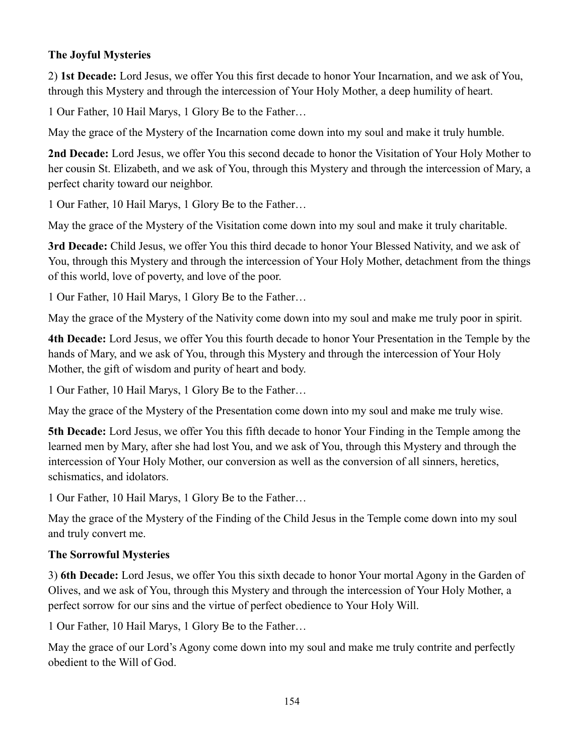**The Joyful Mysteries**

2) **1st Decade:** Lord Jesus, we offer You this first decade to honor Your Incarnation, and we ask of You, through this Mystery and through the intercession of Your Holy Mother, a deep humility of heart.

1 Our Father, 10 Hail Marys, 1 Glory Be to the Father…

May the grace of the Mystery of the Incarnation come down into my soul and make it truly humble.

**2nd Decade:** Lord Jesus, we offer You this second decade to honor the Visitation of Your Holy Mother to her cousin St. Elizabeth, and we ask of You, through this Mystery and through the intercession of Mary, a perfect charity toward our neighbor.

1 Our Father, 10 Hail Marys, 1 Glory Be to the Father…

May the grace of the Mystery of the Visitation come down into my soul and make it truly charitable.

**3rd Decade:** Child Jesus, we offer You this third decade to honor Your Blessed Nativity, and we ask of You, through this Mystery and through the intercession of Your Holy Mother, detachment from the things of this world, love of poverty, and love of the poor.

1 Our Father, 10 Hail Marys, 1 Glory Be to the Father…

May the grace of the Mystery of the Nativity come down into my soul and make me truly poor in spirit.

**4th Decade:** Lord Jesus, we offer You this fourth decade to honor Your Presentation in the Temple by the hands of Mary, and we ask of You, through this Mystery and through the intercession of Your Holy Mother, the gift of wisdom and purity of heart and body.

1 Our Father, 10 Hail Marys, 1 Glory Be to the Father…

May the grace of the Mystery of the Presentation come down into my soul and make me truly wise.

**5th Decade:** Lord Jesus, we offer You this fifth decade to honor Your Finding in the Temple among the learned men by Mary, after she had lost You, and we ask of You, through this Mystery and through the intercession of Your Holy Mother, our conversion as well as the conversion of all sinners, heretics, schismatics, and idolators.

1 Our Father, 10 Hail Marys, 1 Glory Be to the Father…

May the grace of the Mystery of the Finding of the Child Jesus in the Temple come down into my soul and truly convert me.

**The Sorrowful Mysteries**

3) **6th Decade:** Lord Jesus, we offer You this sixth decade to honor Your mortal Agony in the Garden of Olives, and we ask of You, through this Mystery and through the intercession of Your Holy Mother, a perfect sorrow for our sins and the virtue of perfect obedience to Your Holy Will.

1 Our Father, 10 Hail Marys, 1 Glory Be to the Father…

May the grace of our Lord's Agony come down into my soul and make me truly contrite and perfectly obedient to the Will of God.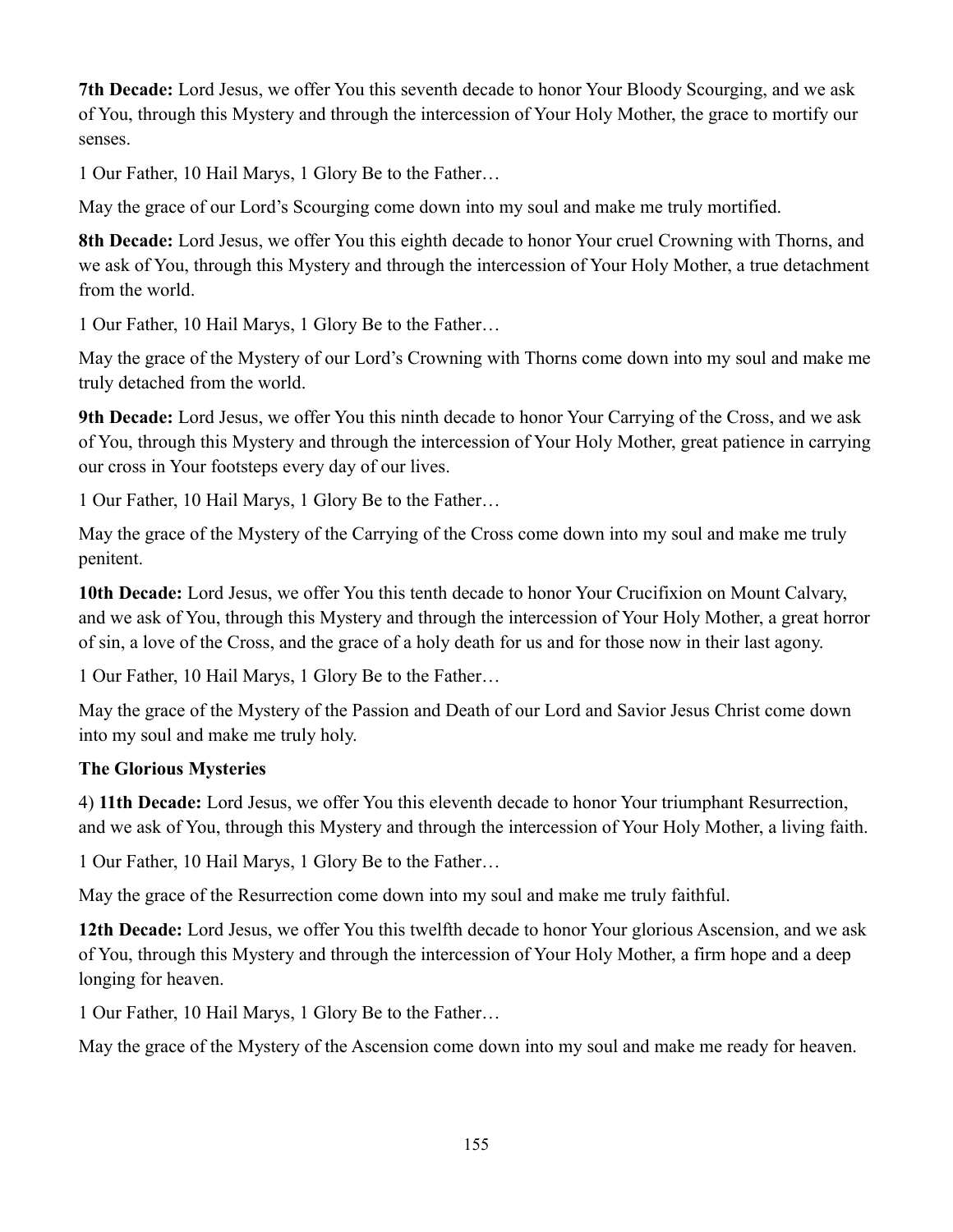**7th Decade:** Lord Jesus, we offer You this seventh decade to honor Your Bloody Scourging, and we ask of You, through this Mystery and through the intercession of Your Holy Mother, the grace to mortify our senses.

1 Our Father, 10 Hail Marys, 1 Glory Be to the Father…

May the grace of our Lord's Scourging come down into my soul and make me truly mortified.

**8th Decade:** Lord Jesus, we offer You this eighth decade to honor Your cruel Crowning with Thorns, and we ask of You, through this Mystery and through the intercession of Your Holy Mother, a true detachment from the world.

1 Our Father, 10 Hail Marys, 1 Glory Be to the Father…

May the grace of the Mystery of our Lord's Crowning with Thorns come down into my soul and make me truly detached from the world.

**9th Decade:** Lord Jesus, we offer You this ninth decade to honor Your Carrying of the Cross, and we ask of You, through this Mystery and through the intercession of Your Holy Mother, great patience in carrying our cross in Your footsteps every day of our lives.

1 Our Father, 10 Hail Marys, 1 Glory Be to the Father…

May the grace of the Mystery of the Carrying of the Cross come down into my soul and make me truly penitent.

**10th Decade:** Lord Jesus, we offer You this tenth decade to honor Your Crucifixion on Mount Calvary, and we ask of You, through this Mystery and through the intercession of Your Holy Mother, a great horror of sin, a love of the Cross, and the grace of a holy death for us and for those now in their last agony.

1 Our Father, 10 Hail Marys, 1 Glory Be to the Father…

May the grace of the Mystery of the Passion and Death of our Lord and Savior Jesus Christ come down into my soul and make me truly holy.

**The Glorious Mysteries**

4) **11th Decade:** Lord Jesus, we offer You this eleventh decade to honor Your triumphant Resurrection, and we ask of You, through this Mystery and through the intercession of Your Holy Mother, a living faith.

1 Our Father, 10 Hail Marys, 1 Glory Be to the Father…

May the grace of the Resurrection come down into my soul and make me truly faithful.

**12th Decade:** Lord Jesus, we offer You this twelfth decade to honor Your glorious Ascension, and we ask of You, through this Mystery and through the intercession of Your Holy Mother, a firm hope and a deep longing for heaven.

1 Our Father, 10 Hail Marys, 1 Glory Be to the Father…

May the grace of the Mystery of the Ascension come down into my soul and make me ready for heaven.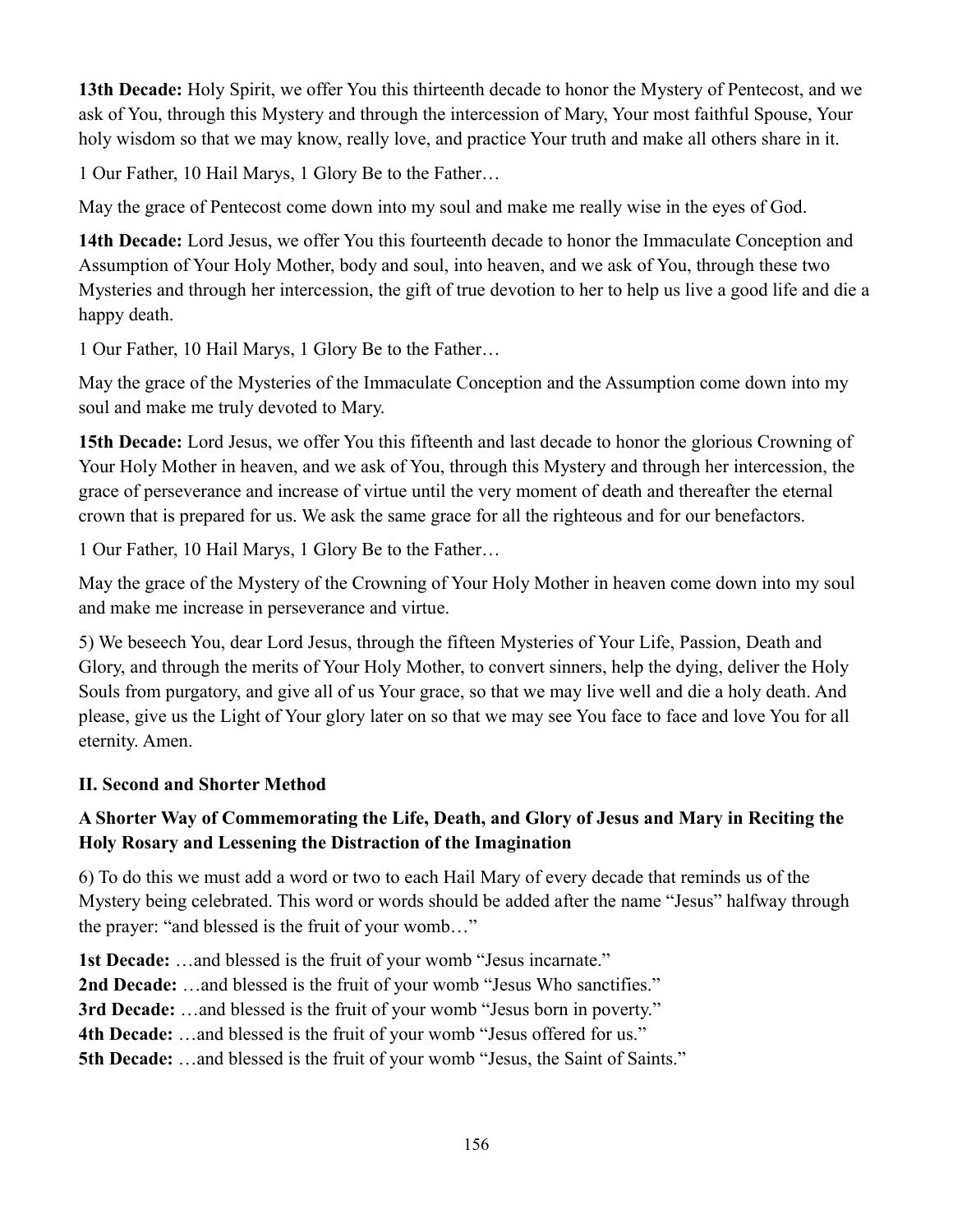**13th Decade:** Holy Spirit, we offer You this thirteenth decade to honor the Mystery of Pentecost, and we ask of You, through this Mystery and through the intercession of Mary, Your most faithful Spouse, Your holy wisdom so that we may know, really love, and practice Your truth and make all others share in it.

1 Our Father, 10 Hail Marys, 1 Glory Be to the Father…

May the grace of Pentecost come down into my soul and make me really wise in the eyes of God.

**14th Decade:** Lord Jesus, we offer You this fourteenth decade to honor the Immaculate Conception and Assumption of Your Holy Mother, body and soul, into heaven, and we ask of You, through these two Mysteries and through her intercession, the gift of true devotion to her to help us live a good life and die a happy death.

1 Our Father, 10 Hail Marys, 1 Glory Be to the Father…

May the grace of the Mysteries of the Immaculate Conception and the Assumption come down into my soul and make me truly devoted to Mary.

**15th Decade:** Lord Jesus, we offer You this fifteenth and last decade to honor the glorious Crowning of Your Holy Mother in heaven, and we ask of You, through this Mystery and through her intercession, the grace of perseverance and increase of virtue until the very moment of death and thereafter the eternal crown that is prepared for us. We ask the same grace for all the righteous and for our benefactors.

1 Our Father, 10 Hail Marys, 1 Glory Be to the Father…

May the grace of the Mystery of the Crowning of Your Holy Mother in heaven come down into my soul and make me increase in perseverance and virtue.

5) We beseech You, dear Lord Jesus, through the fifteen Mysteries of Your Life, Passion, Death and Glory, and through the merits of Your Holy Mother, to convert sinners, help the dying, deliver the Holy Souls from purgatory, and give all of us Your grace, so that we may live well and die a holy death. And please, give us the Light of Your glory later on so that we may see You face to face and love You for all eternity. Amen.

### II. Second and Shorter Method

#### A Shorter Way of Commemorating the Life, Death, and Glory of Jesus and Mary in Reciting the Holy Rosary and Lessening the Distraction of the Imagination

6) To do this we must add a word or two to each Hail Mary of every decade that reminds us of the Mystery being celebrated. This word or words should be added after the name "Jesus" halfway through the prayer: "and blessed is the fruit of your womb…"

**1st Decade:** …and blessed is the fruit of your womb "Jesus incarnate."
**2nd Decade:** …and blessed is the fruit of your womb "Jesus Who sanctifies."
**3rd Decade:** …and blessed is the fruit of your womb "Jesus born in poverty."
**4th Decade:** …and blessed is the fruit of your womb "Jesus offered for us."
**5th Decade:** …and blessed is the fruit of your womb "Jesus, the Saint of Saints."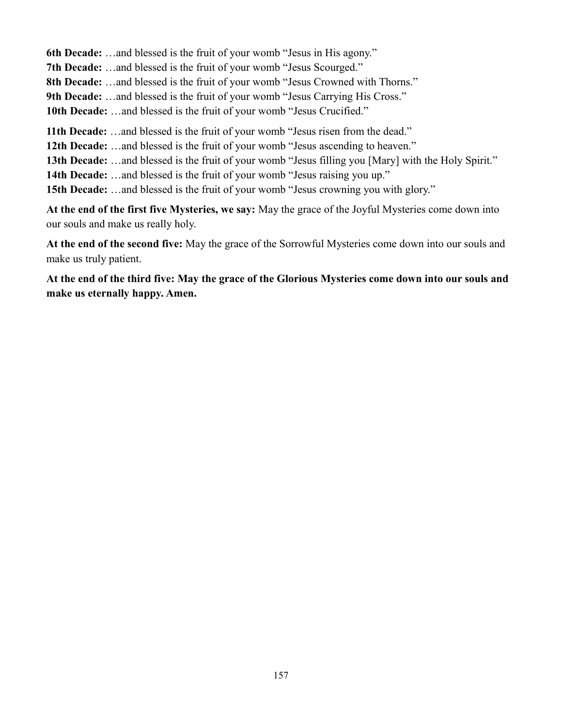**6th Decade:** …and blessed is the fruit of your womb "Jesus in His agony."
**7th Decade:** …and blessed is the fruit of your womb "Jesus Scourged."
**8th Decade:** …and blessed is the fruit of your womb "Jesus Crowned with Thorns."
**9th Decade:** …and blessed is the fruit of your womb "Jesus Carrying His Cross."
**10th Decade:** …and blessed is the fruit of your womb "Jesus Crucified."

**11th Decade:** …and blessed is the fruit of your womb "Jesus risen from the dead."
**12th Decade:** …and blessed is the fruit of your womb "Jesus ascending to heaven."
**13th Decade:** …and blessed is the fruit of your womb "Jesus filling you [Mary] with the Holy Spirit."
**14th Decade:** …and blessed is the fruit of your womb "Jesus raising you up."
**15th Decade:** …and blessed is the fruit of your womb "Jesus crowning you with glory."

**At the end of the first five Mysteries, we say:** May the grace of the Joyful Mysteries come down into our souls and make us really holy.

**At the end of the second five:** May the grace of the Sorrowful Mysteries come down into our souls and make us truly patient.

**At the end of the third five: May the grace of the Glorious Mysteries come down into our souls and make us eternally happy. Amen.**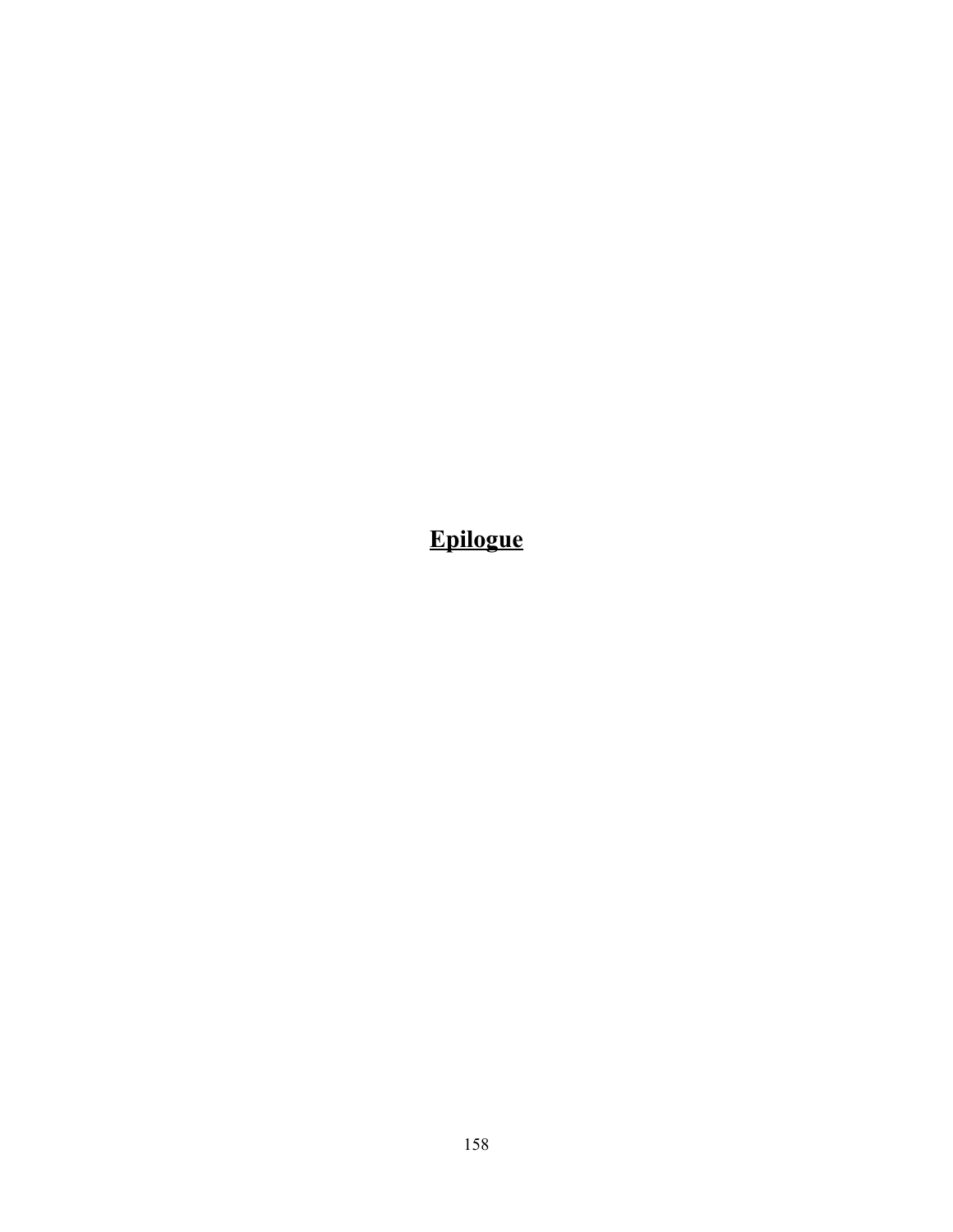# Epilogue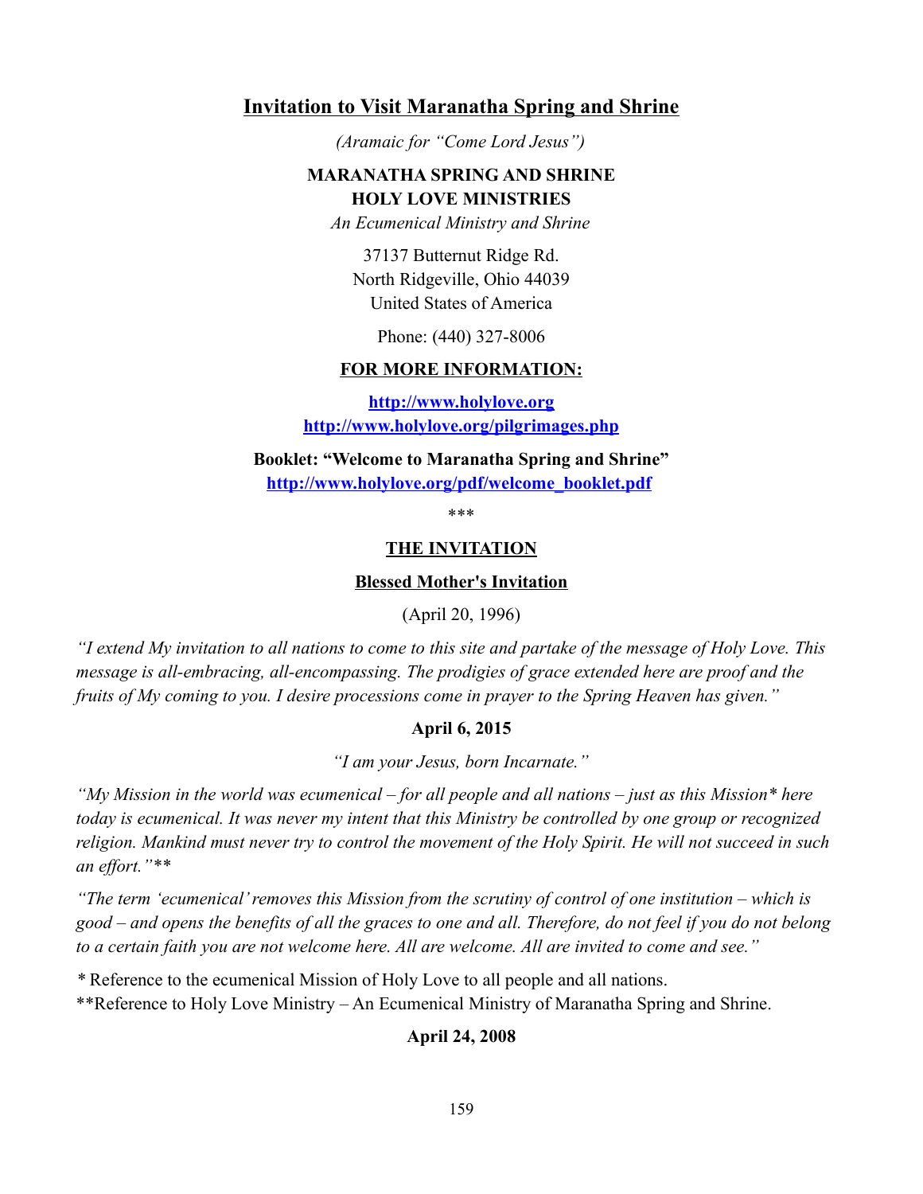## Invitation to Visit Maranatha Spring and Shrine

*(Aramaic for "Come Lord Jesus")*

**MARANATHA SPRING AND SHRINE**
**HOLY LOVE MINISTRIES**

*An Ecumenical Ministry and Shrine*

37137 Butternut Ridge Rd.
North Ridgeville, Ohio 44039
United States of America

Phone: (440) 327-8006

**FOR MORE INFORMATION:**

**http://www.holylove.org**
**http://www.holylove.org/pilgrimages.php**

**Booklet: "Welcome to Maranatha Spring and Shrine"**
**http://www.holylove.org/pdf/welcome_booklet.pdf**

***

### THE INVITATION

#### Blessed Mother's Invitation

(April 20, 1996)

*"I extend My invitation to all nations to come to this site and partake of the message of Holy Love. This message is all-embracing, all-encompassing. The prodigies of grace extended here are proof and the fruits of My coming to you. I desire processions come in prayer to the Spring Heaven has given."*

**April 6, 2015**

*"I am your Jesus, born Incarnate."*

*"My Mission in the world was ecumenical – for all people and all nations – just as this Mission* here today is ecumenical. It was never my intent that this Ministry be controlled by one group or recognized religion. Mankind must never try to control the movement of the Holy Spirit. He will not succeed in such an effort."***

*"The term 'ecumenical' removes this Mission from the scrutiny of control of one institution – which is good – and opens the benefits of all the graces to one and all. Therefore, do not feel if you do not belong to a certain faith you are not welcome here. All are welcome. All are invited to come and see."*

* Reference to the ecumenical Mission of Holy Love to all people and all nations.
**Reference to Holy Love Ministry – An Ecumenical Ministry of Maranatha Spring and Shrine.

**April 24, 2008**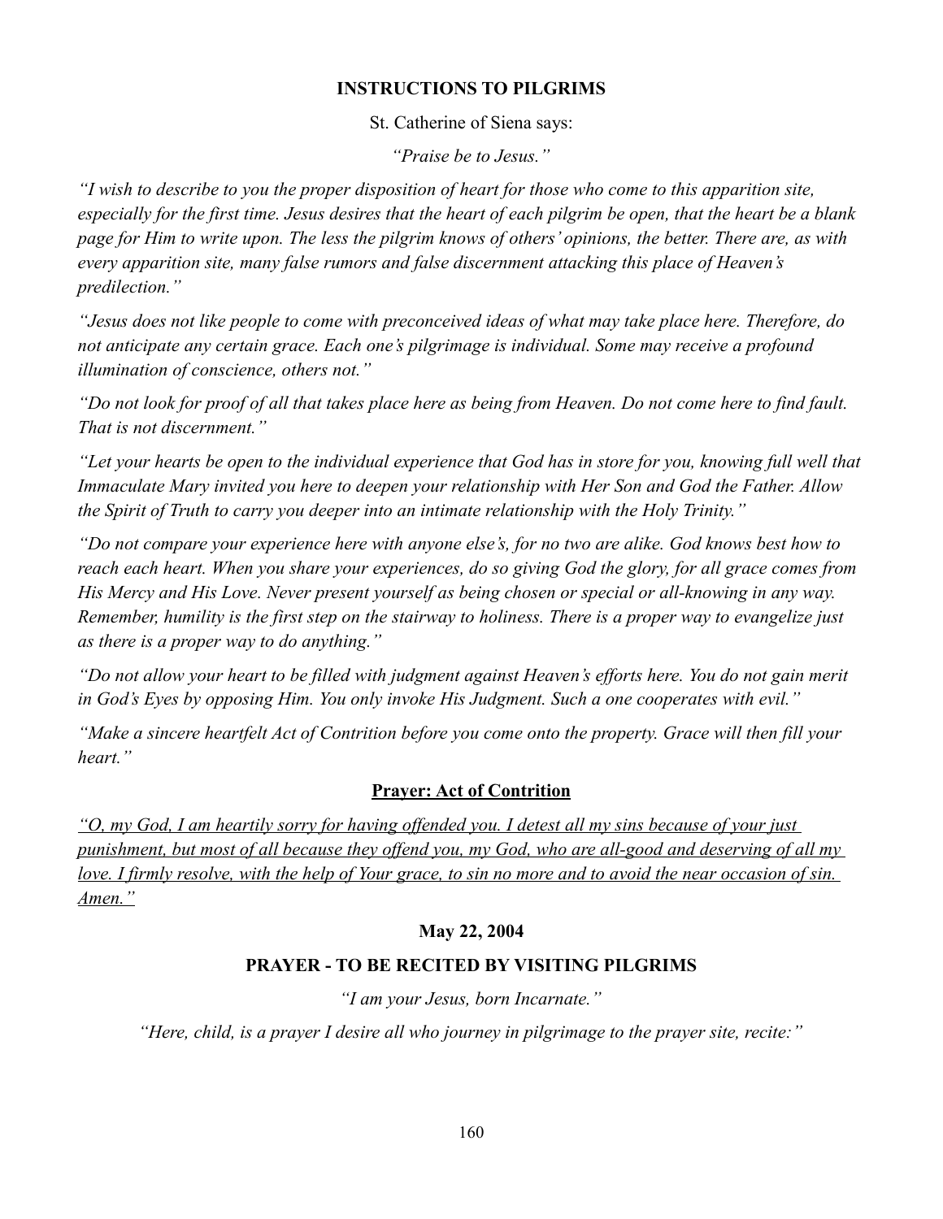**INSTRUCTIONS TO PILGRIMS**

St. Catherine of Siena says:

*"Praise be to Jesus."*

*"I wish to describe to you the proper disposition of heart for those who come to this apparition site, especially for the first time. Jesus desires that the heart of each pilgrim be open, that the heart be a blank page for Him to write upon. The less the pilgrim knows of others' opinions, the better. There are, as with every apparition site, many false rumors and false discernment attacking this place of Heaven's predilection."*

*"Jesus does not like people to come with preconceived ideas of what may take place here. Therefore, do not anticipate any certain grace. Each one's pilgrimage is individual. Some may receive a profound illumination of conscience, others not."*

*"Do not look for proof of all that takes place here as being from Heaven. Do not come here to find fault. That is not discernment."*

*"Let your hearts be open to the individual experience that God has in store for you, knowing full well that Immaculate Mary invited you here to deepen your relationship with Her Son and God the Father. Allow the Spirit of Truth to carry you deeper into an intimate relationship with the Holy Trinity."*

*"Do not compare your experience here with anyone else's, for no two are alike. God knows best how to reach each heart. When you share your experiences, do so giving God the glory, for all grace comes from His Mercy and His Love. Never present yourself as being chosen or special or all-knowing in any way. Remember, humility is the first step on the stairway to holiness. There is a proper way to evangelize just as there is a proper way to do anything."*

*"Do not allow your heart to be filled with judgment against Heaven's efforts here. You do not gain merit in God's Eyes by opposing Him. You only invoke His Judgment. Such a one cooperates with evil."*

*"Make a sincere heartfelt Act of Contrition before you come onto the property. Grace will then fill your heart."*

**Prayer: Act of Contrition**

*"O, my God, I am heartily sorry for having offended you. I detest all my sins because of your just punishment, but most of all because they offend you, my God, who are all-good and deserving of all my love. I firmly resolve, with the help of Your grace, to sin no more and to avoid the near occasion of sin. Amen."*

**May 22, 2004**

**PRAYER - TO BE RECITED BY VISITING PILGRIMS**

*"I am your Jesus, born Incarnate."*

*"Here, child, is a prayer I desire all who journey in pilgrimage to the prayer site, recite:"*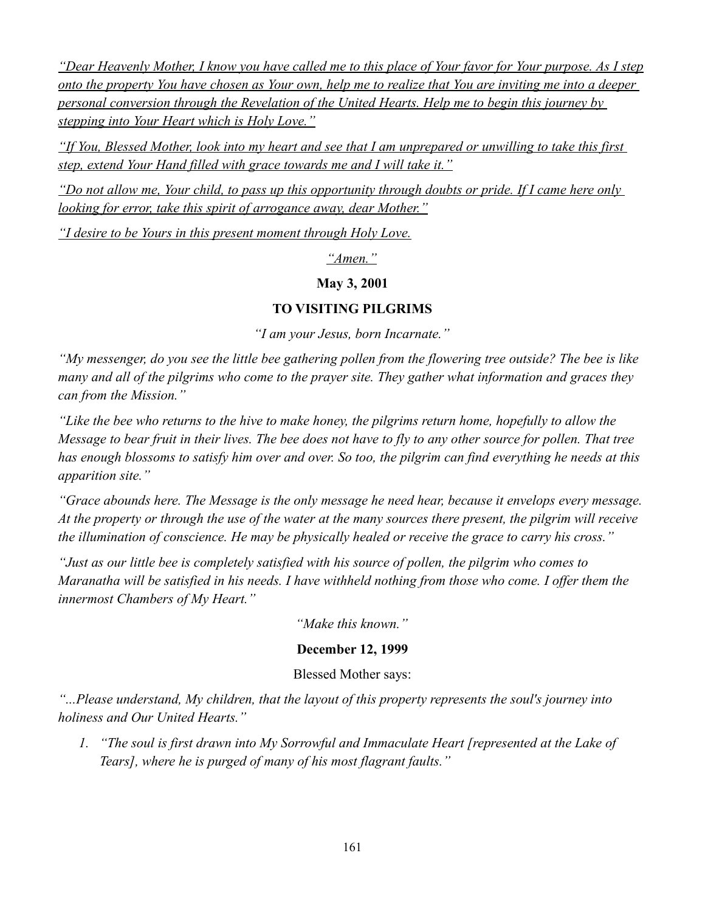*"Dear Heavenly Mother, I know you have called me to this place of Your favor for Your purpose. As I step onto the property You have chosen as Your own, help me to realize that You are inviting me into a deeper personal conversion through the Revelation of the United Hearts. Help me to begin this journey by stepping into Your Heart which is Holy Love."*

*"If You, Blessed Mother, look into my heart and see that I am unprepared or unwilling to take this first step, extend Your Hand filled with grace towards me and I will take it."*

*"Do not allow me, Your child, to pass up this opportunity through doubts or pride. If I came here only looking for error, take this spirit of arrogance away, dear Mother."*

*"I desire to be Yours in this present moment through Holy Love.*

*"Amen."*

**May 3, 2001**

**TO VISITING PILGRIMS**

*"I am your Jesus, born Incarnate."*

*"My messenger, do you see the little bee gathering pollen from the flowering tree outside? The bee is like many and all of the pilgrims who come to the prayer site. They gather what information and graces they can from the Mission."*

*"Like the bee who returns to the hive to make honey, the pilgrims return home, hopefully to allow the Message to bear fruit in their lives. The bee does not have to fly to any other source for pollen. That tree has enough blossoms to satisfy him over and over. So too, the pilgrim can find everything he needs at this apparition site."*

*"Grace abounds here. The Message is the only message he need hear, because it envelops every message. At the property or through the use of the water at the many sources there present, the pilgrim will receive the illumination of conscience. He may be physically healed or receive the grace to carry his cross."*

*"Just as our little bee is completely satisfied with his source of pollen, the pilgrim who comes to Maranatha will be satisfied in his needs. I have withheld nothing from those who come. I offer them the innermost Chambers of My Heart."*

*"Make this known."*

**December 12, 1999**

Blessed Mother says:

*"...Please understand, My children, that the layout of this property represents the soul's journey into holiness and Our United Hearts."*

1. *"The soul is first drawn into My Sorrowful and Immaculate Heart [represented at the Lake of Tears], where he is purged of many of his most flagrant faults."*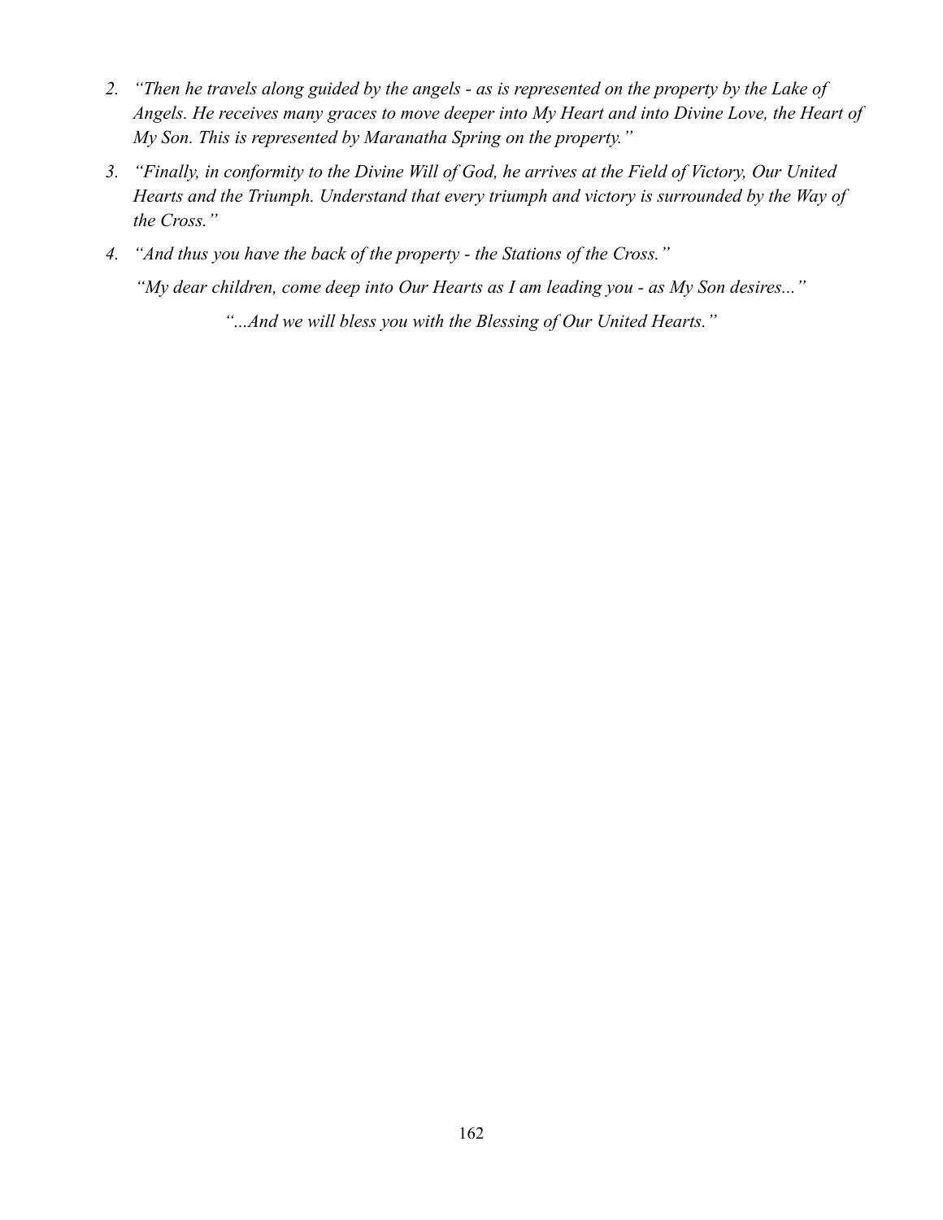2. *"Then he travels along guided by the angels - as is represented on the property by the Lake of Angels. He receives many graces to move deeper into My Heart and into Divine Love, the Heart of My Son. This is represented by Maranatha Spring on the property."*
3. *"Finally, in conformity to the Divine Will of God, he arrives at the Field of Victory, Our United Hearts and the Triumph. Understand that every triumph and victory is surrounded by the Way of the Cross."*
4. *"And thus you have the back of the property - the Stations of the Cross."*

*"My dear children, come deep into Our Hearts as I am leading you - as My Son desires..."*

*"...And we will bless you with the Blessing of Our United Hearts."*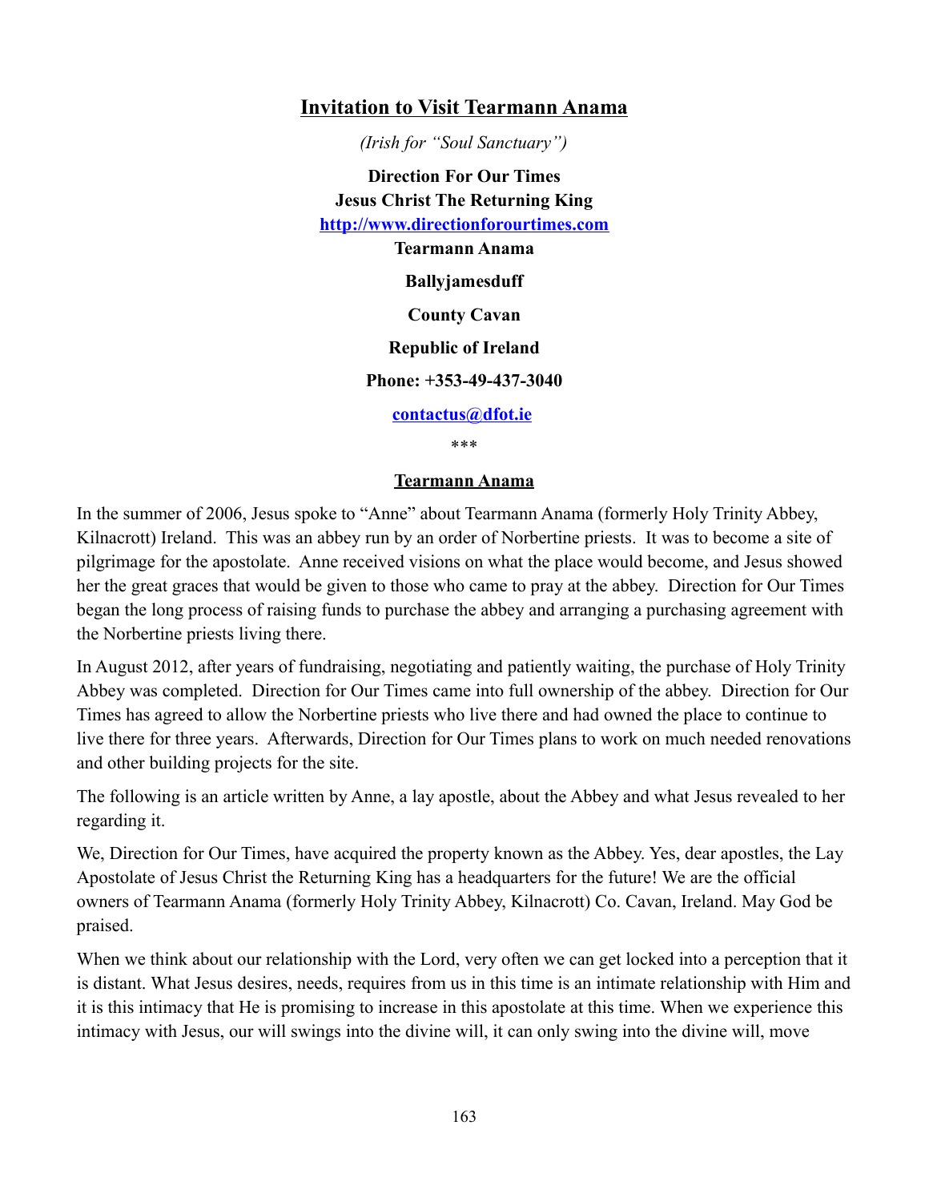## Invitation to Visit Tearmann Anama

*(Irish for "Soul Sanctuary")*

**Direction For Our Times**
**Jesus Christ The Returning King**
**http://www.directionforourtimes.com**
**Tearmann Anama**

**Ballyjamesduff**

**County Cavan**

**Republic of Ireland**

**Phone: +353-49-437-3040**

**contactus@dfot.ie**

\*\*\*

### Tearmann Anama

In the summer of 2006, Jesus spoke to "Anne" about Tearmann Anama (formerly Holy Trinity Abbey, Kilnacrott) Ireland. This was an abbey run by an order of Norbertine priests. It was to become a site of pilgrimage for the apostolate. Anne received visions on what the place would become, and Jesus showed her the great graces that would be given to those who came to pray at the abbey. Direction for Our Times began the long process of raising funds to purchase the abbey and arranging a purchasing agreement with the Norbertine priests living there.

In August 2012, after years of fundraising, negotiating and patiently waiting, the purchase of Holy Trinity Abbey was completed. Direction for Our Times came into full ownership of the abbey. Direction for Our Times has agreed to allow the Norbertine priests who live there and had owned the place to continue to live there for three years. Afterwards, Direction for Our Times plans to work on much needed renovations and other building projects for the site.

The following is an article written by Anne, a lay apostle, about the Abbey and what Jesus revealed to her regarding it.

We, Direction for Our Times, have acquired the property known as the Abbey. Yes, dear apostles, the Lay Apostolate of Jesus Christ the Returning King has a headquarters for the future! We are the official owners of Tearmann Anama (formerly Holy Trinity Abbey, Kilnacrott) Co. Cavan, Ireland. May God be praised.

When we think about our relationship with the Lord, very often we can get locked into a perception that it is distant. What Jesus desires, needs, requires from us in this time is an intimate relationship with Him and it is this intimacy that He is promising to increase in this apostolate at this time. When we experience this intimacy with Jesus, our will swings into the divine will, it can only swing into the divine will, move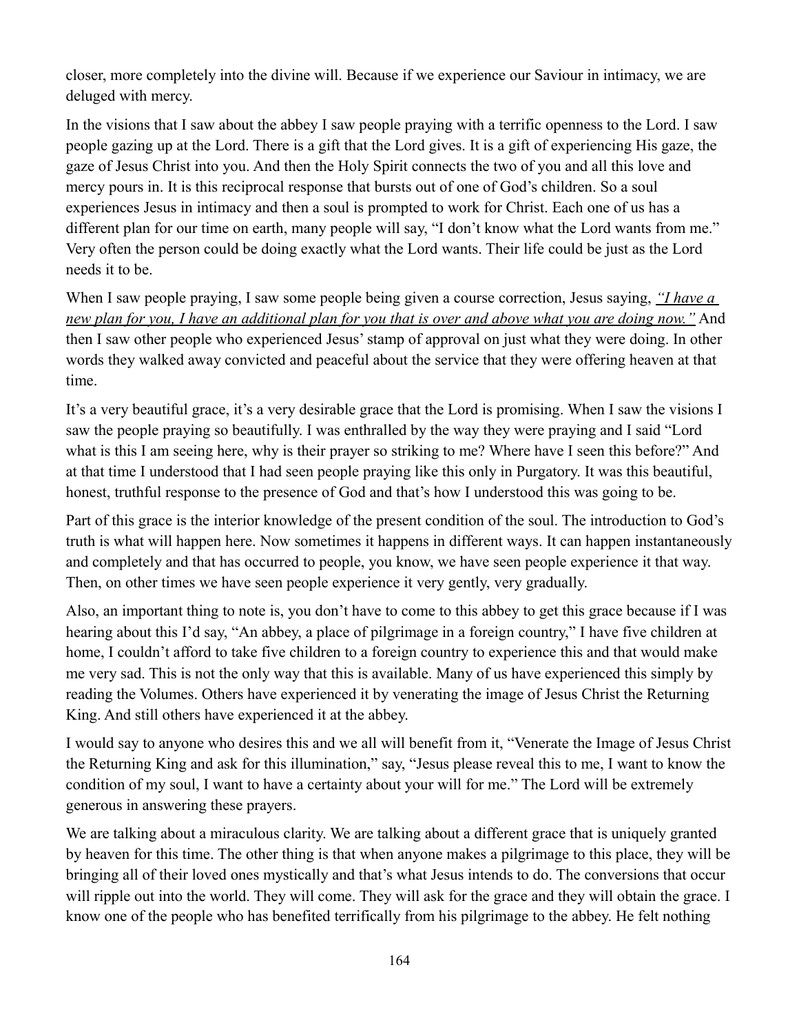closer, more completely into the divine will. Because if we experience our Saviour in intimacy, we are deluged with mercy.

In the visions that I saw about the abbey I saw people praying with a terrific openness to the Lord. I saw people gazing up at the Lord. There is a gift that the Lord gives. It is a gift of experiencing His gaze, the gaze of Jesus Christ into you. And then the Holy Spirit connects the two of you and all this love and mercy pours in. It is this reciprocal response that bursts out of one of God's children. So a soul experiences Jesus in intimacy and then a soul is prompted to work for Christ. Each one of us has a different plan for our time on earth, many people will say, "I don't know what the Lord wants from me." Very often the person could be doing exactly what the Lord wants. Their life could be just as the Lord needs it to be.

When I saw people praying, I saw some people being given a course correction, Jesus saying, *"I have a new plan for you, I have an additional plan for you that is over and above what you are doing now."* And then I saw other people who experienced Jesus' stamp of approval on just what they were doing. In other words they walked away convicted and peaceful about the service that they were offering heaven at that time.

It's a very beautiful grace, it's a very desirable grace that the Lord is promising. When I saw the visions I saw the people praying so beautifully. I was enthralled by the way they were praying and I said "Lord what is this I am seeing here, why is their prayer so striking to me? Where have I seen this before?" And at that time I understood that I had seen people praying like this only in Purgatory. It was this beautiful, honest, truthful response to the presence of God and that's how I understood this was going to be.

Part of this grace is the interior knowledge of the present condition of the soul. The introduction to God's truth is what will happen here. Now sometimes it happens in different ways. It can happen instantaneously and completely and that has occurred to people, you know, we have seen people experience it that way. Then, on other times we have seen people experience it very gently, very gradually.

Also, an important thing to note is, you don't have to come to this abbey to get this grace because if I was hearing about this I'd say, "An abbey, a place of pilgrimage in a foreign country," I have five children at home, I couldn't afford to take five children to a foreign country to experience this and that would make me very sad. This is not the only way that this is available. Many of us have experienced this simply by reading the Volumes. Others have experienced it by venerating the image of Jesus Christ the Returning King. And still others have experienced it at the abbey.

I would say to anyone who desires this and we all will benefit from it, "Venerate the Image of Jesus Christ the Returning King and ask for this illumination," say, "Jesus please reveal this to me, I want to know the condition of my soul, I want to have a certainty about your will for me." The Lord will be extremely generous in answering these prayers.

We are talking about a miraculous clarity. We are talking about a different grace that is uniquely granted by heaven for this time. The other thing is that when anyone makes a pilgrimage to this place, they will be bringing all of their loved ones mystically and that's what Jesus intends to do. The conversions that occur will ripple out into the world. They will come. They will ask for the grace and they will obtain the grace. I know one of the people who has benefited terrifically from his pilgrimage to the abbey. He felt nothing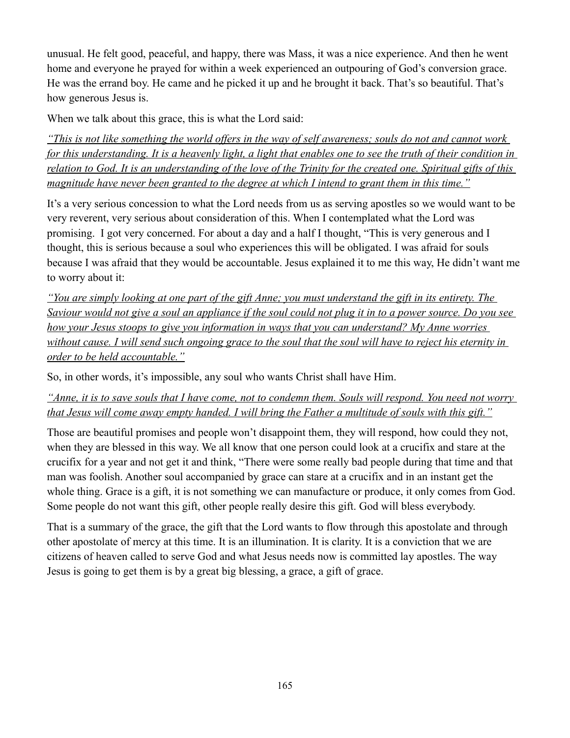unusual. He felt good, peaceful, and happy, there was Mass, it was a nice experience. And then he went home and everyone he prayed for within a week experienced an outpouring of God's conversion grace. He was the errand boy. He came and he picked it up and he brought it back. That's so beautiful. That's how generous Jesus is.

When we talk about this grace, this is what the Lord said:

*"This is not like something the world offers in the way of self awareness; souls do not and cannot work for this understanding. It is a heavenly light, a light that enables one to see the truth of their condition in relation to God. It is an understanding of the love of the Trinity for the created one. Spiritual gifts of this magnitude have never been granted to the degree at which I intend to grant them in this time."*

It's a very serious concession to what the Lord needs from us as serving apostles so we would want to be very reverent, very serious about consideration of this. When I contemplated what the Lord was promising. I got very concerned. For about a day and a half I thought, "This is very generous and I thought, this is serious because a soul who experiences this will be obligated. I was afraid for souls because I was afraid that they would be accountable. Jesus explained it to me this way, He didn't want me to worry about it:

*"You are simply looking at one part of the gift Anne; you must understand the gift in its entirety. The Saviour would not give a soul an appliance if the soul could not plug it in to a power source. Do you see how your Jesus stoops to give you information in ways that you can understand? My Anne worries without cause. I will send such ongoing grace to the soul that the soul will have to reject his eternity in order to be held accountable."*

So, in other words, it's impossible, any soul who wants Christ shall have Him.

*"Anne, it is to save souls that I have come, not to condemn them. Souls will respond. You need not worry that Jesus will come away empty handed. I will bring the Father a multitude of souls with this gift."*

Those are beautiful promises and people won't disappoint them, they will respond, how could they not, when they are blessed in this way. We all know that one person could look at a crucifix and stare at the crucifix for a year and not get it and think, "There were some really bad people during that time and that man was foolish. Another soul accompanied by grace can stare at a crucifix and in an instant get the whole thing. Grace is a gift, it is not something we can manufacture or produce, it only comes from God. Some people do not want this gift, other people really desire this gift. God will bless everybody.

That is a summary of the grace, the gift that the Lord wants to flow through this apostolate and through other apostolate of mercy at this time. It is an illumination. It is clarity. It is a conviction that we are citizens of heaven called to serve God and what Jesus needs now is committed lay apostles. The way Jesus is going to get them is by a great big blessing, a grace, a gift of grace.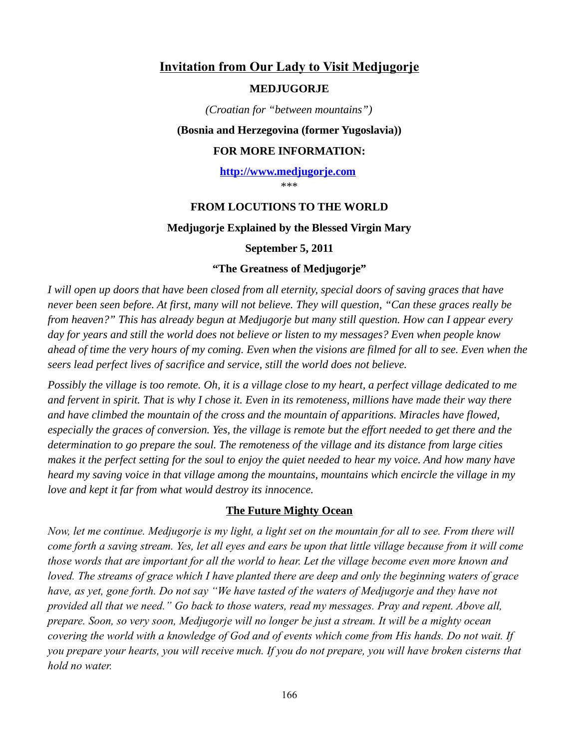## Invitation from Our Lady to Visit Medjugorje

**MEDJUGORJE**

*(Croatian for "between mountains")*

**(Bosnia and Herzegovina (former Yugoslavia))**

**FOR MORE INFORMATION:**

**http://www.medjugorje.com**

\*\*\*

**FROM LOCUTIONS TO THE WORLD**

**Medjugorje Explained by the Blessed Virgin Mary**

**September 5, 2011**

**"The Greatness of Medjugorje"**

*I will open up doors that have been closed from all eternity, special doors of saving graces that have never been seen before. At first, many will not believe. They will question, "Can these graces really be from heaven?" This has already begun at Medjugorje but many still question. How can I appear every day for years and still the world does not believe or listen to my messages? Even when people know ahead of time the very hours of my coming. Even when the visions are filmed for all to see. Even when the seers lead perfect lives of sacrifice and service, still the world does not believe.*

*Possibly the village is too remote. Oh, it is a village close to my heart, a perfect village dedicated to me and fervent in spirit. That is why I chose it. Even in its remoteness, millions have made their way there and have climbed the mountain of the cross and the mountain of apparitions. Miracles have flowed, especially the graces of conversion. Yes, the village is remote but the effort needed to get there and the determination to go prepare the soul. The remoteness of the village and its distance from large cities makes it the perfect setting for the soul to enjoy the quiet needed to hear my voice. And how many have heard my saving voice in that village among the mountains, mountains which encircle the village in my love and kept it far from what would destroy its innocence.*

**The Future Mighty Ocean**

*Now, let me continue. Medjugorje is my light, a light set on the mountain for all to see. From there will come forth a saving stream. Yes, let all eyes and ears be upon that little village because from it will come those words that are important for all the world to hear. Let the village become even more known and loved. The streams of grace which I have planted there are deep and only the beginning waters of grace have, as yet, gone forth. Do not say "We have tasted of the waters of Medjugorje and they have not provided all that we need." Go back to those waters, read my messages. Pray and repent. Above all, prepare. Soon, so very soon, Medjugorje will no longer be just a stream. It will be a mighty ocean covering the world with a knowledge of God and of events which come from His hands. Do not wait. If you prepare your hearts, you will receive much. If you do not prepare, you will have broken cisterns that hold no water.*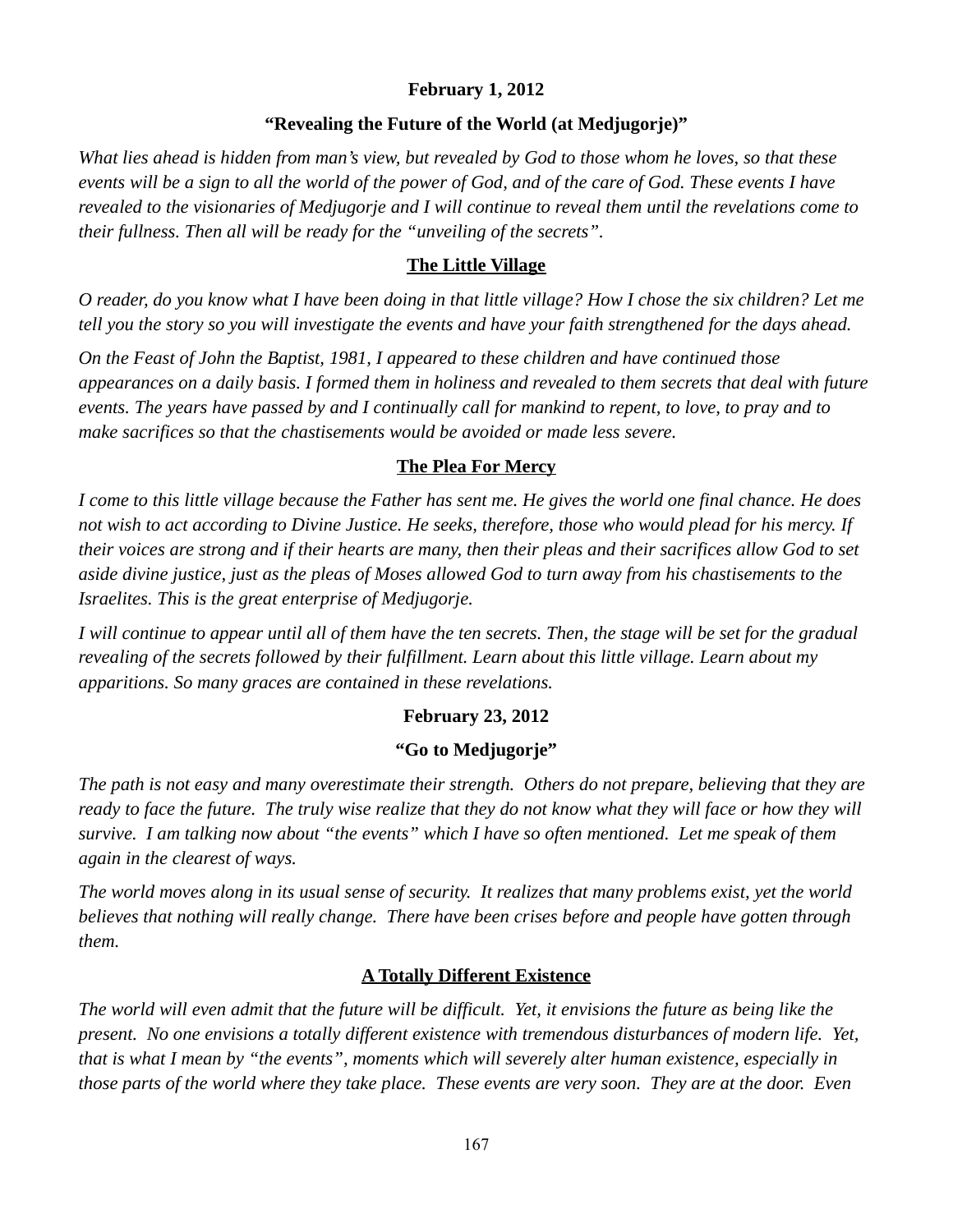**February 1, 2012**

**"Revealing the Future of the World (at Medjugorje)"**

*What lies ahead is hidden from man's view, but revealed by God to those whom he loves, so that these events will be a sign to all the world of the power of God, and of the care of God. These events I have revealed to the visionaries of Medjugorje and I will continue to reveal them until the revelations come to their fullness. Then all will be ready for the "unveiling of the secrets".*

**The Little Village**

*O reader, do you know what I have been doing in that little village? How I chose the six children? Let me tell you the story so you will investigate the events and have your faith strengthened for the days ahead.*

*On the Feast of John the Baptist, 1981, I appeared to these children and have continued those appearances on a daily basis. I formed them in holiness and revealed to them secrets that deal with future events. The years have passed by and I continually call for mankind to repent, to love, to pray and to make sacrifices so that the chastisements would be avoided or made less severe.*

**The Plea For Mercy**

*I come to this little village because the Father has sent me. He gives the world one final chance. He does not wish to act according to Divine Justice. He seeks, therefore, those who would plead for his mercy. If their voices are strong and if their hearts are many, then their pleas and their sacrifices allow God to set aside divine justice, just as the pleas of Moses allowed God to turn away from his chastisements to the Israelites. This is the great enterprise of Medjugorje.*

*I will continue to appear until all of them have the ten secrets. Then, the stage will be set for the gradual revealing of the secrets followed by their fulfillment. Learn about this little village. Learn about my apparitions. So many graces are contained in these revelations.*

**February 23, 2012**

**"Go to Medjugorje"**

*The path is not easy and many overestimate their strength. Others do not prepare, believing that they are ready to face the future. The truly wise realize that they do not know what they will face or how they will survive. I am talking now about "the events" which I have so often mentioned. Let me speak of them again in the clearest of ways.*

*The world moves along in its usual sense of security. It realizes that many problems exist, yet the world believes that nothing will really change. There have been crises before and people have gotten through them.*

**A Totally Different Existence**

*The world will even admit that the future will be difficult. Yet, it envisions the future as being like the present. No one envisions a totally different existence with tremendous disturbances of modern life. Yet, that is what I mean by "the events", moments which will severely alter human existence, especially in those parts of the world where they take place. These events are very soon. They are at the door. Even*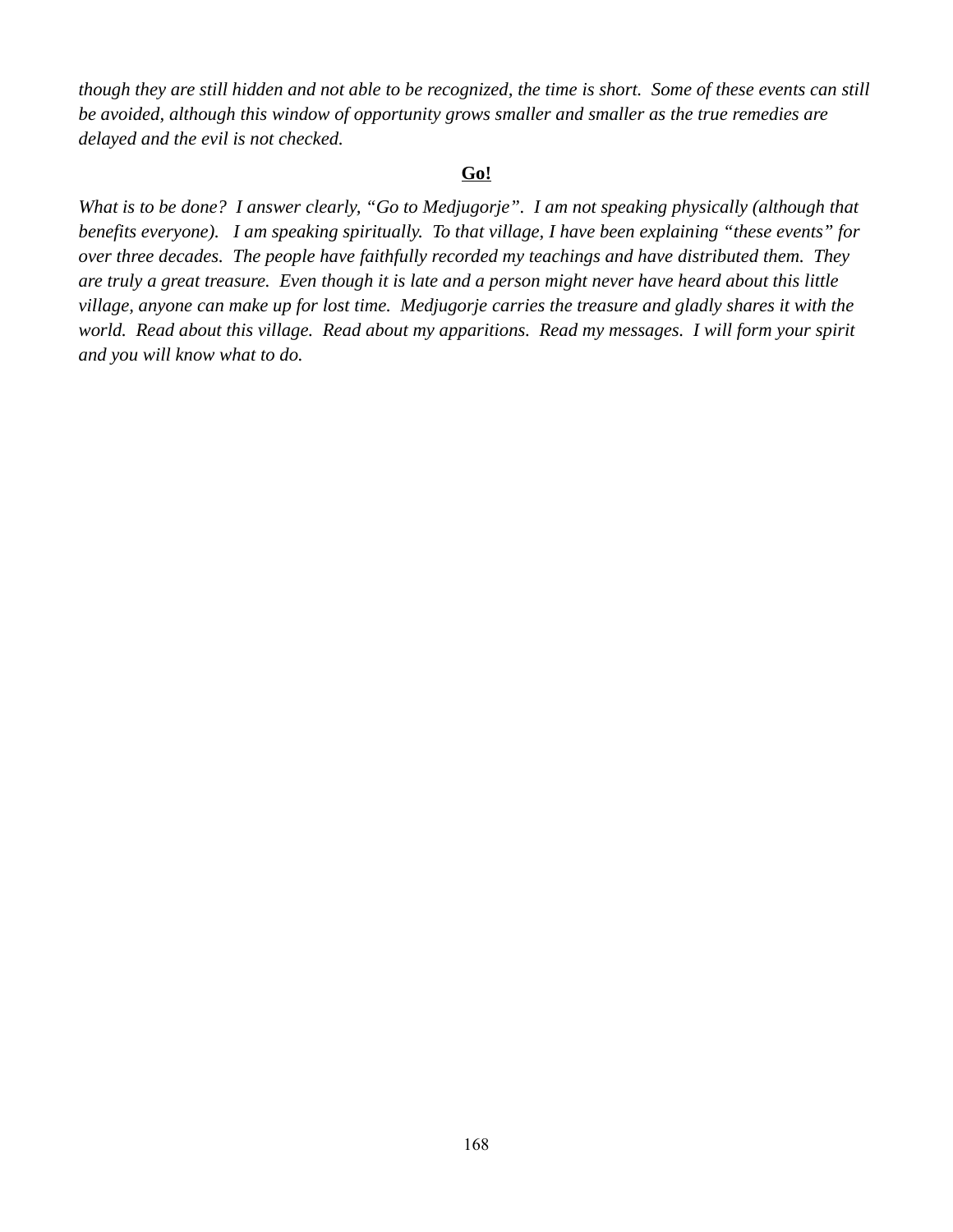*though they are still hidden and not able to be recognized, the time is short. Some of these events can still be avoided, although this window of opportunity grows smaller and smaller as the true remedies are delayed and the evil is not checked.*

**<u>Go!</u>**

*What is to be done? I answer clearly, "Go to Medjugorje". I am not speaking physically (although that benefits everyone). I am speaking spiritually. To that village, I have been explaining "these events" for over three decades. The people have faithfully recorded my teachings and have distributed them. They are truly a great treasure. Even though it is late and a person might never have heard about this little village, anyone can make up for lost time. Medjugorje carries the treasure and gladly shares it with the world. Read about this village. Read about my apparitions. Read my messages. I will form your spirit and you will know what to do.*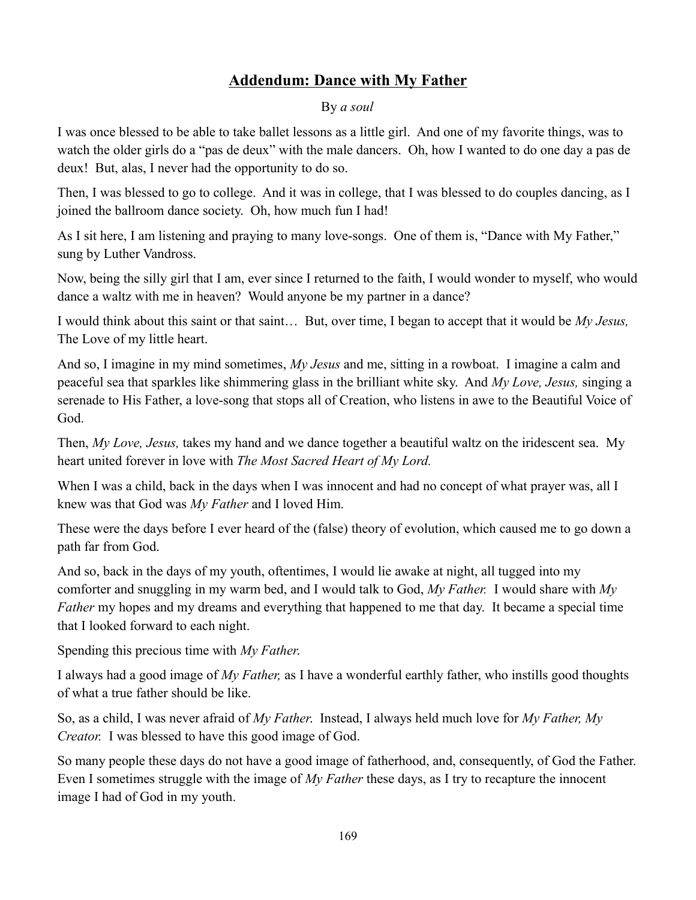## Addendum: Dance with My Father

By *a soul*

I was once blessed to be able to take ballet lessons as a little girl. And one of my favorite things, was to watch the older girls do a "pas de deux" with the male dancers. Oh, how I wanted to do one day a pas de deux! But, alas, I never had the opportunity to do so.

Then, I was blessed to go to college. And it was in college, that I was blessed to do couples dancing, as I joined the ballroom dance society. Oh, how much fun I had!

As I sit here, I am listening and praying to many love-songs. One of them is, "Dance with My Father," sung by Luther Vandross.

Now, being the silly girl that I am, ever since I returned to the faith, I would wonder to myself, who would dance a waltz with me in heaven? Would anyone be my partner in a dance?

I would think about this saint or that saint… But, over time, I began to accept that it would be *My Jesus,* The Love of my little heart.

And so, I imagine in my mind sometimes, *My Jesus* and me, sitting in a rowboat. I imagine a calm and peaceful sea that sparkles like shimmering glass in the brilliant white sky. And *My Love, Jesus,* singing a serenade to His Father, a love-song that stops all of Creation, who listens in awe to the Beautiful Voice of God.

Then, *My Love, Jesus,* takes my hand and we dance together a beautiful waltz on the iridescent sea. My heart united forever in love with *The Most Sacred Heart of My Lord.*

When I was a child, back in the days when I was innocent and had no concept of what prayer was, all I knew was that God was *My Father* and I loved Him.

These were the days before I ever heard of the (false) theory of evolution, which caused me to go down a path far from God.

And so, back in the days of my youth, oftentimes, I would lie awake at night, all tugged into my comforter and snuggling in my warm bed, and I would talk to God, *My Father.* I would share with *My Father* my hopes and my dreams and everything that happened to me that day. It became a special time that I looked forward to each night.

Spending this precious time with *My Father.*

I always had a good image of *My Father,* as I have a wonderful earthly father, who instills good thoughts of what a true father should be like.

So, as a child, I was never afraid of *My Father.* Instead, I always held much love for *My Father, My Creator.* I was blessed to have this good image of God.

So many people these days do not have a good image of fatherhood, and, consequently, of God the Father. Even I sometimes struggle with the image of *My Father* these days, as I try to recapture the innocent image I had of God in my youth.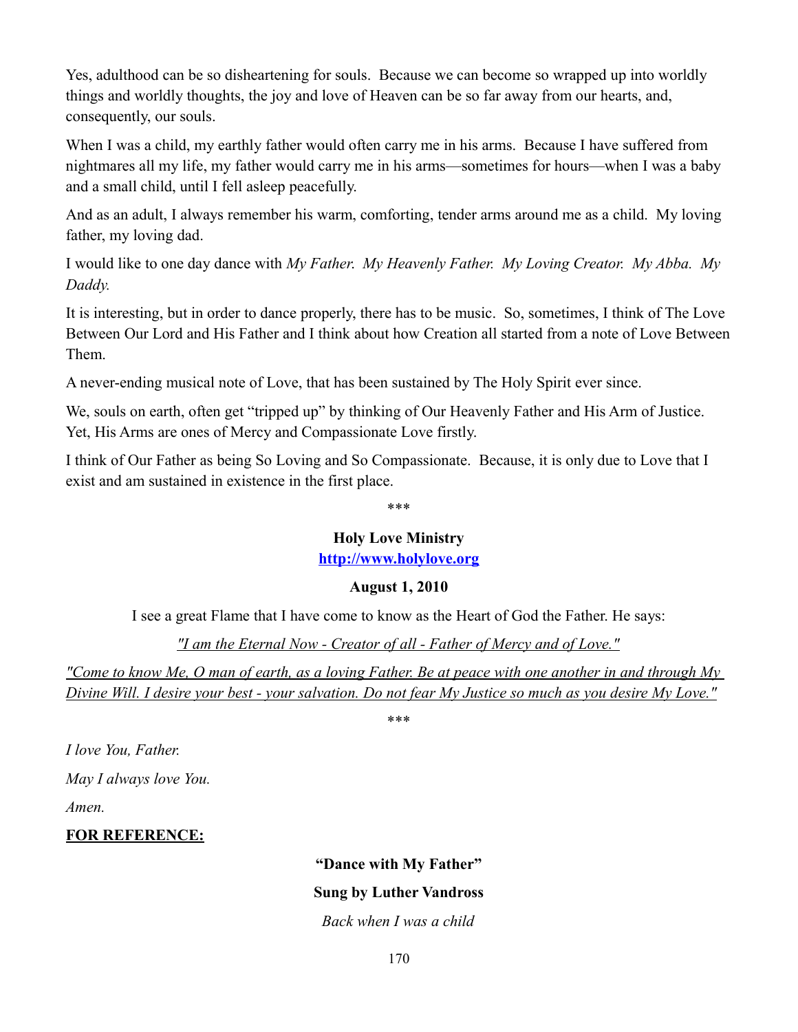Yes, adulthood can be so disheartening for souls. Because we can become so wrapped up into worldly things and worldly thoughts, the joy and love of Heaven can be so far away from our hearts, and, consequently, our souls.

When I was a child, my earthly father would often carry me in his arms. Because I have suffered from nightmares all my life, my father would carry me in his arms—sometimes for hours—when I was a baby and a small child, until I fell asleep peacefully.

And as an adult, I always remember his warm, comforting, tender arms around me as a child. My loving father, my loving dad.

I would like to one day dance with *My Father. My Heavenly Father. My Loving Creator. My Abba. My Daddy.*

It is interesting, but in order to dance properly, there has to be music. So, sometimes, I think of The Love Between Our Lord and His Father and I think about how Creation all started from a note of Love Between Them.

A never-ending musical note of Love, that has been sustained by The Holy Spirit ever since.

We, souls on earth, often get "tripped up" by thinking of Our Heavenly Father and His Arm of Justice. Yet, His Arms are ones of Mercy and Compassionate Love firstly.

I think of Our Father as being So Loving and So Compassionate. Because, it is only due to Love that I exist and am sustained in existence in the first place.

***

**Holy Love Ministry**

**http://www.holylove.org**

**August 1, 2010**

I see a great Flame that I have come to know as the Heart of God the Father. He says:

"I am the Eternal Now - Creator of all - Father of Mercy and of Love."

"Come to know Me, O man of earth, as a loving Father. Be at peace with one another in and through My Divine Will. I desire your best - your salvation. Do not fear My Justice so much as you desire My Love."

***

*I love You, Father.*

*May I always love You.*

*Amen.*

**FOR REFERENCE:**

**"Dance with My Father"**

**Sung by Luther Vandross**

*Back when I was a child*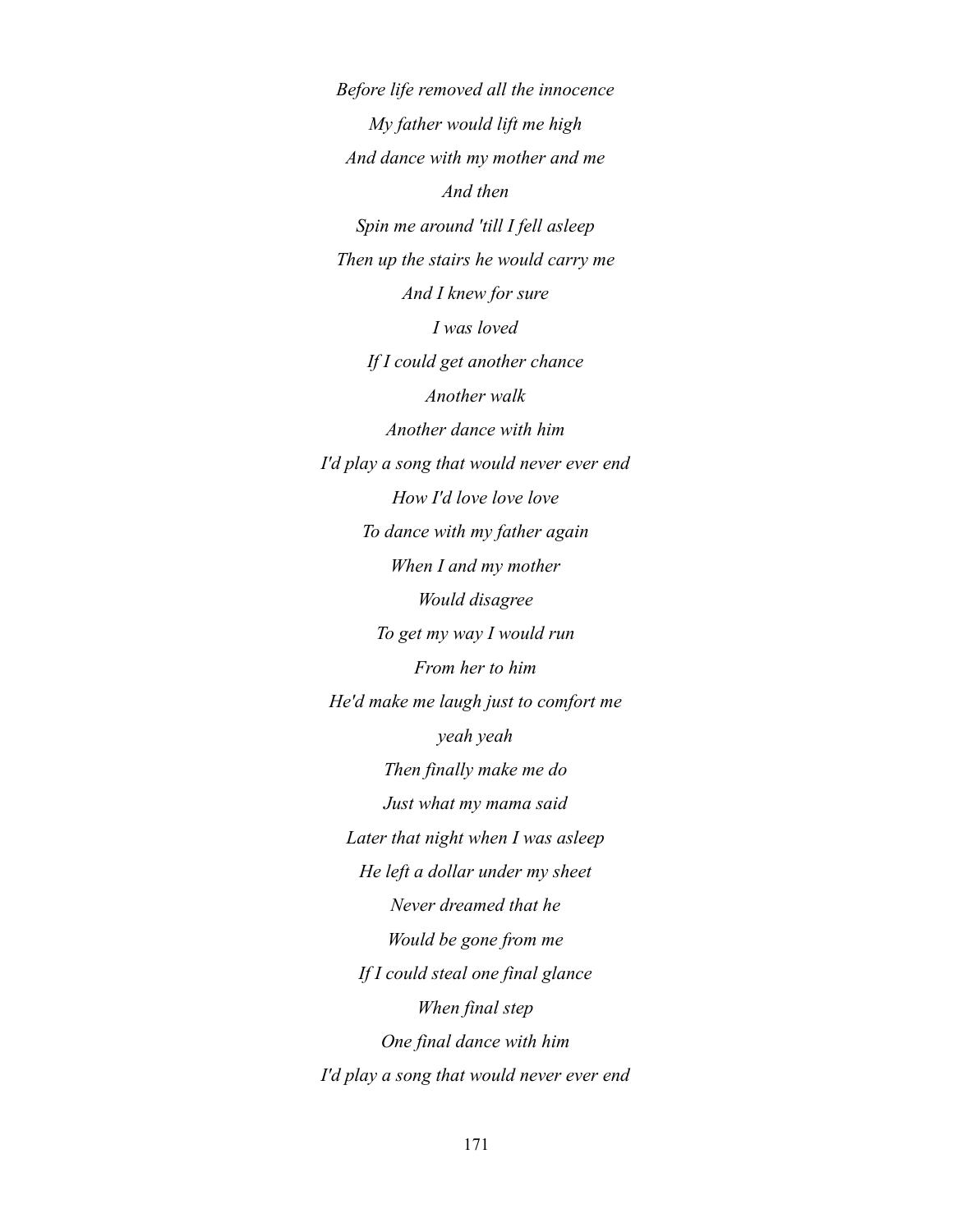*Before life removed all the innocence*

*My father would lift me high*

*And dance with my mother and me*

*And then*

*Spin me around 'till I fell asleep*

*Then up the stairs he would carry me*

*And I knew for sure*

*I was loved*

*If I could get another chance*

*Another walk*

*Another dance with him*

*I'd play a song that would never ever end*

*How I'd love love love*

*To dance with my father again*

*When I and my mother*

*Would disagree*

*To get my way I would run*

*From her to him*

*He'd make me laugh just to comfort me*

*yeah yeah*

*Then finally make me do*

*Just what my mama said*

*Later that night when I was asleep*

*He left a dollar under my sheet*

*Never dreamed that he*

*Would be gone from me*

*If I could steal one final glance*

*When final step*

*One final dance with him*

*I'd play a song that would never ever end*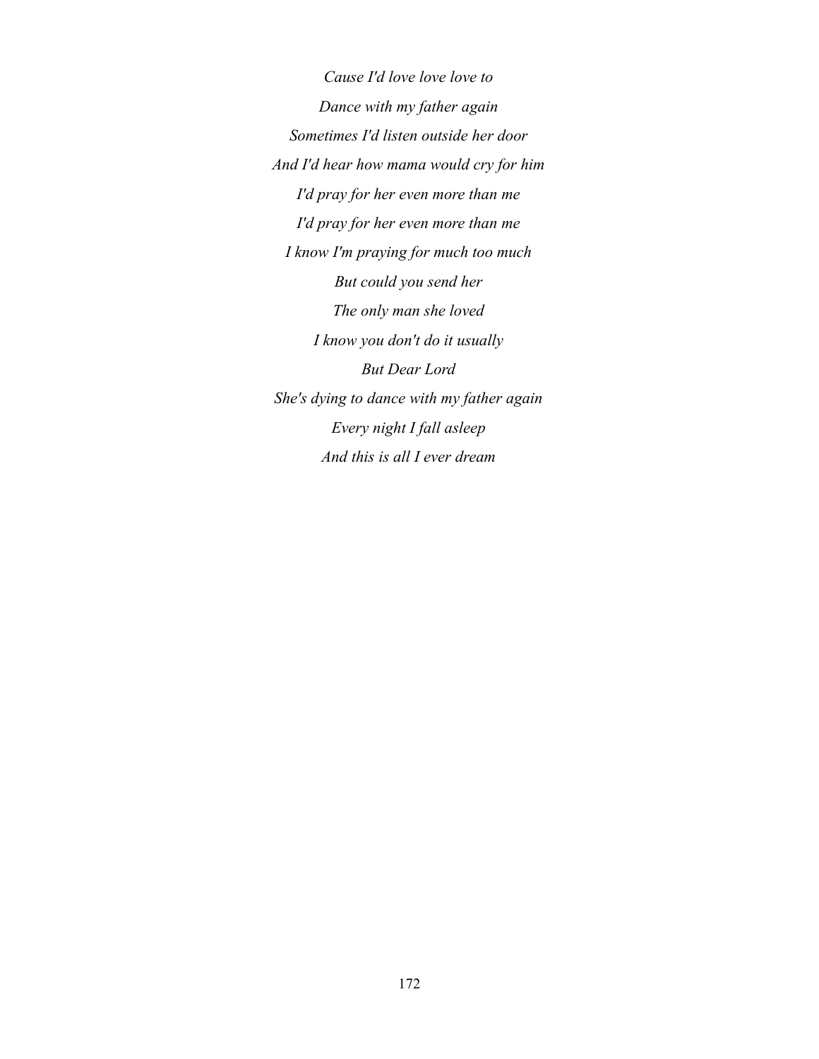*Cause I'd love love love to*

*Dance with my father again*

*Sometimes I'd listen outside her door*

*And I'd hear how mama would cry for him*

*I'd pray for her even more than me*

*I'd pray for her even more than me*

*I know I'm praying for much too much*

*But could you send her*

*The only man she loved*

*I know you don't do it usually*

*But Dear Lord*

*She's dying to dance with my father again*

*Every night I fall asleep*

*And this is all I ever dream*